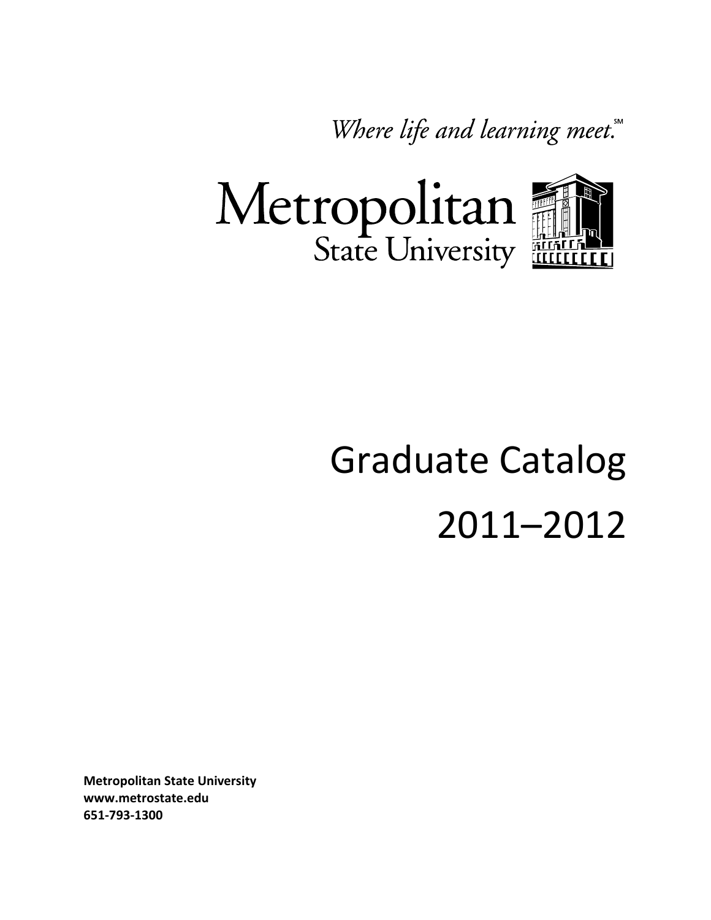*Where life and learning meet.*℠

Metropolitan State University

# Graduate Catalog

# 2011–2012

**Metropolitan State University**
**www.metrostate.edu**
**651-793-1300**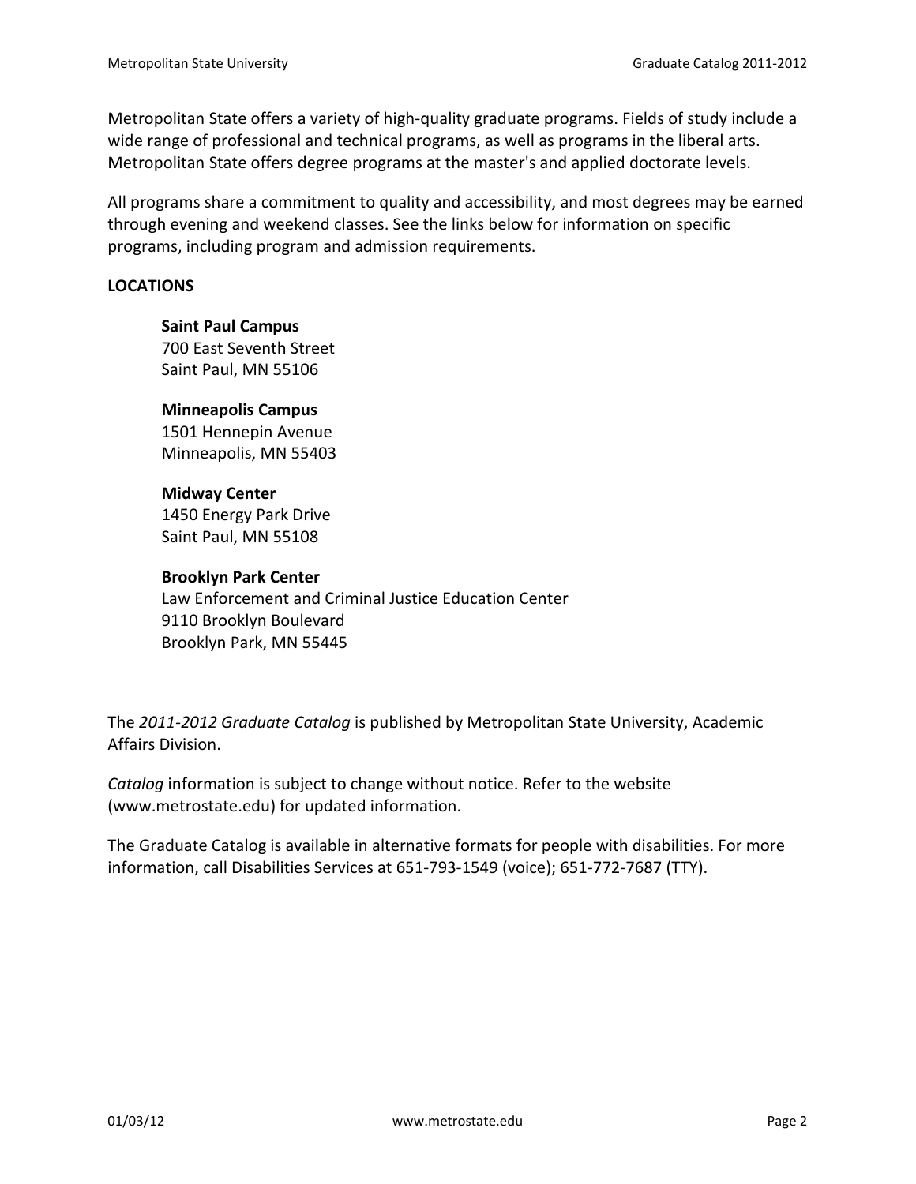Metropolitan State offers a variety of high-quality graduate programs. Fields of study include a wide range of professional and technical programs, as well as programs in the liberal arts. Metropolitan State offers degree programs at the master's and applied doctorate levels.

All programs share a commitment to quality and accessibility, and most degrees may be earned through evening and weekend classes. See the links below for information on specific programs, including program and admission requirements.

**LOCATIONS**

**Saint Paul Campus**
700 East Seventh Street
Saint Paul, MN 55106

**Minneapolis Campus**
1501 Hennepin Avenue
Minneapolis, MN 55403

**Midway Center**
1450 Energy Park Drive
Saint Paul, MN 55108

**Brooklyn Park Center**
Law Enforcement and Criminal Justice Education Center
9110 Brooklyn Boulevard
Brooklyn Park, MN 55445

The *2011-2012 Graduate Catalog* is published by Metropolitan State University, Academic Affairs Division.

*Catalog* information is subject to change without notice. Refer to the website (www.metrostate.edu) for updated information.

The Graduate Catalog is available in alternative formats for people with disabilities. For more information, call Disabilities Services at 651-793-1549 (voice); 651-772-7687 (TTY).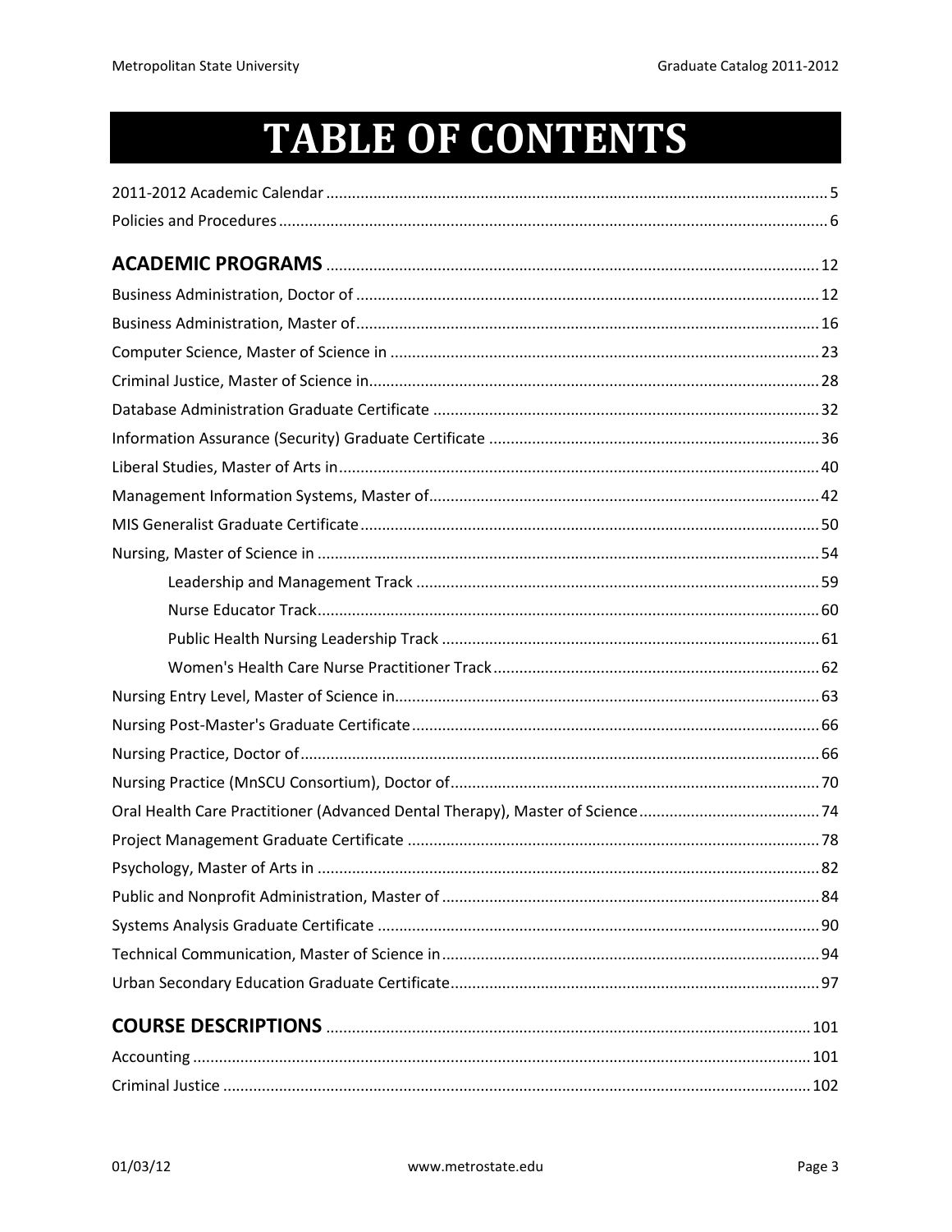# TABLE OF CONTENTS

2011-2012 Academic Calendar ........ 5

Policies and Procedures ........ 6

**ACADEMIC PROGRAMS** ........ 12

Business Administration, Doctor of ........ 12

Business Administration, Master of ........ 16

Computer Science, Master of Science in ........ 23

Criminal Justice, Master of Science in ........ 28

Database Administration Graduate Certificate ........ 32

Information Assurance (Security) Graduate Certificate ........ 36

Liberal Studies, Master of Arts in ........ 40

Management Information Systems, Master of ........ 42

MIS Generalist Graduate Certificate ........ 50

Nursing, Master of Science in ........ 54

- Leadership and Management Track ........ 59
- Nurse Educator Track ........ 60
- Public Health Nursing Leadership Track ........ 61
- Women's Health Care Nurse Practitioner Track ........ 62

Nursing Entry Level, Master of Science in ........ 63

Nursing Post-Master's Graduate Certificate ........ 66

Nursing Practice, Doctor of ........ 66

Nursing Practice (MnSCU Consortium), Doctor of ........ 70

Oral Health Care Practitioner (Advanced Dental Therapy), Master of Science ........ 74

Project Management Graduate Certificate ........ 78

Psychology, Master of Arts in ........ 82

Public and Nonprofit Administration, Master of ........ 84

Systems Analysis Graduate Certificate ........ 90

Technical Communication, Master of Science in ........ 94

Urban Secondary Education Graduate Certificate ........ 97

**COURSE DESCRIPTIONS** ........ 101

Accounting ........ 101

Criminal Justice ........ 102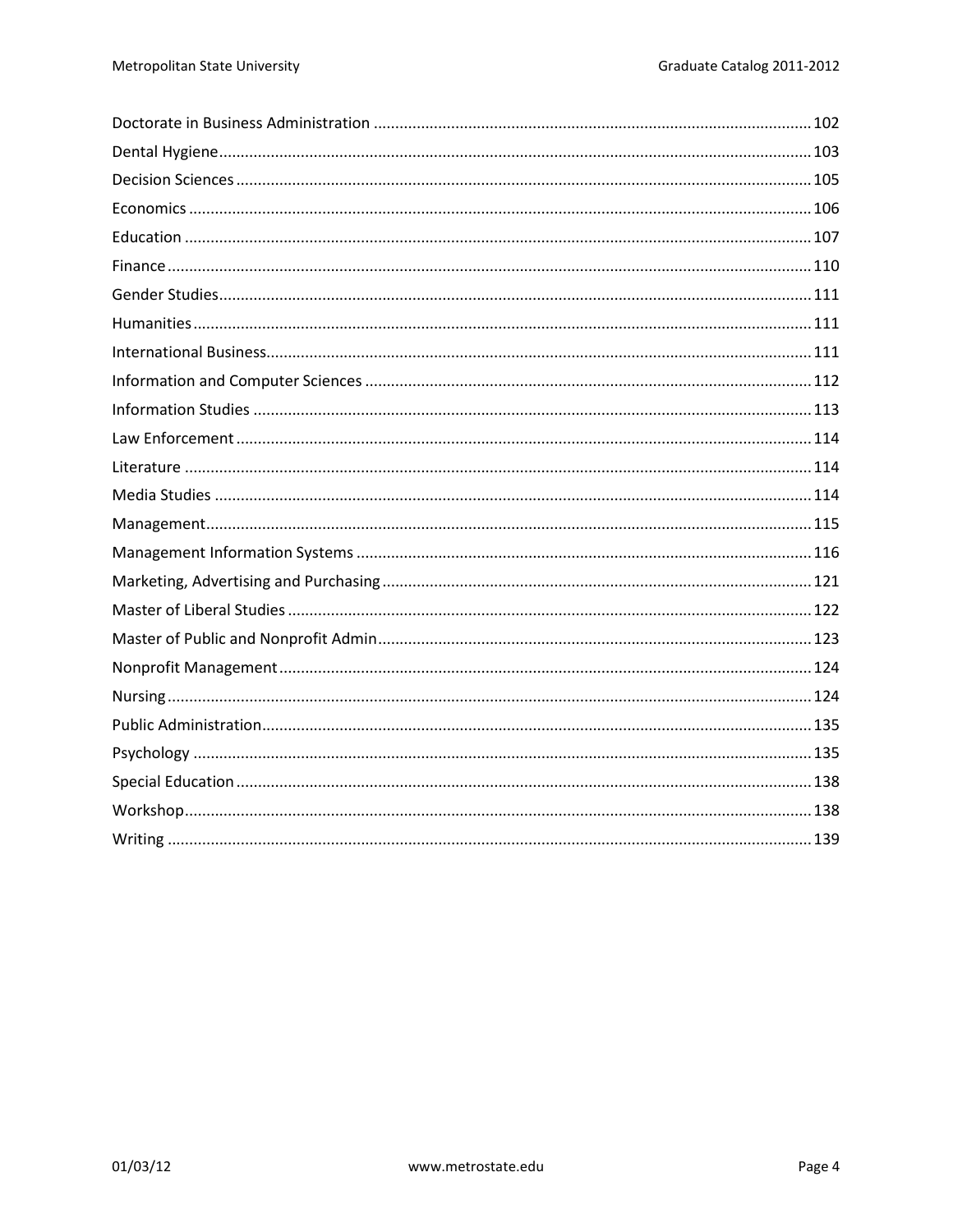Doctorate in Business Administration ..................................................................................................... 102
Dental Hygiene ......................................................................................................................................... 103
Decision Sciences ..................................................................................................................................... 105
Economics ................................................................................................................................................ 106
Education ................................................................................................................................................. 107
Finance ..................................................................................................................................................... 110
Gender Studies ......................................................................................................................................... 111
Humanities ............................................................................................................................................... 111
International Business.............................................................................................................................. 111
Information and Computer Sciences ....................................................................................................... 112
Information Studies ................................................................................................................................. 113
Law Enforcement ..................................................................................................................................... 114
Literature ................................................................................................................................................. 114
Media Studies .......................................................................................................................................... 114
Management............................................................................................................................................ 115
Management Information Systems ......................................................................................................... 116
Marketing, Advertising and Purchasing ................................................................................................... 121
Master of Liberal Studies ......................................................................................................................... 122
Master of Public and Nonprofit Admin ..................................................................................................... 123
Nonprofit Management ........................................................................................................................... 124
Nursing ..................................................................................................................................................... 124
Public Administration ............................................................................................................................... 135
Psychology ............................................................................................................................................... 135
Special Education ..................................................................................................................................... 138
Workshop ................................................................................................................................................. 138
Writing ..................................................................................................................................................... 139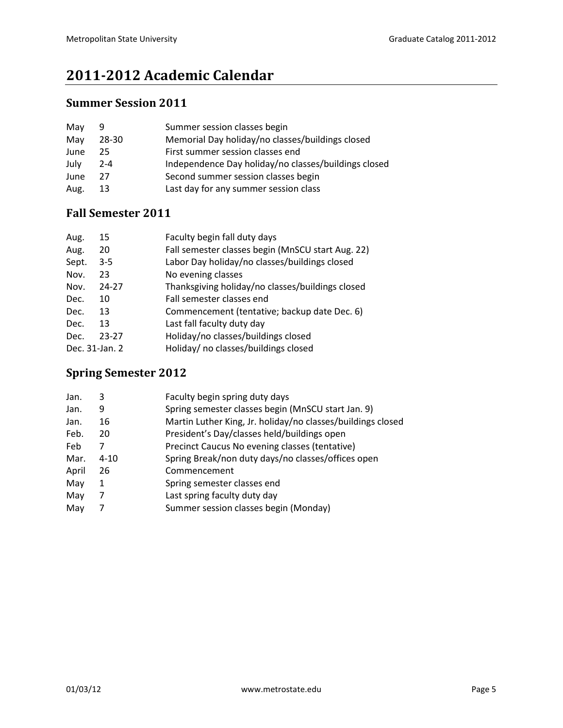# 2011-2012 Academic Calendar

## Summer Session 2011

| | | |
|---|---|---|
| May | 9 | Summer session classes begin |
| May | 28-30 | Memorial Day holiday/no classes/buildings closed |
| June | 25 | First summer session classes end |
| July | 2-4 | Independence Day holiday/no classes/buildings closed |
| June | 27 | Second summer session classes begin |
| Aug. | 13 | Last day for any summer session class |

## Fall Semester 2011

| | | |
|---|---|---|
| Aug. | 15 | Faculty begin fall duty days |
| Aug. | 20 | Fall semester classes begin (MnSCU start Aug. 22) |
| Sept. | 3-5 | Labor Day holiday/no classes/buildings closed |
| Nov. | 23 | No evening classes |
| Nov. | 24-27 | Thanksgiving holiday/no classes/buildings closed |
| Dec. | 10 | Fall semester classes end |
| Dec. | 13 | Commencement (tentative; backup date Dec. 6) |
| Dec. | 13 | Last fall faculty duty day |
| Dec. | 23-27 | Holiday/no classes/buildings closed |
| Dec. 31-Jan. 2 | | Holiday/ no classes/buildings closed |

## Spring Semester 2012

| | | |
|---|---|---|
| Jan. | 3 | Faculty begin spring duty days |
| Jan. | 9 | Spring semester classes begin (MnSCU start Jan. 9) |
| Jan. | 16 | Martin Luther King, Jr. holiday/no classes/buildings closed |
| Feb. | 20 | President's Day/classes held/buildings open |
| Feb | 7 | Precinct Caucus No evening classes (tentative) |
| Mar. | 4-10 | Spring Break/non duty days/no classes/offices open |
| April | 26 | Commencement |
| May | 1 | Spring semester classes end |
| May | 7 | Last spring faculty duty day |
| May | 7 | Summer session classes begin (Monday) |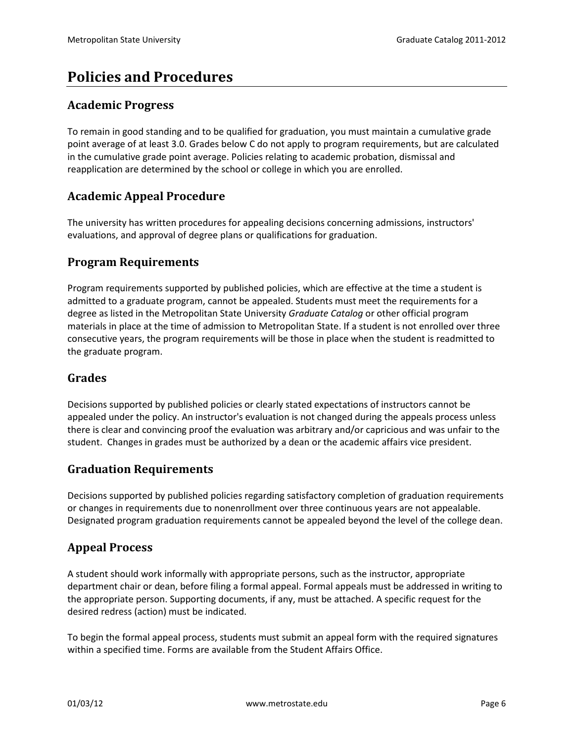# Policies and Procedures

## Academic Progress

To remain in good standing and to be qualified for graduation, you must maintain a cumulative grade point average of at least 3.0. Grades below C do not apply to program requirements, but are calculated in the cumulative grade point average. Policies relating to academic probation, dismissal and reapplication are determined by the school or college in which you are enrolled.

## Academic Appeal Procedure

The university has written procedures for appealing decisions concerning admissions, instructors' evaluations, and approval of degree plans or qualifications for graduation.

## Program Requirements

Program requirements supported by published policies, which are effective at the time a student is admitted to a graduate program, cannot be appealed. Students must meet the requirements for a degree as listed in the Metropolitan State University *Graduate Catalog* or other official program materials in place at the time of admission to Metropolitan State. If a student is not enrolled over three consecutive years, the program requirements will be those in place when the student is readmitted to the graduate program.

## Grades

Decisions supported by published policies or clearly stated expectations of instructors cannot be appealed under the policy. An instructor's evaluation is not changed during the appeals process unless there is clear and convincing proof the evaluation was arbitrary and/or capricious and was unfair to the student. Changes in grades must be authorized by a dean or the academic affairs vice president.

## Graduation Requirements

Decisions supported by published policies regarding satisfactory completion of graduation requirements or changes in requirements due to nonenrollment over three continuous years are not appealable. Designated program graduation requirements cannot be appealed beyond the level of the college dean.

## Appeal Process

A student should work informally with appropriate persons, such as the instructor, appropriate department chair or dean, before filing a formal appeal. Formal appeals must be addressed in writing to the appropriate person. Supporting documents, if any, must be attached. A specific request for the desired redress (action) must be indicated.

To begin the formal appeal process, students must submit an appeal form with the required signatures within a specified time. Forms are available from the Student Affairs Office.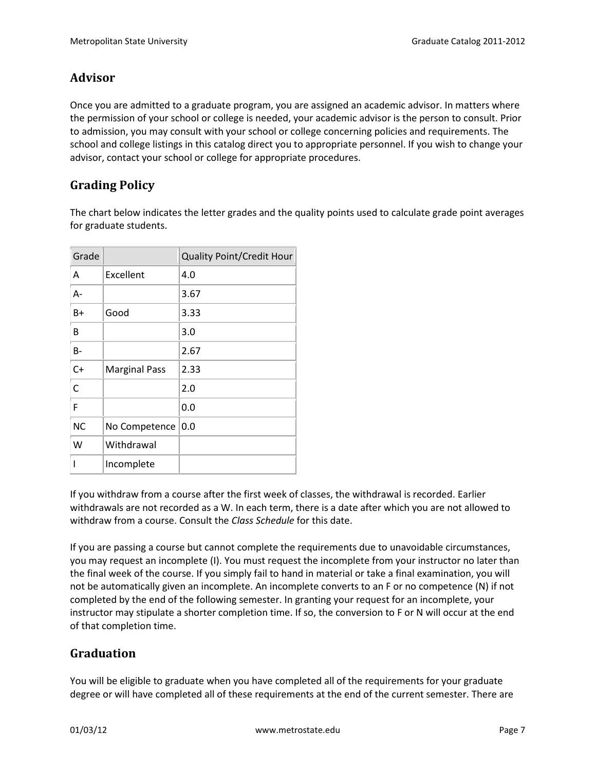## Advisor

Once you are admitted to a graduate program, you are assigned an academic advisor. In matters where the permission of your school or college is needed, your academic advisor is the person to consult. Prior to admission, you may consult with your school or college concerning policies and requirements. The school and college listings in this catalog direct you to appropriate personnel. If you wish to change your advisor, contact your school or college for appropriate procedures.

## Grading Policy

The chart below indicates the letter grades and the quality points used to calculate grade point averages for graduate students.

| Grade | | Quality Point/Credit Hour |
|---|---|---|
| A | Excellent | 4.0 |
| A- | | 3.67 |
| B+ | Good | 3.33 |
| B | | 3.0 |
| B- | | 2.67 |
| C+ | Marginal Pass | 2.33 |
| C | | 2.0 |
| F | | 0.0 |
| NC | No Competence | 0.0 |
| W | Withdrawal | |
| I | Incomplete | |

If you withdraw from a course after the first week of classes, the withdrawal is recorded. Earlier withdrawals are not recorded as a W. In each term, there is a date after which you are not allowed to withdraw from a course. Consult the *Class Schedule* for this date.

If you are passing a course but cannot complete the requirements due to unavoidable circumstances, you may request an incomplete (I). You must request the incomplete from your instructor no later than the final week of the course. If you simply fail to hand in material or take a final examination, you will not be automatically given an incomplete. An incomplete converts to an F or no competence (N) if not completed by the end of the following semester. In granting your request for an incomplete, your instructor may stipulate a shorter completion time. If so, the conversion to F or N will occur at the end of that completion time.

## Graduation

You will be eligible to graduate when you have completed all of the requirements for your graduate degree or will have completed all of these requirements at the end of the current semester. There are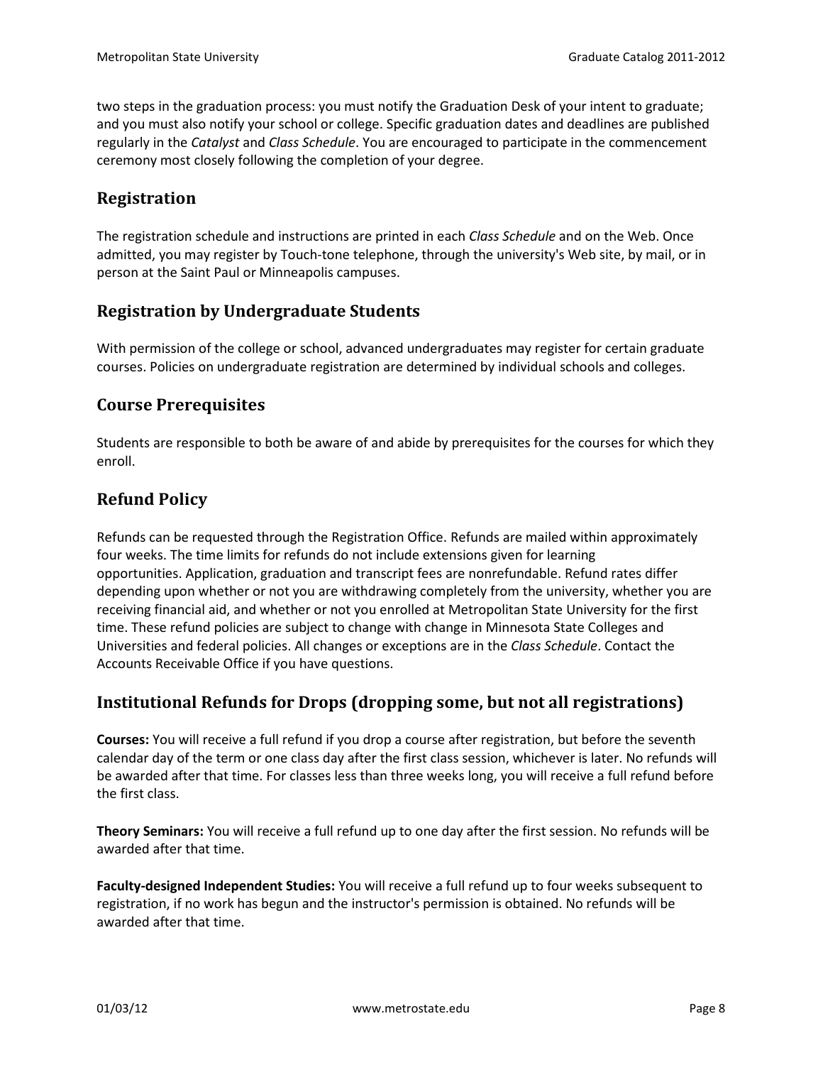two steps in the graduation process: you must notify the Graduation Desk of your intent to graduate; and you must also notify your school or college. Specific graduation dates and deadlines are published regularly in the *Catalyst* and *Class Schedule*. You are encouraged to participate in the commencement ceremony most closely following the completion of your degree.

## Registration

The registration schedule and instructions are printed in each *Class Schedule* and on the Web. Once admitted, you may register by Touch-tone telephone, through the university's Web site, by mail, or in person at the Saint Paul or Minneapolis campuses.

## Registration by Undergraduate Students

With permission of the college or school, advanced undergraduates may register for certain graduate courses. Policies on undergraduate registration are determined by individual schools and colleges.

## Course Prerequisites

Students are responsible to both be aware of and abide by prerequisites for the courses for which they enroll.

## Refund Policy

Refunds can be requested through the Registration Office. Refunds are mailed within approximately four weeks. The time limits for refunds do not include extensions given for learning opportunities. Application, graduation and transcript fees are nonrefundable. Refund rates differ depending upon whether or not you are withdrawing completely from the university, whether you are receiving financial aid, and whether or not you enrolled at Metropolitan State University for the first time. These refund policies are subject to change with change in Minnesota State Colleges and Universities and federal policies. All changes or exceptions are in the *Class Schedule*. Contact the Accounts Receivable Office if you have questions.

## Institutional Refunds for Drops (dropping some, but not all registrations)

**Courses:** You will receive a full refund if you drop a course after registration, but before the seventh calendar day of the term or one class day after the first class session, whichever is later. No refunds will be awarded after that time. For classes less than three weeks long, you will receive a full refund before the first class.

**Theory Seminars:** You will receive a full refund up to one day after the first session. No refunds will be awarded after that time.

**Faculty-designed Independent Studies:** You will receive a full refund up to four weeks subsequent to registration, if no work has begun and the instructor's permission is obtained. No refunds will be awarded after that time.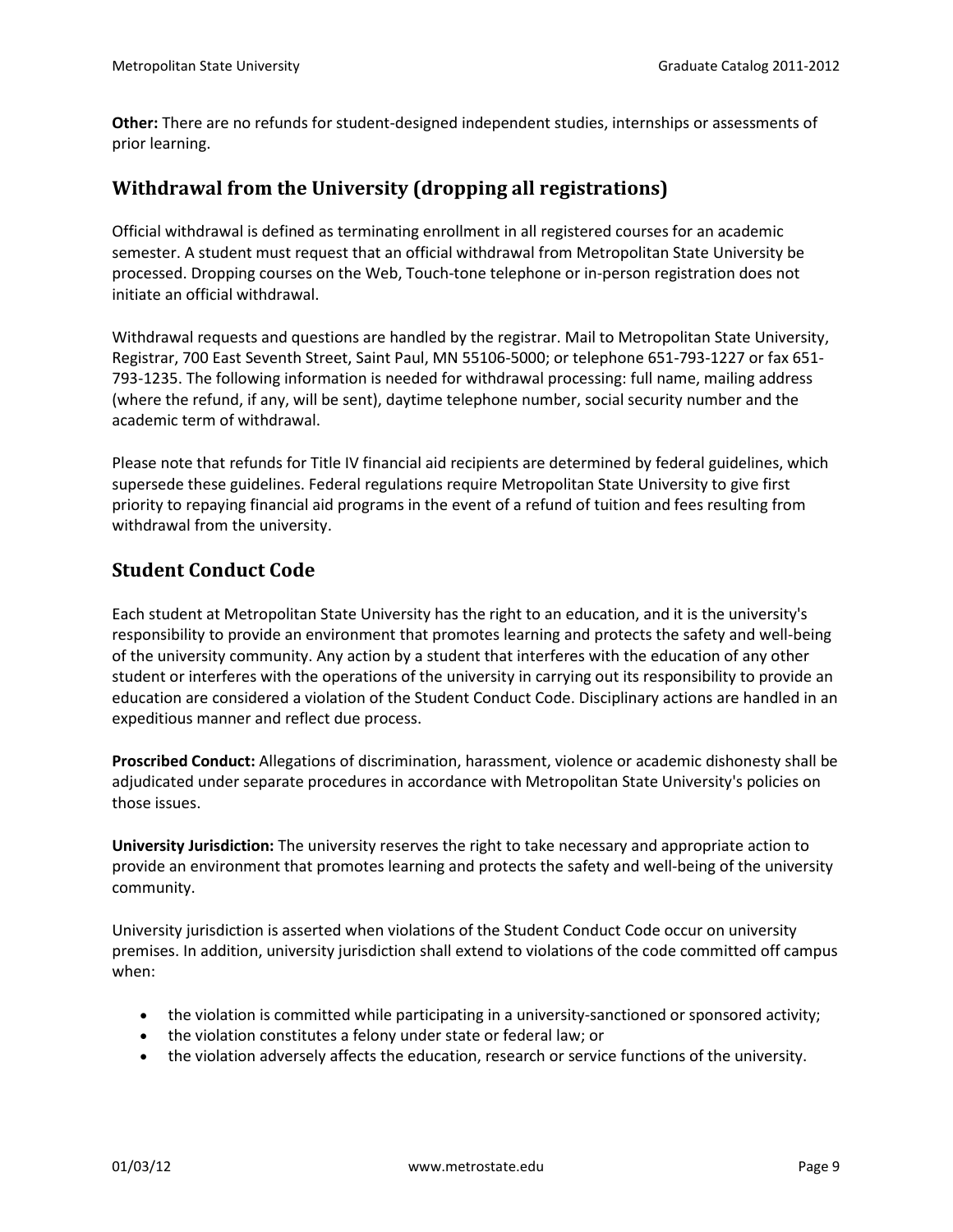**Other:** There are no refunds for student-designed independent studies, internships or assessments of prior learning.

## Withdrawal from the University (dropping all registrations)

Official withdrawal is defined as terminating enrollment in all registered courses for an academic semester. A student must request that an official withdrawal from Metropolitan State University be processed. Dropping courses on the Web, Touch-tone telephone or in-person registration does not initiate an official withdrawal.

Withdrawal requests and questions are handled by the registrar. Mail to Metropolitan State University, Registrar, 700 East Seventh Street, Saint Paul, MN 55106-5000; or telephone 651-793-1227 or fax 651-793-1235. The following information is needed for withdrawal processing: full name, mailing address (where the refund, if any, will be sent), daytime telephone number, social security number and the academic term of withdrawal.

Please note that refunds for Title IV financial aid recipients are determined by federal guidelines, which supersede these guidelines. Federal regulations require Metropolitan State University to give first priority to repaying financial aid programs in the event of a refund of tuition and fees resulting from withdrawal from the university.

## Student Conduct Code

Each student at Metropolitan State University has the right to an education, and it is the university's responsibility to provide an environment that promotes learning and protects the safety and well-being of the university community. Any action by a student that interferes with the education of any other student or interferes with the operations of the university in carrying out its responsibility to provide an education are considered a violation of the Student Conduct Code. Disciplinary actions are handled in an expeditious manner and reflect due process.

**Proscribed Conduct:** Allegations of discrimination, harassment, violence or academic dishonesty shall be adjudicated under separate procedures in accordance with Metropolitan State University's policies on those issues.

**University Jurisdiction:** The university reserves the right to take necessary and appropriate action to provide an environment that promotes learning and protects the safety and well-being of the university community.

University jurisdiction is asserted when violations of the Student Conduct Code occur on university premises. In addition, university jurisdiction shall extend to violations of the code committed off campus when:

- the violation is committed while participating in a university-sanctioned or sponsored activity;
- the violation constitutes a felony under state or federal law; or
- the violation adversely affects the education, research or service functions of the university.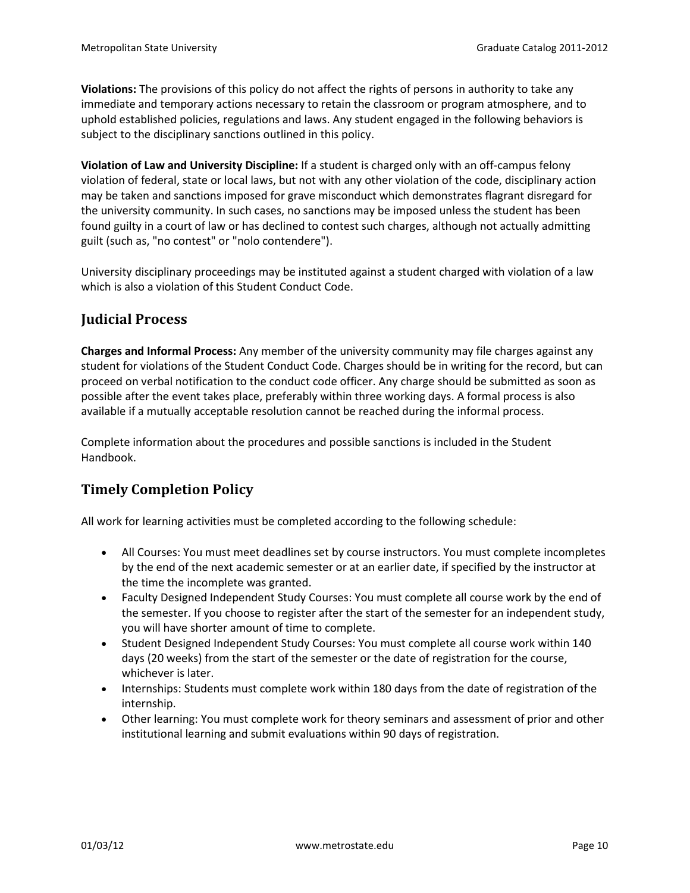**Violations:** The provisions of this policy do not affect the rights of persons in authority to take any immediate and temporary actions necessary to retain the classroom or program atmosphere, and to uphold established policies, regulations and laws. Any student engaged in the following behaviors is subject to the disciplinary sanctions outlined in this policy.

**Violation of Law and University Discipline:** If a student is charged only with an off-campus felony violation of federal, state or local laws, but not with any other violation of the code, disciplinary action may be taken and sanctions imposed for grave misconduct which demonstrates flagrant disregard for the university community. In such cases, no sanctions may be imposed unless the student has been found guilty in a court of law or has declined to contest such charges, although not actually admitting guilt (such as, "no contest" or "nolo contendere").

University disciplinary proceedings may be instituted against a student charged with violation of a law which is also a violation of this Student Conduct Code.

## Judicial Process

**Charges and Informal Process:** Any member of the university community may file charges against any student for violations of the Student Conduct Code. Charges should be in writing for the record, but can proceed on verbal notification to the conduct code officer. Any charge should be submitted as soon as possible after the event takes place, preferably within three working days. A formal process is also available if a mutually acceptable resolution cannot be reached during the informal process.

Complete information about the procedures and possible sanctions is included in the Student Handbook.

## Timely Completion Policy

All work for learning activities must be completed according to the following schedule:

- All Courses: You must meet deadlines set by course instructors. You must complete incompletes by the end of the next academic semester or at an earlier date, if specified by the instructor at the time the incomplete was granted.
- Faculty Designed Independent Study Courses: You must complete all course work by the end of the semester. If you choose to register after the start of the semester for an independent study, you will have shorter amount of time to complete.
- Student Designed Independent Study Courses: You must complete all course work within 140 days (20 weeks) from the start of the semester or the date of registration for the course, whichever is later.
- Internships: Students must complete work within 180 days from the date of registration of the internship.
- Other learning: You must complete work for theory seminars and assessment of prior and other institutional learning and submit evaluations within 90 days of registration.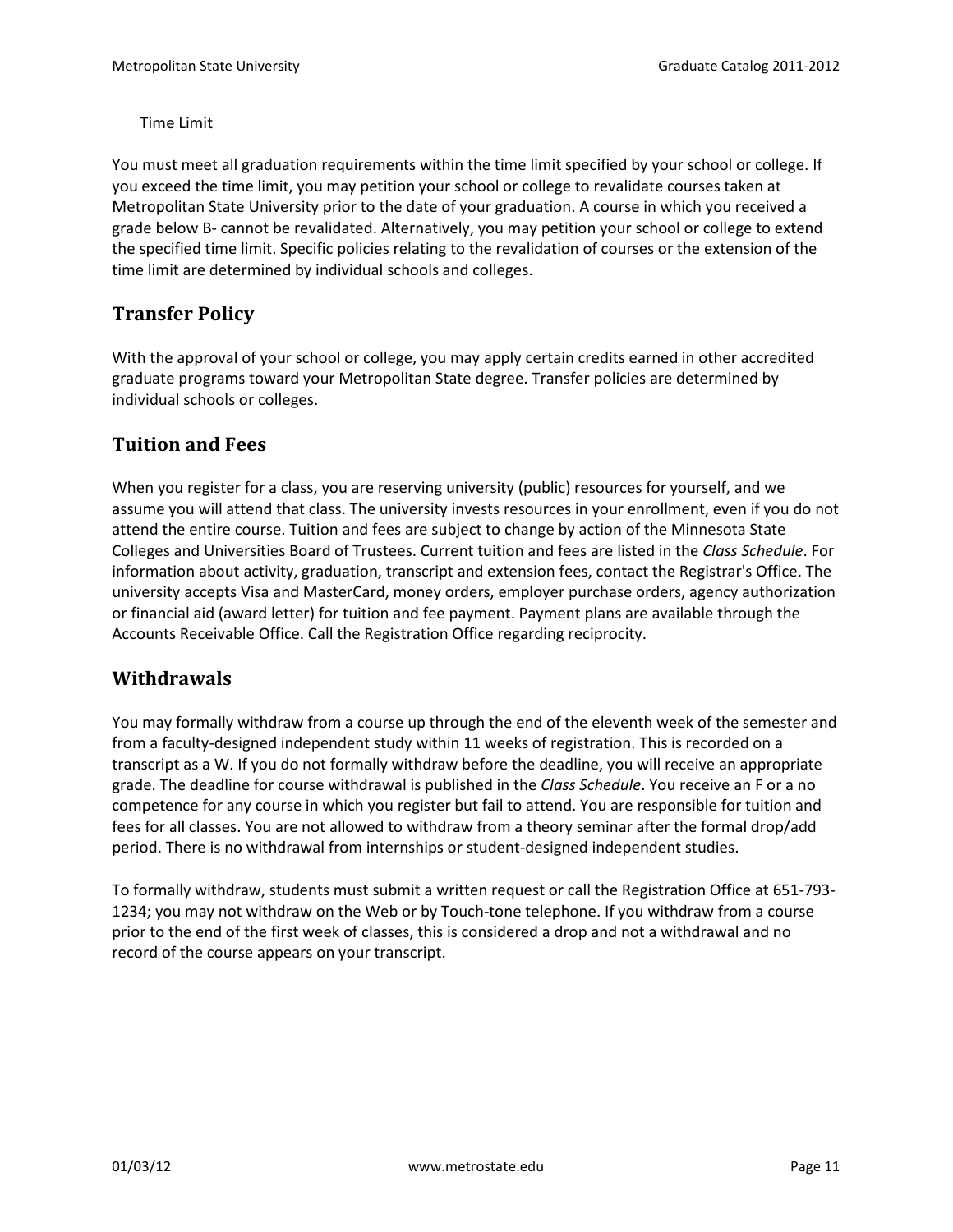### Time Limit

You must meet all graduation requirements within the time limit specified by your school or college. If you exceed the time limit, you may petition your school or college to revalidate courses taken at Metropolitan State University prior to the date of your graduation. A course in which you received a grade below B- cannot be revalidated. Alternatively, you may petition your school or college to extend the specified time limit. Specific policies relating to the revalidation of courses or the extension of the time limit are determined by individual schools and colleges.

## Transfer Policy

With the approval of your school or college, you may apply certain credits earned in other accredited graduate programs toward your Metropolitan State degree. Transfer policies are determined by individual schools or colleges.

## Tuition and Fees

When you register for a class, you are reserving university (public) resources for yourself, and we assume you will attend that class. The university invests resources in your enrollment, even if you do not attend the entire course. Tuition and fees are subject to change by action of the Minnesota State Colleges and Universities Board of Trustees. Current tuition and fees are listed in the *Class Schedule*. For information about activity, graduation, transcript and extension fees, contact the Registrar's Office. The university accepts Visa and MasterCard, money orders, employer purchase orders, agency authorization or financial aid (award letter) for tuition and fee payment. Payment plans are available through the Accounts Receivable Office. Call the Registration Office regarding reciprocity.

## Withdrawals

You may formally withdraw from a course up through the end of the eleventh week of the semester and from a faculty-designed independent study within 11 weeks of registration. This is recorded on a transcript as a W. If you do not formally withdraw before the deadline, you will receive an appropriate grade. The deadline for course withdrawal is published in the *Class Schedule*. You receive an F or a no competence for any course in which you register but fail to attend. You are responsible for tuition and fees for all classes. You are not allowed to withdraw from a theory seminar after the formal drop/add period. There is no withdrawal from internships or student-designed independent studies.

To formally withdraw, students must submit a written request or call the Registration Office at 651-793-1234; you may not withdraw on the Web or by Touch-tone telephone. If you withdraw from a course prior to the end of the first week of classes, this is considered a drop and not a withdrawal and no record of the course appears on your transcript.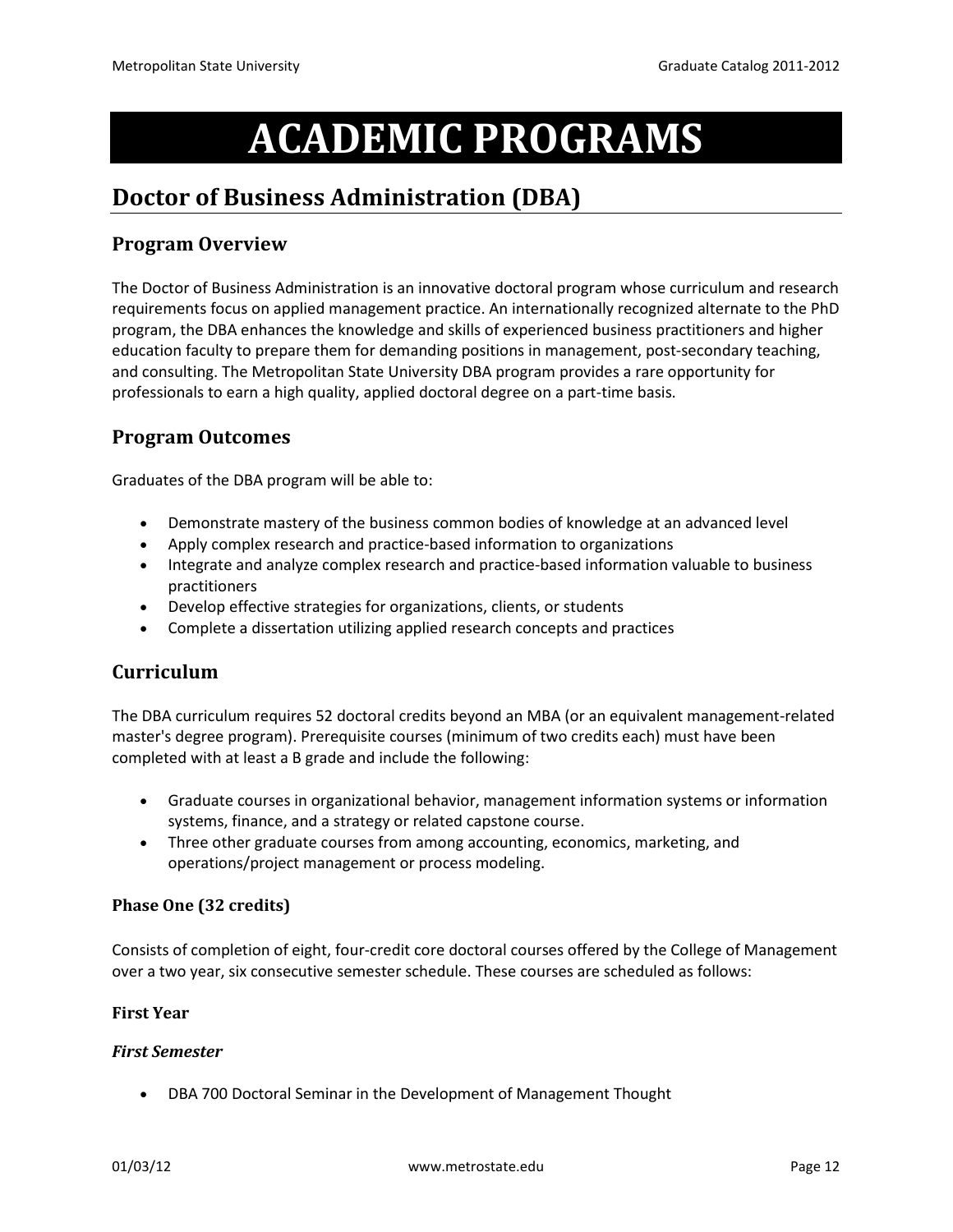# ACADEMIC PROGRAMS

## Doctor of Business Administration (DBA)

### Program Overview

The Doctor of Business Administration is an innovative doctoral program whose curriculum and research requirements focus on applied management practice. An internationally recognized alternate to the PhD program, the DBA enhances the knowledge and skills of experienced business practitioners and higher education faculty to prepare them for demanding positions in management, post-secondary teaching, and consulting. The Metropolitan State University DBA program provides a rare opportunity for professionals to earn a high quality, applied doctoral degree on a part-time basis.

### Program Outcomes

Graduates of the DBA program will be able to:

- Demonstrate mastery of the business common bodies of knowledge at an advanced level
- Apply complex research and practice-based information to organizations
- Integrate and analyze complex research and practice-based information valuable to business practitioners
- Develop effective strategies for organizations, clients, or students
- Complete a dissertation utilizing applied research concepts and practices

### Curriculum

The DBA curriculum requires 52 doctoral credits beyond an MBA (or an equivalent management-related master's degree program). Prerequisite courses (minimum of two credits each) must have been completed with at least a B grade and include the following:

- Graduate courses in organizational behavior, management information systems or information systems, finance, and a strategy or related capstone course.
- Three other graduate courses from among accounting, economics, marketing, and operations/project management or process modeling.

#### Phase One (32 credits)

Consists of completion of eight, four-credit core doctoral courses offered by the College of Management over a two year, six consecutive semester schedule. These courses are scheduled as follows:

#### First Year

***First Semester***

- DBA 700 Doctoral Seminar in the Development of Management Thought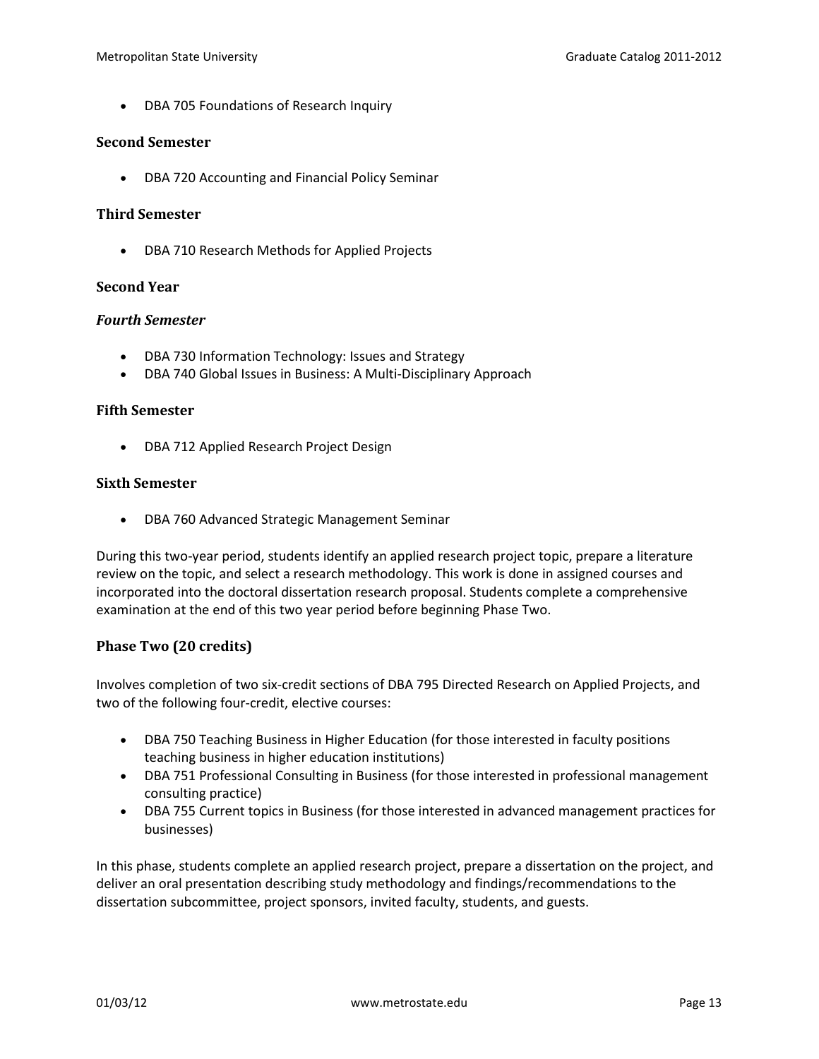- DBA 705 Foundations of Research Inquiry

### Second Semester

- DBA 720 Accounting and Financial Policy Seminar

### Third Semester

- DBA 710 Research Methods for Applied Projects

### Second Year

#### *Fourth Semester*

- DBA 730 Information Technology: Issues and Strategy
- DBA 740 Global Issues in Business: A Multi-Disciplinary Approach

### Fifth Semester

- DBA 712 Applied Research Project Design

### Sixth Semester

- DBA 760 Advanced Strategic Management Seminar

During this two-year period, students identify an applied research project topic, prepare a literature review on the topic, and select a research methodology. This work is done in assigned courses and incorporated into the doctoral dissertation research proposal. Students complete a comprehensive examination at the end of this two year period before beginning Phase Two.

### Phase Two (20 credits)

Involves completion of two six-credit sections of DBA 795 Directed Research on Applied Projects, and two of the following four-credit, elective courses:

- DBA 750 Teaching Business in Higher Education (for those interested in faculty positions teaching business in higher education institutions)
- DBA 751 Professional Consulting in Business (for those interested in professional management consulting practice)
- DBA 755 Current topics in Business (for those interested in advanced management practices for businesses)

In this phase, students complete an applied research project, prepare a dissertation on the project, and deliver an oral presentation describing study methodology and findings/recommendations to the dissertation subcommittee, project sponsors, invited faculty, students, and guests.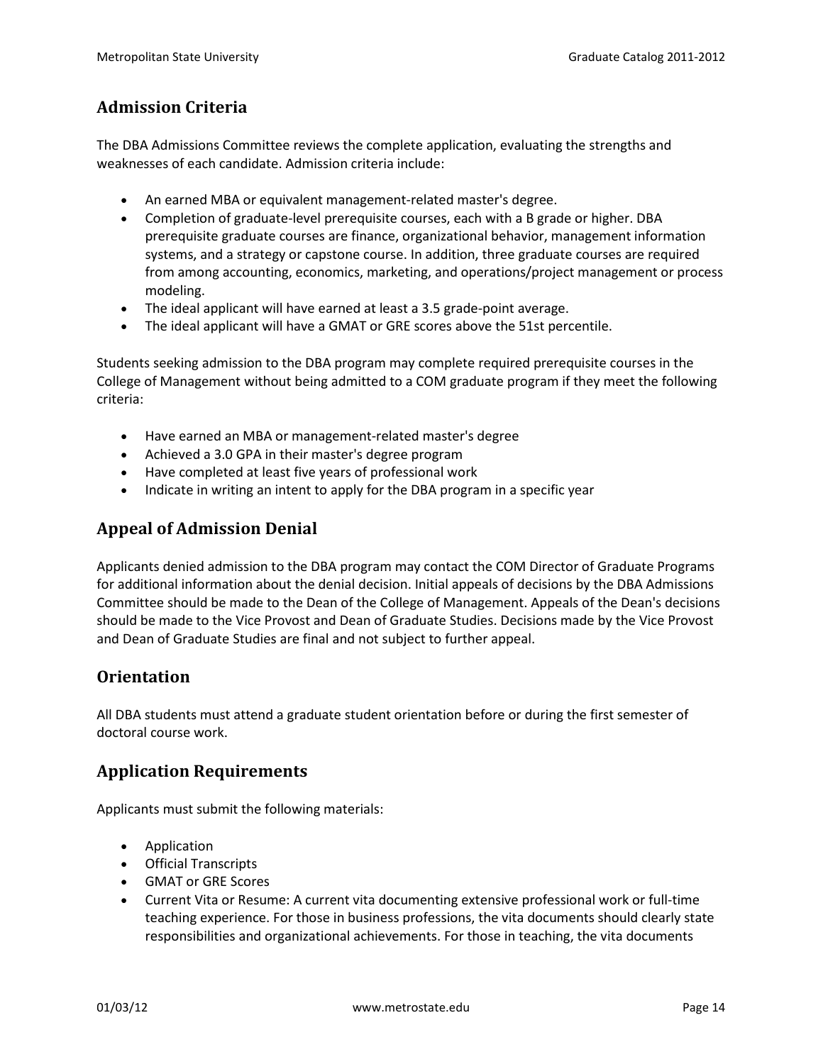## Admission Criteria

The DBA Admissions Committee reviews the complete application, evaluating the strengths and weaknesses of each candidate. Admission criteria include:

- An earned MBA or equivalent management-related master's degree.
- Completion of graduate-level prerequisite courses, each with a B grade or higher. DBA prerequisite graduate courses are finance, organizational behavior, management information systems, and a strategy or capstone course. In addition, three graduate courses are required from among accounting, economics, marketing, and operations/project management or process modeling.
- The ideal applicant will have earned at least a 3.5 grade-point average.
- The ideal applicant will have a GMAT or GRE scores above the 51st percentile.

Students seeking admission to the DBA program may complete required prerequisite courses in the College of Management without being admitted to a COM graduate program if they meet the following criteria:

- Have earned an MBA or management-related master's degree
- Achieved a 3.0 GPA in their master's degree program
- Have completed at least five years of professional work
- Indicate in writing an intent to apply for the DBA program in a specific year

## Appeal of Admission Denial

Applicants denied admission to the DBA program may contact the COM Director of Graduate Programs for additional information about the denial decision. Initial appeals of decisions by the DBA Admissions Committee should be made to the Dean of the College of Management. Appeals of the Dean's decisions should be made to the Vice Provost and Dean of Graduate Studies. Decisions made by the Vice Provost and Dean of Graduate Studies are final and not subject to further appeal.

## Orientation

All DBA students must attend a graduate student orientation before or during the first semester of doctoral course work.

## Application Requirements

Applicants must submit the following materials:

- Application
- Official Transcripts
- GMAT or GRE Scores
- Current Vita or Resume: A current vita documenting extensive professional work or full-time teaching experience. For those in business professions, the vita documents should clearly state responsibilities and organizational achievements. For those in teaching, the vita documents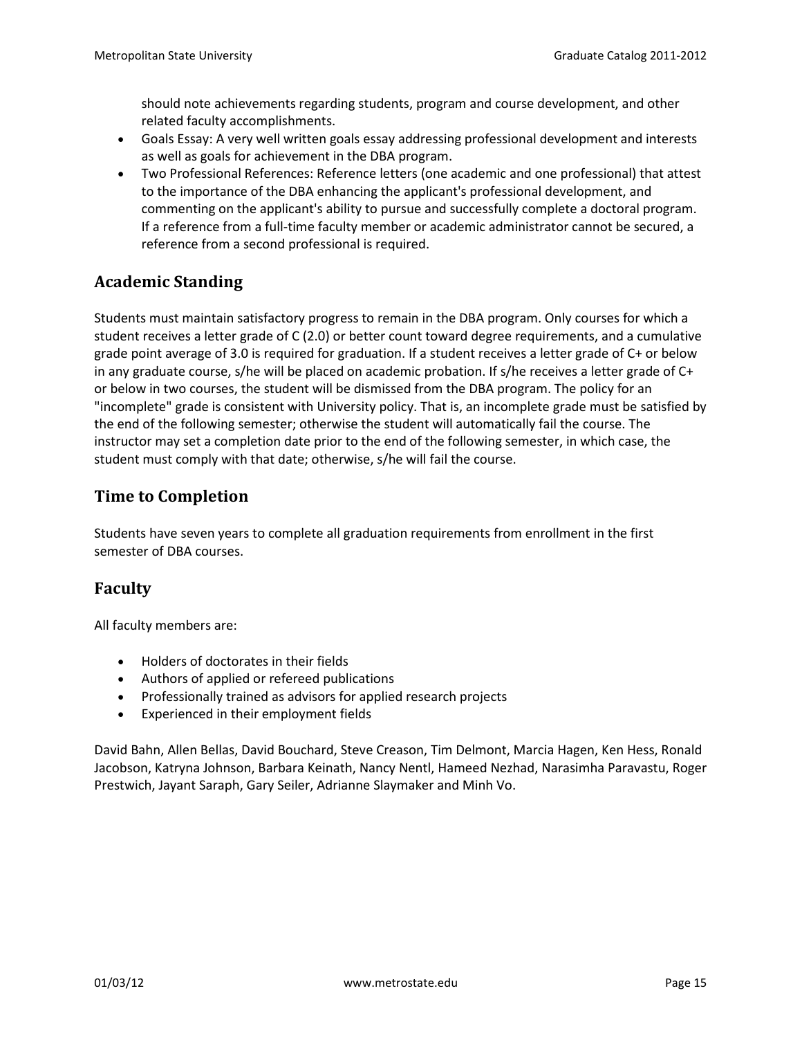should note achievements regarding students, program and course development, and other related faculty accomplishments.

- Goals Essay: A very well written goals essay addressing professional development and interests as well as goals for achievement in the DBA program.
- Two Professional References: Reference letters (one academic and one professional) that attest to the importance of the DBA enhancing the applicant's professional development, and commenting on the applicant's ability to pursue and successfully complete a doctoral program. If a reference from a full-time faculty member or academic administrator cannot be secured, a reference from a second professional is required.

## Academic Standing

Students must maintain satisfactory progress to remain in the DBA program. Only courses for which a student receives a letter grade of C (2.0) or better count toward degree requirements, and a cumulative grade point average of 3.0 is required for graduation. If a student receives a letter grade of C+ or below in any graduate course, s/he will be placed on academic probation. If s/he receives a letter grade of C+ or below in two courses, the student will be dismissed from the DBA program. The policy for an "incomplete" grade is consistent with University policy. That is, an incomplete grade must be satisfied by the end of the following semester; otherwise the student will automatically fail the course. The instructor may set a completion date prior to the end of the following semester, in which case, the student must comply with that date; otherwise, s/he will fail the course.

## Time to Completion

Students have seven years to complete all graduation requirements from enrollment in the first semester of DBA courses.

## Faculty

All faculty members are:

- Holders of doctorates in their fields
- Authors of applied or refereed publications
- Professionally trained as advisors for applied research projects
- Experienced in their employment fields

David Bahn, Allen Bellas, David Bouchard, Steve Creason, Tim Delmont, Marcia Hagen, Ken Hess, Ronald Jacobson, Katryna Johnson, Barbara Keinath, Nancy Nentl, Hameed Nezhad, Narasimha Paravastu, Roger Prestwich, Jayant Saraph, Gary Seiler, Adrianne Slaymaker and Minh Vo.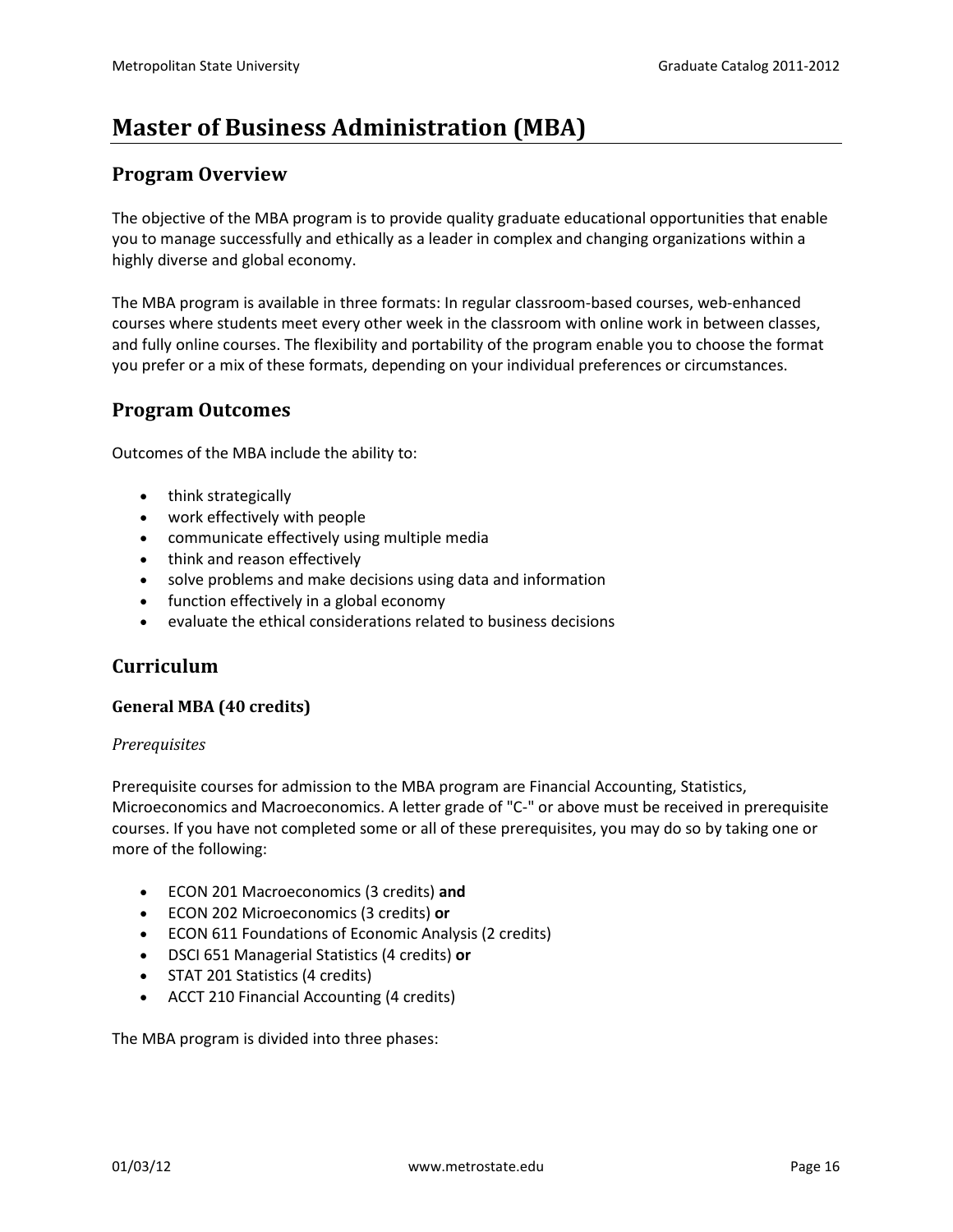# Master of Business Administration (MBA)

## Program Overview

The objective of the MBA program is to provide quality graduate educational opportunities that enable you to manage successfully and ethically as a leader in complex and changing organizations within a highly diverse and global economy.

The MBA program is available in three formats: In regular classroom-based courses, web-enhanced courses where students meet every other week in the classroom with online work in between classes, and fully online courses. The flexibility and portability of the program enable you to choose the format you prefer or a mix of these formats, depending on your individual preferences or circumstances.

## Program Outcomes

Outcomes of the MBA include the ability to:

- think strategically
- work effectively with people
- communicate effectively using multiple media
- think and reason effectively
- solve problems and make decisions using data and information
- function effectively in a global economy
- evaluate the ethical considerations related to business decisions

## Curriculum

### General MBA (40 credits)

*Prerequisites*

Prerequisite courses for admission to the MBA program are Financial Accounting, Statistics, Microeconomics and Macroeconomics. A letter grade of "C-" or above must be received in prerequisite courses. If you have not completed some or all of these prerequisites, you may do so by taking one or more of the following:

- ECON 201 Macroeconomics (3 credits) **and**
- ECON 202 Microeconomics (3 credits) **or**
- ECON 611 Foundations of Economic Analysis (2 credits)
- DSCI 651 Managerial Statistics (4 credits) **or**
- STAT 201 Statistics (4 credits)
- ACCT 210 Financial Accounting (4 credits)

The MBA program is divided into three phases: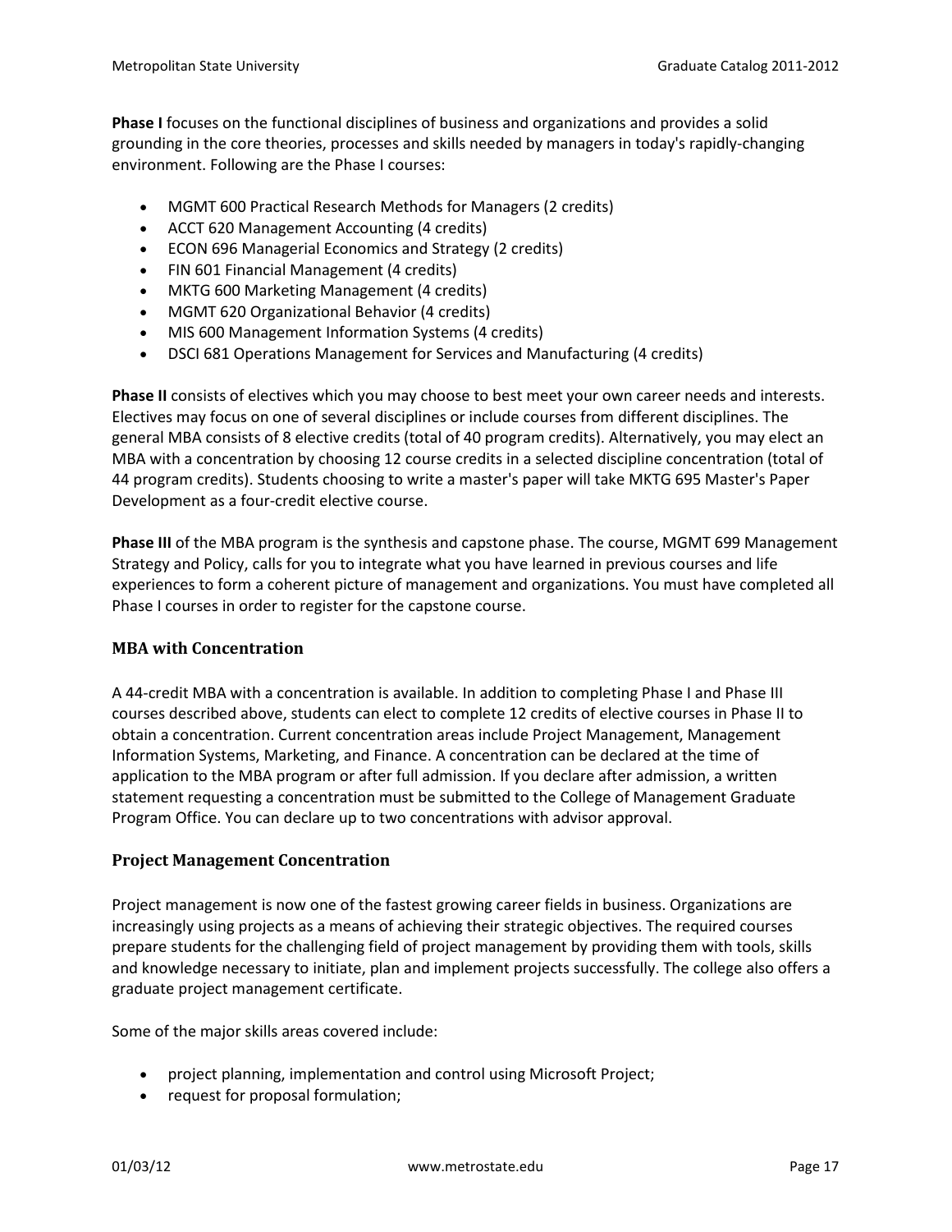**Phase I** focuses on the functional disciplines of business and organizations and provides a solid grounding in the core theories, processes and skills needed by managers in today's rapidly-changing environment. Following are the Phase I courses:

- MGMT 600 Practical Research Methods for Managers (2 credits)
- ACCT 620 Management Accounting (4 credits)
- ECON 696 Managerial Economics and Strategy (2 credits)
- FIN 601 Financial Management (4 credits)
- MKTG 600 Marketing Management (4 credits)
- MGMT 620 Organizational Behavior (4 credits)
- MIS 600 Management Information Systems (4 credits)
- DSCI 681 Operations Management for Services and Manufacturing (4 credits)

**Phase II** consists of electives which you may choose to best meet your own career needs and interests. Electives may focus on one of several disciplines or include courses from different disciplines. The general MBA consists of 8 elective credits (total of 40 program credits). Alternatively, you may elect an MBA with a concentration by choosing 12 course credits in a selected discipline concentration (total of 44 program credits). Students choosing to write a master's paper will take MKTG 695 Master's Paper Development as a four-credit elective course.

**Phase III** of the MBA program is the synthesis and capstone phase. The course, MGMT 699 Management Strategy and Policy, calls for you to integrate what you have learned in previous courses and life experiences to form a coherent picture of management and organizations. You must have completed all Phase I courses in order to register for the capstone course.

### MBA with Concentration

A 44-credit MBA with a concentration is available. In addition to completing Phase I and Phase III courses described above, students can elect to complete 12 credits of elective courses in Phase II to obtain a concentration. Current concentration areas include Project Management, Management Information Systems, Marketing, and Finance. A concentration can be declared at the time of application to the MBA program or after full admission. If you declare after admission, a written statement requesting a concentration must be submitted to the College of Management Graduate Program Office. You can declare up to two concentrations with advisor approval.

### Project Management Concentration

Project management is now one of the fastest growing career fields in business. Organizations are increasingly using projects as a means of achieving their strategic objectives. The required courses prepare students for the challenging field of project management by providing them with tools, skills and knowledge necessary to initiate, plan and implement projects successfully. The college also offers a graduate project management certificate.

Some of the major skills areas covered include:

- project planning, implementation and control using Microsoft Project;
- request for proposal formulation;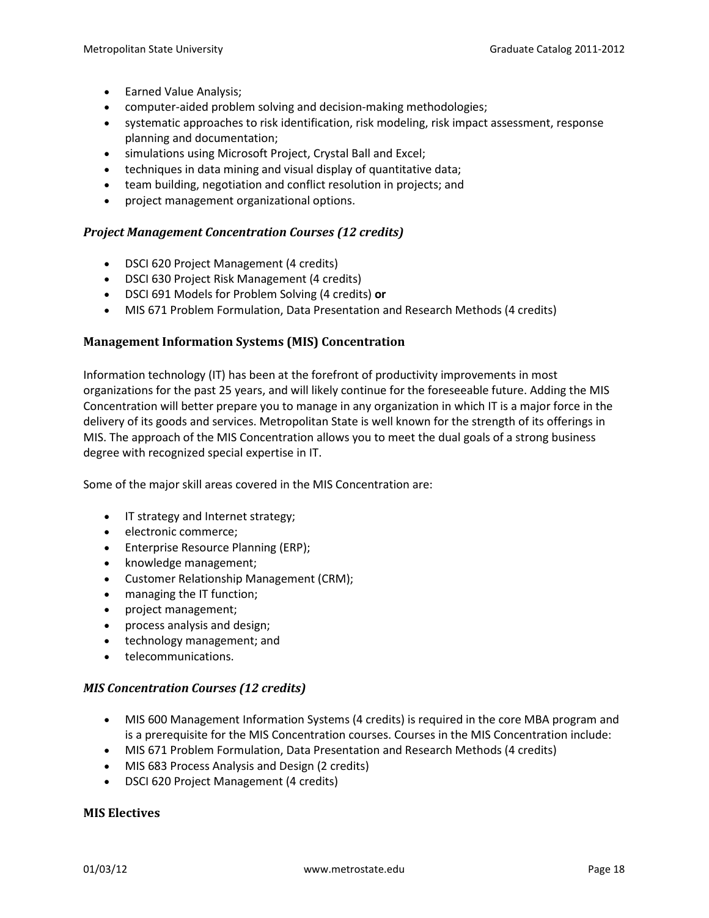- Earned Value Analysis;
- computer-aided problem solving and decision-making methodologies;
- systematic approaches to risk identification, risk modeling, risk impact assessment, response planning and documentation;
- simulations using Microsoft Project, Crystal Ball and Excel;
- techniques in data mining and visual display of quantitative data;
- team building, negotiation and conflict resolution in projects; and
- project management organizational options.

#### *Project Management Concentration Courses (12 credits)*

- DSCI 620 Project Management (4 credits)
- DSCI 630 Project Risk Management (4 credits)
- DSCI 691 Models for Problem Solving (4 credits) **or**
- MIS 671 Problem Formulation, Data Presentation and Research Methods (4 credits)

### Management Information Systems (MIS) Concentration

Information technology (IT) has been at the forefront of productivity improvements in most organizations for the past 25 years, and will likely continue for the foreseeable future. Adding the MIS Concentration will better prepare you to manage in any organization in which IT is a major force in the delivery of its goods and services. Metropolitan State is well known for the strength of its offerings in MIS. The approach of the MIS Concentration allows you to meet the dual goals of a strong business degree with recognized special expertise in IT.

Some of the major skill areas covered in the MIS Concentration are:

- IT strategy and Internet strategy;
- electronic commerce;
- Enterprise Resource Planning (ERP);
- knowledge management;
- Customer Relationship Management (CRM);
- managing the IT function;
- project management;
- process analysis and design;
- technology management; and
- telecommunications.

#### *MIS Concentration Courses (12 credits)*

- MIS 600 Management Information Systems (4 credits) is required in the core MBA program and is a prerequisite for the MIS Concentration courses. Courses in the MIS Concentration include:
- MIS 671 Problem Formulation, Data Presentation and Research Methods (4 credits)
- MIS 683 Process Analysis and Design (2 credits)
- DSCI 620 Project Management (4 credits)

### MIS Electives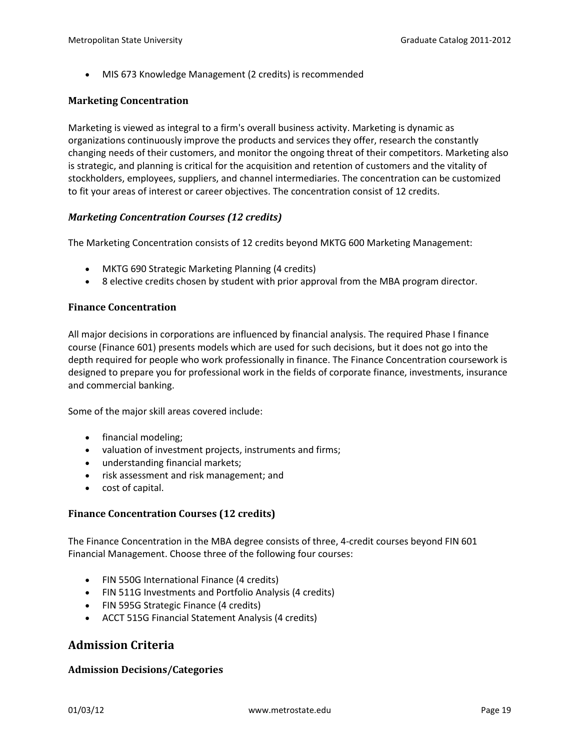- MIS 673 Knowledge Management (2 credits) is recommended

### Marketing Concentration

Marketing is viewed as integral to a firm's overall business activity. Marketing is dynamic as organizations continuously improve the products and services they offer, research the constantly changing needs of their customers, and monitor the ongoing threat of their competitors. Marketing also is strategic, and planning is critical for the acquisition and retention of customers and the vitality of stockholders, employees, suppliers, and channel intermediaries. The concentration can be customized to fit your areas of interest or career objectives. The concentration consist of 12 credits.

#### *Marketing Concentration Courses (12 credits)*

The Marketing Concentration consists of 12 credits beyond MKTG 600 Marketing Management:

- MKTG 690 Strategic Marketing Planning (4 credits)
- 8 elective credits chosen by student with prior approval from the MBA program director.

### Finance Concentration

All major decisions in corporations are influenced by financial analysis. The required Phase I finance course (Finance 601) presents models which are used for such decisions, but it does not go into the depth required for people who work professionally in finance. The Finance Concentration coursework is designed to prepare you for professional work in the fields of corporate finance, investments, insurance and commercial banking.

Some of the major skill areas covered include:

- financial modeling;
- valuation of investment projects, instruments and firms;
- understanding financial markets;
- risk assessment and risk management; and
- cost of capital.

### Finance Concentration Courses (12 credits)

The Finance Concentration in the MBA degree consists of three, 4-credit courses beyond FIN 601 Financial Management. Choose three of the following four courses:

- FIN 550G International Finance (4 credits)
- FIN 511G Investments and Portfolio Analysis (4 credits)
- FIN 595G Strategic Finance (4 credits)
- ACCT 515G Financial Statement Analysis (4 credits)

## Admission Criteria

### Admission Decisions/Categories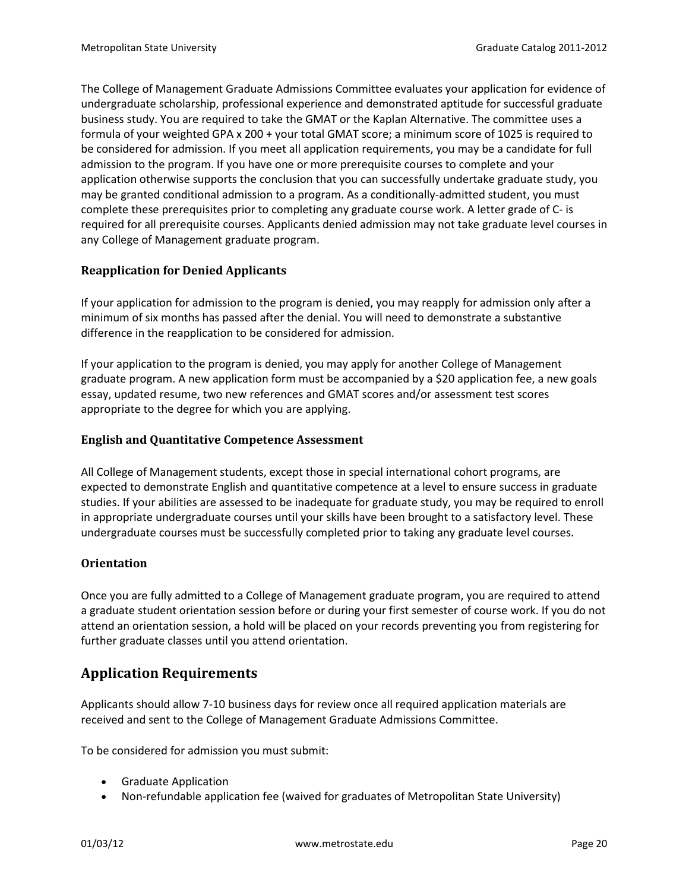The College of Management Graduate Admissions Committee evaluates your application for evidence of undergraduate scholarship, professional experience and demonstrated aptitude for successful graduate business study. You are required to take the GMAT or the Kaplan Alternative. The committee uses a formula of your weighted GPA x 200 + your total GMAT score; a minimum score of 1025 is required to be considered for admission. If you meet all application requirements, you may be a candidate for full admission to the program. If you have one or more prerequisite courses to complete and your application otherwise supports the conclusion that you can successfully undertake graduate study, you may be granted conditional admission to a program. As a conditionally-admitted student, you must complete these prerequisites prior to completing any graduate course work. A letter grade of C- is required for all prerequisite courses. Applicants denied admission may not take graduate level courses in any College of Management graduate program.

### Reapplication for Denied Applicants

If your application for admission to the program is denied, you may reapply for admission only after a minimum of six months has passed after the denial. You will need to demonstrate a substantive difference in the reapplication to be considered for admission.

If your application to the program is denied, you may apply for another College of Management graduate program. A new application form must be accompanied by a $20 application fee, a new goals essay, updated resume, two new references and GMAT scores and/or assessment test scores appropriate to the degree for which you are applying.

### English and Quantitative Competence Assessment

All College of Management students, except those in special international cohort programs, are expected to demonstrate English and quantitative competence at a level to ensure success in graduate studies. If your abilities are assessed to be inadequate for graduate study, you may be required to enroll in appropriate undergraduate courses until your skills have been brought to a satisfactory level. These undergraduate courses must be successfully completed prior to taking any graduate level courses.

### Orientation

Once you are fully admitted to a College of Management graduate program, you are required to attend a graduate student orientation session before or during your first semester of course work. If you do not attend an orientation session, a hold will be placed on your records preventing you from registering for further graduate classes until you attend orientation.

## Application Requirements

Applicants should allow 7-10 business days for review once all required application materials are received and sent to the College of Management Graduate Admissions Committee.

To be considered for admission you must submit:

- Graduate Application
- Non-refundable application fee (waived for graduates of Metropolitan State University)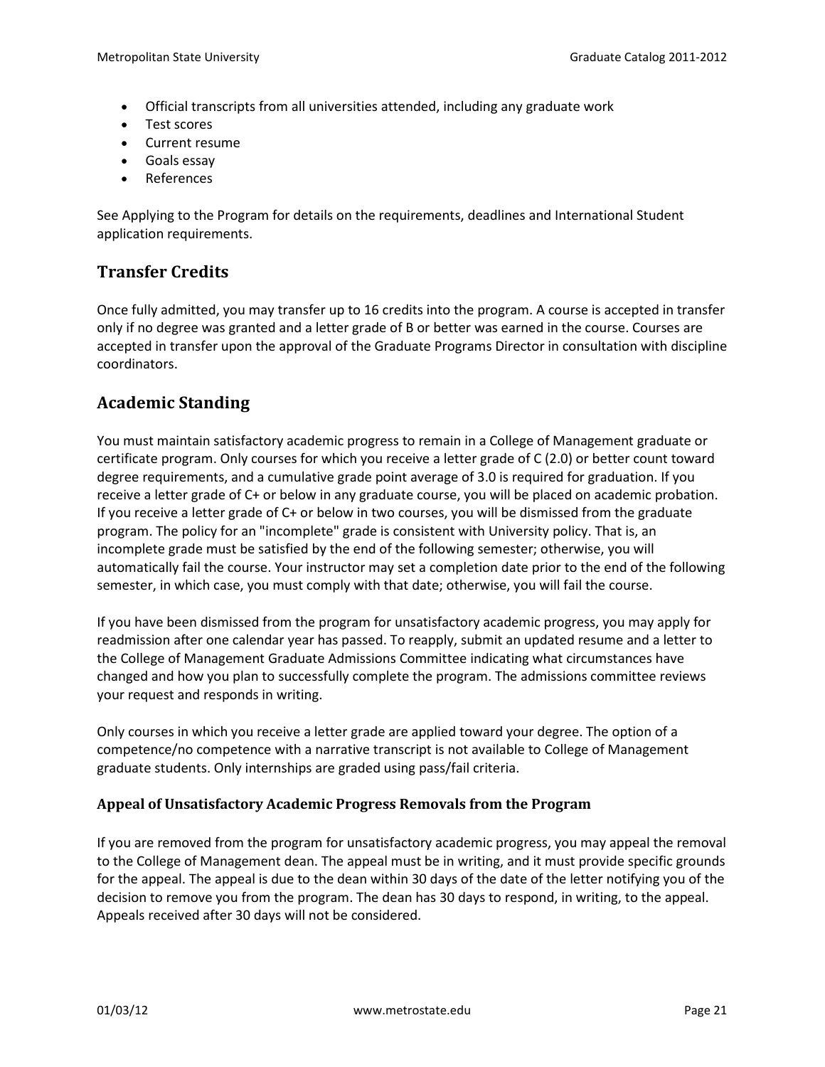- Official transcripts from all universities attended, including any graduate work
- Test scores
- Current resume
- Goals essay
- References

See Applying to the Program for details on the requirements, deadlines and International Student application requirements.

## Transfer Credits

Once fully admitted, you may transfer up to 16 credits into the program. A course is accepted in transfer only if no degree was granted and a letter grade of B or better was earned in the course. Courses are accepted in transfer upon the approval of the Graduate Programs Director in consultation with discipline coordinators.

## Academic Standing

You must maintain satisfactory academic progress to remain in a College of Management graduate or certificate program. Only courses for which you receive a letter grade of C (2.0) or better count toward degree requirements, and a cumulative grade point average of 3.0 is required for graduation. If you receive a letter grade of C+ or below in any graduate course, you will be placed on academic probation. If you receive a letter grade of C+ or below in two courses, you will be dismissed from the graduate program. The policy for an "incomplete" grade is consistent with University policy. That is, an incomplete grade must be satisfied by the end of the following semester; otherwise, you will automatically fail the course. Your instructor may set a completion date prior to the end of the following semester, in which case, you must comply with that date; otherwise, you will fail the course.

If you have been dismissed from the program for unsatisfactory academic progress, you may apply for readmission after one calendar year has passed. To reapply, submit an updated resume and a letter to the College of Management Graduate Admissions Committee indicating what circumstances have changed and how you plan to successfully complete the program. The admissions committee reviews your request and responds in writing.

Only courses in which you receive a letter grade are applied toward your degree. The option of a competence/no competence with a narrative transcript is not available to College of Management graduate students. Only internships are graded using pass/fail criteria.

### Appeal of Unsatisfactory Academic Progress Removals from the Program

If you are removed from the program for unsatisfactory academic progress, you may appeal the removal to the College of Management dean. The appeal must be in writing, and it must provide specific grounds for the appeal. The appeal is due to the dean within 30 days of the date of the letter notifying you of the decision to remove you from the program. The dean has 30 days to respond, in writing, to the appeal. Appeals received after 30 days will not be considered.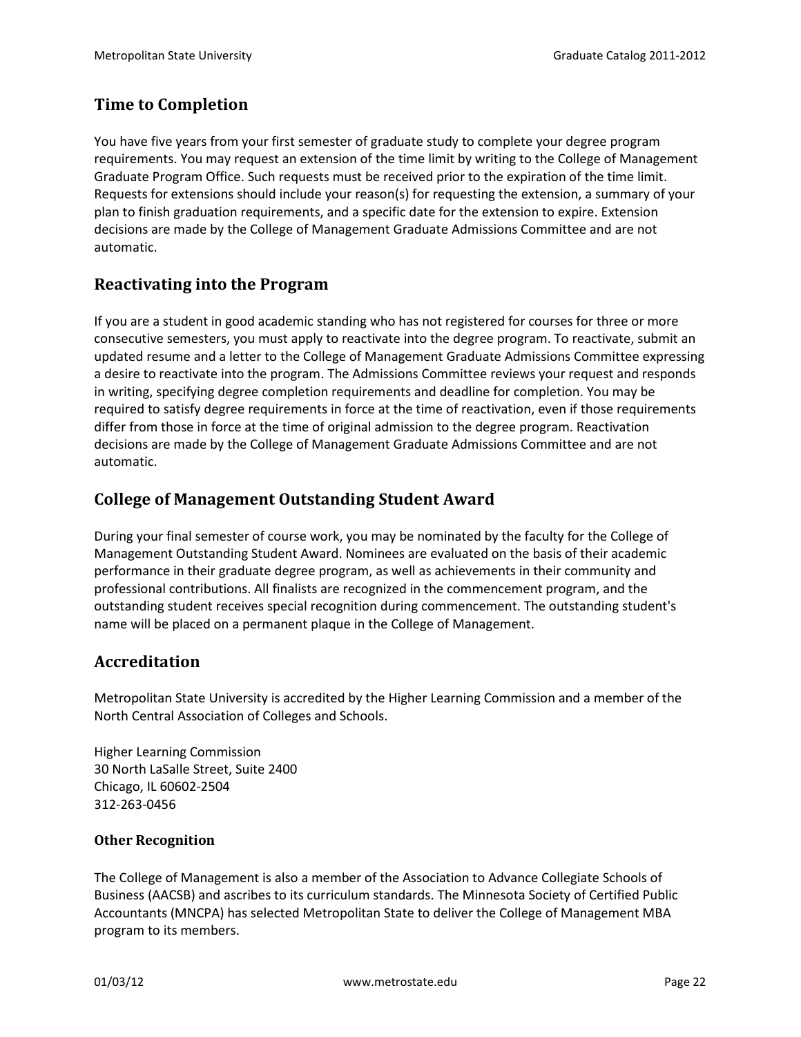## Time to Completion

You have five years from your first semester of graduate study to complete your degree program requirements. You may request an extension of the time limit by writing to the College of Management Graduate Program Office. Such requests must be received prior to the expiration of the time limit. Requests for extensions should include your reason(s) for requesting the extension, a summary of your plan to finish graduation requirements, and a specific date for the extension to expire. Extension decisions are made by the College of Management Graduate Admissions Committee and are not automatic.

## Reactivating into the Program

If you are a student in good academic standing who has not registered for courses for three or more consecutive semesters, you must apply to reactivate into the degree program. To reactivate, submit an updated resume and a letter to the College of Management Graduate Admissions Committee expressing a desire to reactivate into the program. The Admissions Committee reviews your request and responds in writing, specifying degree completion requirements and deadline for completion. You may be required to satisfy degree requirements in force at the time of reactivation, even if those requirements differ from those in force at the time of original admission to the degree program. Reactivation decisions are made by the College of Management Graduate Admissions Committee and are not automatic.

## College of Management Outstanding Student Award

During your final semester of course work, you may be nominated by the faculty for the College of Management Outstanding Student Award. Nominees are evaluated on the basis of their academic performance in their graduate degree program, as well as achievements in their community and professional contributions. All finalists are recognized in the commencement program, and the outstanding student receives special recognition during commencement. The outstanding student's name will be placed on a permanent plaque in the College of Management.

## Accreditation

Metropolitan State University is accredited by the Higher Learning Commission and a member of the North Central Association of Colleges and Schools.

Higher Learning Commission
30 North LaSalle Street, Suite 2400
Chicago, IL 60602-2504
312-263-0456

### Other Recognition

The College of Management is also a member of the Association to Advance Collegiate Schools of Business (AACSB) and ascribes to its curriculum standards. The Minnesota Society of Certified Public Accountants (MNCPA) has selected Metropolitan State to deliver the College of Management MBA program to its members.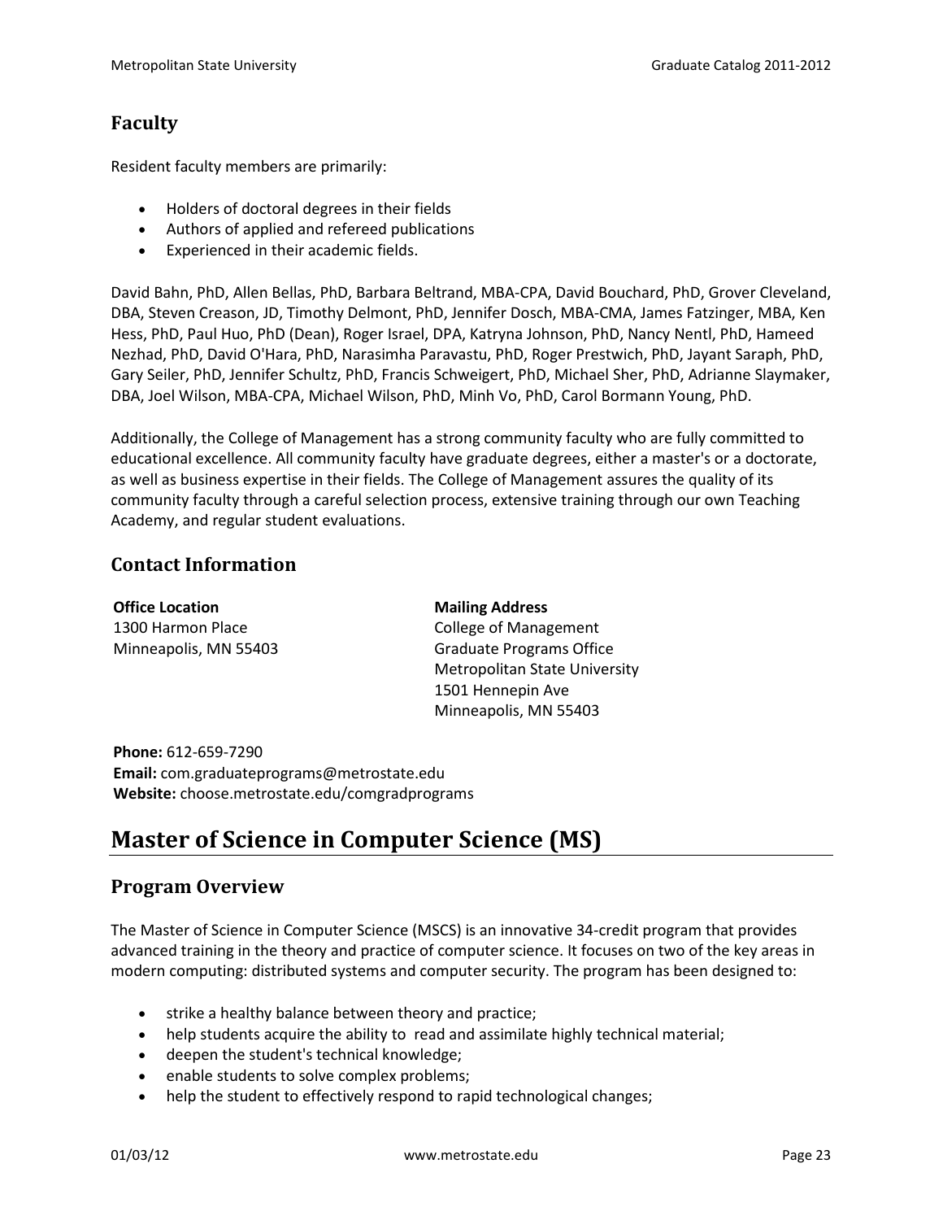## Faculty

Resident faculty members are primarily:

- Holders of doctoral degrees in their fields
- Authors of applied and refereed publications
- Experienced in their academic fields.

David Bahn, PhD, Allen Bellas, PhD, Barbara Beltrand, MBA-CPA, David Bouchard, PhD, Grover Cleveland, DBA, Steven Creason, JD, Timothy Delmont, PhD, Jennifer Dosch, MBA-CMA, James Fatzinger, MBA, Ken Hess, PhD, Paul Huo, PhD (Dean), Roger Israel, DPA, Katryna Johnson, PhD, Nancy Nentl, PhD, Hameed Nezhad, PhD, David O'Hara, PhD, Narasimha Paravastu, PhD, Roger Prestwich, PhD, Jayant Saraph, PhD, Gary Seiler, PhD, Jennifer Schultz, PhD, Francis Schweigert, PhD, Michael Sher, PhD, Adrianne Slaymaker, DBA, Joel Wilson, MBA-CPA, Michael Wilson, PhD, Minh Vo, PhD, Carol Bormann Young, PhD.

Additionally, the College of Management has a strong community faculty who are fully committed to educational excellence. All community faculty have graduate degrees, either a master's or a doctorate, as well as business expertise in their fields. The College of Management assures the quality of its community faculty through a careful selection process, extensive training through our own Teaching Academy, and regular student evaluations.

## Contact Information

**Office Location**
1300 Harmon Place
Minneapolis, MN 55403

**Mailing Address**
College of Management
Graduate Programs Office
Metropolitan State University
1501 Hennepin Ave
Minneapolis, MN 55403

**Phone:** 612-659-7290
**Email:** com.graduateprograms@metrostate.edu
**Website:** choose.metrostate.edu/comgradprograms

# Master of Science in Computer Science (MS)

## Program Overview

The Master of Science in Computer Science (MSCS) is an innovative 34-credit program that provides advanced training in the theory and practice of computer science. It focuses on two of the key areas in modern computing: distributed systems and computer security. The program has been designed to:

- strike a healthy balance between theory and practice;
- help students acquire the ability to read and assimilate highly technical material;
- deepen the student's technical knowledge;
- enable students to solve complex problems;
- help the student to effectively respond to rapid technological changes;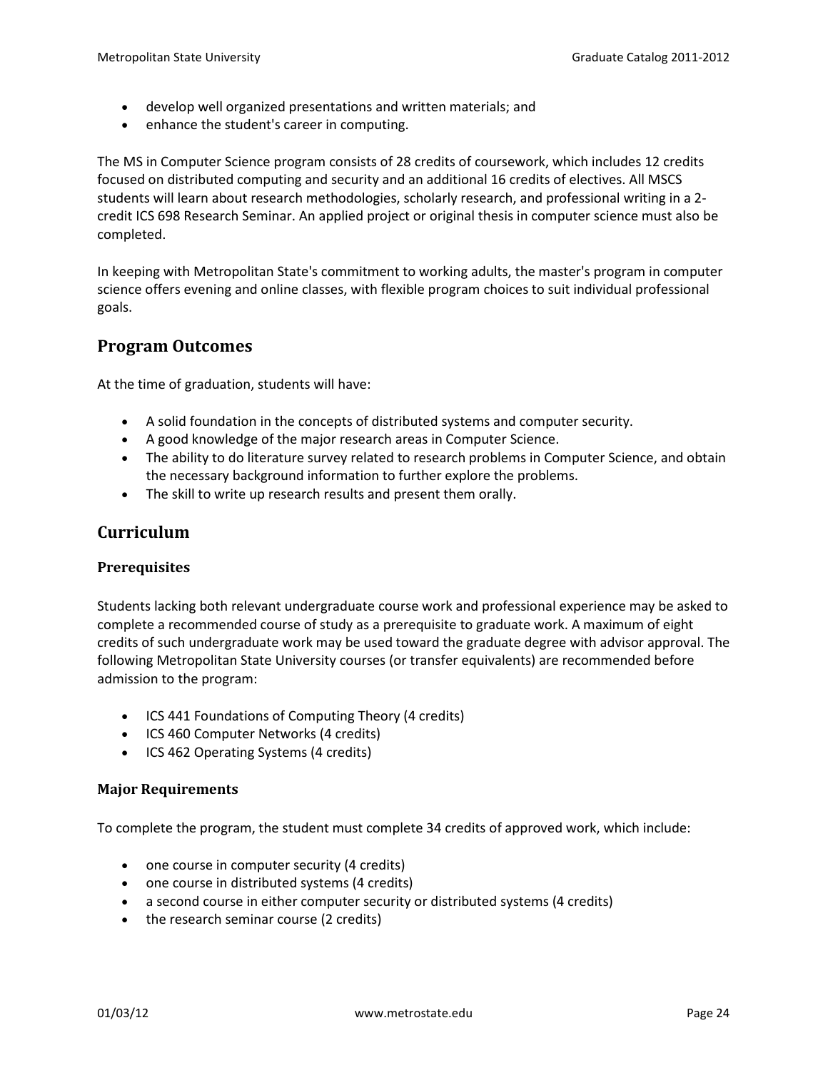- develop well organized presentations and written materials; and
- enhance the student's career in computing.

The MS in Computer Science program consists of 28 credits of coursework, which includes 12 credits focused on distributed computing and security and an additional 16 credits of electives. All MSCS students will learn about research methodologies, scholarly research, and professional writing in a 2-credit ICS 698 Research Seminar. An applied project or original thesis in computer science must also be completed.

In keeping with Metropolitan State's commitment to working adults, the master's program in computer science offers evening and online classes, with flexible program choices to suit individual professional goals.

## Program Outcomes

At the time of graduation, students will have:

- A solid foundation in the concepts of distributed systems and computer security.
- A good knowledge of the major research areas in Computer Science.
- The ability to do literature survey related to research problems in Computer Science, and obtain the necessary background information to further explore the problems.
- The skill to write up research results and present them orally.

## Curriculum

### Prerequisites

Students lacking both relevant undergraduate course work and professional experience may be asked to complete a recommended course of study as a prerequisite to graduate work. A maximum of eight credits of such undergraduate work may be used toward the graduate degree with advisor approval. The following Metropolitan State University courses (or transfer equivalents) are recommended before admission to the program:

- ICS 441 Foundations of Computing Theory (4 credits)
- ICS 460 Computer Networks (4 credits)
- ICS 462 Operating Systems (4 credits)

### Major Requirements

To complete the program, the student must complete 34 credits of approved work, which include:

- one course in computer security (4 credits)
- one course in distributed systems (4 credits)
- a second course in either computer security or distributed systems (4 credits)
- the research seminar course (2 credits)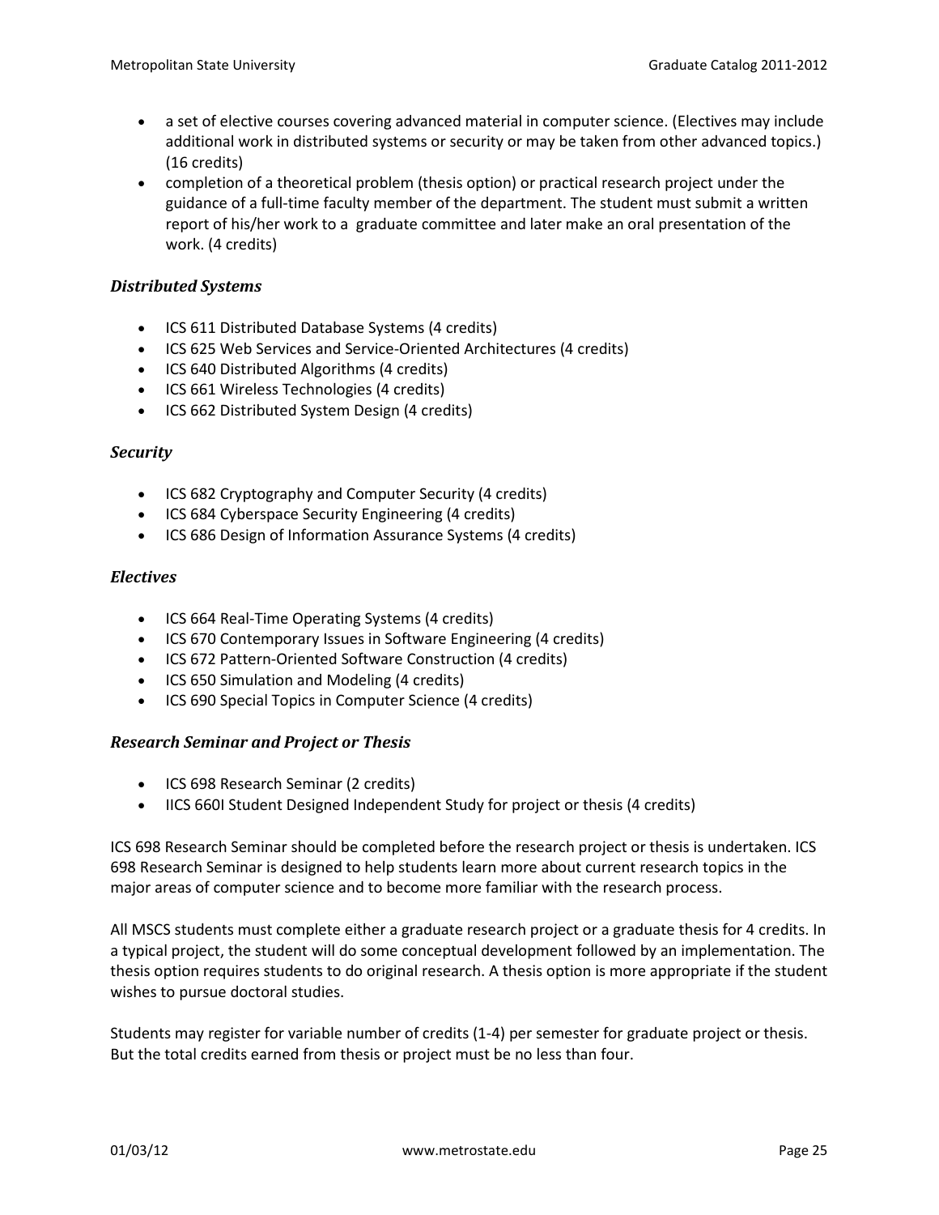- a set of elective courses covering advanced material in computer science. (Electives may include additional work in distributed systems or security or may be taken from other advanced topics.) (16 credits)
- completion of a theoretical problem (thesis option) or practical research project under the guidance of a full-time faculty member of the department. The student must submit a written report of his/her work to a graduate committee and later make an oral presentation of the work. (4 credits)

### *Distributed Systems*

- ICS 611 Distributed Database Systems (4 credits)
- ICS 625 Web Services and Service-Oriented Architectures (4 credits)
- ICS 640 Distributed Algorithms (4 credits)
- ICS 661 Wireless Technologies (4 credits)
- ICS 662 Distributed System Design (4 credits)

### *Security*

- ICS 682 Cryptography and Computer Security (4 credits)
- ICS 684 Cyberspace Security Engineering (4 credits)
- ICS 686 Design of Information Assurance Systems (4 credits)

### *Electives*

- ICS 664 Real-Time Operating Systems (4 credits)
- ICS 670 Contemporary Issues in Software Engineering (4 credits)
- ICS 672 Pattern-Oriented Software Construction (4 credits)
- ICS 650 Simulation and Modeling (4 credits)
- ICS 690 Special Topics in Computer Science (4 credits)

### *Research Seminar and Project or Thesis*

- ICS 698 Research Seminar (2 credits)
- IICS 660I Student Designed Independent Study for project or thesis (4 credits)

ICS 698 Research Seminar should be completed before the research project or thesis is undertaken. ICS 698 Research Seminar is designed to help students learn more about current research topics in the major areas of computer science and to become more familiar with the research process.

All MSCS students must complete either a graduate research project or a graduate thesis for 4 credits. In a typical project, the student will do some conceptual development followed by an implementation. The thesis option requires students to do original research. A thesis option is more appropriate if the student wishes to pursue doctoral studies.

Students may register for variable number of credits (1-4) per semester for graduate project or thesis. But the total credits earned from thesis or project must be no less than four.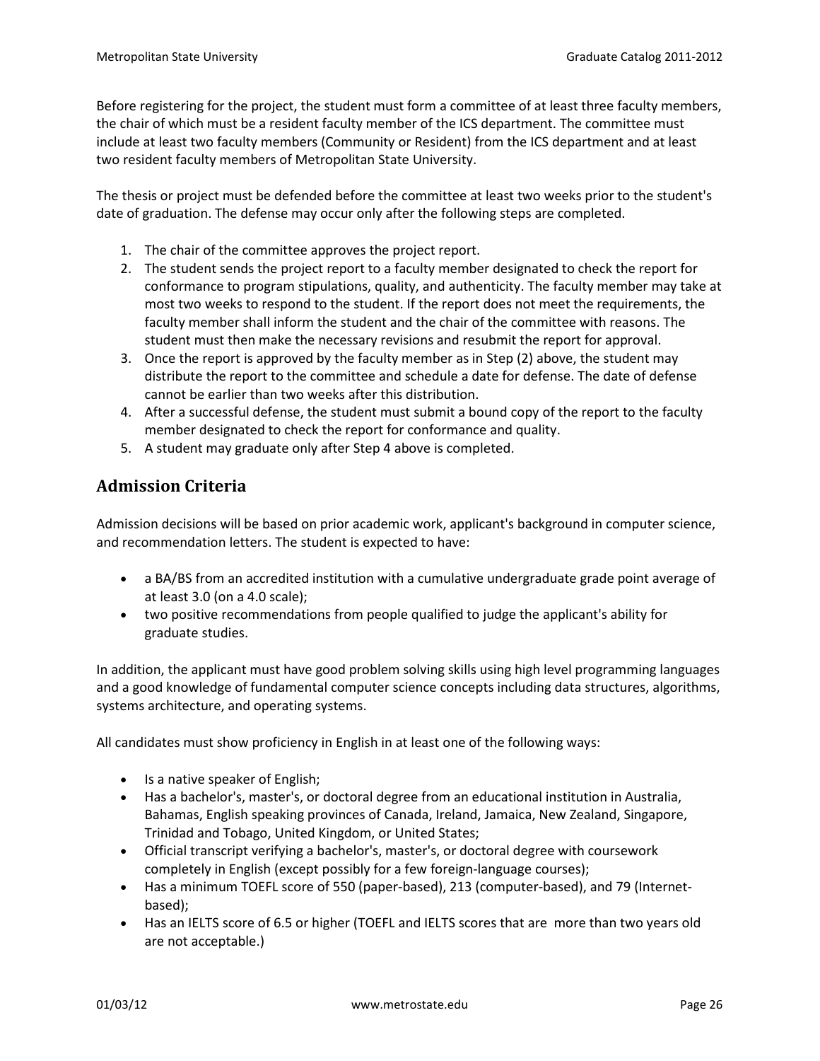Before registering for the project, the student must form a committee of at least three faculty members, the chair of which must be a resident faculty member of the ICS department. The committee must include at least two faculty members (Community or Resident) from the ICS department and at least two resident faculty members of Metropolitan State University.

The thesis or project must be defended before the committee at least two weeks prior to the student's date of graduation. The defense may occur only after the following steps are completed.

1. The chair of the committee approves the project report.
2. The student sends the project report to a faculty member designated to check the report for conformance to program stipulations, quality, and authenticity. The faculty member may take at most two weeks to respond to the student. If the report does not meet the requirements, the faculty member shall inform the student and the chair of the committee with reasons. The student must then make the necessary revisions and resubmit the report for approval.
3. Once the report is approved by the faculty member as in Step (2) above, the student may distribute the report to the committee and schedule a date for defense. The date of defense cannot be earlier than two weeks after this distribution.
4. After a successful defense, the student must submit a bound copy of the report to the faculty member designated to check the report for conformance and quality.
5. A student may graduate only after Step 4 above is completed.

## Admission Criteria

Admission decisions will be based on prior academic work, applicant's background in computer science, and recommendation letters. The student is expected to have:

- a BA/BS from an accredited institution with a cumulative undergraduate grade point average of at least 3.0 (on a 4.0 scale);
- two positive recommendations from people qualified to judge the applicant's ability for graduate studies.

In addition, the applicant must have good problem solving skills using high level programming languages and a good knowledge of fundamental computer science concepts including data structures, algorithms, systems architecture, and operating systems.

All candidates must show proficiency in English in at least one of the following ways:

- Is a native speaker of English;
- Has a bachelor's, master's, or doctoral degree from an educational institution in Australia, Bahamas, English speaking provinces of Canada, Ireland, Jamaica, New Zealand, Singapore, Trinidad and Tobago, United Kingdom, or United States;
- Official transcript verifying a bachelor's, master's, or doctoral degree with coursework completely in English (except possibly for a few foreign-language courses);
- Has a minimum TOEFL score of 550 (paper-based), 213 (computer-based), and 79 (Internet-based);
- Has an IELTS score of 6.5 or higher (TOEFL and IELTS scores that are more than two years old are not acceptable.)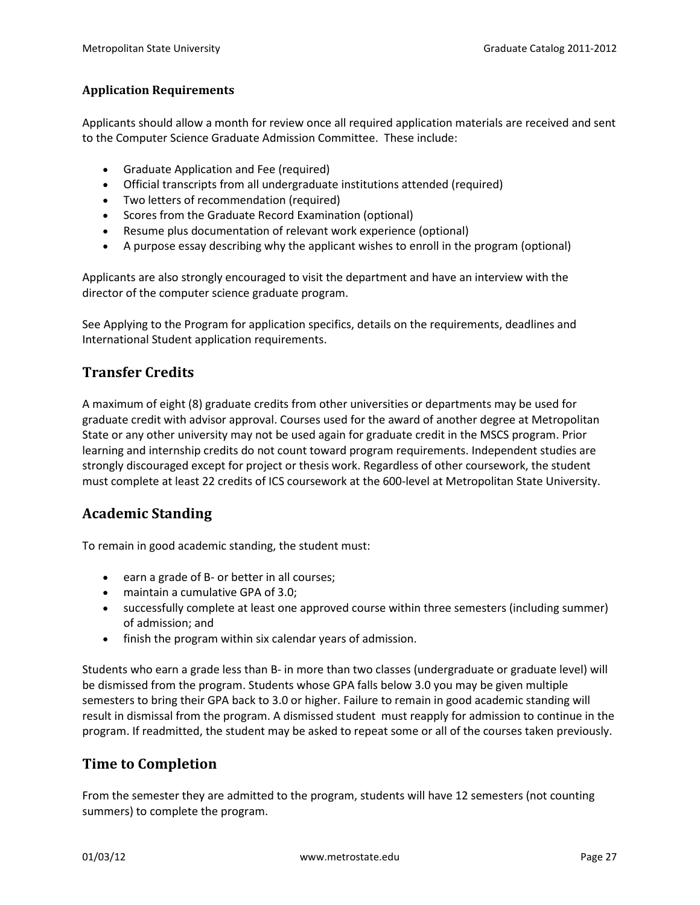### Application Requirements

Applicants should allow a month for review once all required application materials are received and sent to the Computer Science Graduate Admission Committee. These include:

- Graduate Application and Fee (required)
- Official transcripts from all undergraduate institutions attended (required)
- Two letters of recommendation (required)
- Scores from the Graduate Record Examination (optional)
- Resume plus documentation of relevant work experience (optional)
- A purpose essay describing why the applicant wishes to enroll in the program (optional)

Applicants are also strongly encouraged to visit the department and have an interview with the director of the computer science graduate program.

See Applying to the Program for application specifics, details on the requirements, deadlines and International Student application requirements.

## Transfer Credits

A maximum of eight (8) graduate credits from other universities or departments may be used for graduate credit with advisor approval. Courses used for the award of another degree at Metropolitan State or any other university may not be used again for graduate credit in the MSCS program. Prior learning and internship credits do not count toward program requirements. Independent studies are strongly discouraged except for project or thesis work. Regardless of other coursework, the student must complete at least 22 credits of ICS coursework at the 600-level at Metropolitan State University.

## Academic Standing

To remain in good academic standing, the student must:

- earn a grade of B- or better in all courses;
- maintain a cumulative GPA of 3.0;
- successfully complete at least one approved course within three semesters (including summer) of admission; and
- finish the program within six calendar years of admission.

Students who earn a grade less than B- in more than two classes (undergraduate or graduate level) will be dismissed from the program. Students whose GPA falls below 3.0 you may be given multiple semesters to bring their GPA back to 3.0 or higher. Failure to remain in good academic standing will result in dismissal from the program. A dismissed student must reapply for admission to continue in the program. If readmitted, the student may be asked to repeat some or all of the courses taken previously.

## Time to Completion

From the semester they are admitted to the program, students will have 12 semesters (not counting summers) to complete the program.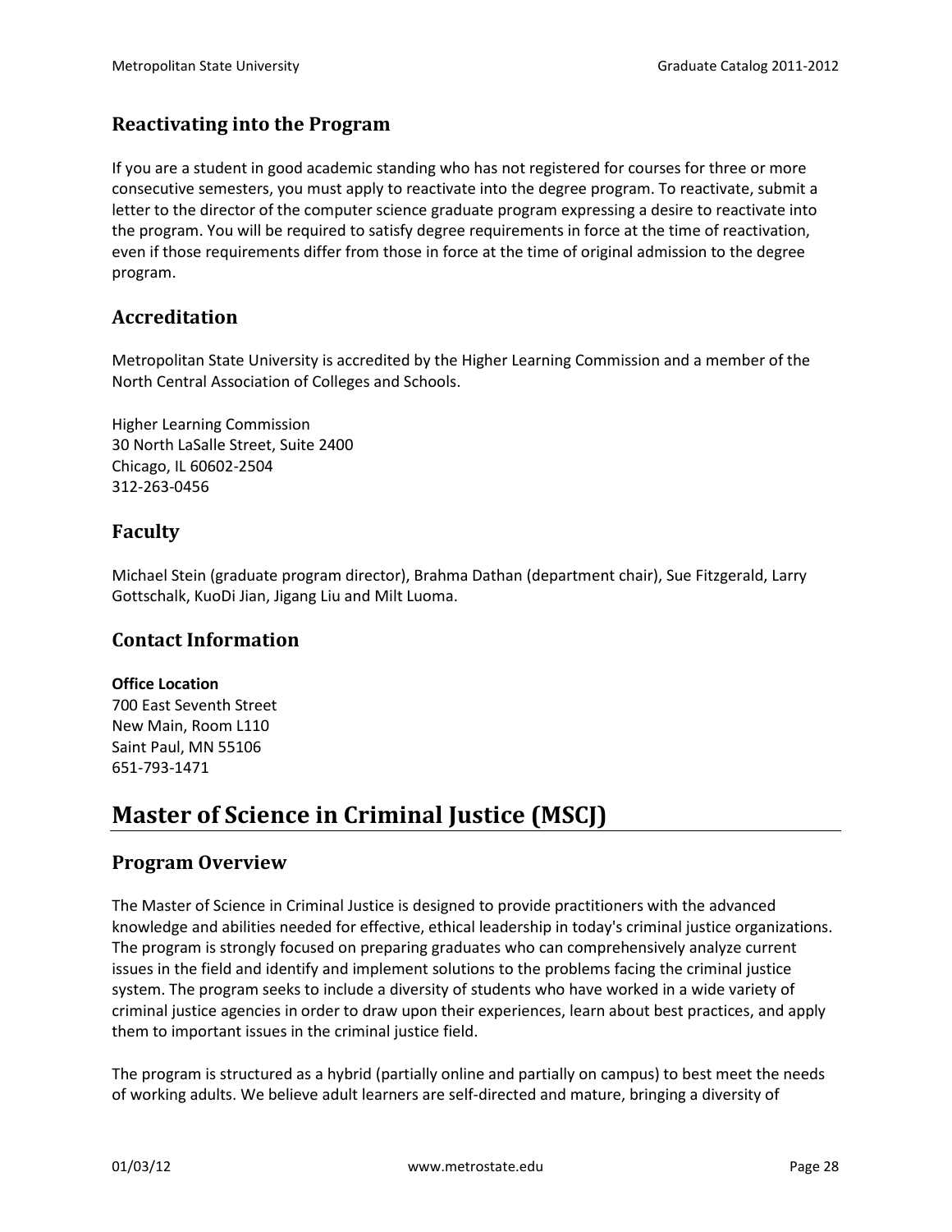### Reactivating into the Program

If you are a student in good academic standing who has not registered for courses for three or more consecutive semesters, you must apply to reactivate into the degree program. To reactivate, submit a letter to the director of the computer science graduate program expressing a desire to reactivate into the program. You will be required to satisfy degree requirements in force at the time of reactivation, even if those requirements differ from those in force at the time of original admission to the degree program.

### Accreditation

Metropolitan State University is accredited by the Higher Learning Commission and a member of the North Central Association of Colleges and Schools.

Higher Learning Commission
30 North LaSalle Street, Suite 2400
Chicago, IL 60602-2504
312-263-0456

### Faculty

Michael Stein (graduate program director), Brahma Dathan (department chair), Sue Fitzgerald, Larry Gottschalk, KuoDi Jian, Jigang Liu and Milt Luoma.

### Contact Information

**Office Location**
700 East Seventh Street
New Main, Room L110
Saint Paul, MN 55106
651-793-1471

## Master of Science in Criminal Justice (MSCJ)

### Program Overview

The Master of Science in Criminal Justice is designed to provide practitioners with the advanced knowledge and abilities needed for effective, ethical leadership in today's criminal justice organizations. The program is strongly focused on preparing graduates who can comprehensively analyze current issues in the field and identify and implement solutions to the problems facing the criminal justice system. The program seeks to include a diversity of students who have worked in a wide variety of criminal justice agencies in order to draw upon their experiences, learn about best practices, and apply them to important issues in the criminal justice field.

The program is structured as a hybrid (partially online and partially on campus) to best meet the needs of working adults. We believe adult learners are self-directed and mature, bringing a diversity of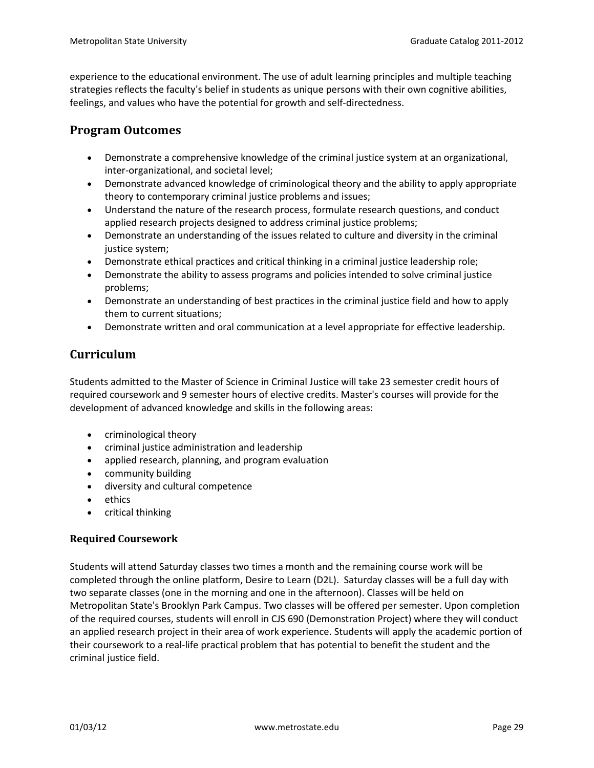experience to the educational environment. The use of adult learning principles and multiple teaching strategies reflects the faculty's belief in students as unique persons with their own cognitive abilities, feelings, and values who have the potential for growth and self-directedness.

## Program Outcomes

- Demonstrate a comprehensive knowledge of the criminal justice system at an organizational, inter-organizational, and societal level;
- Demonstrate advanced knowledge of criminological theory and the ability to apply appropriate theory to contemporary criminal justice problems and issues;
- Understand the nature of the research process, formulate research questions, and conduct applied research projects designed to address criminal justice problems;
- Demonstrate an understanding of the issues related to culture and diversity in the criminal justice system;
- Demonstrate ethical practices and critical thinking in a criminal justice leadership role;
- Demonstrate the ability to assess programs and policies intended to solve criminal justice problems;
- Demonstrate an understanding of best practices in the criminal justice field and how to apply them to current situations;
- Demonstrate written and oral communication at a level appropriate for effective leadership.

## Curriculum

Students admitted to the Master of Science in Criminal Justice will take 23 semester credit hours of required coursework and 9 semester hours of elective credits. Master's courses will provide for the development of advanced knowledge and skills in the following areas:

- criminological theory
- criminal justice administration and leadership
- applied research, planning, and program evaluation
- community building
- diversity and cultural competence
- ethics
- critical thinking

### Required Coursework

Students will attend Saturday classes two times a month and the remaining course work will be completed through the online platform, Desire to Learn (D2L). Saturday classes will be a full day with two separate classes (one in the morning and one in the afternoon). Classes will be held on Metropolitan State's Brooklyn Park Campus. Two classes will be offered per semester. Upon completion of the required courses, students will enroll in CJS 690 (Demonstration Project) where they will conduct an applied research project in their area of work experience. Students will apply the academic portion of their coursework to a real-life practical problem that has potential to benefit the student and the criminal justice field.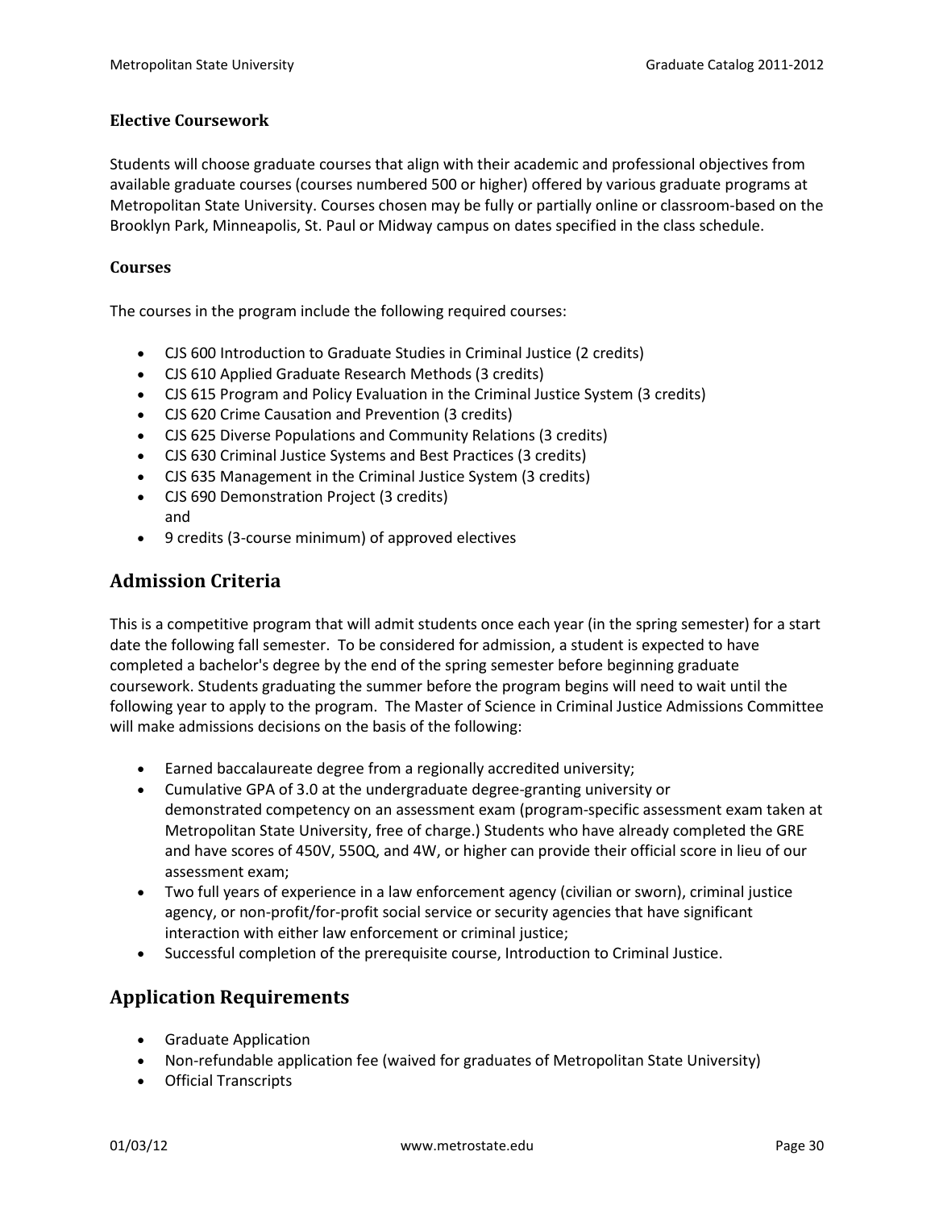### Elective Coursework

Students will choose graduate courses that align with their academic and professional objectives from available graduate courses (courses numbered 500 or higher) offered by various graduate programs at Metropolitan State University. Courses chosen may be fully or partially online or classroom-based on the Brooklyn Park, Minneapolis, St. Paul or Midway campus on dates specified in the class schedule.

### Courses

The courses in the program include the following required courses:

- CJS 600 Introduction to Graduate Studies in Criminal Justice (2 credits)
- CJS 610 Applied Graduate Research Methods (3 credits)
- CJS 615 Program and Policy Evaluation in the Criminal Justice System (3 credits)
- CJS 620 Crime Causation and Prevention (3 credits)
- CJS 625 Diverse Populations and Community Relations (3 credits)
- CJS 630 Criminal Justice Systems and Best Practices (3 credits)
- CJS 635 Management in the Criminal Justice System (3 credits)
- CJS 690 Demonstration Project (3 credits)
  and
- 9 credits (3-course minimum) of approved electives

## Admission Criteria

This is a competitive program that will admit students once each year (in the spring semester) for a start date the following fall semester. To be considered for admission, a student is expected to have completed a bachelor's degree by the end of the spring semester before beginning graduate coursework. Students graduating the summer before the program begins will need to wait until the following year to apply to the program. The Master of Science in Criminal Justice Admissions Committee will make admissions decisions on the basis of the following:

- Earned baccalaureate degree from a regionally accredited university;
- Cumulative GPA of 3.0 at the undergraduate degree-granting university or demonstrated competency on an assessment exam (program-specific assessment exam taken at Metropolitan State University, free of charge.) Students who have already completed the GRE and have scores of 450V, 550Q, and 4W, or higher can provide their official score in lieu of our assessment exam;
- Two full years of experience in a law enforcement agency (civilian or sworn), criminal justice agency, or non-profit/for-profit social service or security agencies that have significant interaction with either law enforcement or criminal justice;
- Successful completion of the prerequisite course, Introduction to Criminal Justice.

## Application Requirements

- Graduate Application
- Non-refundable application fee (waived for graduates of Metropolitan State University)
- Official Transcripts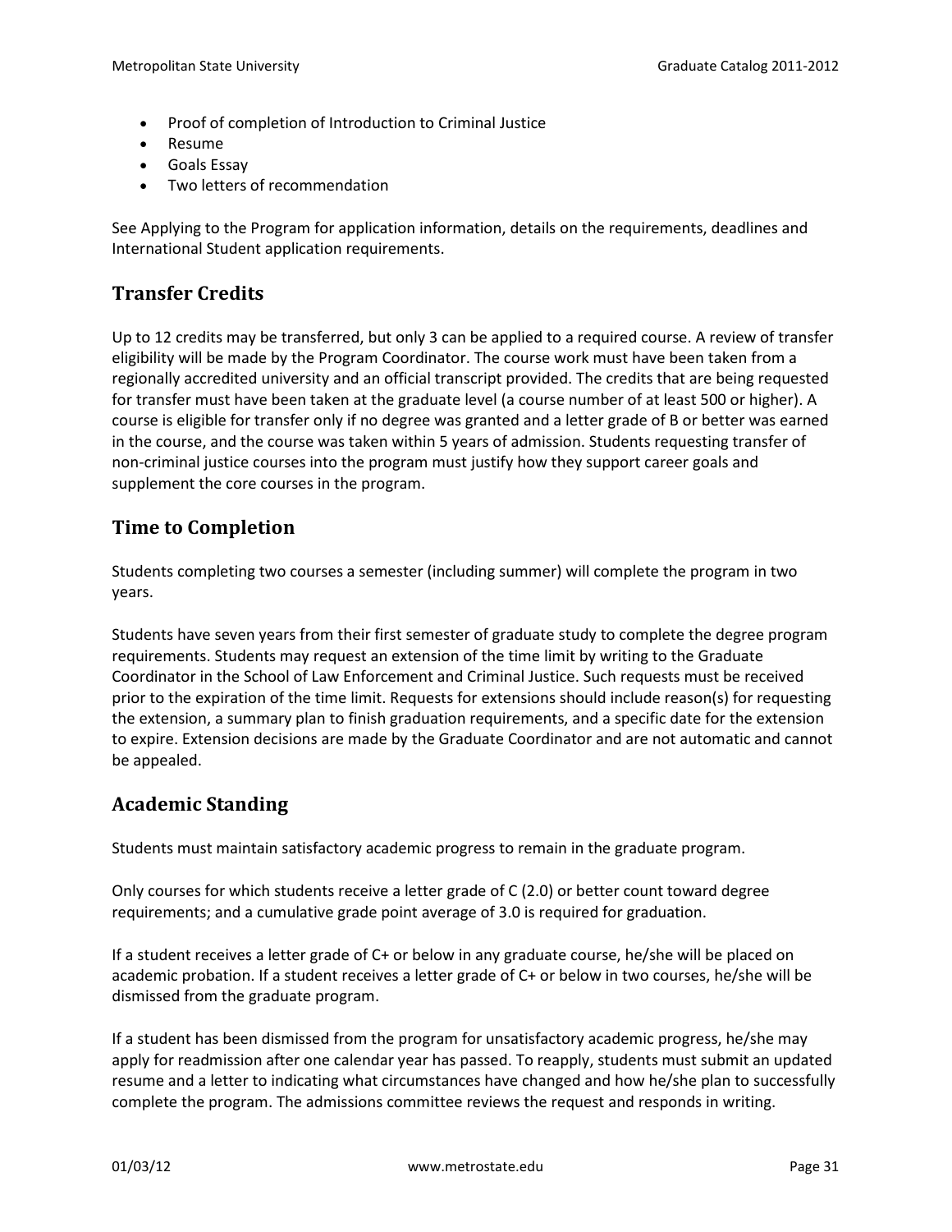- Proof of completion of Introduction to Criminal Justice
- Resume
- Goals Essay
- Two letters of recommendation

See Applying to the Program for application information, details on the requirements, deadlines and International Student application requirements.

## Transfer Credits

Up to 12 credits may be transferred, but only 3 can be applied to a required course. A review of transfer eligibility will be made by the Program Coordinator. The course work must have been taken from a regionally accredited university and an official transcript provided. The credits that are being requested for transfer must have been taken at the graduate level (a course number of at least 500 or higher). A course is eligible for transfer only if no degree was granted and a letter grade of B or better was earned in the course, and the course was taken within 5 years of admission. Students requesting transfer of non-criminal justice courses into the program must justify how they support career goals and supplement the core courses in the program.

## Time to Completion

Students completing two courses a semester (including summer) will complete the program in two years.

Students have seven years from their first semester of graduate study to complete the degree program requirements. Students may request an extension of the time limit by writing to the Graduate Coordinator in the School of Law Enforcement and Criminal Justice. Such requests must be received prior to the expiration of the time limit. Requests for extensions should include reason(s) for requesting the extension, a summary plan to finish graduation requirements, and a specific date for the extension to expire. Extension decisions are made by the Graduate Coordinator and are not automatic and cannot be appealed.

## Academic Standing

Students must maintain satisfactory academic progress to remain in the graduate program.

Only courses for which students receive a letter grade of C (2.0) or better count toward degree requirements; and a cumulative grade point average of 3.0 is required for graduation.

If a student receives a letter grade of C+ or below in any graduate course, he/she will be placed on academic probation. If a student receives a letter grade of C+ or below in two courses, he/she will be dismissed from the graduate program.

If a student has been dismissed from the program for unsatisfactory academic progress, he/she may apply for readmission after one calendar year has passed. To reapply, students must submit an updated resume and a letter to indicating what circumstances have changed and how he/she plan to successfully complete the program. The admissions committee reviews the request and responds in writing.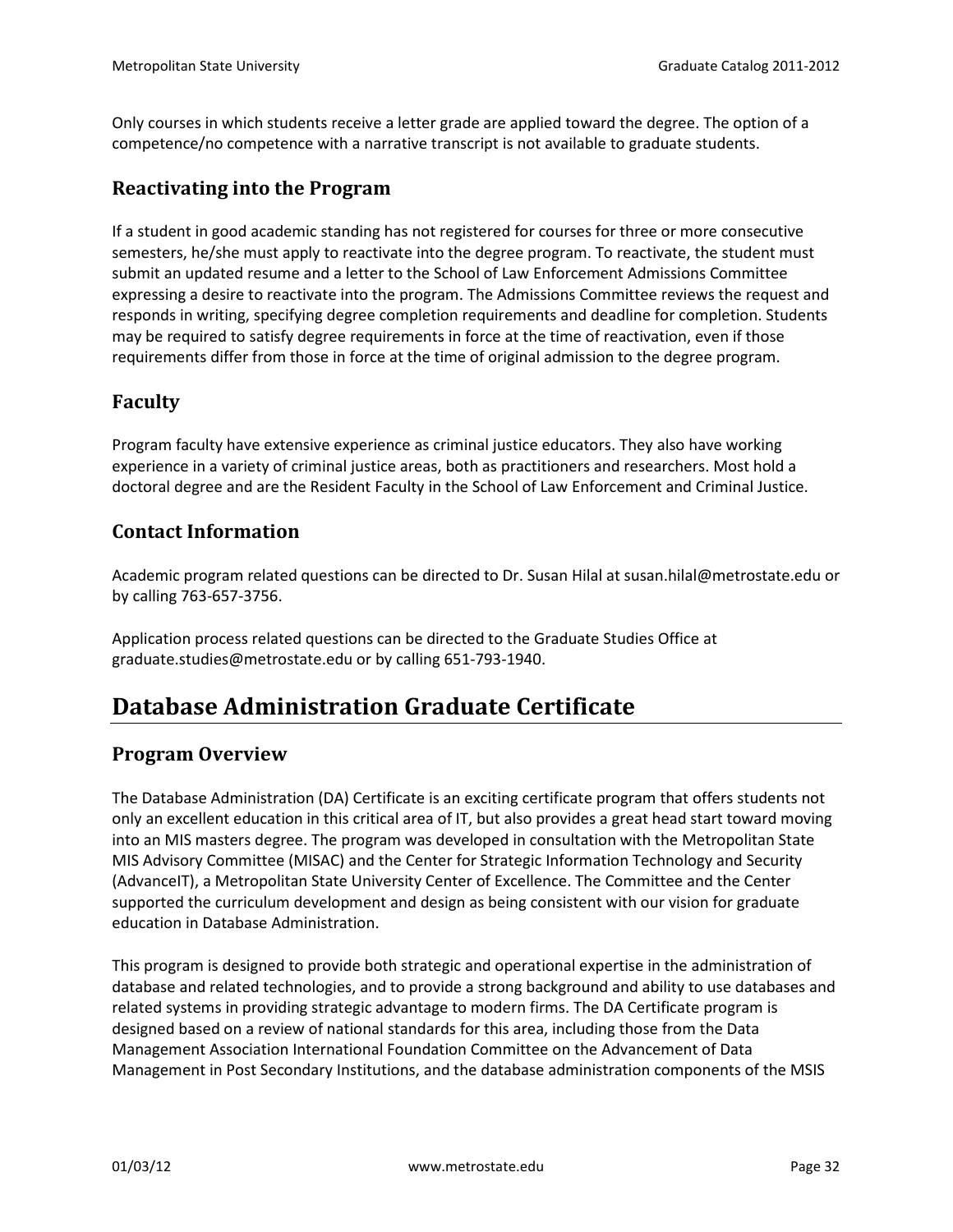Only courses in which students receive a letter grade are applied toward the degree. The option of a competence/no competence with a narrative transcript is not available to graduate students.

### Reactivating into the Program

If a student in good academic standing has not registered for courses for three or more consecutive semesters, he/she must apply to reactivate into the degree program. To reactivate, the student must submit an updated resume and a letter to the School of Law Enforcement Admissions Committee expressing a desire to reactivate into the program. The Admissions Committee reviews the request and responds in writing, specifying degree completion requirements and deadline for completion. Students may be required to satisfy degree requirements in force at the time of reactivation, even if those requirements differ from those in force at the time of original admission to the degree program.

### Faculty

Program faculty have extensive experience as criminal justice educators. They also have working experience in a variety of criminal justice areas, both as practitioners and researchers. Most hold a doctoral degree and are the Resident Faculty in the School of Law Enforcement and Criminal Justice.

### Contact Information

Academic program related questions can be directed to Dr. Susan Hilal at susan.hilal@metrostate.edu or by calling 763-657-3756.

Application process related questions can be directed to the Graduate Studies Office at graduate.studies@metrostate.edu or by calling 651-793-1940.

## Database Administration Graduate Certificate

### Program Overview

The Database Administration (DA) Certificate is an exciting certificate program that offers students not only an excellent education in this critical area of IT, but also provides a great head start toward moving into an MIS masters degree. The program was developed in consultation with the Metropolitan State MIS Advisory Committee (MISAC) and the Center for Strategic Information Technology and Security (AdvanceIT), a Metropolitan State University Center of Excellence. The Committee and the Center supported the curriculum development and design as being consistent with our vision for graduate education in Database Administration.

This program is designed to provide both strategic and operational expertise in the administration of database and related technologies, and to provide a strong background and ability to use databases and related systems in providing strategic advantage to modern firms. The DA Certificate program is designed based on a review of national standards for this area, including those from the Data Management Association International Foundation Committee on the Advancement of Data Management in Post Secondary Institutions, and the database administration components of the MSIS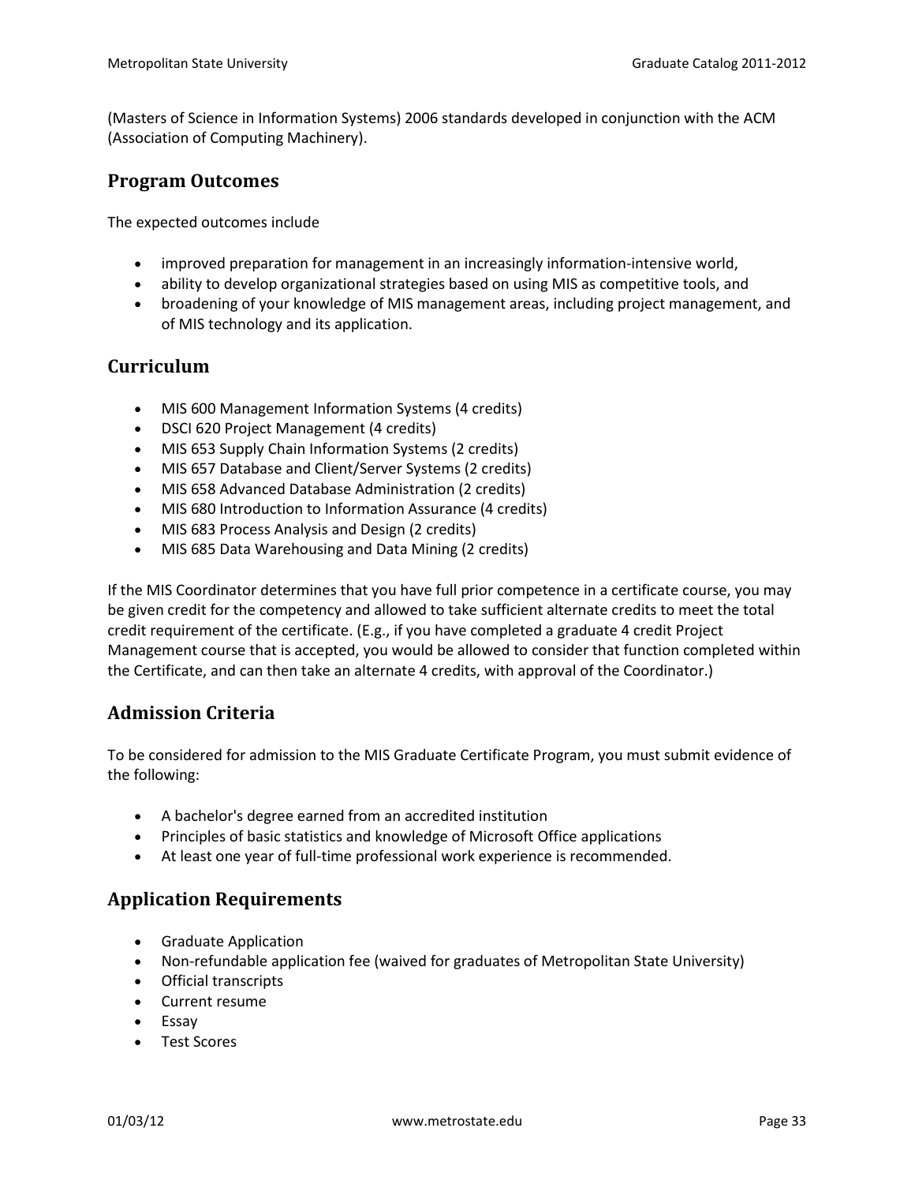(Masters of Science in Information Systems) 2006 standards developed in conjunction with the ACM (Association of Computing Machinery).

## Program Outcomes

The expected outcomes include

- improved preparation for management in an increasingly information-intensive world,
- ability to develop organizational strategies based on using MIS as competitive tools, and
- broadening of your knowledge of MIS management areas, including project management, and of MIS technology and its application.

## Curriculum

- MIS 600 Management Information Systems (4 credits)
- DSCI 620 Project Management (4 credits)
- MIS 653 Supply Chain Information Systems (2 credits)
- MIS 657 Database and Client/Server Systems (2 credits)
- MIS 658 Advanced Database Administration (2 credits)
- MIS 680 Introduction to Information Assurance (4 credits)
- MIS 683 Process Analysis and Design (2 credits)
- MIS 685 Data Warehousing and Data Mining (2 credits)

If the MIS Coordinator determines that you have full prior competence in a certificate course, you may be given credit for the competency and allowed to take sufficient alternate credits to meet the total credit requirement of the certificate. (E.g., if you have completed a graduate 4 credit Project Management course that is accepted, you would be allowed to consider that function completed within the Certificate, and can then take an alternate 4 credits, with approval of the Coordinator.)

## Admission Criteria

To be considered for admission to the MIS Graduate Certificate Program, you must submit evidence of the following:

- A bachelor's degree earned from an accredited institution
- Principles of basic statistics and knowledge of Microsoft Office applications
- At least one year of full-time professional work experience is recommended.

## Application Requirements

- Graduate Application
- Non-refundable application fee (waived for graduates of Metropolitan State University)
- Official transcripts
- Current resume
- Essay
- Test Scores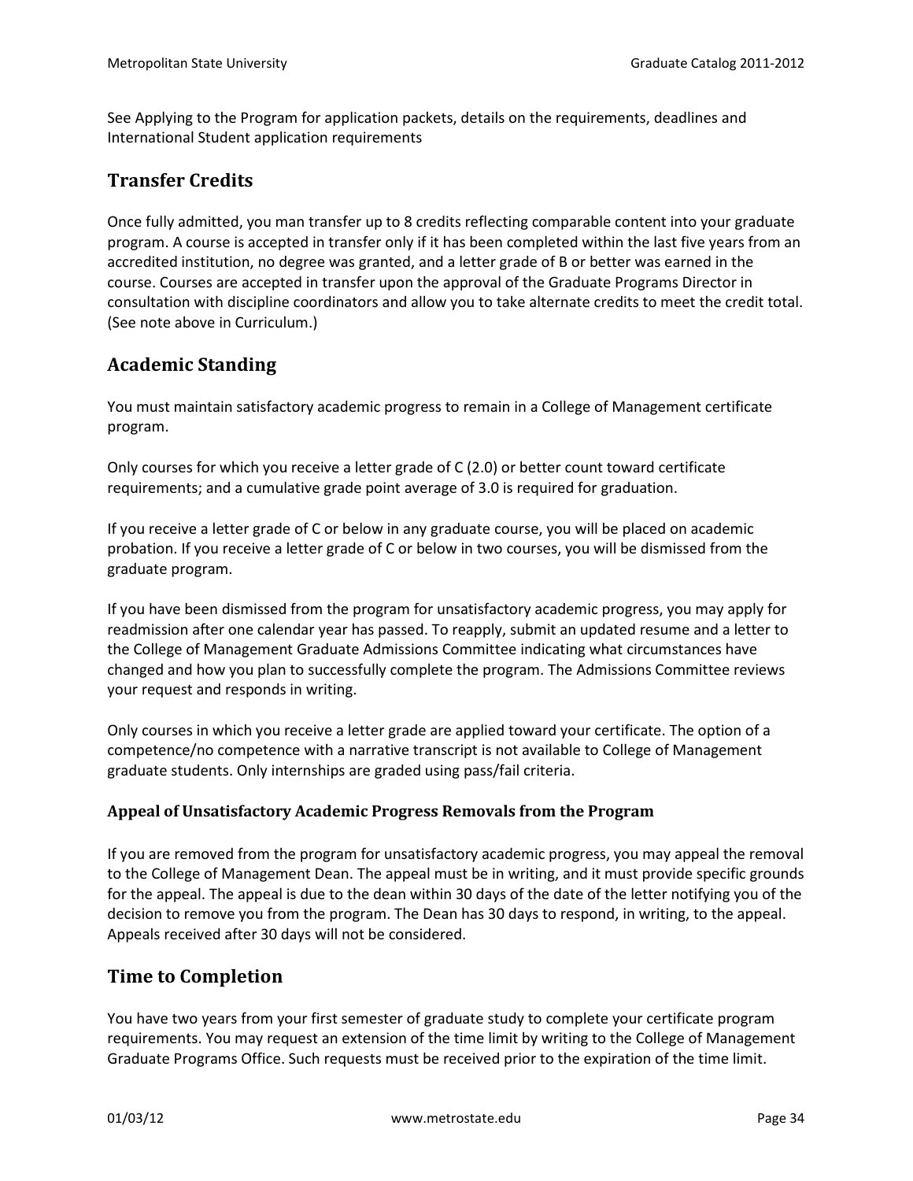See Applying to the Program for application packets, details on the requirements, deadlines and International Student application requirements

## Transfer Credits

Once fully admitted, you man transfer up to 8 credits reflecting comparable content into your graduate program. A course is accepted in transfer only if it has been completed within the last five years from an accredited institution, no degree was granted, and a letter grade of B or better was earned in the course. Courses are accepted in transfer upon the approval of the Graduate Programs Director in consultation with discipline coordinators and allow you to take alternate credits to meet the credit total. (See note above in Curriculum.)

## Academic Standing

You must maintain satisfactory academic progress to remain in a College of Management certificate program.

Only courses for which you receive a letter grade of C (2.0) or better count toward certificate requirements; and a cumulative grade point average of 3.0 is required for graduation.

If you receive a letter grade of C or below in any graduate course, you will be placed on academic probation. If you receive a letter grade of C or below in two courses, you will be dismissed from the graduate program.

If you have been dismissed from the program for unsatisfactory academic progress, you may apply for readmission after one calendar year has passed. To reapply, submit an updated resume and a letter to the College of Management Graduate Admissions Committee indicating what circumstances have changed and how you plan to successfully complete the program. The Admissions Committee reviews your request and responds in writing.

Only courses in which you receive a letter grade are applied toward your certificate. The option of a competence/no competence with a narrative transcript is not available to College of Management graduate students. Only internships are graded using pass/fail criteria.

### Appeal of Unsatisfactory Academic Progress Removals from the Program

If you are removed from the program for unsatisfactory academic progress, you may appeal the removal to the College of Management Dean. The appeal must be in writing, and it must provide specific grounds for the appeal. The appeal is due to the dean within 30 days of the date of the letter notifying you of the decision to remove you from the program. The Dean has 30 days to respond, in writing, to the appeal. Appeals received after 30 days will not be considered.

## Time to Completion

You have two years from your first semester of graduate study to complete your certificate program requirements. You may request an extension of the time limit by writing to the College of Management Graduate Programs Office. Such requests must be received prior to the expiration of the time limit.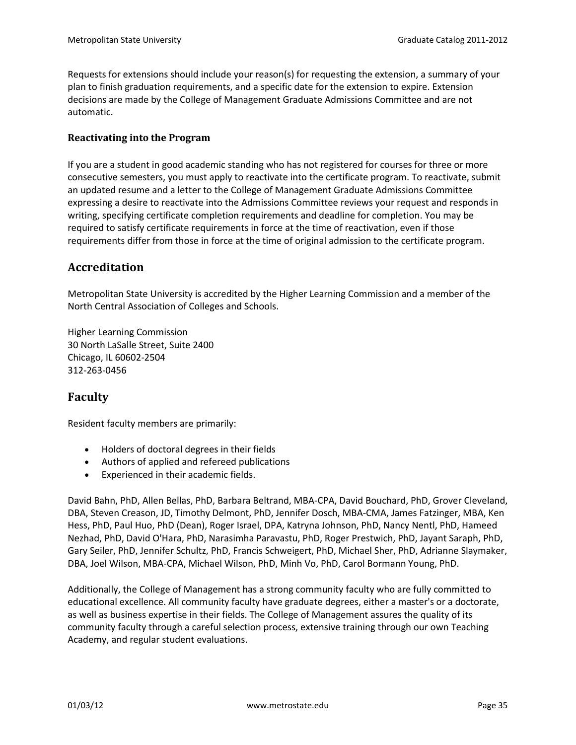Requests for extensions should include your reason(s) for requesting the extension, a summary of your plan to finish graduation requirements, and a specific date for the extension to expire. Extension decisions are made by the College of Management Graduate Admissions Committee and are not automatic.

### Reactivating into the Program

If you are a student in good academic standing who has not registered for courses for three or more consecutive semesters, you must apply to reactivate into the certificate program. To reactivate, submit an updated resume and a letter to the College of Management Graduate Admissions Committee expressing a desire to reactivate into the Admissions Committee reviews your request and responds in writing, specifying certificate completion requirements and deadline for completion. You may be required to satisfy certificate requirements in force at the time of reactivation, even if those requirements differ from those in force at the time of original admission to the certificate program.

## Accreditation

Metropolitan State University is accredited by the Higher Learning Commission and a member of the North Central Association of Colleges and Schools.

Higher Learning Commission
30 North LaSalle Street, Suite 2400
Chicago, IL 60602-2504
312-263-0456

## Faculty

Resident faculty members are primarily:

- Holders of doctoral degrees in their fields
- Authors of applied and refereed publications
- Experienced in their academic fields.

David Bahn, PhD, Allen Bellas, PhD, Barbara Beltrand, MBA-CPA, David Bouchard, PhD, Grover Cleveland, DBA, Steven Creason, JD, Timothy Delmont, PhD, Jennifer Dosch, MBA-CMA, James Fatzinger, MBA, Ken Hess, PhD, Paul Huo, PhD (Dean), Roger Israel, DPA, Katryna Johnson, PhD, Nancy Nentl, PhD, Hameed Nezhad, PhD, David O'Hara, PhD, Narasimha Paravastu, PhD, Roger Prestwich, PhD, Jayant Saraph, PhD, Gary Seiler, PhD, Jennifer Schultz, PhD, Francis Schweigert, PhD, Michael Sher, PhD, Adrianne Slaymaker, DBA, Joel Wilson, MBA-CPA, Michael Wilson, PhD, Minh Vo, PhD, Carol Bormann Young, PhD.

Additionally, the College of Management has a strong community faculty who are fully committed to educational excellence. All community faculty have graduate degrees, either a master's or a doctorate, as well as business expertise in their fields. The College of Management assures the quality of its community faculty through a careful selection process, extensive training through our own Teaching Academy, and regular student evaluations.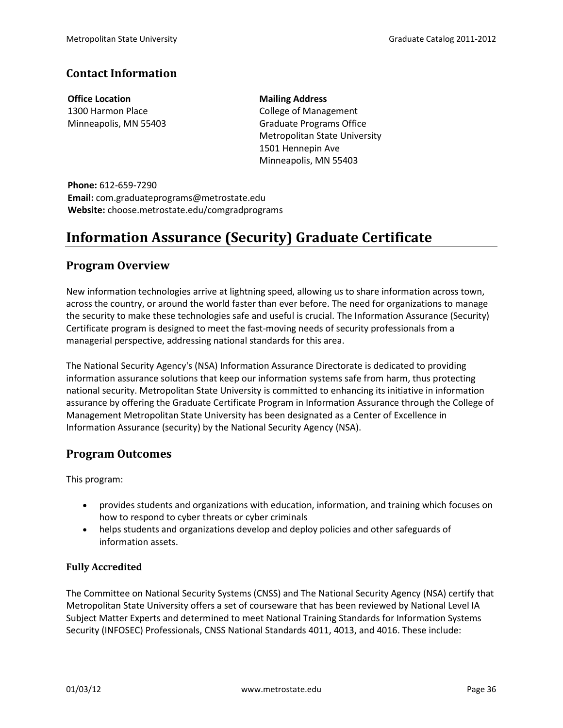## Contact Information

**Office Location**
1300 Harmon Place
Minneapolis, MN 55403

**Mailing Address**
College of Management
Graduate Programs Office
Metropolitan State University
1501 Hennepin Ave
Minneapolis, MN 55403

**Phone:** 612-659-7290
**Email:** com.graduateprograms@metrostate.edu
**Website:** choose.metrostate.edu/comgradprograms

# Information Assurance (Security) Graduate Certificate

## Program Overview

New information technologies arrive at lightning speed, allowing us to share information across town, across the country, or around the world faster than ever before. The need for organizations to manage the security to make these technologies safe and useful is crucial. The Information Assurance (Security) Certificate program is designed to meet the fast-moving needs of security professionals from a managerial perspective, addressing national standards for this area.

The National Security Agency's (NSA) Information Assurance Directorate is dedicated to providing information assurance solutions that keep our information systems safe from harm, thus protecting national security. Metropolitan State University is committed to enhancing its initiative in information assurance by offering the Graduate Certificate Program in Information Assurance through the College of Management Metropolitan State University has been designated as a Center of Excellence in Information Assurance (security) by the National Security Agency (NSA).

## Program Outcomes

This program:

- provides students and organizations with education, information, and training which focuses on how to respond to cyber threats or cyber criminals
- helps students and organizations develop and deploy policies and other safeguards of information assets.

### Fully Accredited

The Committee on National Security Systems (CNSS) and The National Security Agency (NSA) certify that Metropolitan State University offers a set of courseware that has been reviewed by National Level IA Subject Matter Experts and determined to meet National Training Standards for Information Systems Security (INFOSEC) Professionals, CNSS National Standards 4011, 4013, and 4016. These include: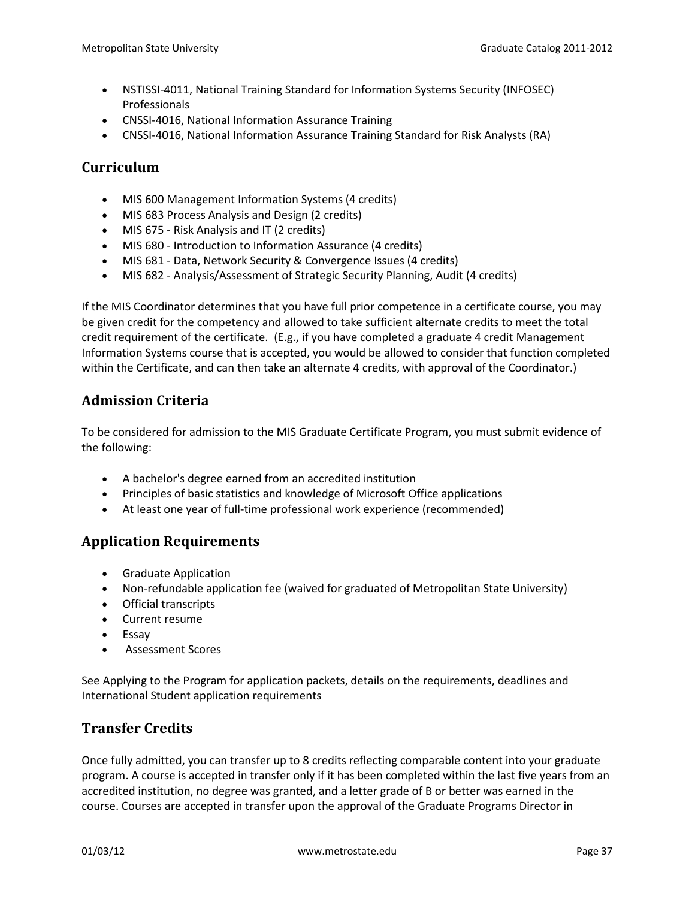- NSTISSI-4011, National Training Standard for Information Systems Security (INFOSEC) Professionals
- CNSSI-4016, National Information Assurance Training
- CNSSI-4016, National Information Assurance Training Standard for Risk Analysts (RA)

## Curriculum

- MIS 600 Management Information Systems (4 credits)
- MIS 683 Process Analysis and Design (2 credits)
- MIS 675 - Risk Analysis and IT (2 credits)
- MIS 680 - Introduction to Information Assurance (4 credits)
- MIS 681 - Data, Network Security & Convergence Issues (4 credits)
- MIS 682 - Analysis/Assessment of Strategic Security Planning, Audit (4 credits)

If the MIS Coordinator determines that you have full prior competence in a certificate course, you may be given credit for the competency and allowed to take sufficient alternate credits to meet the total credit requirement of the certificate. (E.g., if you have completed a graduate 4 credit Management Information Systems course that is accepted, you would be allowed to consider that function completed within the Certificate, and can then take an alternate 4 credits, with approval of the Coordinator.)

## Admission Criteria

To be considered for admission to the MIS Graduate Certificate Program, you must submit evidence of the following:

- A bachelor's degree earned from an accredited institution
- Principles of basic statistics and knowledge of Microsoft Office applications
- At least one year of full-time professional work experience (recommended)

## Application Requirements

- Graduate Application
- Non-refundable application fee (waived for graduated of Metropolitan State University)
- Official transcripts
- Current resume
- Essay
- Assessment Scores

See Applying to the Program for application packets, details on the requirements, deadlines and International Student application requirements

## Transfer Credits

Once fully admitted, you can transfer up to 8 credits reflecting comparable content into your graduate program. A course is accepted in transfer only if it has been completed within the last five years from an accredited institution, no degree was granted, and a letter grade of B or better was earned in the course. Courses are accepted in transfer upon the approval of the Graduate Programs Director in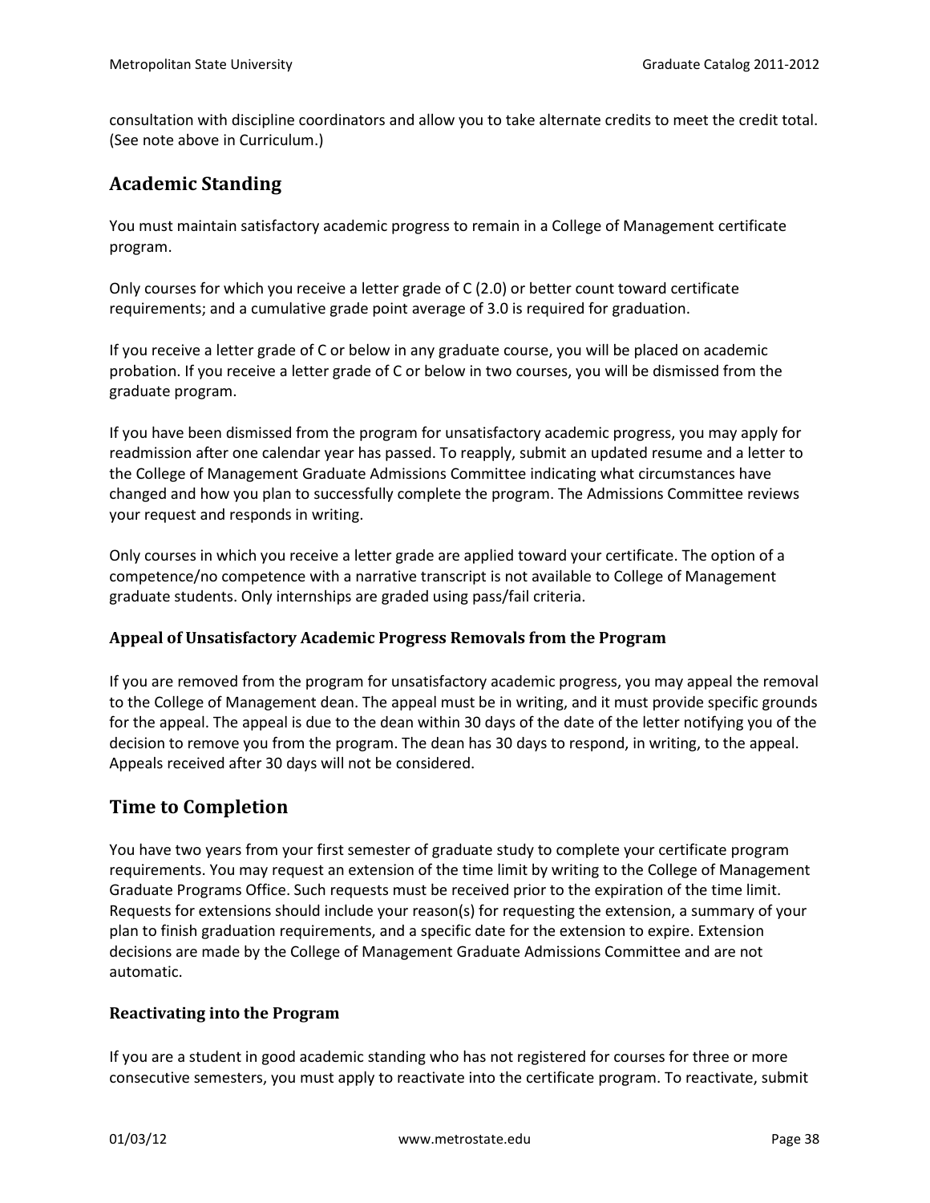consultation with discipline coordinators and allow you to take alternate credits to meet the credit total. (See note above in Curriculum.)

## Academic Standing

You must maintain satisfactory academic progress to remain in a College of Management certificate program.

Only courses for which you receive a letter grade of C (2.0) or better count toward certificate requirements; and a cumulative grade point average of 3.0 is required for graduation.

If you receive a letter grade of C or below in any graduate course, you will be placed on academic probation. If you receive a letter grade of C or below in two courses, you will be dismissed from the graduate program.

If you have been dismissed from the program for unsatisfactory academic progress, you may apply for readmission after one calendar year has passed. To reapply, submit an updated resume and a letter to the College of Management Graduate Admissions Committee indicating what circumstances have changed and how you plan to successfully complete the program. The Admissions Committee reviews your request and responds in writing.

Only courses in which you receive a letter grade are applied toward your certificate. The option of a competence/no competence with a narrative transcript is not available to College of Management graduate students. Only internships are graded using pass/fail criteria.

### Appeal of Unsatisfactory Academic Progress Removals from the Program

If you are removed from the program for unsatisfactory academic progress, you may appeal the removal to the College of Management dean. The appeal must be in writing, and it must provide specific grounds for the appeal. The appeal is due to the dean within 30 days of the date of the letter notifying you of the decision to remove you from the program. The dean has 30 days to respond, in writing, to the appeal. Appeals received after 30 days will not be considered.

## Time to Completion

You have two years from your first semester of graduate study to complete your certificate program requirements. You may request an extension of the time limit by writing to the College of Management Graduate Programs Office. Such requests must be received prior to the expiration of the time limit. Requests for extensions should include your reason(s) for requesting the extension, a summary of your plan to finish graduation requirements, and a specific date for the extension to expire. Extension decisions are made by the College of Management Graduate Admissions Committee and are not automatic.

### Reactivating into the Program

If you are a student in good academic standing who has not registered for courses for three or more consecutive semesters, you must apply to reactivate into the certificate program. To reactivate, submit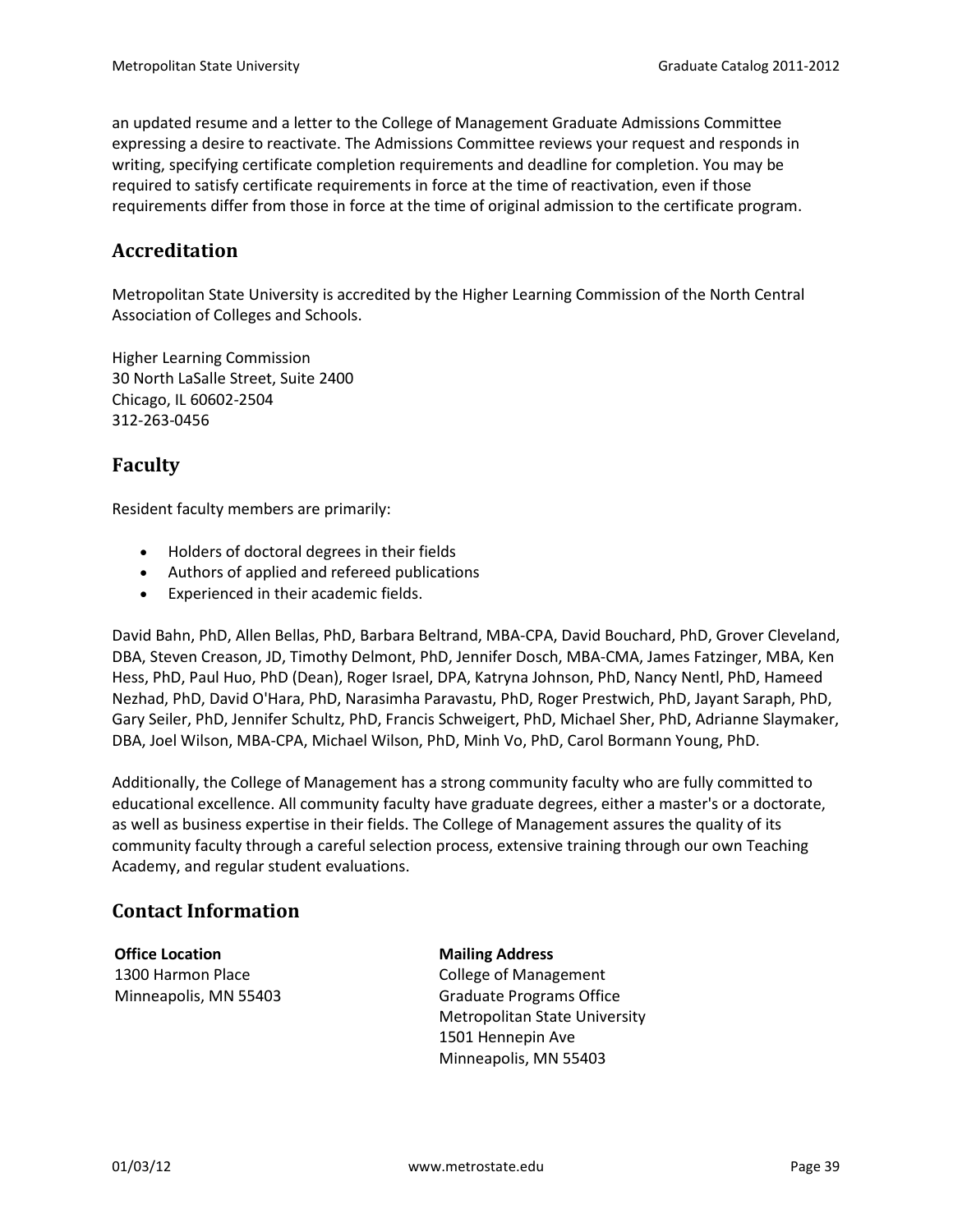an updated resume and a letter to the College of Management Graduate Admissions Committee expressing a desire to reactivate. The Admissions Committee reviews your request and responds in writing, specifying certificate completion requirements and deadline for completion. You may be required to satisfy certificate requirements in force at the time of reactivation, even if those requirements differ from those in force at the time of original admission to the certificate program.

## Accreditation

Metropolitan State University is accredited by the Higher Learning Commission of the North Central Association of Colleges and Schools.

Higher Learning Commission
30 North LaSalle Street, Suite 2400
Chicago, IL 60602-2504
312-263-0456

## Faculty

Resident faculty members are primarily:

- Holders of doctoral degrees in their fields
- Authors of applied and refereed publications
- Experienced in their academic fields.

David Bahn, PhD, Allen Bellas, PhD, Barbara Beltrand, MBA-CPA, David Bouchard, PhD, Grover Cleveland, DBA, Steven Creason, JD, Timothy Delmont, PhD, Jennifer Dosch, MBA-CMA, James Fatzinger, MBA, Ken Hess, PhD, Paul Huo, PhD (Dean), Roger Israel, DPA, Katryna Johnson, PhD, Nancy Nentl, PhD, Hameed Nezhad, PhD, David O'Hara, PhD, Narasimha Paravastu, PhD, Roger Prestwich, PhD, Jayant Saraph, PhD, Gary Seiler, PhD, Jennifer Schultz, PhD, Francis Schweigert, PhD, Michael Sher, PhD, Adrianne Slaymaker, DBA, Joel Wilson, MBA-CPA, Michael Wilson, PhD, Minh Vo, PhD, Carol Bormann Young, PhD.

Additionally, the College of Management has a strong community faculty who are fully committed to educational excellence. All community faculty have graduate degrees, either a master's or a doctorate, as well as business expertise in their fields. The College of Management assures the quality of its community faculty through a careful selection process, extensive training through our own Teaching Academy, and regular student evaluations.

## Contact Information

**Office Location**
1300 Harmon Place
Minneapolis, MN 55403

**Mailing Address**
College of Management
Graduate Programs Office
Metropolitan State University
1501 Hennepin Ave
Minneapolis, MN 55403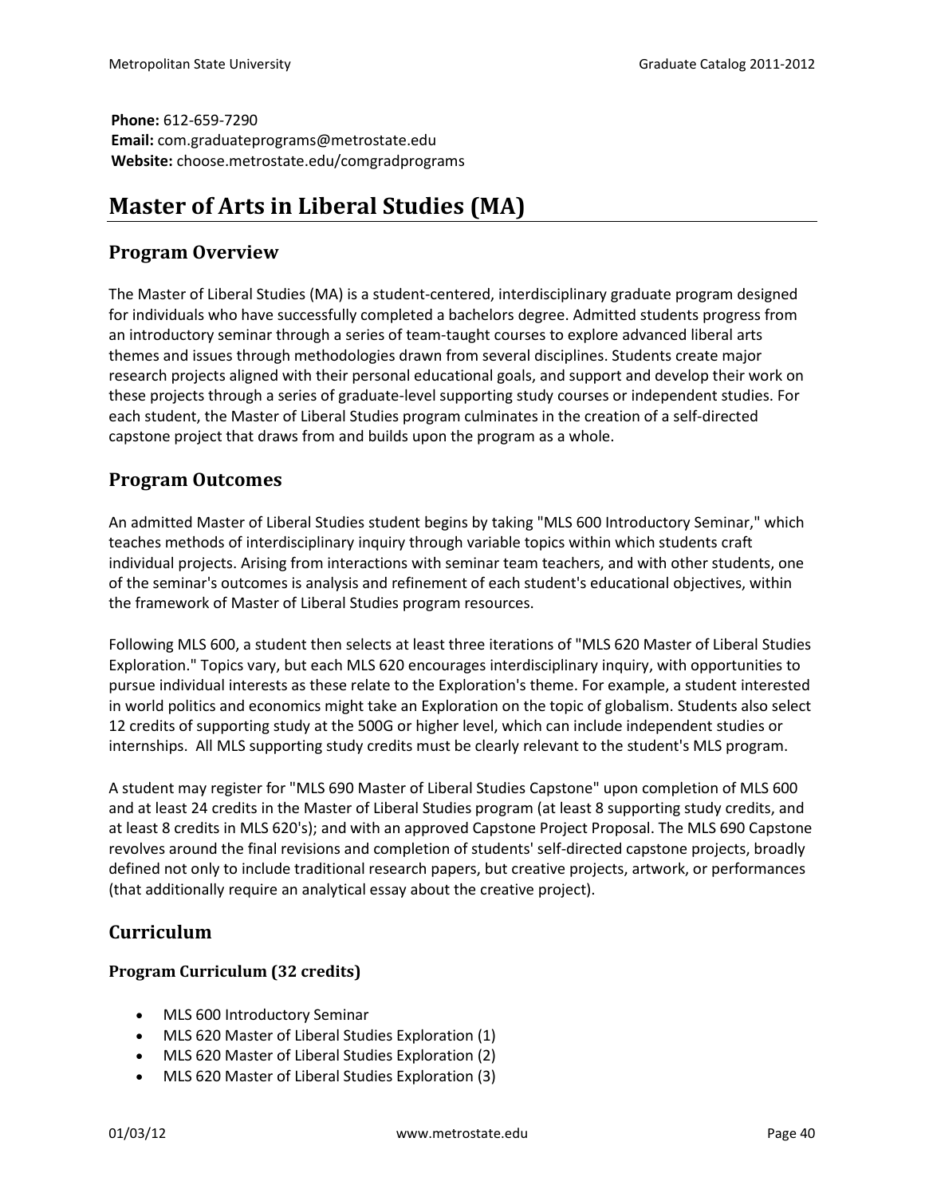**Phone:** 612-659-7290
**Email:** com.graduateprograms@metrostate.edu
**Website:** choose.metrostate.edu/comgradprograms

# Master of Arts in Liberal Studies (MA)

## Program Overview

The Master of Liberal Studies (MA) is a student-centered, interdisciplinary graduate program designed for individuals who have successfully completed a bachelors degree. Admitted students progress from an introductory seminar through a series of team-taught courses to explore advanced liberal arts themes and issues through methodologies drawn from several disciplines. Students create major research projects aligned with their personal educational goals, and support and develop their work on these projects through a series of graduate-level supporting study courses or independent studies. For each student, the Master of Liberal Studies program culminates in the creation of a self-directed capstone project that draws from and builds upon the program as a whole.

## Program Outcomes

An admitted Master of Liberal Studies student begins by taking "MLS 600 Introductory Seminar," which teaches methods of interdisciplinary inquiry through variable topics within which students craft individual projects. Arising from interactions with seminar team teachers, and with other students, one of the seminar's outcomes is analysis and refinement of each student's educational objectives, within the framework of Master of Liberal Studies program resources.

Following MLS 600, a student then selects at least three iterations of "MLS 620 Master of Liberal Studies Exploration." Topics vary, but each MLS 620 encourages interdisciplinary inquiry, with opportunities to pursue individual interests as these relate to the Exploration's theme. For example, a student interested in world politics and economics might take an Exploration on the topic of globalism. Students also select 12 credits of supporting study at the 500G or higher level, which can include independent studies or internships. All MLS supporting study credits must be clearly relevant to the student's MLS program.

A student may register for "MLS 690 Master of Liberal Studies Capstone" upon completion of MLS 600 and at least 24 credits in the Master of Liberal Studies program (at least 8 supporting study credits, and at least 8 credits in MLS 620's); and with an approved Capstone Project Proposal. The MLS 690 Capstone revolves around the final revisions and completion of students' self-directed capstone projects, broadly defined not only to include traditional research papers, but creative projects, artwork, or performances (that additionally require an analytical essay about the creative project).

## Curriculum

### Program Curriculum (32 credits)

- MLS 600 Introductory Seminar
- MLS 620 Master of Liberal Studies Exploration (1)
- MLS 620 Master of Liberal Studies Exploration (2)
- MLS 620 Master of Liberal Studies Exploration (3)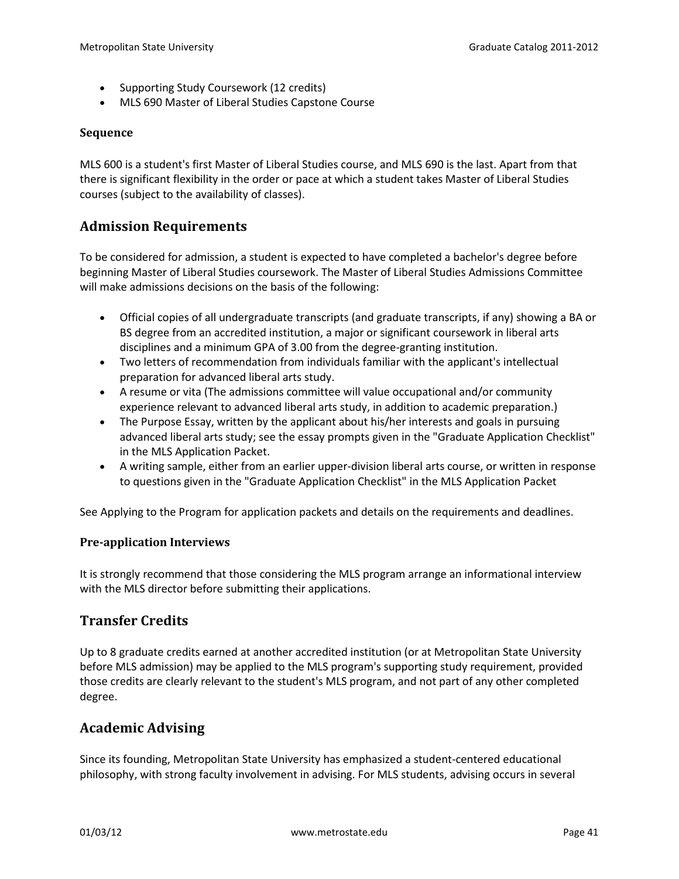- Supporting Study Coursework (12 credits)
- MLS 690 Master of Liberal Studies Capstone Course

### Sequence

MLS 600 is a student's first Master of Liberal Studies course, and MLS 690 is the last. Apart from that there is significant flexibility in the order or pace at which a student takes Master of Liberal Studies courses (subject to the availability of classes).

## Admission Requirements

To be considered for admission, a student is expected to have completed a bachelor's degree before beginning Master of Liberal Studies coursework. The Master of Liberal Studies Admissions Committee will make admissions decisions on the basis of the following:

- Official copies of all undergraduate transcripts (and graduate transcripts, if any) showing a BA or BS degree from an accredited institution, a major or significant coursework in liberal arts disciplines and a minimum GPA of 3.00 from the degree-granting institution.
- Two letters of recommendation from individuals familiar with the applicant's intellectual preparation for advanced liberal arts study.
- A resume or vita (The admissions committee will value occupational and/or community experience relevant to advanced liberal arts study, in addition to academic preparation.)
- The Purpose Essay, written by the applicant about his/her interests and goals in pursuing advanced liberal arts study; see the essay prompts given in the "Graduate Application Checklist" in the MLS Application Packet.
- A writing sample, either from an earlier upper-division liberal arts course, or written in response to questions given in the "Graduate Application Checklist" in the MLS Application Packet

See Applying to the Program for application packets and details on the requirements and deadlines.

### Pre-application Interviews

It is strongly recommend that those considering the MLS program arrange an informational interview with the MLS director before submitting their applications.

## Transfer Credits

Up to 8 graduate credits earned at another accredited institution (or at Metropolitan State University before MLS admission) may be applied to the MLS program's supporting study requirement, provided those credits are clearly relevant to the student's MLS program, and not part of any other completed degree.

## Academic Advising

Since its founding, Metropolitan State University has emphasized a student-centered educational philosophy, with strong faculty involvement in advising. For MLS students, advising occurs in several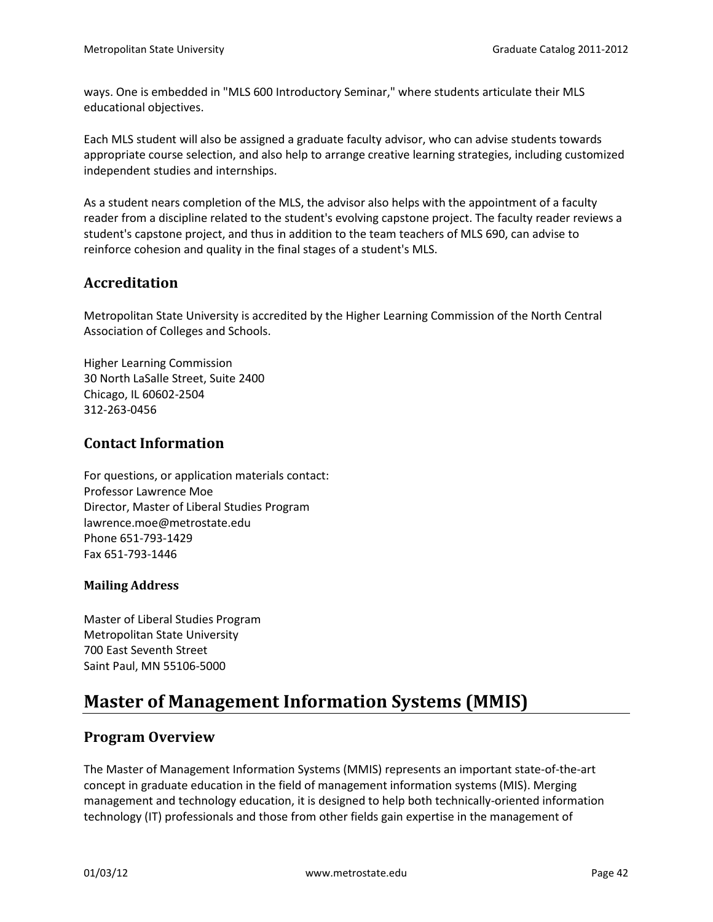ways. One is embedded in "MLS 600 Introductory Seminar," where students articulate their MLS educational objectives.

Each MLS student will also be assigned a graduate faculty advisor, who can advise students towards appropriate course selection, and also help to arrange creative learning strategies, including customized independent studies and internships.

As a student nears completion of the MLS, the advisor also helps with the appointment of a faculty reader from a discipline related to the student's evolving capstone project. The faculty reader reviews a student's capstone project, and thus in addition to the team teachers of MLS 690, can advise to reinforce cohesion and quality in the final stages of a student's MLS.

## Accreditation

Metropolitan State University is accredited by the Higher Learning Commission of the North Central Association of Colleges and Schools.

Higher Learning Commission  
30 North LaSalle Street, Suite 2400  
Chicago, IL 60602-2504  
312-263-0456

## Contact Information

For questions, or application materials contact:  
Professor Lawrence Moe  
Director, Master of Liberal Studies Program  
lawrence.moe@metrostate.edu  
Phone 651-793-1429  
Fax 651-793-1446

### Mailing Address

Master of Liberal Studies Program  
Metropolitan State University  
700 East Seventh Street  
Saint Paul, MN 55106-5000

# Master of Management Information Systems (MMIS)

## Program Overview

The Master of Management Information Systems (MMIS) represents an important state-of-the-art concept in graduate education in the field of management information systems (MIS). Merging management and technology education, it is designed to help both technically-oriented information technology (IT) professionals and those from other fields gain expertise in the management of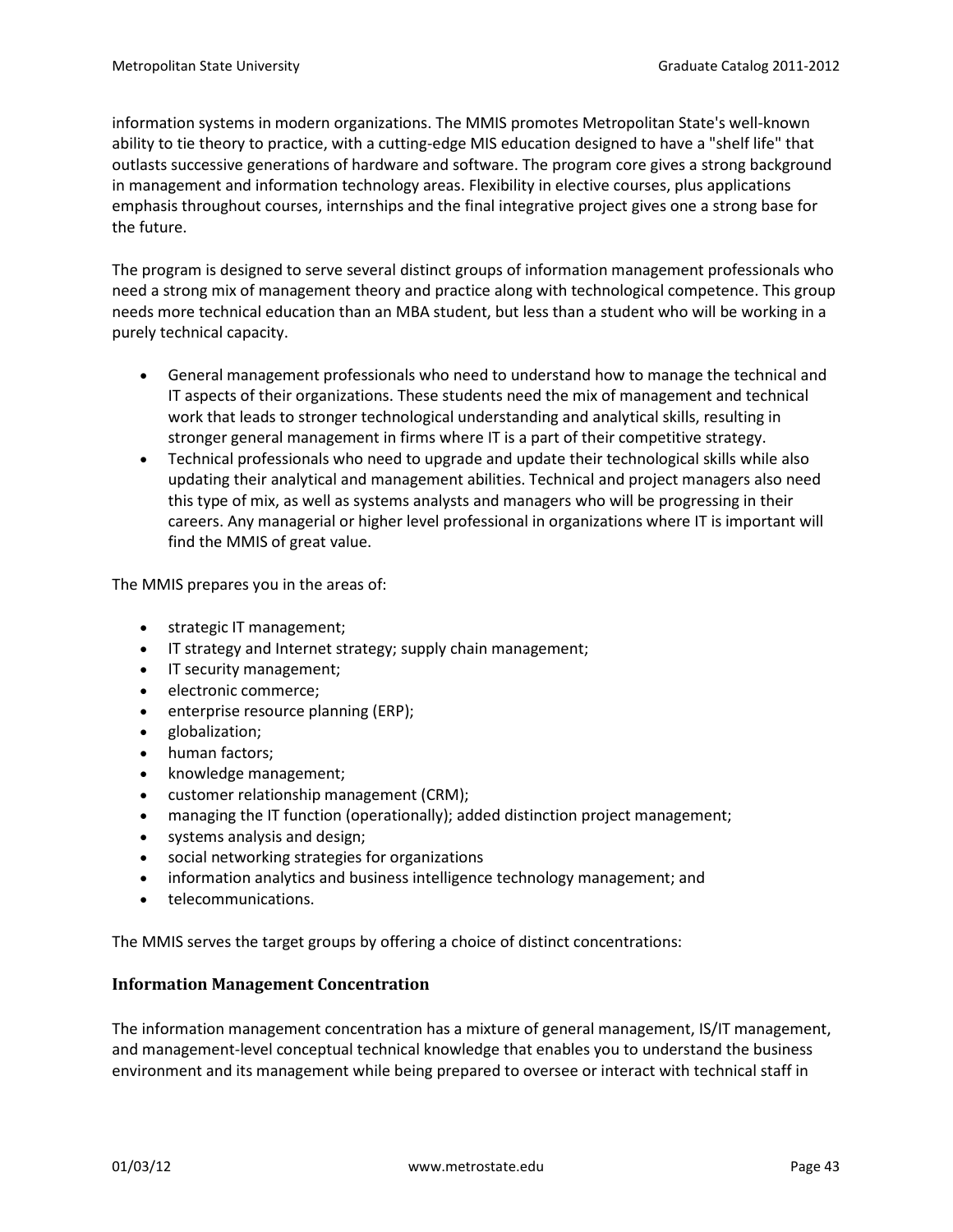information systems in modern organizations. The MMIS promotes Metropolitan State's well-known ability to tie theory to practice, with a cutting-edge MIS education designed to have a "shelf life" that outlasts successive generations of hardware and software. The program core gives a strong background in management and information technology areas. Flexibility in elective courses, plus applications emphasis throughout courses, internships and the final integrative project gives one a strong base for the future.

The program is designed to serve several distinct groups of information management professionals who need a strong mix of management theory and practice along with technological competence. This group needs more technical education than an MBA student, but less than a student who will be working in a purely technical capacity.

- General management professionals who need to understand how to manage the technical and IT aspects of their organizations. These students need the mix of management and technical work that leads to stronger technological understanding and analytical skills, resulting in stronger general management in firms where IT is a part of their competitive strategy.
- Technical professionals who need to upgrade and update their technological skills while also updating their analytical and management abilities. Technical and project managers also need this type of mix, as well as systems analysts and managers who will be progressing in their careers. Any managerial or higher level professional in organizations where IT is important will find the MMIS of great value.

The MMIS prepares you in the areas of:

- strategic IT management;
- IT strategy and Internet strategy; supply chain management;
- IT security management;
- electronic commerce;
- enterprise resource planning (ERP);
- globalization;
- human factors;
- knowledge management;
- customer relationship management (CRM);
- managing the IT function (operationally); added distinction project management;
- systems analysis and design;
- social networking strategies for organizations
- information analytics and business intelligence technology management; and
- telecommunications.

The MMIS serves the target groups by offering a choice of distinct concentrations:

### Information Management Concentration

The information management concentration has a mixture of general management, IS/IT management, and management-level conceptual technical knowledge that enables you to understand the business environment and its management while being prepared to oversee or interact with technical staff in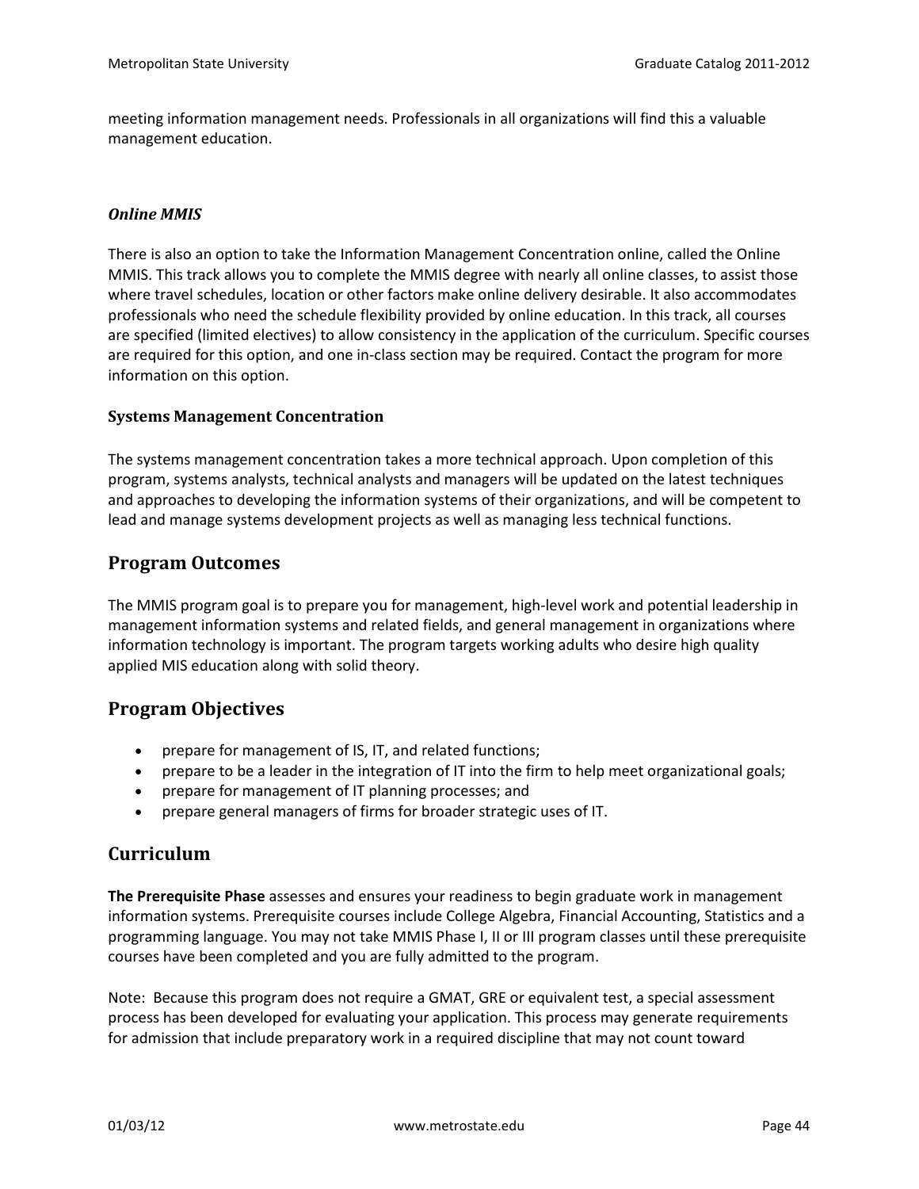meeting information management needs. Professionals in all organizations will find this a valuable management education.

### *Online MMIS*

There is also an option to take the Information Management Concentration online, called the Online MMIS. This track allows you to complete the MMIS degree with nearly all online classes, to assist those where travel schedules, location or other factors make online delivery desirable. It also accommodates professionals who need the schedule flexibility provided by online education. In this track, all courses are specified (limited electives) to allow consistency in the application of the curriculum. Specific courses are required for this option, and one in-class section may be required. Contact the program for more information on this option.

### Systems Management Concentration

The systems management concentration takes a more technical approach. Upon completion of this program, systems analysts, technical analysts and managers will be updated on the latest techniques and approaches to developing the information systems of their organizations, and will be competent to lead and manage systems development projects as well as managing less technical functions.

## Program Outcomes

The MMIS program goal is to prepare you for management, high-level work and potential leadership in management information systems and related fields, and general management in organizations where information technology is important. The program targets working adults who desire high quality applied MIS education along with solid theory.

## Program Objectives

- prepare for management of IS, IT, and related functions;
- prepare to be a leader in the integration of IT into the firm to help meet organizational goals;
- prepare for management of IT planning processes; and
- prepare general managers of firms for broader strategic uses of IT.

## Curriculum

**The Prerequisite Phase** assesses and ensures your readiness to begin graduate work in management information systems. Prerequisite courses include College Algebra, Financial Accounting, Statistics and a programming language. You may not take MMIS Phase I, II or III program classes until these prerequisite courses have been completed and you are fully admitted to the program.

Note: Because this program does not require a GMAT, GRE or equivalent test, a special assessment process has been developed for evaluating your application. This process may generate requirements for admission that include preparatory work in a required discipline that may not count toward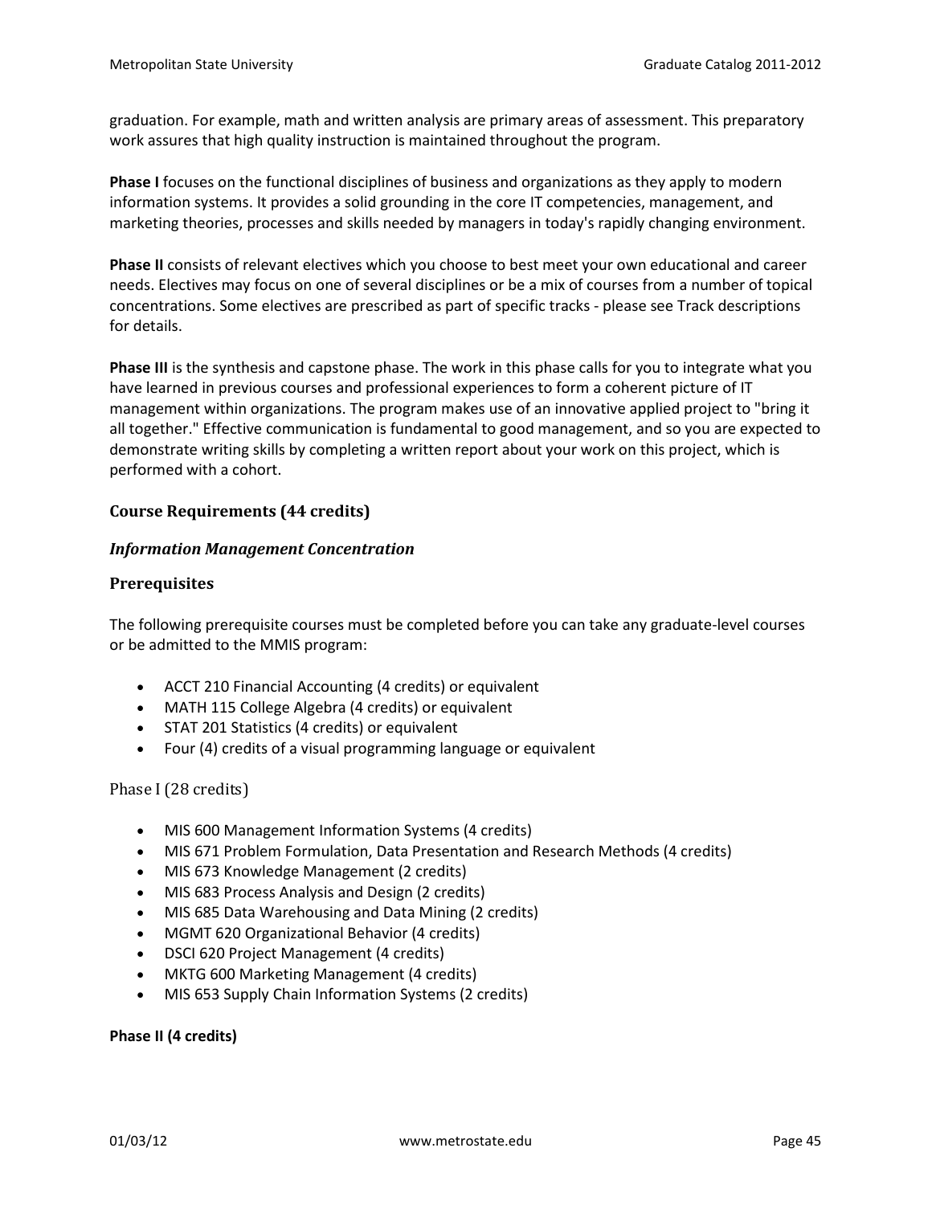graduation. For example, math and written analysis are primary areas of assessment. This preparatory work assures that high quality instruction is maintained throughout the program.

**Phase I** focuses on the functional disciplines of business and organizations as they apply to modern information systems. It provides a solid grounding in the core IT competencies, management, and marketing theories, processes and skills needed by managers in today's rapidly changing environment.

**Phase II** consists of relevant electives which you choose to best meet your own educational and career needs. Electives may focus on one of several disciplines or be a mix of courses from a number of topical concentrations. Some electives are prescribed as part of specific tracks - please see Track descriptions for details.

**Phase III** is the synthesis and capstone phase. The work in this phase calls for you to integrate what you have learned in previous courses and professional experiences to form a coherent picture of IT management within organizations. The program makes use of an innovative applied project to "bring it all together." Effective communication is fundamental to good management, and so you are expected to demonstrate writing skills by completing a written report about your work on this project, which is performed with a cohort.

### Course Requirements (44 credits)

#### *Information Management Concentration*

### Prerequisites

The following prerequisite courses must be completed before you can take any graduate-level courses or be admitted to the MMIS program:

- ACCT 210 Financial Accounting (4 credits) or equivalent
- MATH 115 College Algebra (4 credits) or equivalent
- STAT 201 Statistics (4 credits) or equivalent
- Four (4) credits of a visual programming language or equivalent

#### Phase I (28 credits)

- MIS 600 Management Information Systems (4 credits)
- MIS 671 Problem Formulation, Data Presentation and Research Methods (4 credits)
- MIS 673 Knowledge Management (2 credits)
- MIS 683 Process Analysis and Design (2 credits)
- MIS 685 Data Warehousing and Data Mining (2 credits)
- MGMT 620 Organizational Behavior (4 credits)
- DSCI 620 Project Management (4 credits)
- MKTG 600 Marketing Management (4 credits)
- MIS 653 Supply Chain Information Systems (2 credits)

**Phase II (4 credits)**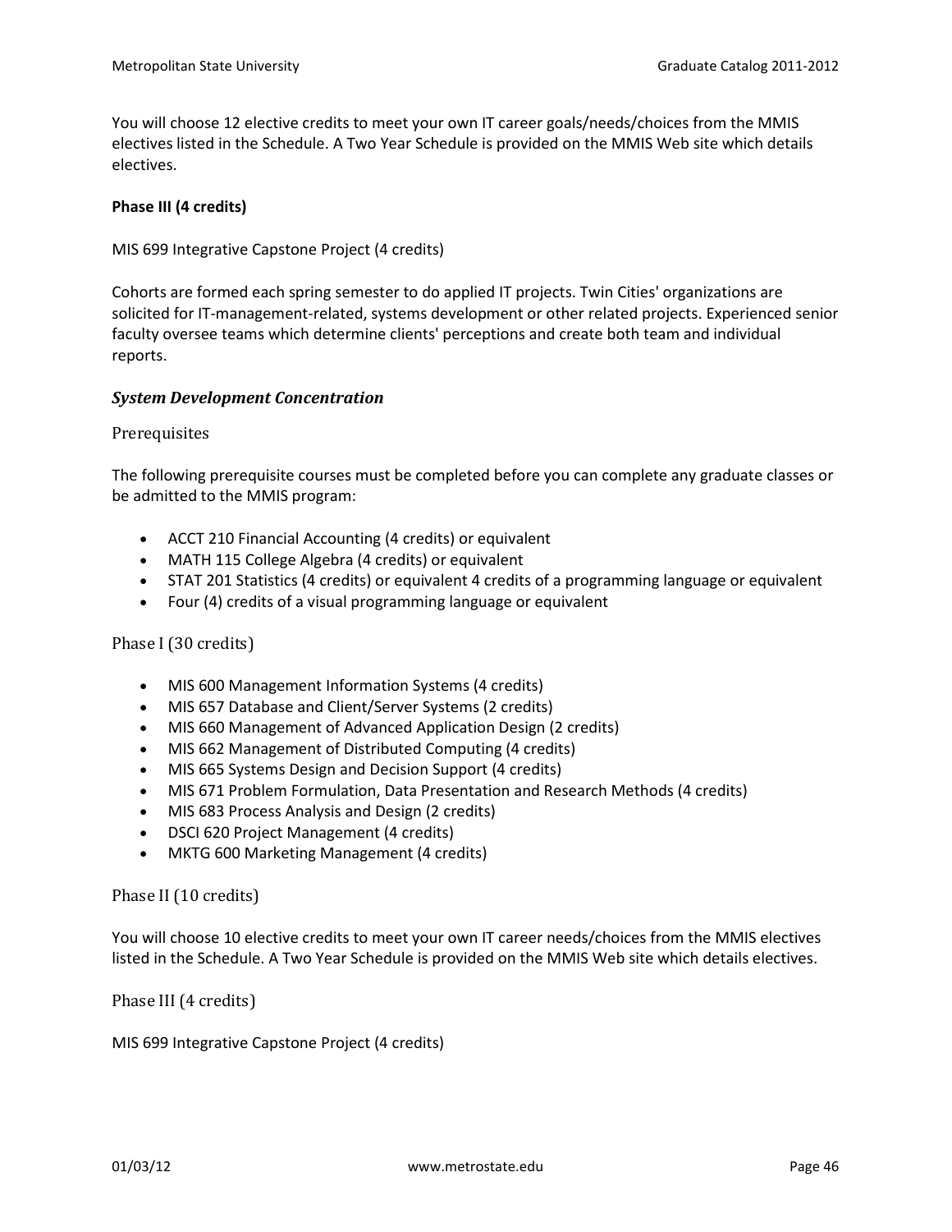You will choose 12 elective credits to meet your own IT career goals/needs/choices from the MMIS electives listed in the Schedule. A Two Year Schedule is provided on the MMIS Web site which details electives.

**Phase III (4 credits)**

MIS 699 Integrative Capstone Project (4 credits)

Cohorts are formed each spring semester to do applied IT projects. Twin Cities' organizations are solicited for IT-management-related, systems development or other related projects. Experienced senior faculty oversee teams which determine clients' perceptions and create both team and individual reports.

### *System Development Concentration*

#### Prerequisites

The following prerequisite courses must be completed before you can complete any graduate classes or be admitted to the MMIS program:

- ACCT 210 Financial Accounting (4 credits) or equivalent
- MATH 115 College Algebra (4 credits) or equivalent
- STAT 201 Statistics (4 credits) or equivalent 4 credits of a programming language or equivalent
- Four (4) credits of a visual programming language or equivalent

#### Phase I (30 credits)

- MIS 600 Management Information Systems (4 credits)
- MIS 657 Database and Client/Server Systems (2 credits)
- MIS 660 Management of Advanced Application Design (2 credits)
- MIS 662 Management of Distributed Computing (4 credits)
- MIS 665 Systems Design and Decision Support (4 credits)
- MIS 671 Problem Formulation, Data Presentation and Research Methods (4 credits)
- MIS 683 Process Analysis and Design (2 credits)
- DSCI 620 Project Management (4 credits)
- MKTG 600 Marketing Management (4 credits)

#### Phase II (10 credits)

You will choose 10 elective credits to meet your own IT career needs/choices from the MMIS electives listed in the Schedule. A Two Year Schedule is provided on the MMIS Web site which details electives.

#### Phase III (4 credits)

MIS 699 Integrative Capstone Project (4 credits)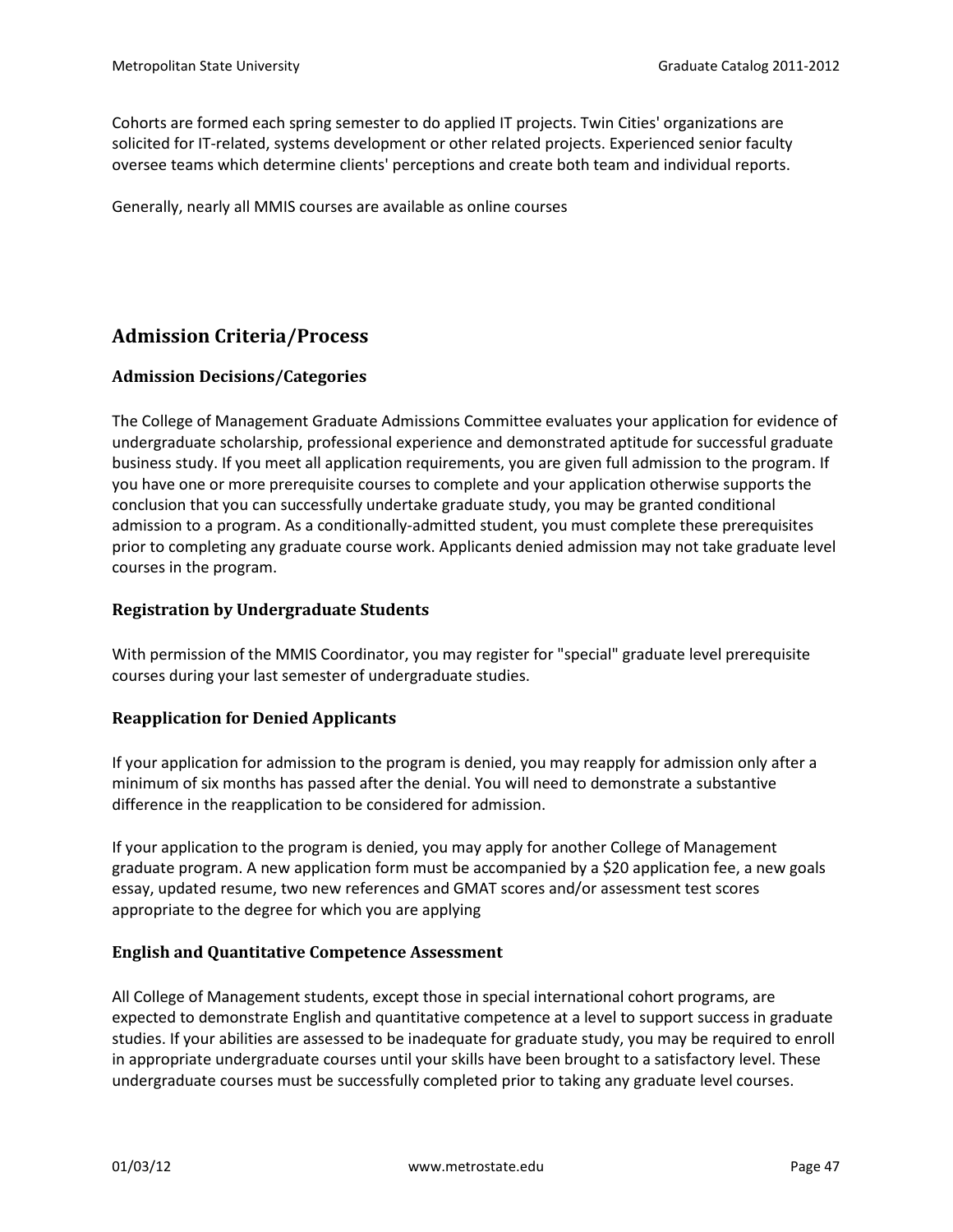Cohorts are formed each spring semester to do applied IT projects. Twin Cities' organizations are solicited for IT-related, systems development or other related projects. Experienced senior faculty oversee teams which determine clients' perceptions and create both team and individual reports.

Generally, nearly all MMIS courses are available as online courses

## Admission Criteria/Process

### Admission Decisions/Categories

The College of Management Graduate Admissions Committee evaluates your application for evidence of undergraduate scholarship, professional experience and demonstrated aptitude for successful graduate business study. If you meet all application requirements, you are given full admission to the program. If you have one or more prerequisite courses to complete and your application otherwise supports the conclusion that you can successfully undertake graduate study, you may be granted conditional admission to a program. As a conditionally-admitted student, you must complete these prerequisites prior to completing any graduate course work. Applicants denied admission may not take graduate level courses in the program.

### Registration by Undergraduate Students

With permission of the MMIS Coordinator, you may register for "special" graduate level prerequisite courses during your last semester of undergraduate studies.

### Reapplication for Denied Applicants

If your application for admission to the program is denied, you may reapply for admission only after a minimum of six months has passed after the denial. You will need to demonstrate a substantive difference in the reapplication to be considered for admission.

If your application to the program is denied, you may apply for another College of Management graduate program. A new application form must be accompanied by a $20 application fee, a new goals essay, updated resume, two new references and GMAT scores and/or assessment test scores appropriate to the degree for which you are applying

### English and Quantitative Competence Assessment

All College of Management students, except those in special international cohort programs, are expected to demonstrate English and quantitative competence at a level to support success in graduate studies. If your abilities are assessed to be inadequate for graduate study, you may be required to enroll in appropriate undergraduate courses until your skills have been brought to a satisfactory level. These undergraduate courses must be successfully completed prior to taking any graduate level courses.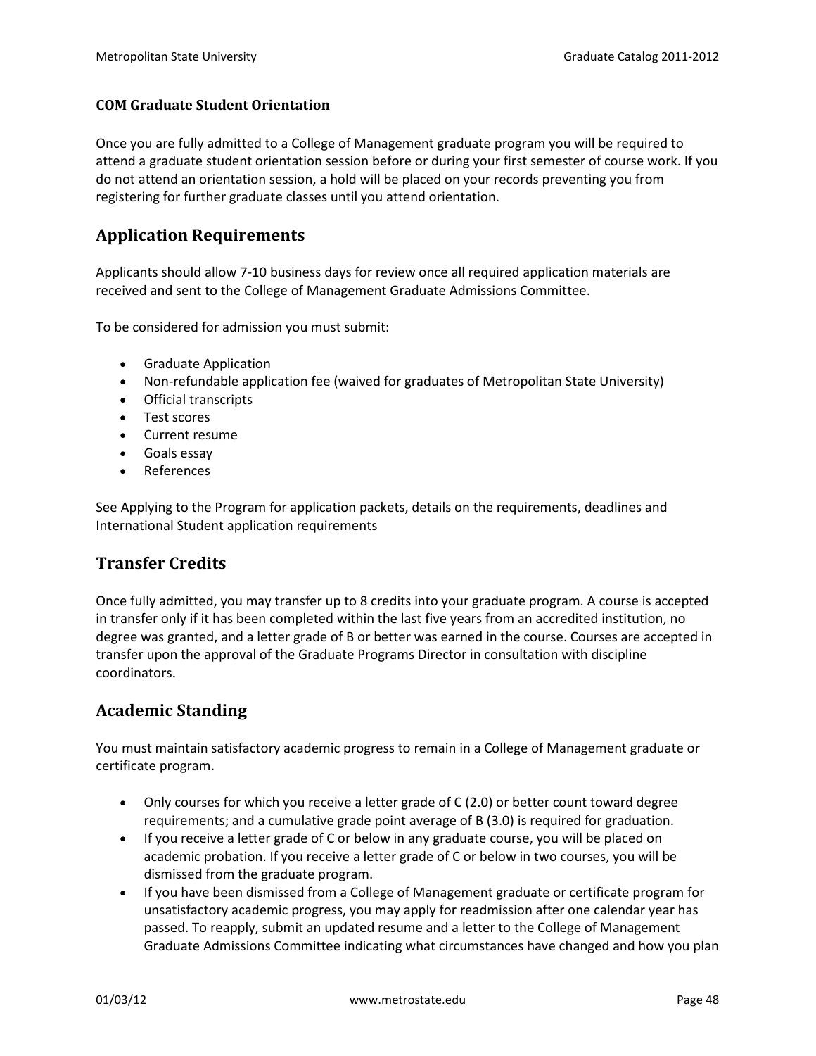### COM Graduate Student Orientation

Once you are fully admitted to a College of Management graduate program you will be required to attend a graduate student orientation session before or during your first semester of course work. If you do not attend an orientation session, a hold will be placed on your records preventing you from registering for further graduate classes until you attend orientation.

## Application Requirements

Applicants should allow 7-10 business days for review once all required application materials are received and sent to the College of Management Graduate Admissions Committee.

To be considered for admission you must submit:

- Graduate Application
- Non-refundable application fee (waived for graduates of Metropolitan State University)
- Official transcripts
- Test scores
- Current resume
- Goals essay
- References

See Applying to the Program for application packets, details on the requirements, deadlines and International Student application requirements

## Transfer Credits

Once fully admitted, you may transfer up to 8 credits into your graduate program. A course is accepted in transfer only if it has been completed within the last five years from an accredited institution, no degree was granted, and a letter grade of B or better was earned in the course. Courses are accepted in transfer upon the approval of the Graduate Programs Director in consultation with discipline coordinators.

## Academic Standing

You must maintain satisfactory academic progress to remain in a College of Management graduate or certificate program.

- Only courses for which you receive a letter grade of C (2.0) or better count toward degree requirements; and a cumulative grade point average of B (3.0) is required for graduation.
- If you receive a letter grade of C or below in any graduate course, you will be placed on academic probation. If you receive a letter grade of C or below in two courses, you will be dismissed from the graduate program.
- If you have been dismissed from a College of Management graduate or certificate program for unsatisfactory academic progress, you may apply for readmission after one calendar year has passed. To reapply, submit an updated resume and a letter to the College of Management Graduate Admissions Committee indicating what circumstances have changed and how you plan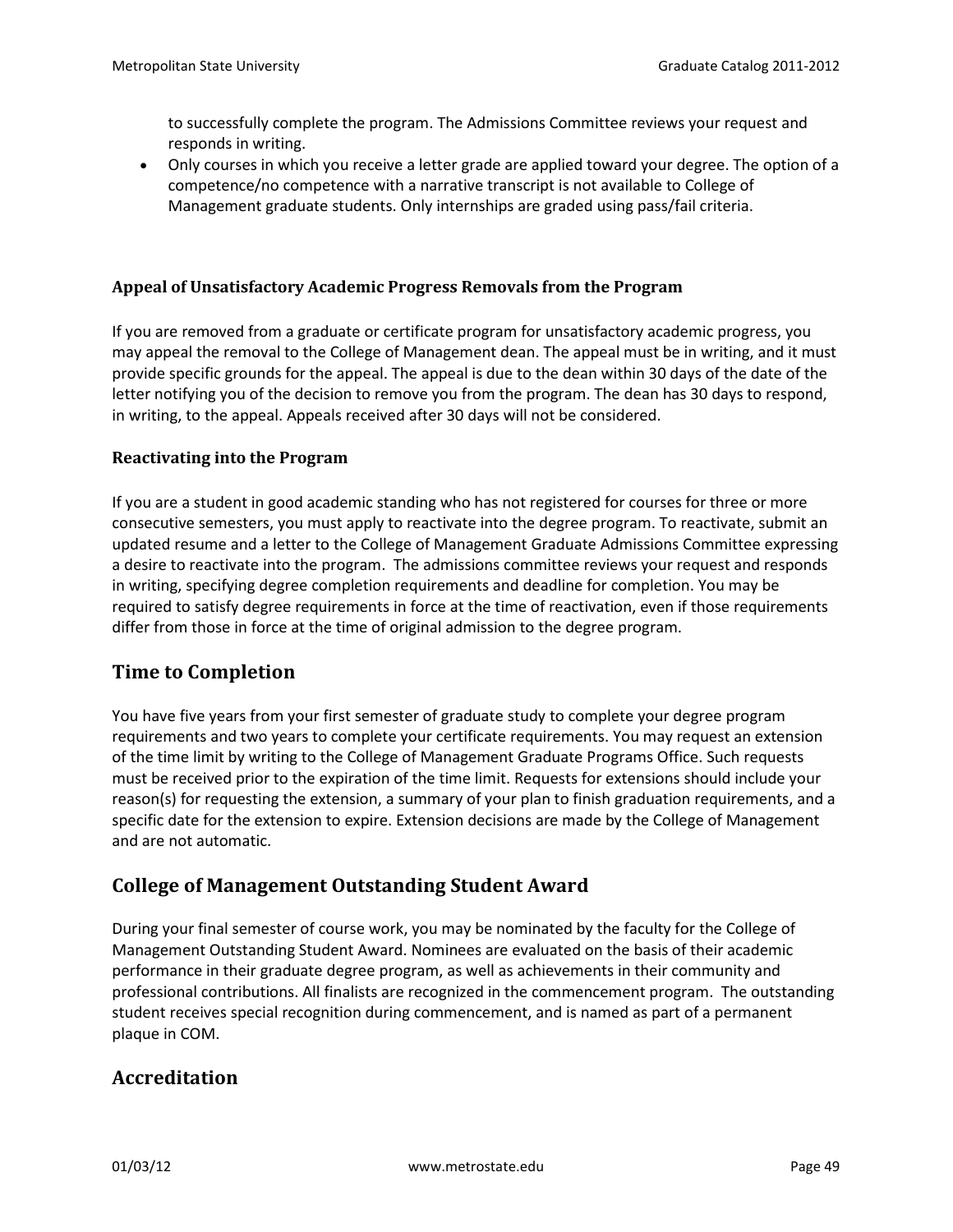to successfully complete the program. The Admissions Committee reviews your request and responds in writing.

- Only courses in which you receive a letter grade are applied toward your degree. The option of a competence/no competence with a narrative transcript is not available to College of Management graduate students. Only internships are graded using pass/fail criteria.

### Appeal of Unsatisfactory Academic Progress Removals from the Program

If you are removed from a graduate or certificate program for unsatisfactory academic progress, you may appeal the removal to the College of Management dean. The appeal must be in writing, and it must provide specific grounds for the appeal. The appeal is due to the dean within 30 days of the date of the letter notifying you of the decision to remove you from the program. The dean has 30 days to respond, in writing, to the appeal. Appeals received after 30 days will not be considered.

### Reactivating into the Program

If you are a student in good academic standing who has not registered for courses for three or more consecutive semesters, you must apply to reactivate into the degree program. To reactivate, submit an updated resume and a letter to the College of Management Graduate Admissions Committee expressing a desire to reactivate into the program. The admissions committee reviews your request and responds in writing, specifying degree completion requirements and deadline for completion. You may be required to satisfy degree requirements in force at the time of reactivation, even if those requirements differ from those in force at the time of original admission to the degree program.

## Time to Completion

You have five years from your first semester of graduate study to complete your degree program requirements and two years to complete your certificate requirements. You may request an extension of the time limit by writing to the College of Management Graduate Programs Office. Such requests must be received prior to the expiration of the time limit. Requests for extensions should include your reason(s) for requesting the extension, a summary of your plan to finish graduation requirements, and a specific date for the extension to expire. Extension decisions are made by the College of Management and are not automatic.

## College of Management Outstanding Student Award

During your final semester of course work, you may be nominated by the faculty for the College of Management Outstanding Student Award. Nominees are evaluated on the basis of their academic performance in their graduate degree program, as well as achievements in their community and professional contributions. All finalists are recognized in the commencement program. The outstanding student receives special recognition during commencement, and is named as part of a permanent plaque in COM.

## Accreditation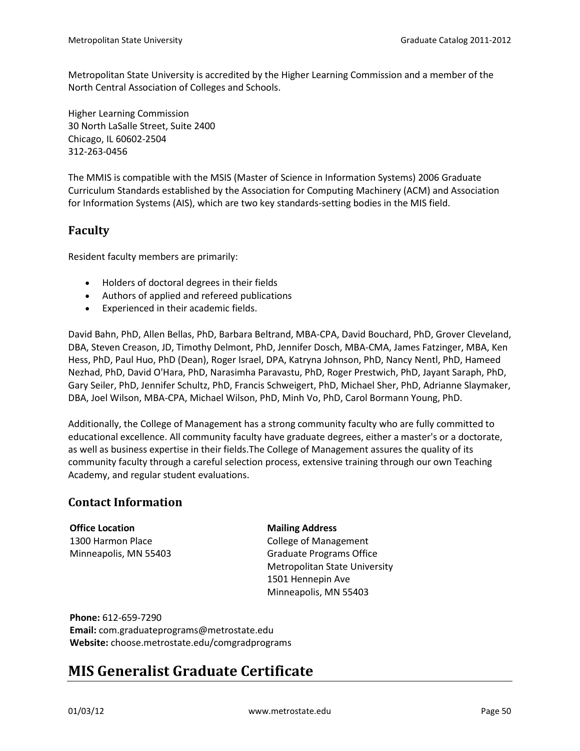Metropolitan State University is accredited by the Higher Learning Commission and a member of the North Central Association of Colleges and Schools.

Higher Learning Commission
30 North LaSalle Street, Suite 2400
Chicago, IL 60602-2504
312-263-0456

The MMIS is compatible with the MSIS (Master of Science in Information Systems) 2006 Graduate Curriculum Standards established by the Association for Computing Machinery (ACM) and Association for Information Systems (AIS), which are two key standards-setting bodies in the MIS field.

## Faculty

Resident faculty members are primarily:

- Holders of doctoral degrees in their fields
- Authors of applied and refereed publications
- Experienced in their academic fields.

David Bahn, PhD, Allen Bellas, PhD, Barbara Beltrand, MBA-CPA, David Bouchard, PhD, Grover Cleveland, DBA, Steven Creason, JD, Timothy Delmont, PhD, Jennifer Dosch, MBA-CMA, James Fatzinger, MBA, Ken Hess, PhD, Paul Huo, PhD (Dean), Roger Israel, DPA, Katryna Johnson, PhD, Nancy Nentl, PhD, Hameed Nezhad, PhD, David O'Hara, PhD, Narasimha Paravastu, PhD, Roger Prestwich, PhD, Jayant Saraph, PhD, Gary Seiler, PhD, Jennifer Schultz, PhD, Francis Schweigert, PhD, Michael Sher, PhD, Adrianne Slaymaker, DBA, Joel Wilson, MBA-CPA, Michael Wilson, PhD, Minh Vo, PhD, Carol Bormann Young, PhD.

Additionally, the College of Management has a strong community faculty who are fully committed to educational excellence. All community faculty have graduate degrees, either a master's or a doctorate, as well as business expertise in their fields.The College of Management assures the quality of its community faculty through a careful selection process, extensive training through our own Teaching Academy, and regular student evaluations.

## Contact Information

**Office Location**
1300 Harmon Place
Minneapolis, MN 55403

**Mailing Address**
College of Management
Graduate Programs Office
Metropolitan State University
1501 Hennepin Ave
Minneapolis, MN 55403

**Phone:** 612-659-7290
**Email:** com.graduateprograms@metrostate.edu
**Website:** choose.metrostate.edu/comgradprograms

# MIS Generalist Graduate Certificate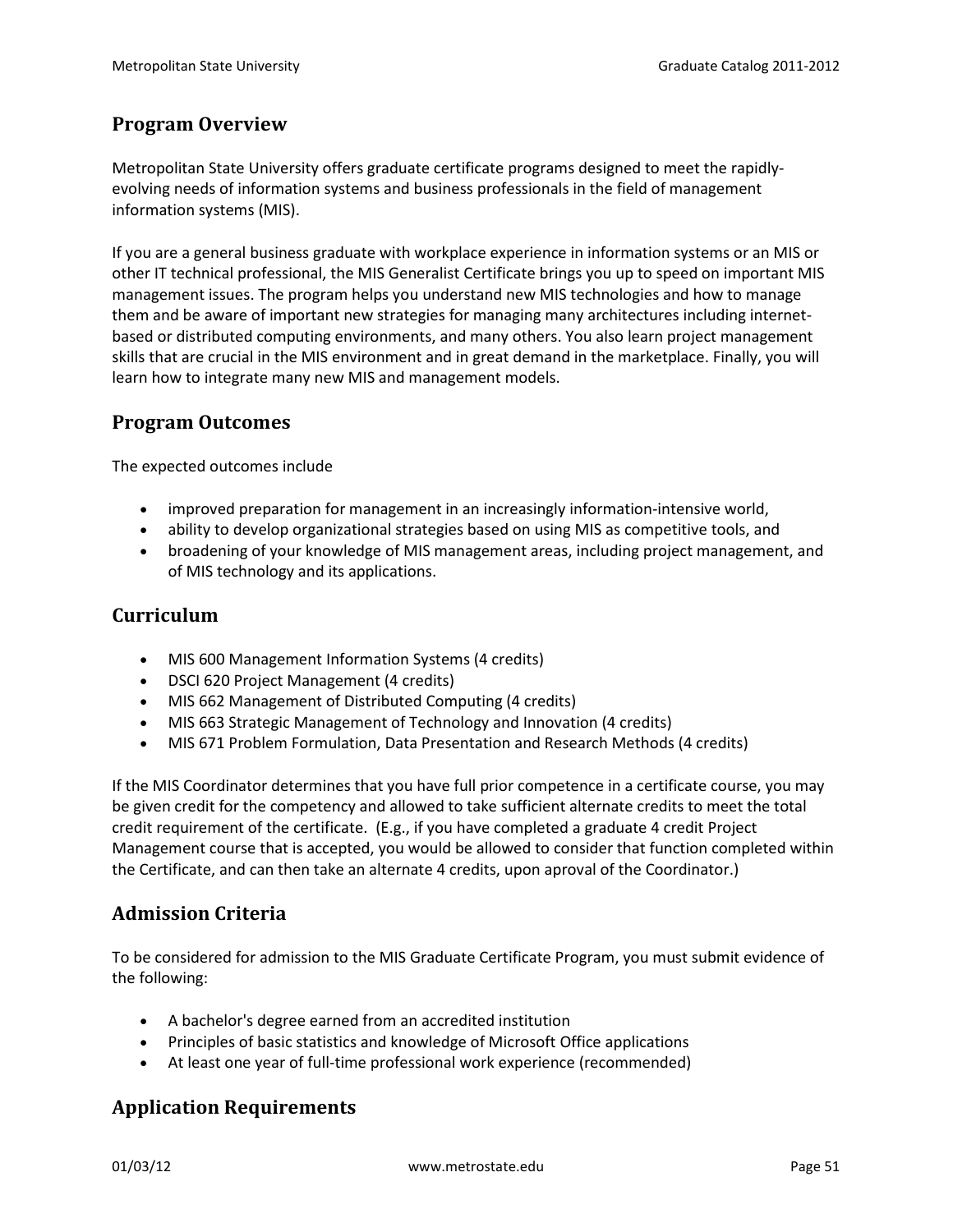## Program Overview

Metropolitan State University offers graduate certificate programs designed to meet the rapidly-evolving needs of information systems and business professionals in the field of management information systems (MIS).

If you are a general business graduate with workplace experience in information systems or an MIS or other IT technical professional, the MIS Generalist Certificate brings you up to speed on important MIS management issues. The program helps you understand new MIS technologies and how to manage them and be aware of important new strategies for managing many architectures including internet-based or distributed computing environments, and many others. You also learn project management skills that are crucial in the MIS environment and in great demand in the marketplace. Finally, you will learn how to integrate many new MIS and management models.

## Program Outcomes

The expected outcomes include

- improved preparation for management in an increasingly information-intensive world,
- ability to develop organizational strategies based on using MIS as competitive tools, and
- broadening of your knowledge of MIS management areas, including project management, and of MIS technology and its applications.

## Curriculum

- MIS 600 Management Information Systems (4 credits)
- DSCI 620 Project Management (4 credits)
- MIS 662 Management of Distributed Computing (4 credits)
- MIS 663 Strategic Management of Technology and Innovation (4 credits)
- MIS 671 Problem Formulation, Data Presentation and Research Methods (4 credits)

If the MIS Coordinator determines that you have full prior competence in a certificate course, you may be given credit for the competency and allowed to take sufficient alternate credits to meet the total credit requirement of the certificate. (E.g., if you have completed a graduate 4 credit Project Management course that is accepted, you would be allowed to consider that function completed within the Certificate, and can then take an alternate 4 credits, upon aproval of the Coordinator.)

## Admission Criteria

To be considered for admission to the MIS Graduate Certificate Program, you must submit evidence of the following:

- A bachelor's degree earned from an accredited institution
- Principles of basic statistics and knowledge of Microsoft Office applications
- At least one year of full-time professional work experience (recommended)

## Application Requirements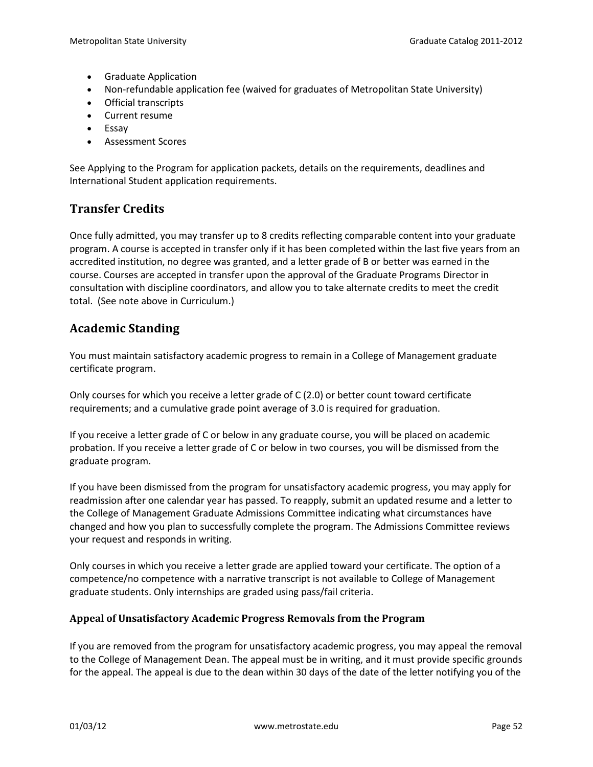- Graduate Application
- Non-refundable application fee (waived for graduates of Metropolitan State University)
- Official transcripts
- Current resume
- Essay
- Assessment Scores

See Applying to the Program for application packets, details on the requirements, deadlines and International Student application requirements.

## Transfer Credits

Once fully admitted, you may transfer up to 8 credits reflecting comparable content into your graduate program. A course is accepted in transfer only if it has been completed within the last five years from an accredited institution, no degree was granted, and a letter grade of B or better was earned in the course. Courses are accepted in transfer upon the approval of the Graduate Programs Director in consultation with discipline coordinators, and allow you to take alternate credits to meet the credit total. (See note above in Curriculum.)

## Academic Standing

You must maintain satisfactory academic progress to remain in a College of Management graduate certificate program.

Only courses for which you receive a letter grade of C (2.0) or better count toward certificate requirements; and a cumulative grade point average of 3.0 is required for graduation.

If you receive a letter grade of C or below in any graduate course, you will be placed on academic probation. If you receive a letter grade of C or below in two courses, you will be dismissed from the graduate program.

If you have been dismissed from the program for unsatisfactory academic progress, you may apply for readmission after one calendar year has passed. To reapply, submit an updated resume and a letter to the College of Management Graduate Admissions Committee indicating what circumstances have changed and how you plan to successfully complete the program. The Admissions Committee reviews your request and responds in writing.

Only courses in which you receive a letter grade are applied toward your certificate. The option of a competence/no competence with a narrative transcript is not available to College of Management graduate students. Only internships are graded using pass/fail criteria.

### Appeal of Unsatisfactory Academic Progress Removals from the Program

If you are removed from the program for unsatisfactory academic progress, you may appeal the removal to the College of Management Dean. The appeal must be in writing, and it must provide specific grounds for the appeal. The appeal is due to the dean within 30 days of the date of the letter notifying you of the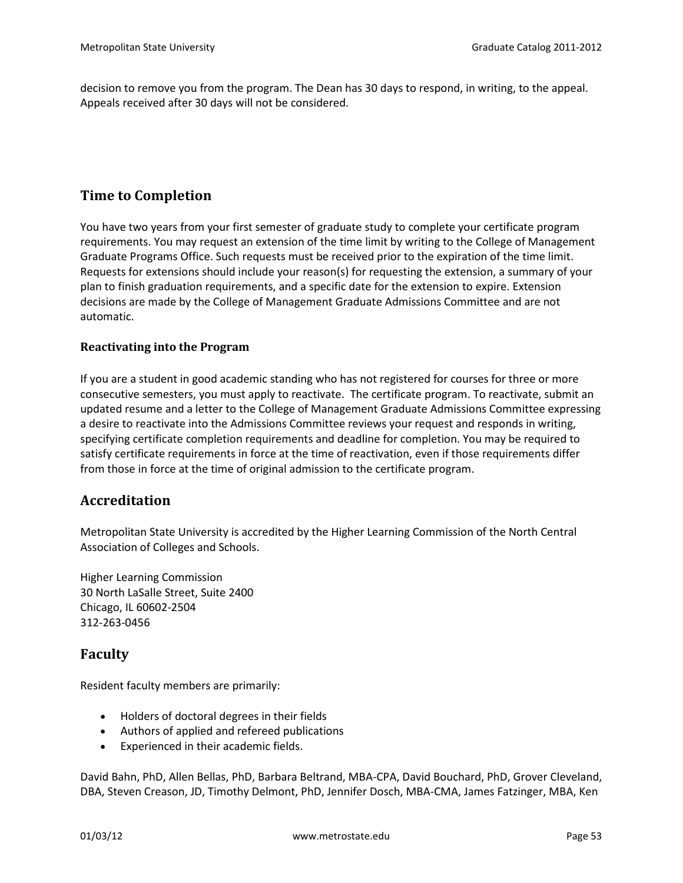decision to remove you from the program. The Dean has 30 days to respond, in writing, to the appeal. Appeals received after 30 days will not be considered.

## Time to Completion

You have two years from your first semester of graduate study to complete your certificate program requirements. You may request an extension of the time limit by writing to the College of Management Graduate Programs Office. Such requests must be received prior to the expiration of the time limit. Requests for extensions should include your reason(s) for requesting the extension, a summary of your plan to finish graduation requirements, and a specific date for the extension to expire. Extension decisions are made by the College of Management Graduate Admissions Committee and are not automatic.

### Reactivating into the Program

If you are a student in good academic standing who has not registered for courses for three or more consecutive semesters, you must apply to reactivate.  The certificate program. To reactivate, submit an updated resume and a letter to the College of Management Graduate Admissions Committee expressing a desire to reactivate into the Admissions Committee reviews your request and responds in writing, specifying certificate completion requirements and deadline for completion. You may be required to satisfy certificate requirements in force at the time of reactivation, even if those requirements differ from those in force at the time of original admission to the certificate program.

## Accreditation

Metropolitan State University is accredited by the Higher Learning Commission of the North Central Association of Colleges and Schools.

Higher Learning Commission
30 North LaSalle Street, Suite 2400
Chicago, IL 60602-2504
312-263-0456

## Faculty

Resident faculty members are primarily:

- Holders of doctoral degrees in their fields
- Authors of applied and refereed publications
- Experienced in their academic fields.

David Bahn, PhD, Allen Bellas, PhD, Barbara Beltrand, MBA-CPA, David Bouchard, PhD, Grover Cleveland, DBA, Steven Creason, JD, Timothy Delmont, PhD, Jennifer Dosch, MBA-CMA, James Fatzinger, MBA, Ken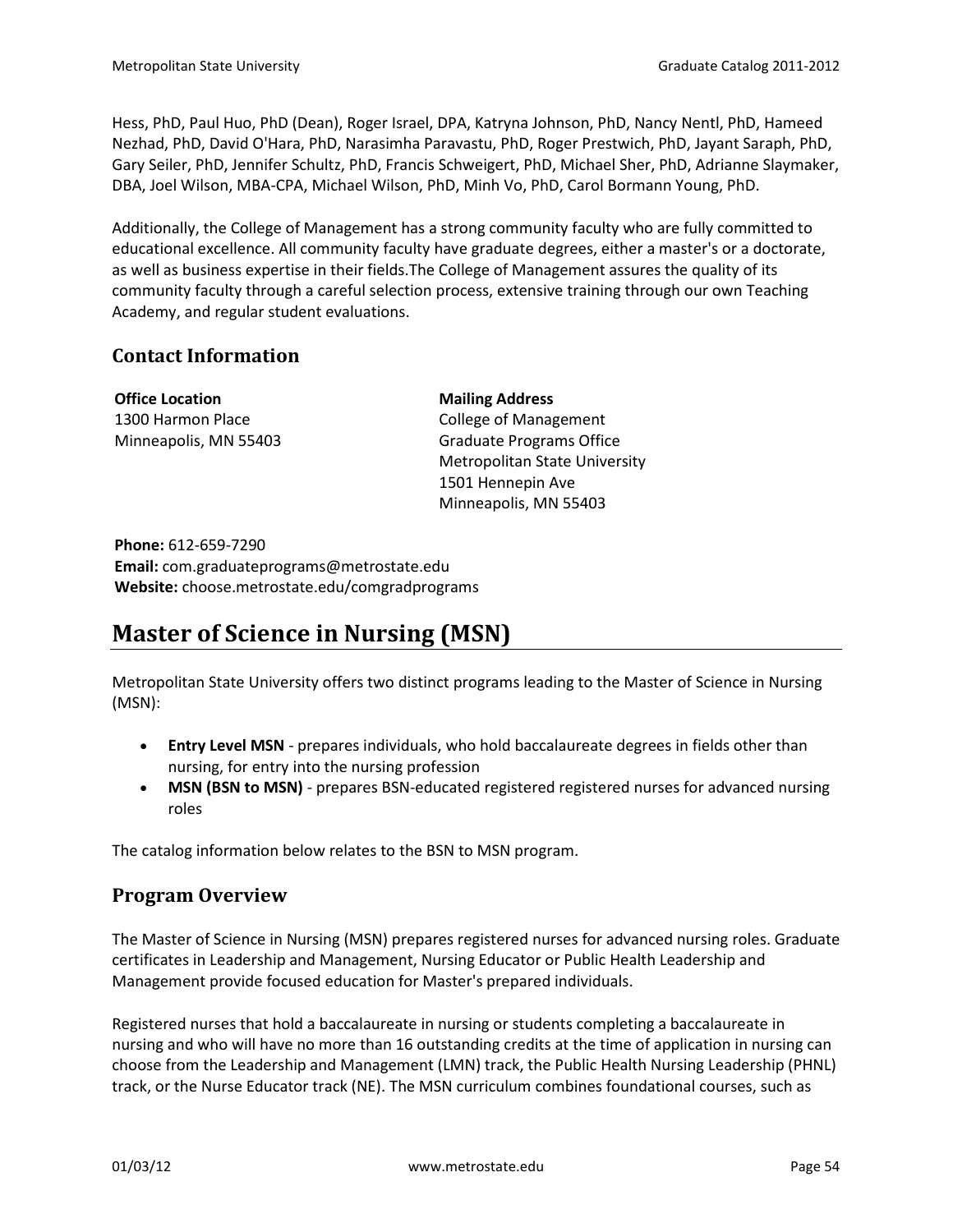Hess, PhD, Paul Huo, PhD (Dean), Roger Israel, DPA, Katryna Johnson, PhD, Nancy Nentl, PhD, Hameed Nezhad, PhD, David O'Hara, PhD, Narasimha Paravastu, PhD, Roger Prestwich, PhD, Jayant Saraph, PhD, Gary Seiler, PhD, Jennifer Schultz, PhD, Francis Schweigert, PhD, Michael Sher, PhD, Adrianne Slaymaker, DBA, Joel Wilson, MBA-CPA, Michael Wilson, PhD, Minh Vo, PhD, Carol Bormann Young, PhD.

Additionally, the College of Management has a strong community faculty who are fully committed to educational excellence. All community faculty have graduate degrees, either a master's or a doctorate, as well as business expertise in their fields.The College of Management assures the quality of its community faculty through a careful selection process, extensive training through our own Teaching Academy, and regular student evaluations.

### Contact Information

**Office Location**
1300 Harmon Place
Minneapolis, MN 55403

**Mailing Address**
College of Management
Graduate Programs Office
Metropolitan State University
1501 Hennepin Ave
Minneapolis, MN 55403

**Phone:** 612-659-7290
**Email:** com.graduateprograms@metrostate.edu
**Website:** choose.metrostate.edu/comgradprograms

## Master of Science in Nursing (MSN)

Metropolitan State University offers two distinct programs leading to the Master of Science in Nursing (MSN):

- **Entry Level MSN** - prepares individuals, who hold baccalaureate degrees in fields other than nursing, for entry into the nursing profession
- **MSN (BSN to MSN)** - prepares BSN-educated registered registered nurses for advanced nursing roles

The catalog information below relates to the BSN to MSN program.

### Program Overview

The Master of Science in Nursing (MSN) prepares registered nurses for advanced nursing roles. Graduate certificates in Leadership and Management, Nursing Educator or Public Health Leadership and Management provide focused education for Master's prepared individuals.

Registered nurses that hold a baccalaureate in nursing or students completing a baccalaureate in nursing and who will have no more than 16 outstanding credits at the time of application in nursing can choose from the Leadership and Management (LMN) track, the Public Health Nursing Leadership (PHNL) track, or the Nurse Educator track (NE). The MSN curriculum combines foundational courses, such as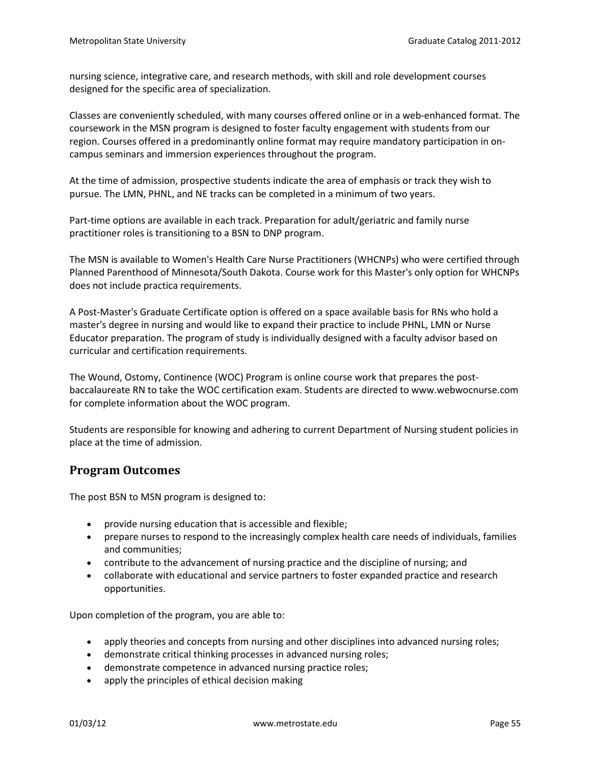nursing science, integrative care, and research methods, with skill and role development courses designed for the specific area of specialization.

Classes are conveniently scheduled, with many courses offered online or in a web-enhanced format. The coursework in the MSN program is designed to foster faculty engagement with students from our region. Courses offered in a predominantly online format may require mandatory participation in on-campus seminars and immersion experiences throughout the program.

At the time of admission, prospective students indicate the area of emphasis or track they wish to pursue. The LMN, PHNL, and NE tracks can be completed in a minimum of two years.

Part-time options are available in each track. Preparation for adult/geriatric and family nurse practitioner roles is transitioning to a BSN to DNP program.

The MSN is available to Women's Health Care Nurse Practitioners (WHCNPs) who were certified through Planned Parenthood of Minnesota/South Dakota. Course work for this Master's only option for WHCNPs does not include practica requirements.

A Post-Master's Graduate Certificate option is offered on a space available basis for RNs who hold a master's degree in nursing and would like to expand their practice to include PHNL, LMN or Nurse Educator preparation. The program of study is individually designed with a faculty advisor based on curricular and certification requirements.

The Wound, Ostomy, Continence (WOC) Program is online course work that prepares the post-baccalaureate RN to take the WOC certification exam. Students are directed to www.webwocnurse.com for complete information about the WOC program.

Students are responsible for knowing and adhering to current Department of Nursing student policies in place at the time of admission.

## Program Outcomes

The post BSN to MSN program is designed to:

- provide nursing education that is accessible and flexible;
- prepare nurses to respond to the increasingly complex health care needs of individuals, families and communities;
- contribute to the advancement of nursing practice and the discipline of nursing; and
- collaborate with educational and service partners to foster expanded practice and research opportunities.

Upon completion of the program, you are able to:

- apply theories and concepts from nursing and other disciplines into advanced nursing roles;
- demonstrate critical thinking processes in advanced nursing roles;
- demonstrate competence in advanced nursing practice roles;
- apply the principles of ethical decision making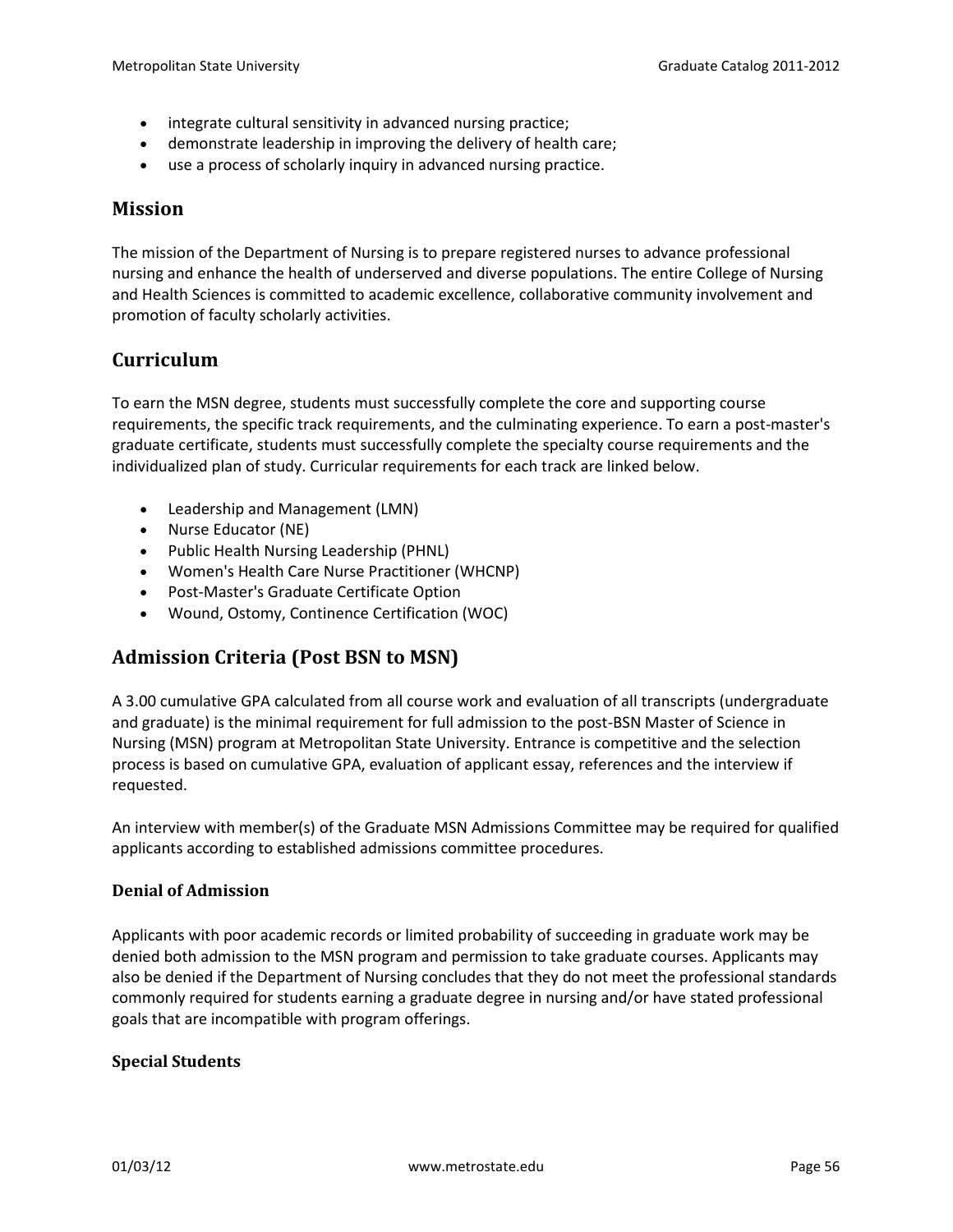- integrate cultural sensitivity in advanced nursing practice;
- demonstrate leadership in improving the delivery of health care;
- use a process of scholarly inquiry in advanced nursing practice.

## Mission

The mission of the Department of Nursing is to prepare registered nurses to advance professional nursing and enhance the health of underserved and diverse populations. The entire College of Nursing and Health Sciences is committed to academic excellence, collaborative community involvement and promotion of faculty scholarly activities.

## Curriculum

To earn the MSN degree, students must successfully complete the core and supporting course requirements, the specific track requirements, and the culminating experience. To earn a post-master's graduate certificate, students must successfully complete the specialty course requirements and the individualized plan of study. Curricular requirements for each track are linked below.

- Leadership and Management (LMN)
- Nurse Educator (NE)
- Public Health Nursing Leadership (PHNL)
- Women's Health Care Nurse Practitioner (WHCNP)
- Post-Master's Graduate Certificate Option
- Wound, Ostomy, Continence Certification (WOC)

## Admission Criteria (Post BSN to MSN)

A 3.00 cumulative GPA calculated from all course work and evaluation of all transcripts (undergraduate and graduate) is the minimal requirement for full admission to the post-BSN Master of Science in Nursing (MSN) program at Metropolitan State University. Entrance is competitive and the selection process is based on cumulative GPA, evaluation of applicant essay, references and the interview if requested.

An interview with member(s) of the Graduate MSN Admissions Committee may be required for qualified applicants according to established admissions committee procedures.

### Denial of Admission

Applicants with poor academic records or limited probability of succeeding in graduate work may be denied both admission to the MSN program and permission to take graduate courses. Applicants may also be denied if the Department of Nursing concludes that they do not meet the professional standards commonly required for students earning a graduate degree in nursing and/or have stated professional goals that are incompatible with program offerings.

### Special Students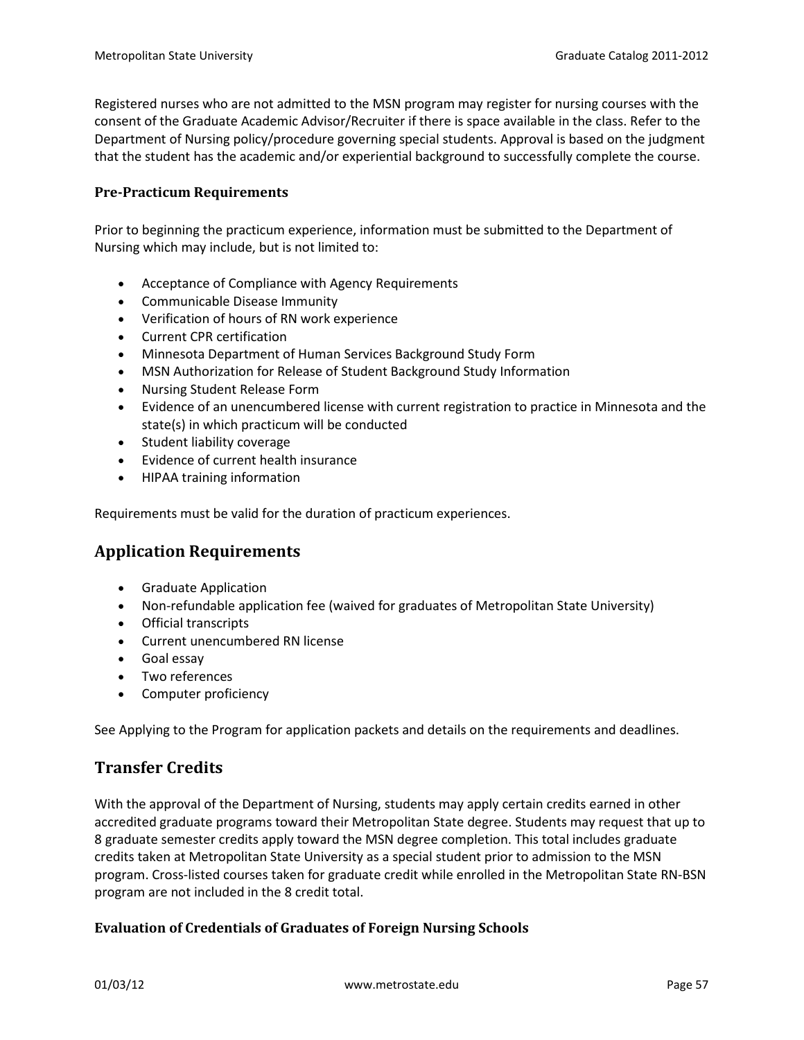Registered nurses who are not admitted to the MSN program may register for nursing courses with the consent of the Graduate Academic Advisor/Recruiter if there is space available in the class. Refer to the Department of Nursing policy/procedure governing special students. Approval is based on the judgment that the student has the academic and/or experiential background to successfully complete the course.

### Pre-Practicum Requirements

Prior to beginning the practicum experience, information must be submitted to the Department of Nursing which may include, but is not limited to:

- Acceptance of Compliance with Agency Requirements
- Communicable Disease Immunity
- Verification of hours of RN work experience
- Current CPR certification
- Minnesota Department of Human Services Background Study Form
- MSN Authorization for Release of Student Background Study Information
- Nursing Student Release Form
- Evidence of an unencumbered license with current registration to practice in Minnesota and the state(s) in which practicum will be conducted
- Student liability coverage
- Evidence of current health insurance
- HIPAA training information

Requirements must be valid for the duration of practicum experiences.

## Application Requirements

- Graduate Application
- Non-refundable application fee (waived for graduates of Metropolitan State University)
- Official transcripts
- Current unencumbered RN license
- Goal essay
- Two references
- Computer proficiency

See Applying to the Program for application packets and details on the requirements and deadlines.

## Transfer Credits

With the approval of the Department of Nursing, students may apply certain credits earned in other accredited graduate programs toward their Metropolitan State degree. Students may request that up to 8 graduate semester credits apply toward the MSN degree completion. This total includes graduate credits taken at Metropolitan State University as a special student prior to admission to the MSN program. Cross-listed courses taken for graduate credit while enrolled in the Metropolitan State RN-BSN program are not included in the 8 credit total.

### Evaluation of Credentials of Graduates of Foreign Nursing Schools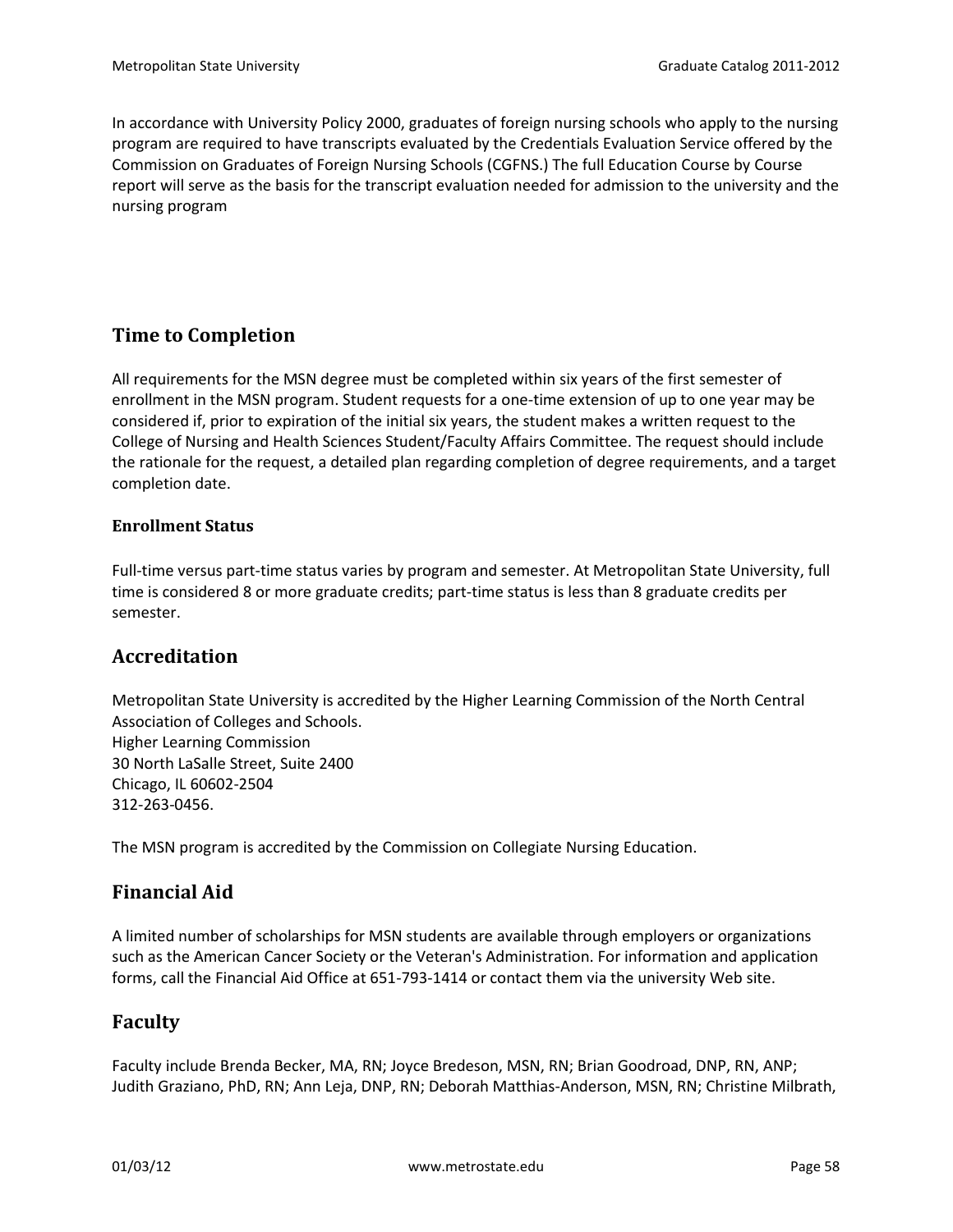In accordance with University Policy 2000, graduates of foreign nursing schools who apply to the nursing program are required to have transcripts evaluated by the Credentials Evaluation Service offered by the Commission on Graduates of Foreign Nursing Schools (CGFNS.) The full Education Course by Course report will serve as the basis for the transcript evaluation needed for admission to the university and the nursing program

## Time to Completion

All requirements for the MSN degree must be completed within six years of the first semester of enrollment in the MSN program. Student requests for a one-time extension of up to one year may be considered if, prior to expiration of the initial six years, the student makes a written request to the College of Nursing and Health Sciences Student/Faculty Affairs Committee. The request should include the rationale for the request, a detailed plan regarding completion of degree requirements, and a target completion date.

### Enrollment Status

Full-time versus part-time status varies by program and semester. At Metropolitan State University, full time is considered 8 or more graduate credits; part-time status is less than 8 graduate credits per semester.

## Accreditation

Metropolitan State University is accredited by the Higher Learning Commission of the North Central Association of Colleges and Schools.
Higher Learning Commission
30 North LaSalle Street, Suite 2400
Chicago, IL 60602-2504
312-263-0456.

The MSN program is accredited by the Commission on Collegiate Nursing Education.

## Financial Aid

A limited number of scholarships for MSN students are available through employers or organizations such as the American Cancer Society or the Veteran's Administration. For information and application forms, call the Financial Aid Office at 651-793-1414 or contact them via the university Web site.

## Faculty

Faculty include Brenda Becker, MA, RN; Joyce Bredeson, MSN, RN; Brian Goodroad, DNP, RN, ANP; Judith Graziano, PhD, RN; Ann Leja, DNP, RN; Deborah Matthias-Anderson, MSN, RN; Christine Milbrath,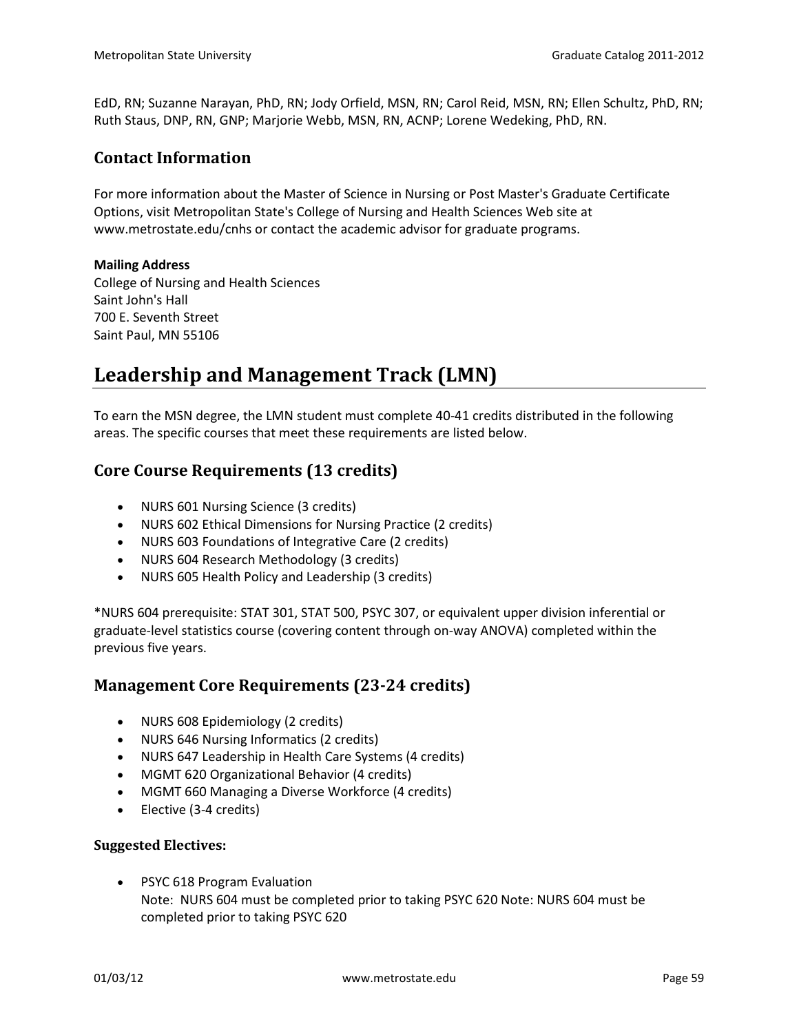EdD, RN; Suzanne Narayan, PhD, RN; Jody Orfield, MSN, RN; Carol Reid, MSN, RN; Ellen Schultz, PhD, RN; Ruth Staus, DNP, RN, GNP; Marjorie Webb, MSN, RN, ACNP; Lorene Wedeking, PhD, RN.

### Contact Information

For more information about the Master of Science in Nursing or Post Master's Graduate Certificate Options, visit Metropolitan State's College of Nursing and Health Sciences Web site at www.metrostate.edu/cnhs or contact the academic advisor for graduate programs.

**Mailing Address**
College of Nursing and Health Sciences
Saint John's Hall
700 E. Seventh Street
Saint Paul, MN 55106

# Leadership and Management Track (LMN)

To earn the MSN degree, the LMN student must complete 40-41 credits distributed in the following areas. The specific courses that meet these requirements are listed below.

## Core Course Requirements (13 credits)

- NURS 601 Nursing Science (3 credits)
- NURS 602 Ethical Dimensions for Nursing Practice (2 credits)
- NURS 603 Foundations of Integrative Care (2 credits)
- NURS 604 Research Methodology (3 credits)
- NURS 605 Health Policy and Leadership (3 credits)

*NURS 604 prerequisite: STAT 301, STAT 500, PSYC 307, or equivalent upper division inferential or graduate-level statistics course (covering content through on-way ANOVA) completed within the previous five years.

## Management Core Requirements (23-24 credits)

- NURS 608 Epidemiology (2 credits)
- NURS 646 Nursing Informatics (2 credits)
- NURS 647 Leadership in Health Care Systems (4 credits)
- MGMT 620 Organizational Behavior (4 credits)
- MGMT 660 Managing a Diverse Workforce (4 credits)
- Elective (3-4 credits)

#### Suggested Electives:

- PSYC 618 Program Evaluation
  Note: NURS 604 must be completed prior to taking PSYC 620 Note: NURS 604 must be completed prior to taking PSYC 620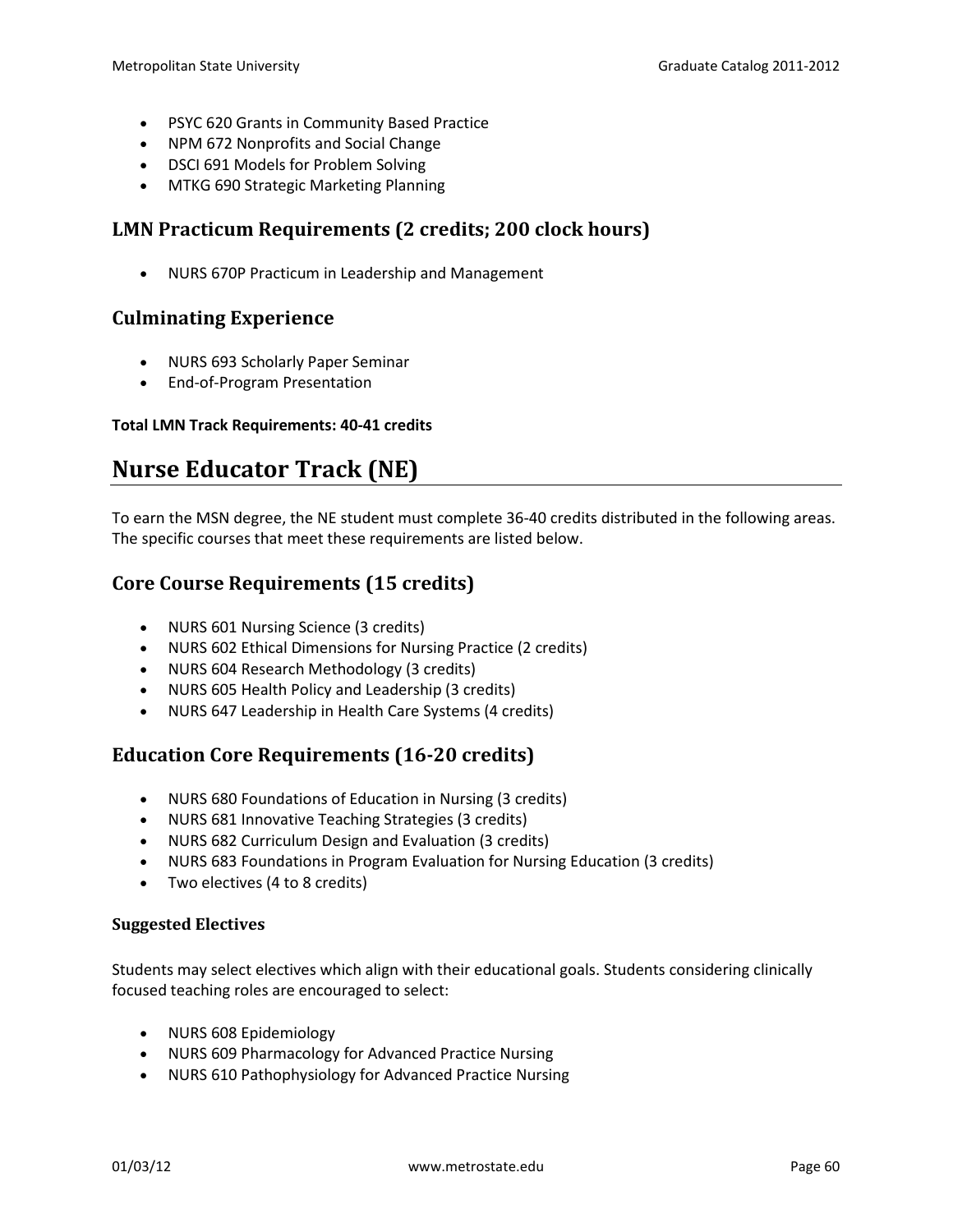- PSYC 620 Grants in Community Based Practice
- NPM 672 Nonprofits and Social Change
- DSCI 691 Models for Problem Solving
- MTKG 690 Strategic Marketing Planning

### LMN Practicum Requirements (2 credits; 200 clock hours)

- NURS 670P Practicum in Leadership and Management

### Culminating Experience

- NURS 693 Scholarly Paper Seminar
- End-of-Program Presentation

**Total LMN Track Requirements: 40-41 credits**

## Nurse Educator Track (NE)

To earn the MSN degree, the NE student must complete 36-40 credits distributed in the following areas. The specific courses that meet these requirements are listed below.

### Core Course Requirements (15 credits)

- NURS 601 Nursing Science (3 credits)
- NURS 602 Ethical Dimensions for Nursing Practice (2 credits)
- NURS 604 Research Methodology (3 credits)
- NURS 605 Health Policy and Leadership (3 credits)
- NURS 647 Leadership in Health Care Systems (4 credits)

### Education Core Requirements (16-20 credits)

- NURS 680 Foundations of Education in Nursing (3 credits)
- NURS 681 Innovative Teaching Strategies (3 credits)
- NURS 682 Curriculum Design and Evaluation (3 credits)
- NURS 683 Foundations in Program Evaluation for Nursing Education (3 credits)
- Two electives (4 to 8 credits)

#### Suggested Electives

Students may select electives which align with their educational goals. Students considering clinically focused teaching roles are encouraged to select:

- NURS 608 Epidemiology
- NURS 609 Pharmacology for Advanced Practice Nursing
- NURS 610 Pathophysiology for Advanced Practice Nursing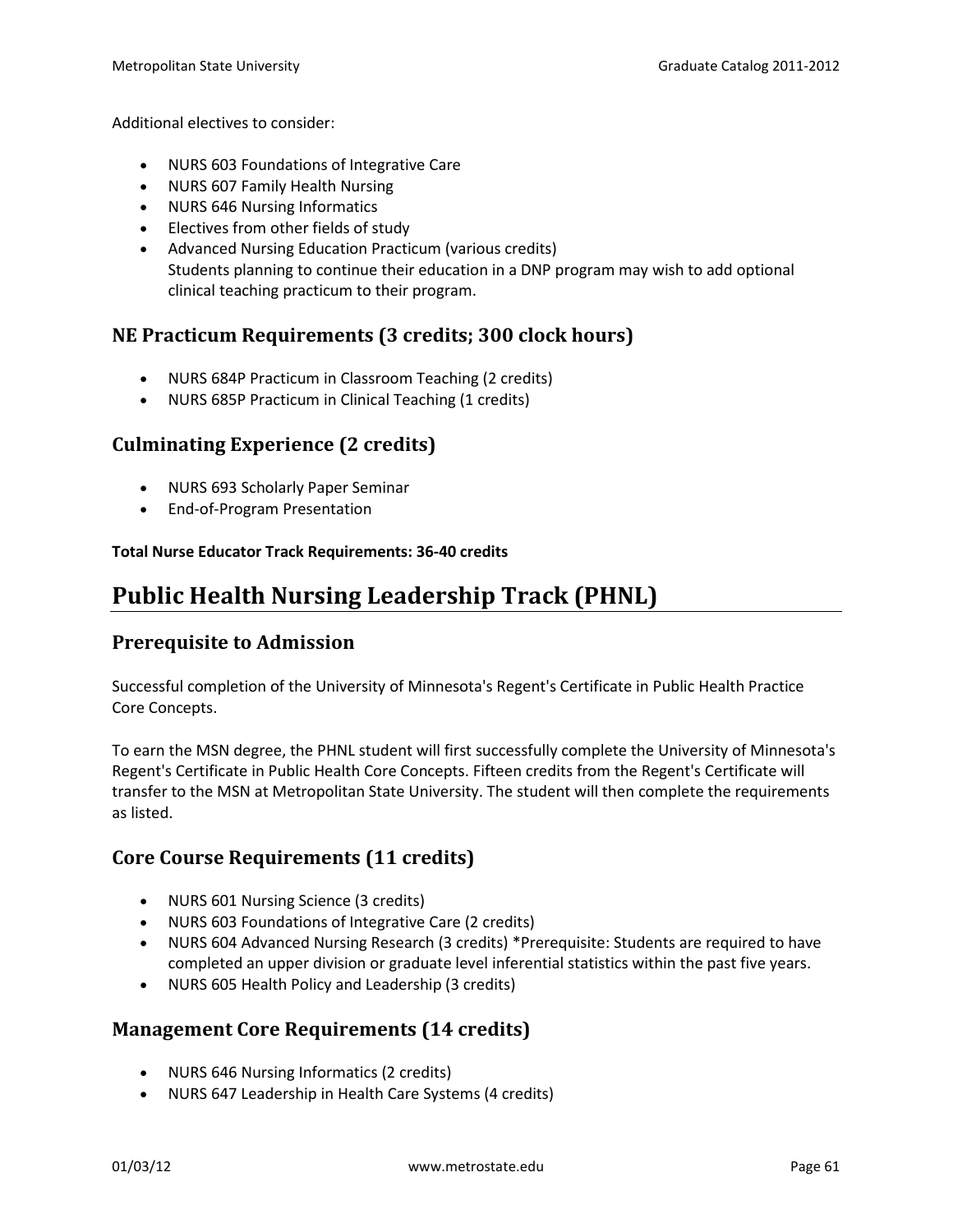Additional electives to consider:

- NURS 603 Foundations of Integrative Care
- NURS 607 Family Health Nursing
- NURS 646 Nursing Informatics
- Electives from other fields of study
- Advanced Nursing Education Practicum (various credits)
  Students planning to continue their education in a DNP program may wish to add optional clinical teaching practicum to their program.

## NE Practicum Requirements (3 credits; 300 clock hours)

- NURS 684P Practicum in Classroom Teaching (2 credits)
- NURS 685P Practicum in Clinical Teaching (1 credits)

## Culminating Experience (2 credits)

- NURS 693 Scholarly Paper Seminar
- End-of-Program Presentation

**Total Nurse Educator Track Requirements: 36-40 credits**

# Public Health Nursing Leadership Track (PHNL)

## Prerequisite to Admission

Successful completion of the University of Minnesota's Regent's Certificate in Public Health Practice Core Concepts.

To earn the MSN degree, the PHNL student will first successfully complete the University of Minnesota's Regent's Certificate in Public Health Core Concepts. Fifteen credits from the Regent's Certificate will transfer to the MSN at Metropolitan State University. The student will then complete the requirements as listed.

## Core Course Requirements (11 credits)

- NURS 601 Nursing Science (3 credits)
- NURS 603 Foundations of Integrative Care (2 credits)
- NURS 604 Advanced Nursing Research (3 credits) *Prerequisite: Students are required to have completed an upper division or graduate level inferential statistics within the past five years.
- NURS 605 Health Policy and Leadership (3 credits)

## Management Core Requirements (14 credits)

- NURS 646 Nursing Informatics (2 credits)
- NURS 647 Leadership in Health Care Systems (4 credits)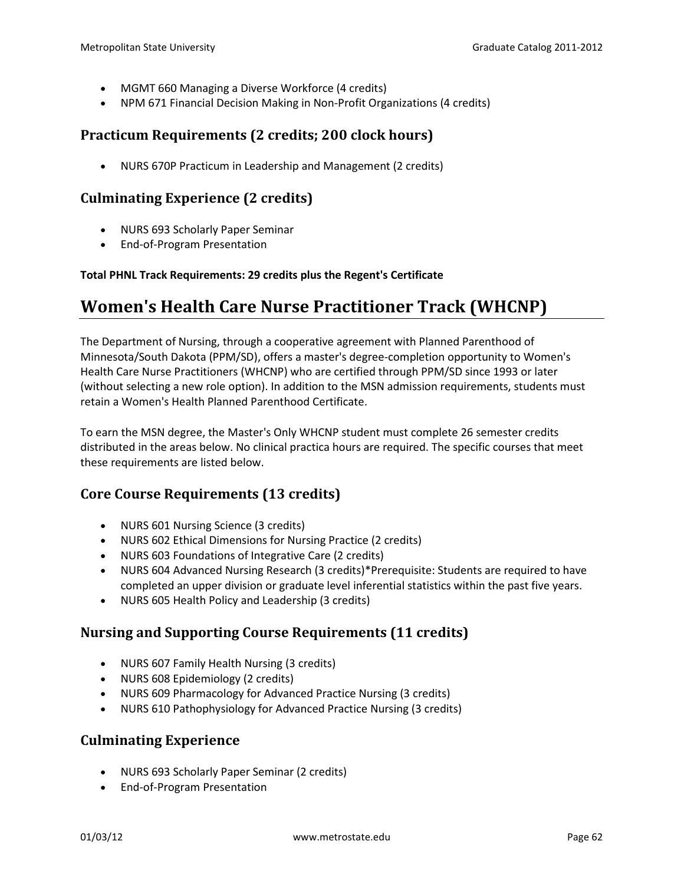- MGMT 660 Managing a Diverse Workforce (4 credits)
- NPM 671 Financial Decision Making in Non-Profit Organizations (4 credits)

### Practicum Requirements (2 credits; 200 clock hours)

- NURS 670P Practicum in Leadership and Management (2 credits)

### Culminating Experience (2 credits)

- NURS 693 Scholarly Paper Seminar
- End-of-Program Presentation

**Total PHNL Track Requirements: 29 credits plus the Regent's Certificate**

## Women's Health Care Nurse Practitioner Track (WHCNP)

The Department of Nursing, through a cooperative agreement with Planned Parenthood of Minnesota/South Dakota (PPM/SD), offers a master's degree-completion opportunity to Women's Health Care Nurse Practitioners (WHCNP) who are certified through PPM/SD since 1993 or later (without selecting a new role option). In addition to the MSN admission requirements, students must retain a Women's Health Planned Parenthood Certificate.

To earn the MSN degree, the Master's Only WHCNP student must complete 26 semester credits distributed in the areas below. No clinical practica hours are required. The specific courses that meet these requirements are listed below.

### Core Course Requirements (13 credits)

- NURS 601 Nursing Science (3 credits)
- NURS 602 Ethical Dimensions for Nursing Practice (2 credits)
- NURS 603 Foundations of Integrative Care (2 credits)
- NURS 604 Advanced Nursing Research (3 credits)*Prerequisite: Students are required to have completed an upper division or graduate level inferential statistics within the past five years.
- NURS 605 Health Policy and Leadership (3 credits)

### Nursing and Supporting Course Requirements (11 credits)

- NURS 607 Family Health Nursing (3 credits)
- NURS 608 Epidemiology (2 credits)
- NURS 609 Pharmacology for Advanced Practice Nursing (3 credits)
- NURS 610 Pathophysiology for Advanced Practice Nursing (3 credits)

### Culminating Experience

- NURS 693 Scholarly Paper Seminar (2 credits)
- End-of-Program Presentation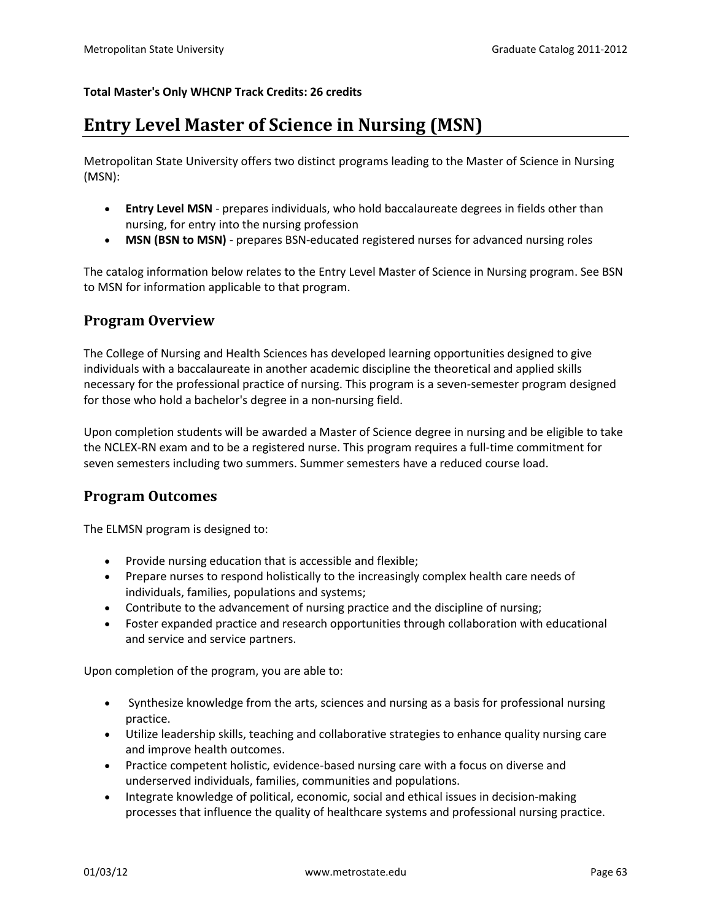**Total Master's Only WHCNP Track Credits: 26 credits**

# Entry Level Master of Science in Nursing (MSN)

Metropolitan State University offers two distinct programs leading to the Master of Science in Nursing (MSN):

- **Entry Level MSN** - prepares individuals, who hold baccalaureate degrees in fields other than nursing, for entry into the nursing profession
- **MSN (BSN to MSN)** - prepares BSN-educated registered nurses for advanced nursing roles

The catalog information below relates to the Entry Level Master of Science in Nursing program. See BSN to MSN for information applicable to that program.

## Program Overview

The College of Nursing and Health Sciences has developed learning opportunities designed to give individuals with a baccalaureate in another academic discipline the theoretical and applied skills necessary for the professional practice of nursing. This program is a seven-semester program designed for those who hold a bachelor's degree in a non-nursing field.

Upon completion students will be awarded a Master of Science degree in nursing and be eligible to take the NCLEX-RN exam and to be a registered nurse. This program requires a full-time commitment for seven semesters including two summers. Summer semesters have a reduced course load.

## Program Outcomes

The ELMSN program is designed to:

- Provide nursing education that is accessible and flexible;
- Prepare nurses to respond holistically to the increasingly complex health care needs of individuals, families, populations and systems;
- Contribute to the advancement of nursing practice and the discipline of nursing;
- Foster expanded practice and research opportunities through collaboration with educational and service and service partners.

Upon completion of the program, you are able to:

- Synthesize knowledge from the arts, sciences and nursing as a basis for professional nursing practice.
- Utilize leadership skills, teaching and collaborative strategies to enhance quality nursing care and improve health outcomes.
- Practice competent holistic, evidence-based nursing care with a focus on diverse and underserved individuals, families, communities and populations.
- Integrate knowledge of political, economic, social and ethical issues in decision-making processes that influence the quality of healthcare systems and professional nursing practice.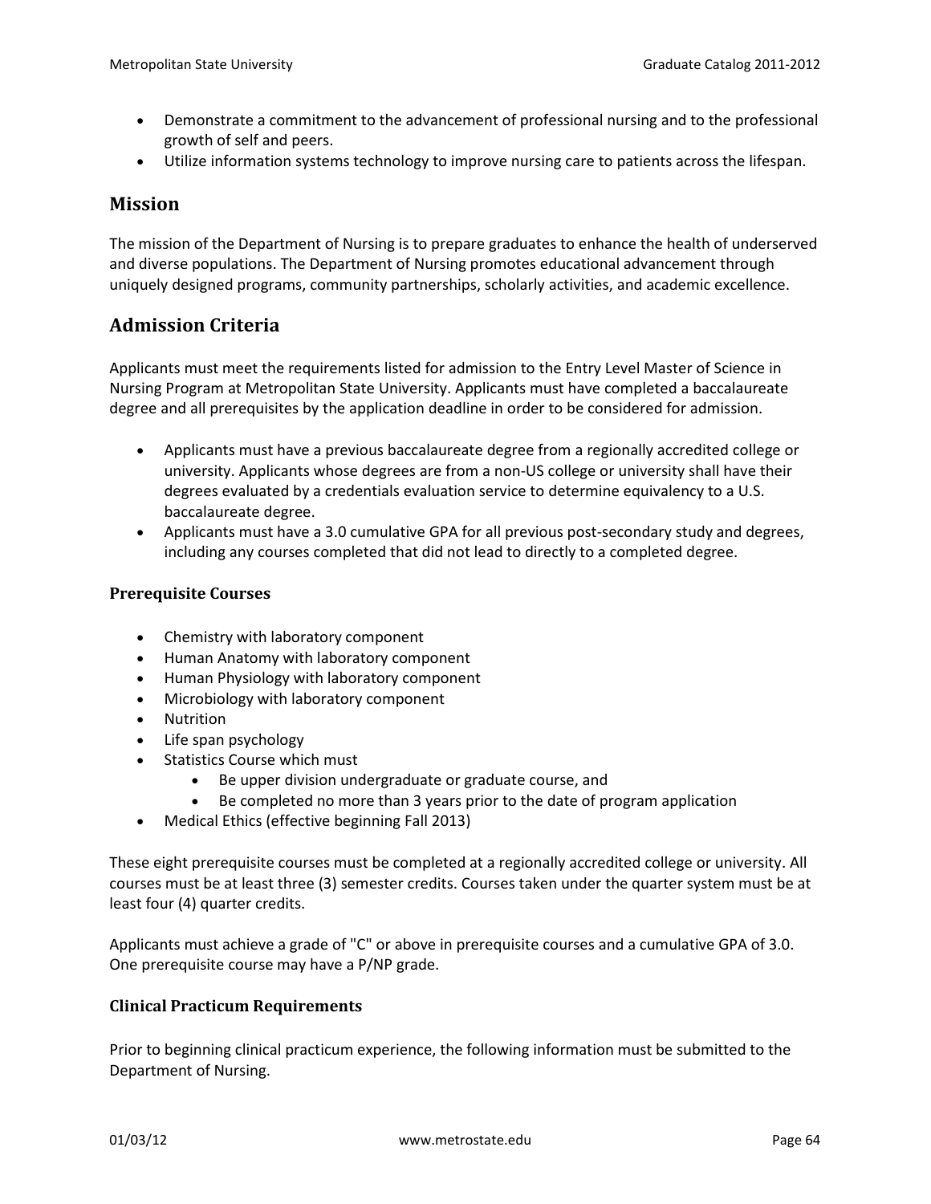- Demonstrate a commitment to the advancement of professional nursing and to the professional growth of self and peers.
- Utilize information systems technology to improve nursing care to patients across the lifespan.

## Mission

The mission of the Department of Nursing is to prepare graduates to enhance the health of underserved and diverse populations. The Department of Nursing promotes educational advancement through uniquely designed programs, community partnerships, scholarly activities, and academic excellence.

## Admission Criteria

Applicants must meet the requirements listed for admission to the Entry Level Master of Science in Nursing Program at Metropolitan State University. Applicants must have completed a baccalaureate degree and all prerequisites by the application deadline in order to be considered for admission.

- Applicants must have a previous baccalaureate degree from a regionally accredited college or university. Applicants whose degrees are from a non-US college or university shall have their degrees evaluated by a credentials evaluation service to determine equivalency to a U.S. baccalaureate degree.
- Applicants must have a 3.0 cumulative GPA for all previous post-secondary study and degrees, including any courses completed that did not lead to directly to a completed degree.

### Prerequisite Courses

- Chemistry with laboratory component
- Human Anatomy with laboratory component
- Human Physiology with laboratory component
- Microbiology with laboratory component
- Nutrition
- Life span psychology
- Statistics Course which must
  - Be upper division undergraduate or graduate course, and
  - Be completed no more than 3 years prior to the date of program application
- Medical Ethics (effective beginning Fall 2013)

These eight prerequisite courses must be completed at a regionally accredited college or university. All courses must be at least three (3) semester credits. Courses taken under the quarter system must be at least four (4) quarter credits.

Applicants must achieve a grade of "C" or above in prerequisite courses and a cumulative GPA of 3.0. One prerequisite course may have a P/NP grade.

### Clinical Practicum Requirements

Prior to beginning clinical practicum experience, the following information must be submitted to the Department of Nursing.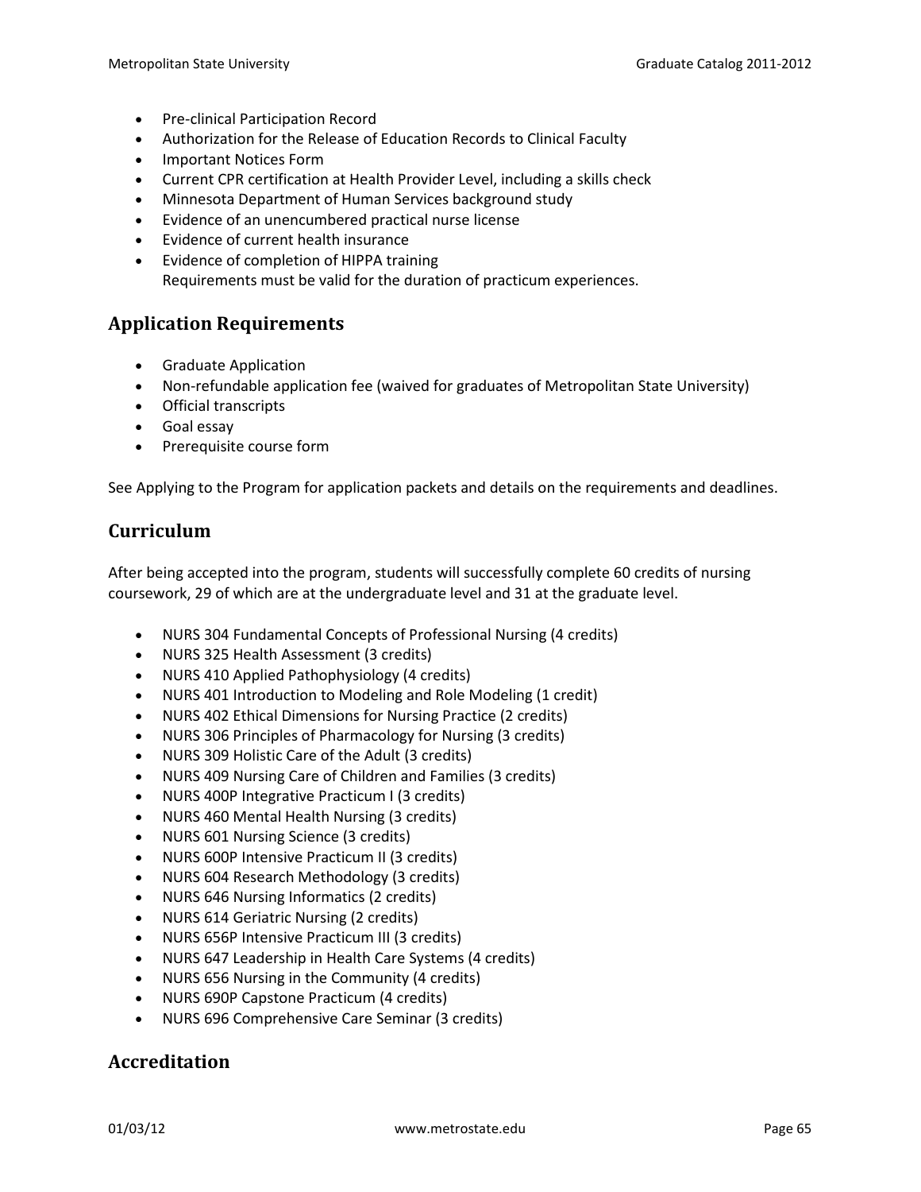- Pre-clinical Participation Record
- Authorization for the Release of Education Records to Clinical Faculty
- Important Notices Form
- Current CPR certification at Health Provider Level, including a skills check
- Minnesota Department of Human Services background study
- Evidence of an unencumbered practical nurse license
- Evidence of current health insurance
- Evidence of completion of HIPPA training
  Requirements must be valid for the duration of practicum experiences.

## Application Requirements

- Graduate Application
- Non-refundable application fee (waived for graduates of Metropolitan State University)
- Official transcripts
- Goal essay
- Prerequisite course form

See Applying to the Program for application packets and details on the requirements and deadlines.

## Curriculum

After being accepted into the program, students will successfully complete 60 credits of nursing coursework, 29 of which are at the undergraduate level and 31 at the graduate level.

- NURS 304 Fundamental Concepts of Professional Nursing (4 credits)
- NURS 325 Health Assessment (3 credits)
- NURS 410 Applied Pathophysiology (4 credits)
- NURS 401 Introduction to Modeling and Role Modeling (1 credit)
- NURS 402 Ethical Dimensions for Nursing Practice (2 credits)
- NURS 306 Principles of Pharmacology for Nursing (3 credits)
- NURS 309 Holistic Care of the Adult (3 credits)
- NURS 409 Nursing Care of Children and Families (3 credits)
- NURS 400P Integrative Practicum I (3 credits)
- NURS 460 Mental Health Nursing (3 credits)
- NURS 601 Nursing Science (3 credits)
- NURS 600P Intensive Practicum II (3 credits)
- NURS 604 Research Methodology (3 credits)
- NURS 646 Nursing Informatics (2 credits)
- NURS 614 Geriatric Nursing (2 credits)
- NURS 656P Intensive Practicum III (3 credits)
- NURS 647 Leadership in Health Care Systems (4 credits)
- NURS 656 Nursing in the Community (4 credits)
- NURS 690P Capstone Practicum (4 credits)
- NURS 696 Comprehensive Care Seminar (3 credits)

## Accreditation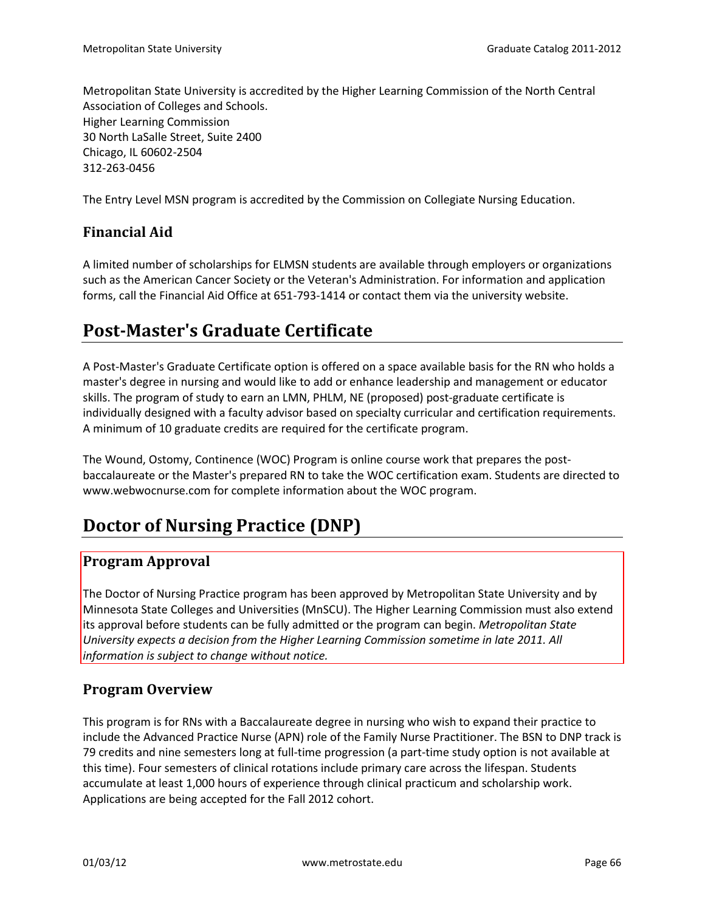Metropolitan State University is accredited by the Higher Learning Commission of the North Central Association of Colleges and Schools.
Higher Learning Commission
30 North LaSalle Street, Suite 2400
Chicago, IL 60602-2504
312-263-0456

The Entry Level MSN program is accredited by the Commission on Collegiate Nursing Education.

### Financial Aid

A limited number of scholarships for ELMSN students are available through employers or organizations such as the American Cancer Society or the Veteran's Administration. For information and application forms, call the Financial Aid Office at 651-793-1414 or contact them via the university website.

## Post-Master's Graduate Certificate

A Post-Master's Graduate Certificate option is offered on a space available basis for the RN who holds a master's degree in nursing and would like to add or enhance leadership and management or educator skills. The program of study to earn an LMN, PHLM, NE (proposed) post-graduate certificate is individually designed with a faculty advisor based on specialty curricular and certification requirements. A minimum of 10 graduate credits are required for the certificate program.

The Wound, Ostomy, Continence (WOC) Program is online course work that prepares the post-baccalaureate or the Master's prepared RN to take the WOC certification exam. Students are directed to www.webwocnurse.com for complete information about the WOC program.

## Doctor of Nursing Practice (DNP)

### Program Approval

The Doctor of Nursing Practice program has been approved by Metropolitan State University and by Minnesota State Colleges and Universities (MnSCU). The Higher Learning Commission must also extend its approval before students can be fully admitted or the program can begin. *Metropolitan State University expects a decision from the Higher Learning Commission sometime in late 2011. All information is subject to change without notice.*

### Program Overview

This program is for RNs with a Baccalaureate degree in nursing who wish to expand their practice to include the Advanced Practice Nurse (APN) role of the Family Nurse Practitioner. The BSN to DNP track is 79 credits and nine semesters long at full-time progression (a part-time study option is not available at this time). Four semesters of clinical rotations include primary care across the lifespan. Students accumulate at least 1,000 hours of experience through clinical practicum and scholarship work. Applications are being accepted for the Fall 2012 cohort.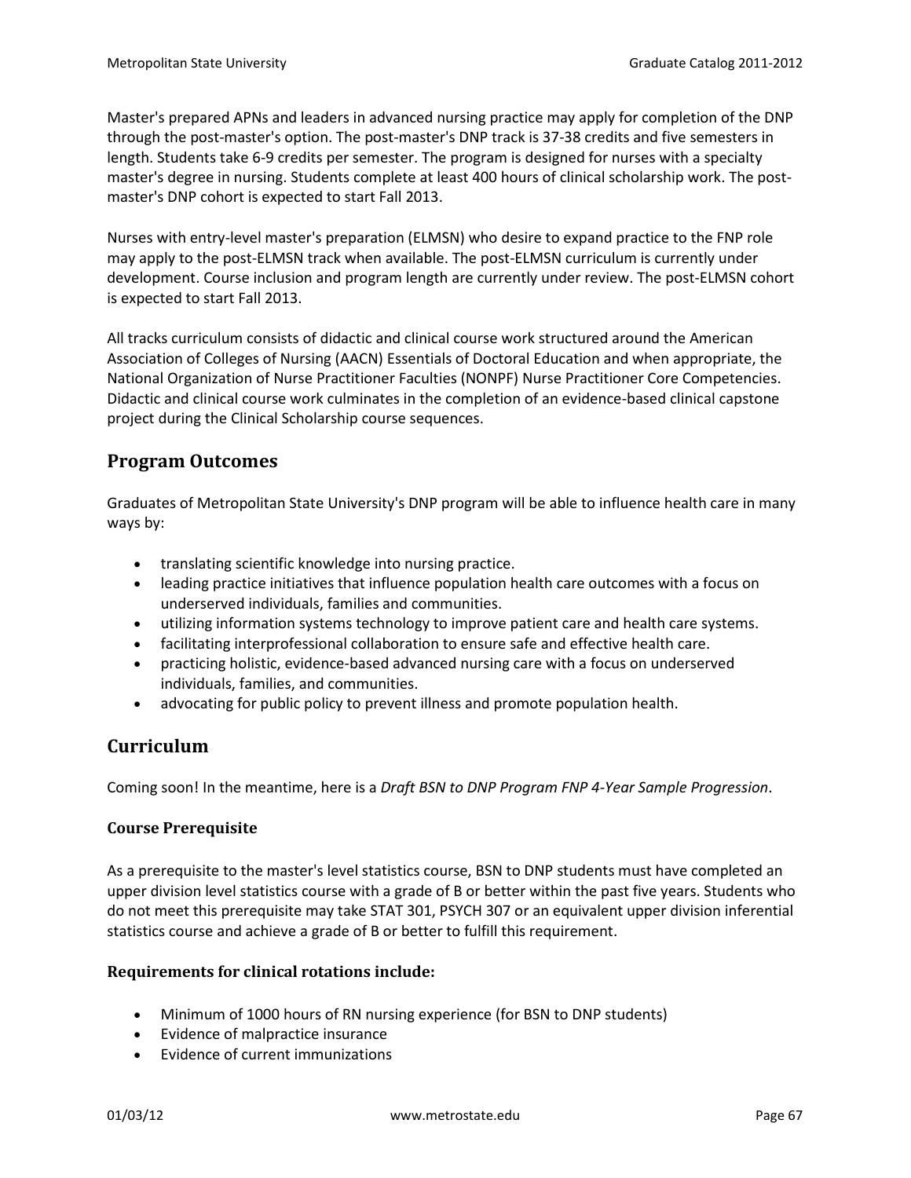Master's prepared APNs and leaders in advanced nursing practice may apply for completion of the DNP through the post-master's option. The post-master's DNP track is 37-38 credits and five semesters in length. Students take 6-9 credits per semester. The program is designed for nurses with a specialty master's degree in nursing. Students complete at least 400 hours of clinical scholarship work. The post-master's DNP cohort is expected to start Fall 2013.

Nurses with entry-level master's preparation (ELMSN) who desire to expand practice to the FNP role may apply to the post-ELMSN track when available. The post-ELMSN curriculum is currently under development. Course inclusion and program length are currently under review. The post-ELMSN cohort is expected to start Fall 2013.

All tracks curriculum consists of didactic and clinical course work structured around the American Association of Colleges of Nursing (AACN) Essentials of Doctoral Education and when appropriate, the National Organization of Nurse Practitioner Faculties (NONPF) Nurse Practitioner Core Competencies. Didactic and clinical course work culminates in the completion of an evidence-based clinical capstone project during the Clinical Scholarship course sequences.

## Program Outcomes

Graduates of Metropolitan State University's DNP program will be able to influence health care in many ways by:

- translating scientific knowledge into nursing practice.
- leading practice initiatives that influence population health care outcomes with a focus on underserved individuals, families and communities.
- utilizing information systems technology to improve patient care and health care systems.
- facilitating interprofessional collaboration to ensure safe and effective health care.
- practicing holistic, evidence-based advanced nursing care with a focus on underserved individuals, families, and communities.
- advocating for public policy to prevent illness and promote population health.

## Curriculum

Coming soon! In the meantime, here is a *Draft BSN to DNP Program FNP 4-Year Sample Progression*.

### Course Prerequisite

As a prerequisite to the master's level statistics course, BSN to DNP students must have completed an upper division level statistics course with a grade of B or better within the past five years. Students who do not meet this prerequisite may take STAT 301, PSYCH 307 or an equivalent upper division inferential statistics course and achieve a grade of B or better to fulfill this requirement.

### Requirements for clinical rotations include:

- Minimum of 1000 hours of RN nursing experience (for BSN to DNP students)
- Evidence of malpractice insurance
- Evidence of current immunizations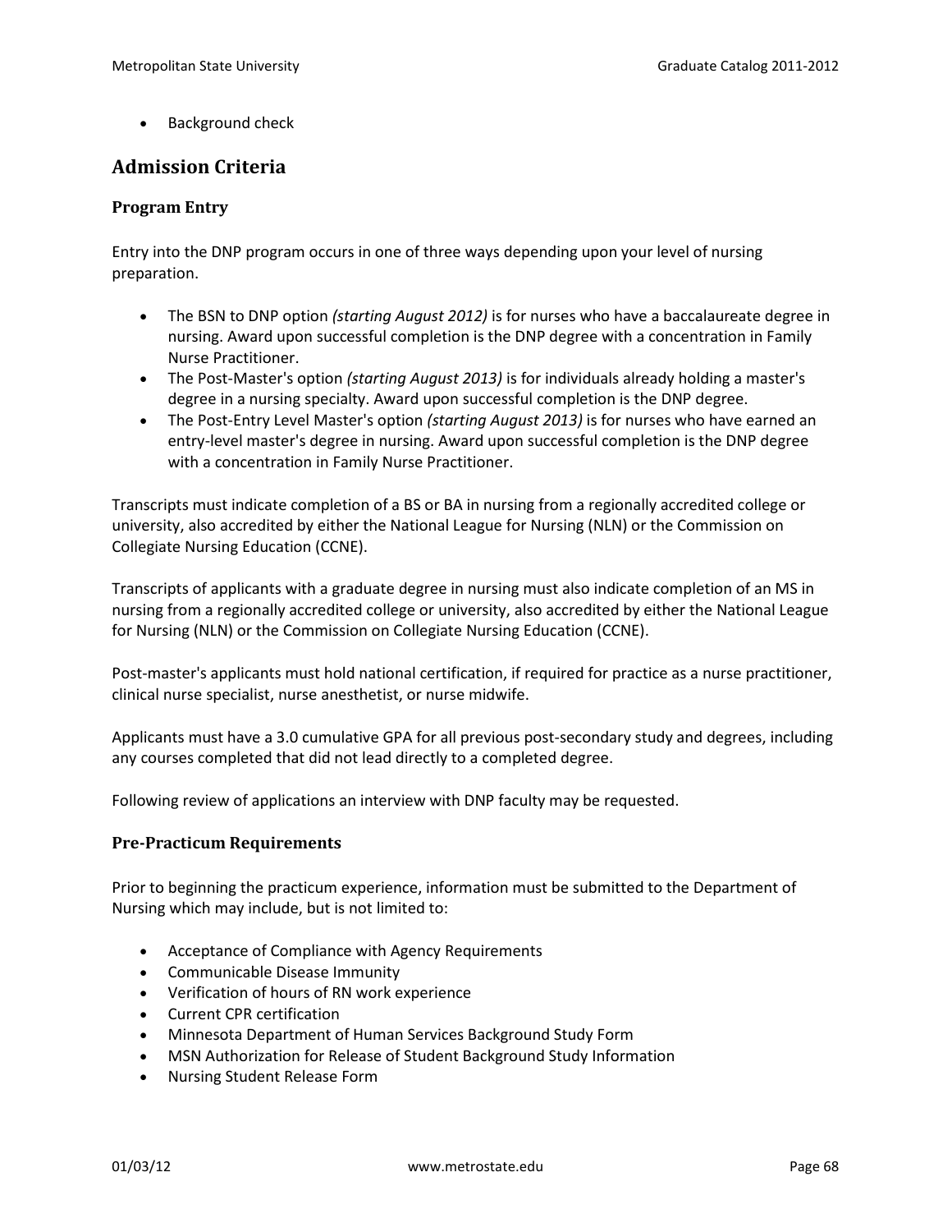- Background check

## Admission Criteria

### Program Entry

Entry into the DNP program occurs in one of three ways depending upon your level of nursing preparation.

- The BSN to DNP option *(starting August 2012)* is for nurses who have a baccalaureate degree in nursing. Award upon successful completion is the DNP degree with a concentration in Family Nurse Practitioner.
- The Post-Master's option *(starting August 2013)* is for individuals already holding a master's degree in a nursing specialty. Award upon successful completion is the DNP degree.
- The Post-Entry Level Master's option *(starting August 2013)* is for nurses who have earned an entry-level master's degree in nursing. Award upon successful completion is the DNP degree with a concentration in Family Nurse Practitioner.

Transcripts must indicate completion of a BS or BA in nursing from a regionally accredited college or university, also accredited by either the National League for Nursing (NLN) or the Commission on Collegiate Nursing Education (CCNE).

Transcripts of applicants with a graduate degree in nursing must also indicate completion of an MS in nursing from a regionally accredited college or university, also accredited by either the National League for Nursing (NLN) or the Commission on Collegiate Nursing Education (CCNE).

Post-master's applicants must hold national certification, if required for practice as a nurse practitioner, clinical nurse specialist, nurse anesthetist, or nurse midwife.

Applicants must have a 3.0 cumulative GPA for all previous post-secondary study and degrees, including any courses completed that did not lead directly to a completed degree.

Following review of applications an interview with DNP faculty may be requested.

### Pre-Practicum Requirements

Prior to beginning the practicum experience, information must be submitted to the Department of Nursing which may include, but is not limited to:

- Acceptance of Compliance with Agency Requirements
- Communicable Disease Immunity
- Verification of hours of RN work experience
- Current CPR certification
- Minnesota Department of Human Services Background Study Form
- MSN Authorization for Release of Student Background Study Information
- Nursing Student Release Form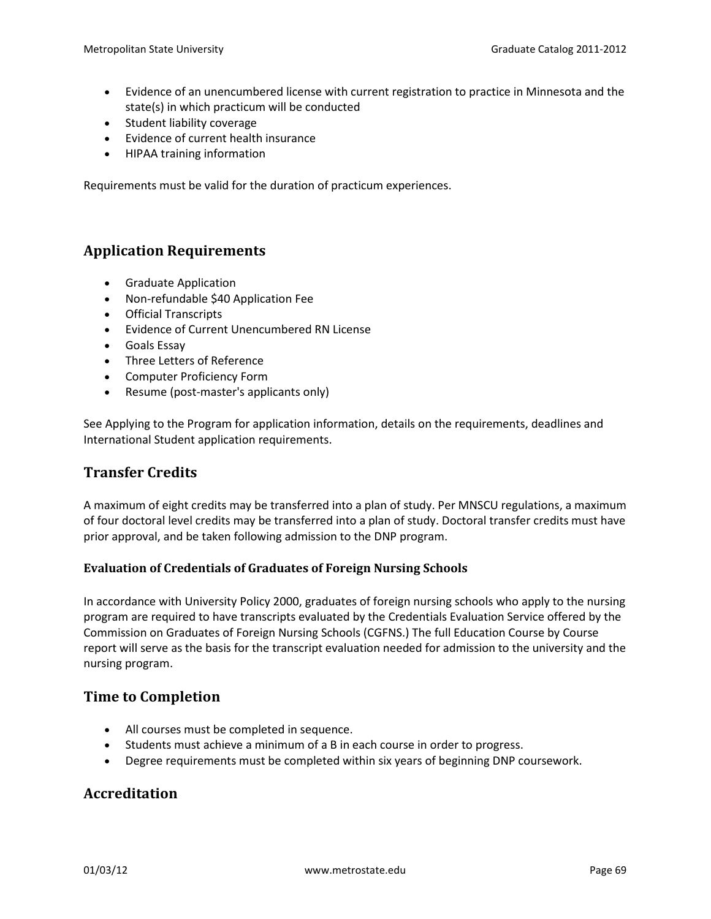- Evidence of an unencumbered license with current registration to practice in Minnesota and the state(s) in which practicum will be conducted
- Student liability coverage
- Evidence of current health insurance
- HIPAA training information

Requirements must be valid for the duration of practicum experiences.

## Application Requirements

- Graduate Application
- Non-refundable $40 Application Fee
- Official Transcripts
- Evidence of Current Unencumbered RN License
- Goals Essay
- Three Letters of Reference
- Computer Proficiency Form
- Resume (post-master's applicants only)

See Applying to the Program for application information, details on the requirements, deadlines and International Student application requirements.

## Transfer Credits

A maximum of eight credits may be transferred into a plan of study. Per MNSCU regulations, a maximum of four doctoral level credits may be transferred into a plan of study. Doctoral transfer credits must have prior approval, and be taken following admission to the DNP program.

### Evaluation of Credentials of Graduates of Foreign Nursing Schools

In accordance with University Policy 2000, graduates of foreign nursing schools who apply to the nursing program are required to have transcripts evaluated by the Credentials Evaluation Service offered by the Commission on Graduates of Foreign Nursing Schools (CGFNS.) The full Education Course by Course report will serve as the basis for the transcript evaluation needed for admission to the university and the nursing program.

## Time to Completion

- All courses must be completed in sequence.
- Students must achieve a minimum of a B in each course in order to progress.
- Degree requirements must be completed within six years of beginning DNP coursework.

## Accreditation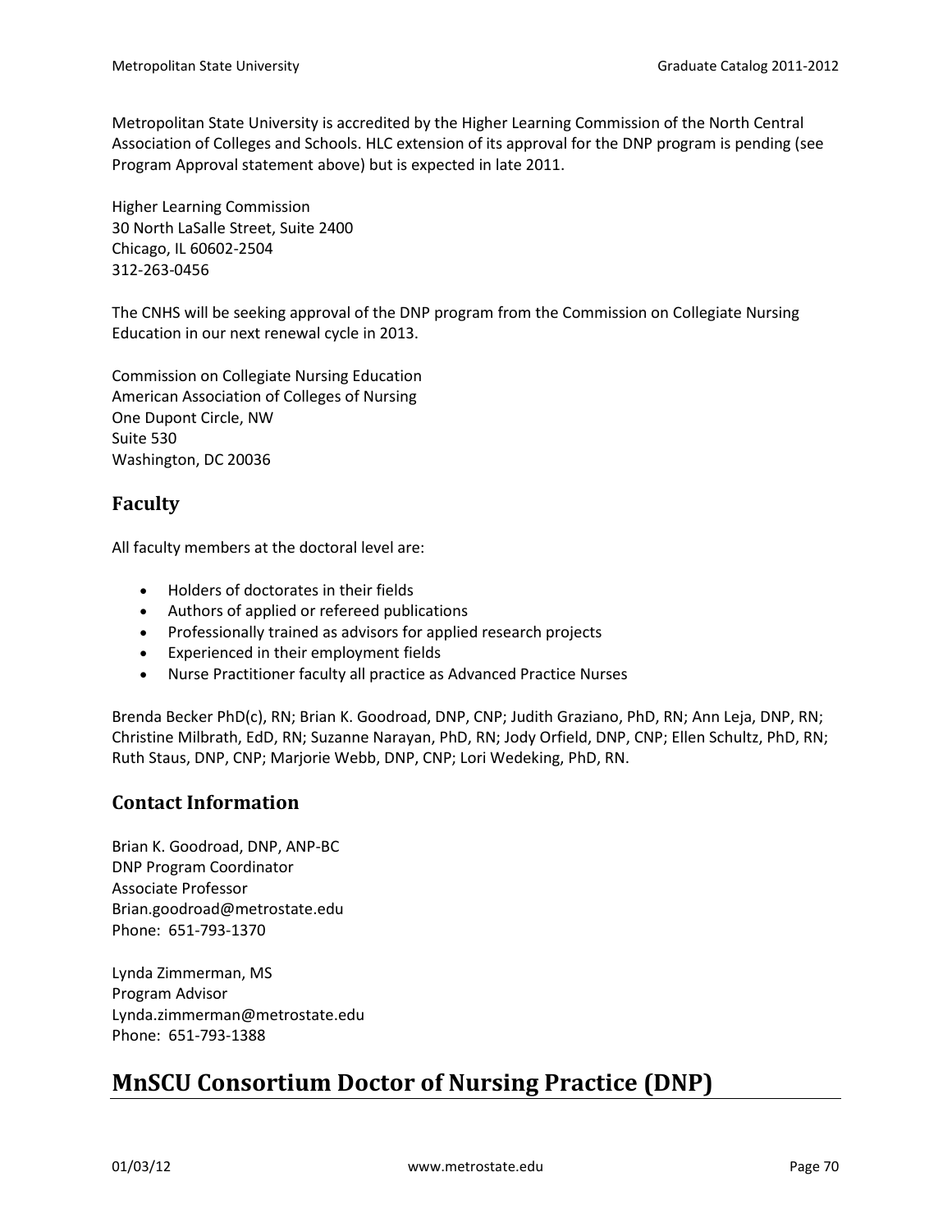Metropolitan State University is accredited by the Higher Learning Commission of the North Central Association of Colleges and Schools. HLC extension of its approval for the DNP program is pending (see Program Approval statement above) but is expected in late 2011.

Higher Learning Commission
30 North LaSalle Street, Suite 2400
Chicago, IL 60602-2504
312-263-0456

The CNHS will be seeking approval of the DNP program from the Commission on Collegiate Nursing Education in our next renewal cycle in 2013.

Commission on Collegiate Nursing Education
American Association of Colleges of Nursing
One Dupont Circle, NW
Suite 530
Washington, DC 20036

### Faculty

All faculty members at the doctoral level are:

- Holders of doctorates in their fields
- Authors of applied or refereed publications
- Professionally trained as advisors for applied research projects
- Experienced in their employment fields
- Nurse Practitioner faculty all practice as Advanced Practice Nurses

Brenda Becker PhD(c), RN; Brian K. Goodroad, DNP, CNP; Judith Graziano, PhD, RN; Ann Leja, DNP, RN; Christine Milbrath, EdD, RN; Suzanne Narayan, PhD, RN; Jody Orfield, DNP, CNP; Ellen Schultz, PhD, RN; Ruth Staus, DNP, CNP; Marjorie Webb, DNP, CNP; Lori Wedeking, PhD, RN.

### Contact Information

Brian K. Goodroad, DNP, ANP-BC
DNP Program Coordinator
Associate Professor
Brian.goodroad@metrostate.edu
Phone: 651-793-1370

Lynda Zimmerman, MS
Program Advisor
Lynda.zimmerman@metrostate.edu
Phone: 651-793-1388

## MnSCU Consortium Doctor of Nursing Practice (DNP)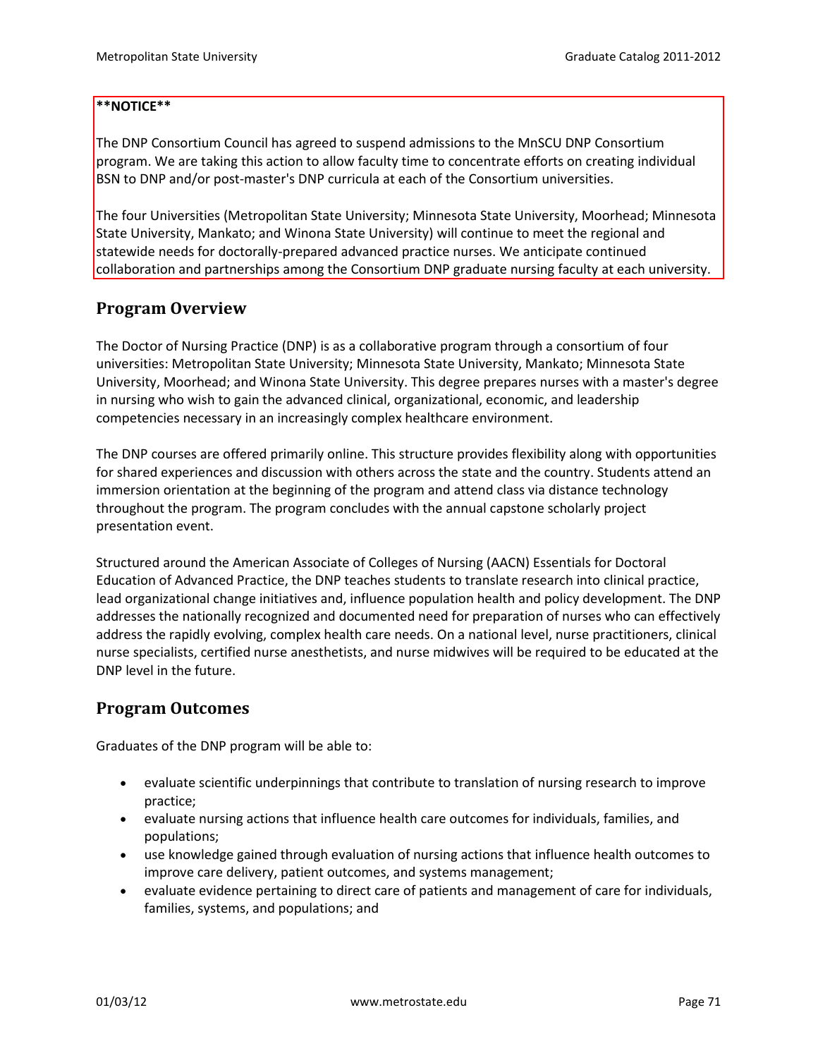**\*\*NOTICE\*\***

The DNP Consortium Council has agreed to suspend admissions to the MnSCU DNP Consortium program. We are taking this action to allow faculty time to concentrate efforts on creating individual BSN to DNP and/or post-master's DNP curricula at each of the Consortium universities.

The four Universities (Metropolitan State University; Minnesota State University, Moorhead; Minnesota State University, Mankato; and Winona State University) will continue to meet the regional and statewide needs for doctorally-prepared advanced practice nurses. We anticipate continued collaboration and partnerships among the Consortium DNP graduate nursing faculty at each university.

## Program Overview

The Doctor of Nursing Practice (DNP) is as a collaborative program through a consortium of four universities: Metropolitan State University; Minnesota State University, Mankato; Minnesota State University, Moorhead; and Winona State University. This degree prepares nurses with a master's degree in nursing who wish to gain the advanced clinical, organizational, economic, and leadership competencies necessary in an increasingly complex healthcare environment.

The DNP courses are offered primarily online. This structure provides flexibility along with opportunities for shared experiences and discussion with others across the state and the country. Students attend an immersion orientation at the beginning of the program and attend class via distance technology throughout the program. The program concludes with the annual capstone scholarly project presentation event.

Structured around the American Associate of Colleges of Nursing (AACN) Essentials for Doctoral Education of Advanced Practice, the DNP teaches students to translate research into clinical practice, lead organizational change initiatives and, influence population health and policy development. The DNP addresses the nationally recognized and documented need for preparation of nurses who can effectively address the rapidly evolving, complex health care needs. On a national level, nurse practitioners, clinical nurse specialists, certified nurse anesthetists, and nurse midwives will be required to be educated at the DNP level in the future.

## Program Outcomes

Graduates of the DNP program will be able to:

- evaluate scientific underpinnings that contribute to translation of nursing research to improve practice;
- evaluate nursing actions that influence health care outcomes for individuals, families, and populations;
- use knowledge gained through evaluation of nursing actions that influence health outcomes to improve care delivery, patient outcomes, and systems management;
- evaluate evidence pertaining to direct care of patients and management of care for individuals, families, systems, and populations; and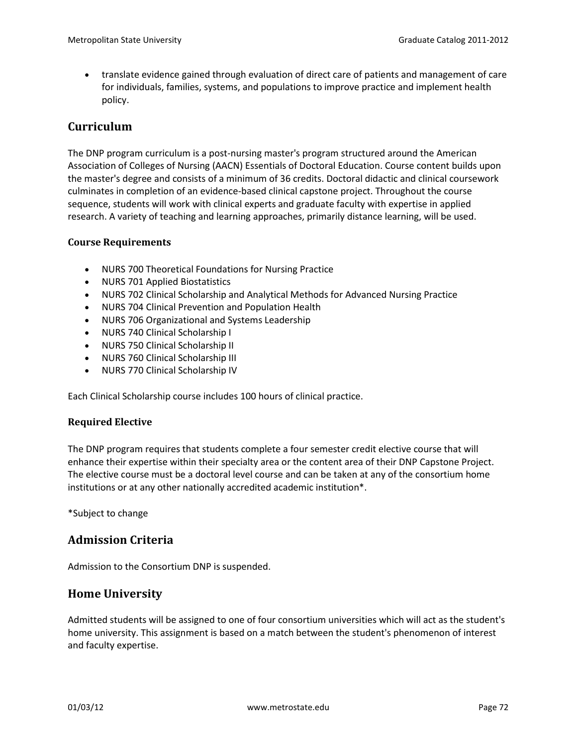- translate evidence gained through evaluation of direct care of patients and management of care for individuals, families, systems, and populations to improve practice and implement health policy.

## Curriculum

The DNP program curriculum is a post-nursing master's program structured around the American Association of Colleges of Nursing (AACN) Essentials of Doctoral Education. Course content builds upon the master's degree and consists of a minimum of 36 credits. Doctoral didactic and clinical coursework culminates in completion of an evidence-based clinical capstone project. Throughout the course sequence, students will work with clinical experts and graduate faculty with expertise in applied research. A variety of teaching and learning approaches, primarily distance learning, will be used.

### Course Requirements

- NURS 700 Theoretical Foundations for Nursing Practice
- NURS 701 Applied Biostatistics
- NURS 702 Clinical Scholarship and Analytical Methods for Advanced Nursing Practice
- NURS 704 Clinical Prevention and Population Health
- NURS 706 Organizational and Systems Leadership
- NURS 740 Clinical Scholarship I
- NURS 750 Clinical Scholarship II
- NURS 760 Clinical Scholarship III
- NURS 770 Clinical Scholarship IV

Each Clinical Scholarship course includes 100 hours of clinical practice.

### Required Elective

The DNP program requires that students complete a four semester credit elective course that will enhance their expertise within their specialty area or the content area of their DNP Capstone Project. The elective course must be a doctoral level course and can be taken at any of the consortium home institutions or at any other nationally accredited academic institution*.

*Subject to change

## Admission Criteria

Admission to the Consortium DNP is suspended.

## Home University

Admitted students will be assigned to one of four consortium universities which will act as the student's home university. This assignment is based on a match between the student's phenomenon of interest and faculty expertise.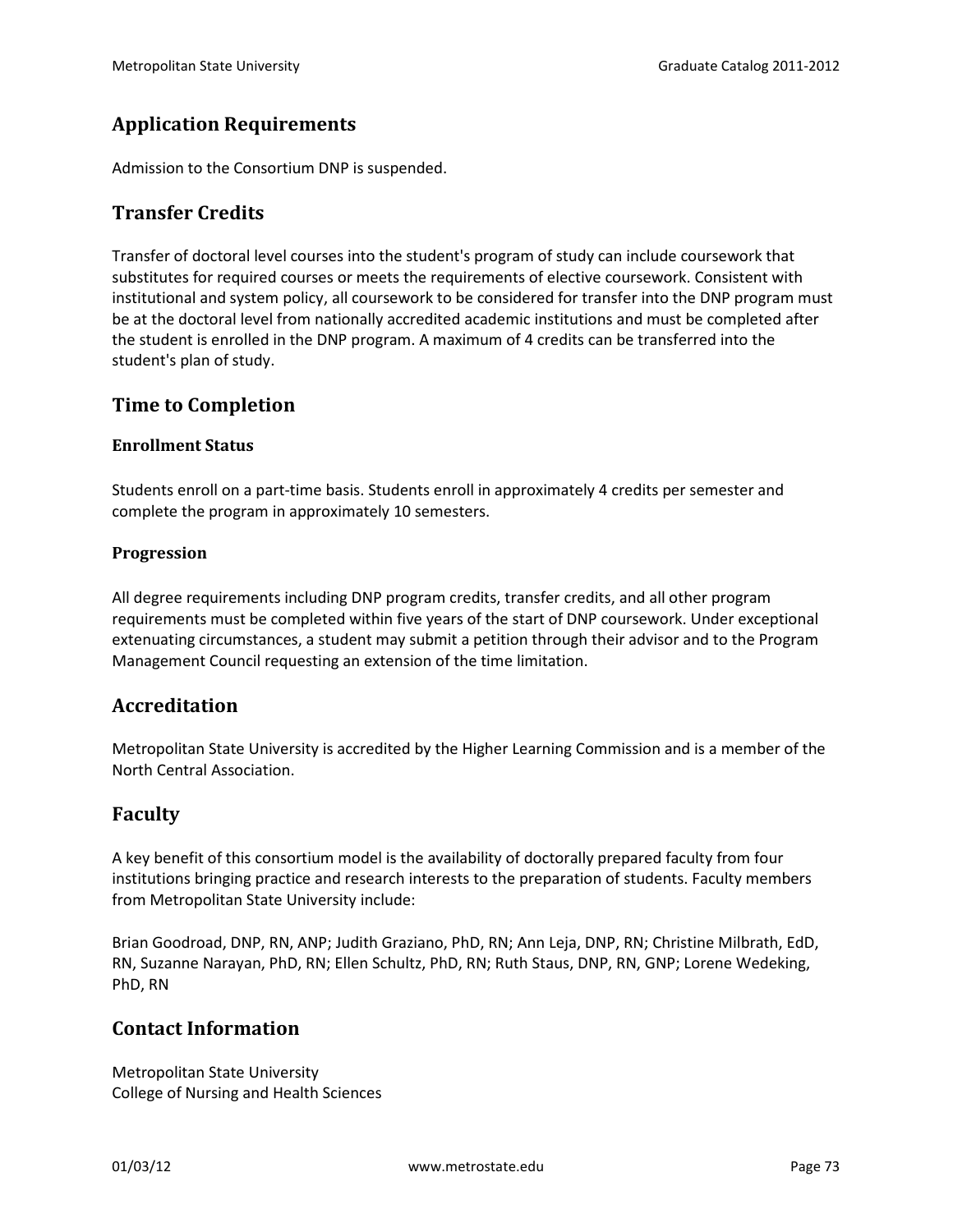## Application Requirements

Admission to the Consortium DNP is suspended.

## Transfer Credits

Transfer of doctoral level courses into the student's program of study can include coursework that substitutes for required courses or meets the requirements of elective coursework. Consistent with institutional and system policy, all coursework to be considered for transfer into the DNP program must be at the doctoral level from nationally accredited academic institutions and must be completed after the student is enrolled in the DNP program. A maximum of 4 credits can be transferred into the student's plan of study.

## Time to Completion

### Enrollment Status

Students enroll on a part-time basis. Students enroll in approximately 4 credits per semester and complete the program in approximately 10 semesters.

### Progression

All degree requirements including DNP program credits, transfer credits, and all other program requirements must be completed within five years of the start of DNP coursework. Under exceptional extenuating circumstances, a student may submit a petition through their advisor and to the Program Management Council requesting an extension of the time limitation.

## Accreditation

Metropolitan State University is accredited by the Higher Learning Commission and is a member of the North Central Association.

## Faculty

A key benefit of this consortium model is the availability of doctorally prepared faculty from four institutions bringing practice and research interests to the preparation of students. Faculty members from Metropolitan State University include:

Brian Goodroad, DNP, RN, ANP; Judith Graziano, PhD, RN; Ann Leja, DNP, RN; Christine Milbrath, EdD, RN, Suzanne Narayan, PhD, RN; Ellen Schultz, PhD, RN; Ruth Staus, DNP, RN, GNP; Lorene Wedeking, PhD, RN

## Contact Information

Metropolitan State University
College of Nursing and Health Sciences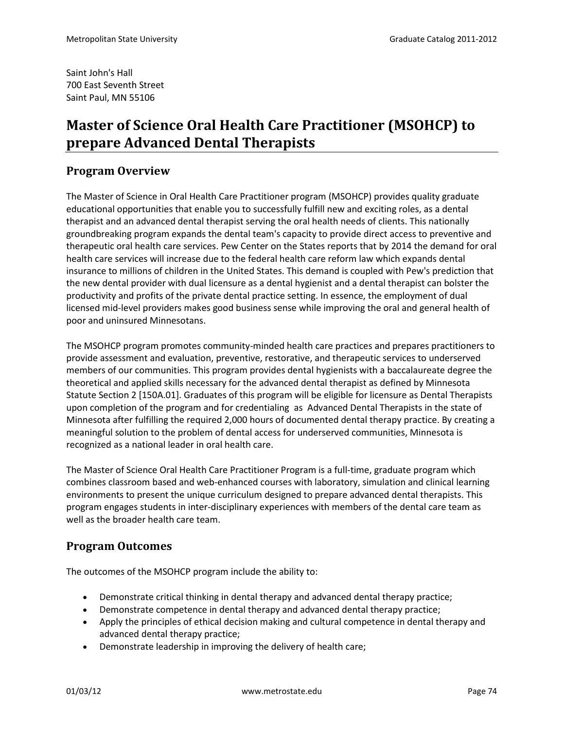Saint John's Hall
700 East Seventh Street
Saint Paul, MN 55106

# Master of Science Oral Health Care Practitioner (MSOHCP) to prepare Advanced Dental Therapists

## Program Overview

The Master of Science in Oral Health Care Practitioner program (MSOHCP) provides quality graduate educational opportunities that enable you to successfully fulfill new and exciting roles, as a dental therapist and an advanced dental therapist serving the oral health needs of clients. This nationally groundbreaking program expands the dental team's capacity to provide direct access to preventive and therapeutic oral health care services. Pew Center on the States reports that by 2014 the demand for oral health care services will increase due to the federal health care reform law which expands dental insurance to millions of children in the United States. This demand is coupled with Pew's prediction that the new dental provider with dual licensure as a dental hygienist and a dental therapist can bolster the productivity and profits of the private dental practice setting. In essence, the employment of dual licensed mid-level providers makes good business sense while improving the oral and general health of poor and uninsured Minnesotans.

The MSOHCP program promotes community-minded health care practices and prepares practitioners to provide assessment and evaluation, preventive, restorative, and therapeutic services to underserved members of our communities. This program provides dental hygienists with a baccalaureate degree the theoretical and applied skills necessary for the advanced dental therapist as defined by Minnesota Statute Section 2 [150A.01]. Graduates of this program will be eligible for licensure as Dental Therapists upon completion of the program and for credentialing as Advanced Dental Therapists in the state of Minnesota after fulfilling the required 2,000 hours of documented dental therapy practice. By creating a meaningful solution to the problem of dental access for underserved communities, Minnesota is recognized as a national leader in oral health care.

The Master of Science Oral Health Care Practitioner Program is a full-time, graduate program which combines classroom based and web-enhanced courses with laboratory, simulation and clinical learning environments to present the unique curriculum designed to prepare advanced dental therapists. This program engages students in inter-disciplinary experiences with members of the dental care team as well as the broader health care team.

## Program Outcomes

The outcomes of the MSOHCP program include the ability to:

- Demonstrate critical thinking in dental therapy and advanced dental therapy practice;
- Demonstrate competence in dental therapy and advanced dental therapy practice;
- Apply the principles of ethical decision making and cultural competence in dental therapy and advanced dental therapy practice;
- Demonstrate leadership in improving the delivery of health care;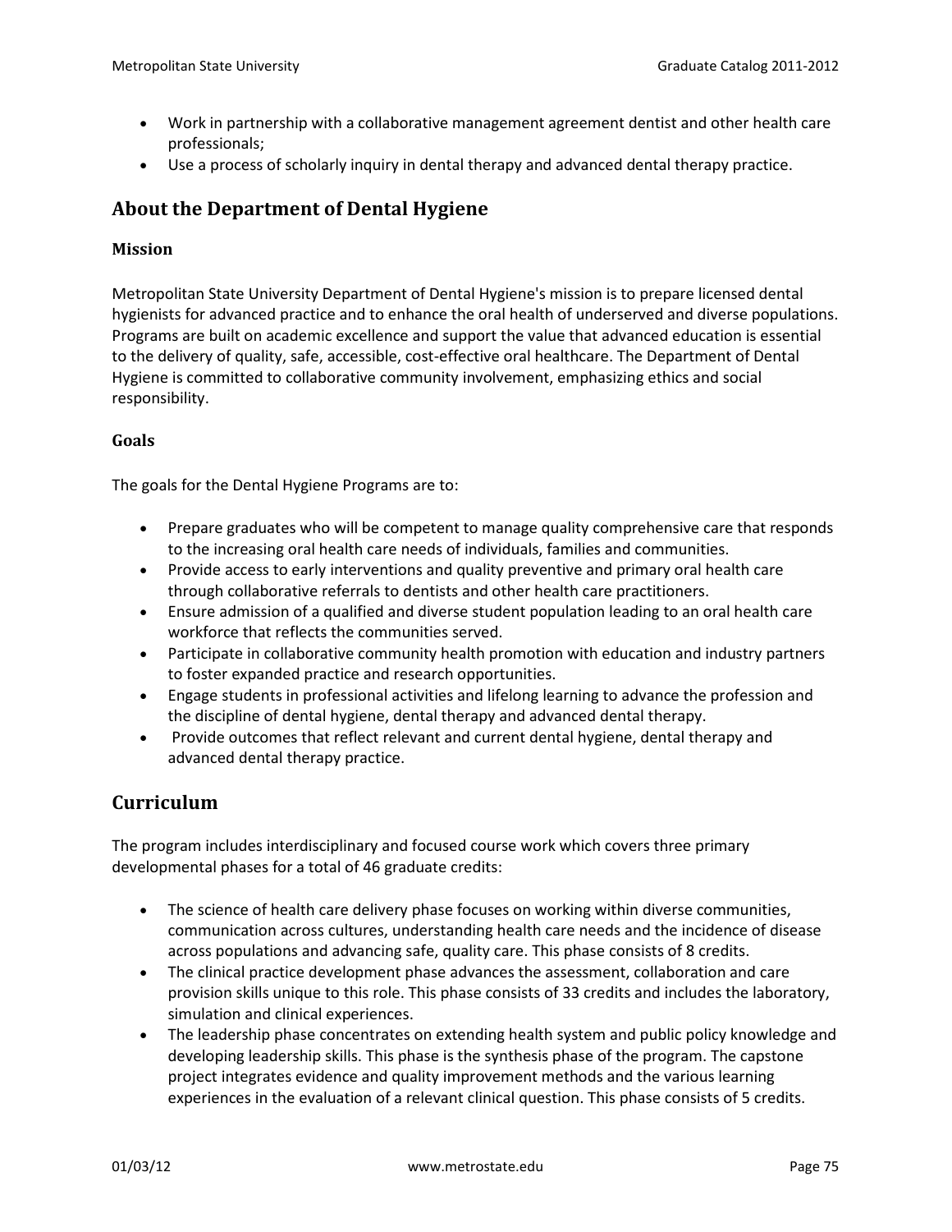- Work in partnership with a collaborative management agreement dentist and other health care professionals;
- Use a process of scholarly inquiry in dental therapy and advanced dental therapy practice.

## About the Department of Dental Hygiene

### Mission

Metropolitan State University Department of Dental Hygiene's mission is to prepare licensed dental hygienists for advanced practice and to enhance the oral health of underserved and diverse populations. Programs are built on academic excellence and support the value that advanced education is essential to the delivery of quality, safe, accessible, cost-effective oral healthcare. The Department of Dental Hygiene is committed to collaborative community involvement, emphasizing ethics and social responsibility.

### Goals

The goals for the Dental Hygiene Programs are to:

- Prepare graduates who will be competent to manage quality comprehensive care that responds to the increasing oral health care needs of individuals, families and communities.
- Provide access to early interventions and quality preventive and primary oral health care through collaborative referrals to dentists and other health care practitioners.
- Ensure admission of a qualified and diverse student population leading to an oral health care workforce that reflects the communities served.
- Participate in collaborative community health promotion with education and industry partners to foster expanded practice and research opportunities.
- Engage students in professional activities and lifelong learning to advance the profession and the discipline of dental hygiene, dental therapy and advanced dental therapy.
- Provide outcomes that reflect relevant and current dental hygiene, dental therapy and advanced dental therapy practice.

## Curriculum

The program includes interdisciplinary and focused course work which covers three primary developmental phases for a total of 46 graduate credits:

- The science of health care delivery phase focuses on working within diverse communities, communication across cultures, understanding health care needs and the incidence of disease across populations and advancing safe, quality care. This phase consists of 8 credits.
- The clinical practice development phase advances the assessment, collaboration and care provision skills unique to this role. This phase consists of 33 credits and includes the laboratory, simulation and clinical experiences.
- The leadership phase concentrates on extending health system and public policy knowledge and developing leadership skills. This phase is the synthesis phase of the program. The capstone project integrates evidence and quality improvement methods and the various learning experiences in the evaluation of a relevant clinical question. This phase consists of 5 credits.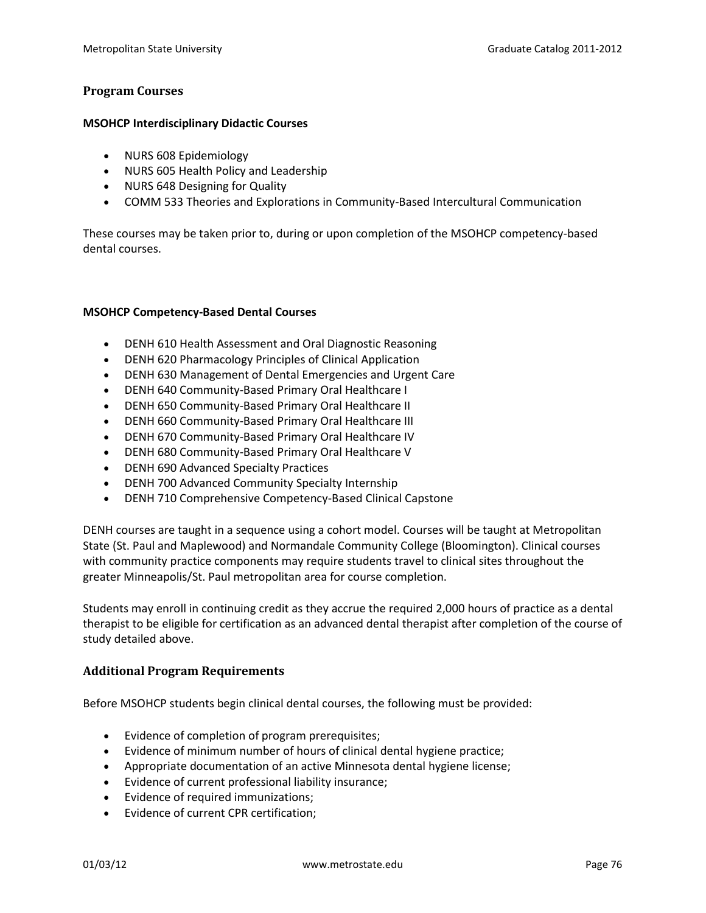## Program Courses

### MSOHCP Interdisciplinary Didactic Courses

- NURS 608 Epidemiology
- NURS 605 Health Policy and Leadership
- NURS 648 Designing for Quality
- COMM 533 Theories and Explorations in Community-Based Intercultural Communication

These courses may be taken prior to, during or upon completion of the MSOHCP competency-based dental courses.

### MSOHCP Competency-Based Dental Courses

- DENH 610 Health Assessment and Oral Diagnostic Reasoning
- DENH 620 Pharmacology Principles of Clinical Application
- DENH 630 Management of Dental Emergencies and Urgent Care
- DENH 640 Community-Based Primary Oral Healthcare I
- DENH 650 Community-Based Primary Oral Healthcare II
- DENH 660 Community-Based Primary Oral Healthcare III
- DENH 670 Community-Based Primary Oral Healthcare IV
- DENH 680 Community-Based Primary Oral Healthcare V
- DENH 690 Advanced Specialty Practices
- DENH 700 Advanced Community Specialty Internship
- DENH 710 Comprehensive Competency-Based Clinical Capstone

DENH courses are taught in a sequence using a cohort model. Courses will be taught at Metropolitan State (St. Paul and Maplewood) and Normandale Community College (Bloomington). Clinical courses with community practice components may require students travel to clinical sites throughout the greater Minneapolis/St. Paul metropolitan area for course completion.

Students may enroll in continuing credit as they accrue the required 2,000 hours of practice as a dental therapist to be eligible for certification as an advanced dental therapist after completion of the course of study detailed above.

## Additional Program Requirements

Before MSOHCP students begin clinical dental courses, the following must be provided:

- Evidence of completion of program prerequisites;
- Evidence of minimum number of hours of clinical dental hygiene practice;
- Appropriate documentation of an active Minnesota dental hygiene license;
- Evidence of current professional liability insurance;
- Evidence of required immunizations;
- Evidence of current CPR certification;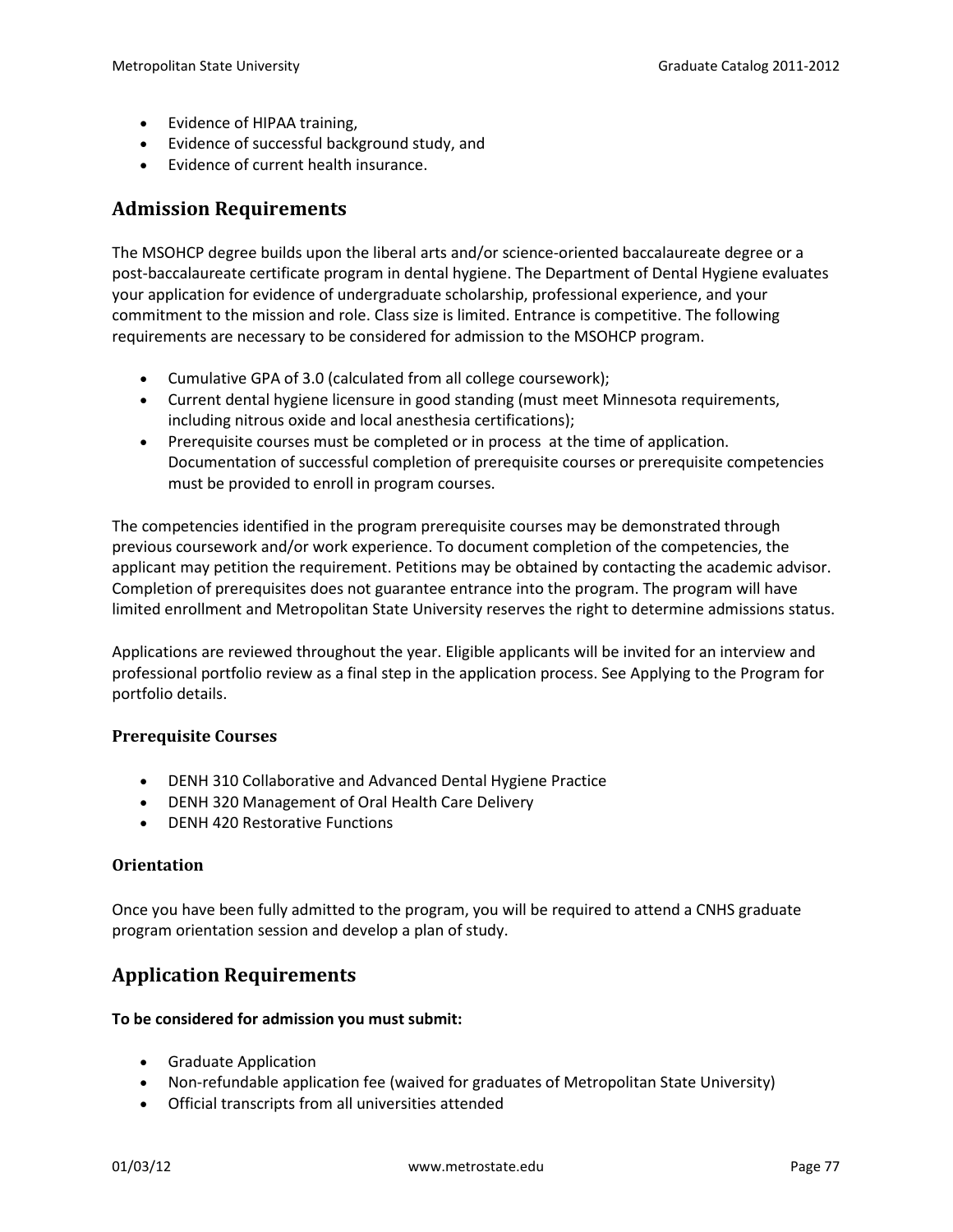- Evidence of HIPAA training,
- Evidence of successful background study, and
- Evidence of current health insurance.

## Admission Requirements

The MSOHCP degree builds upon the liberal arts and/or science-oriented baccalaureate degree or a post-baccalaureate certificate program in dental hygiene. The Department of Dental Hygiene evaluates your application for evidence of undergraduate scholarship, professional experience, and your commitment to the mission and role. Class size is limited. Entrance is competitive. The following requirements are necessary to be considered for admission to the MSOHCP program.

- Cumulative GPA of 3.0 (calculated from all college coursework);
- Current dental hygiene licensure in good standing (must meet Minnesota requirements, including nitrous oxide and local anesthesia certifications);
- Prerequisite courses must be completed or in process at the time of application. Documentation of successful completion of prerequisite courses or prerequisite competencies must be provided to enroll in program courses.

The competencies identified in the program prerequisite courses may be demonstrated through previous coursework and/or work experience. To document completion of the competencies, the applicant may petition the requirement. Petitions may be obtained by contacting the academic advisor. Completion of prerequisites does not guarantee entrance into the program. The program will have limited enrollment and Metropolitan State University reserves the right to determine admissions status.

Applications are reviewed throughout the year. Eligible applicants will be invited for an interview and professional portfolio review as a final step in the application process. See Applying to the Program for portfolio details.

### Prerequisite Courses

- DENH 310 Collaborative and Advanced Dental Hygiene Practice
- DENH 320 Management of Oral Health Care Delivery
- DENH 420 Restorative Functions

### Orientation

Once you have been fully admitted to the program, you will be required to attend a CNHS graduate program orientation session and develop a plan of study.

## Application Requirements

**To be considered for admission you must submit:**

- Graduate Application
- Non-refundable application fee (waived for graduates of Metropolitan State University)
- Official transcripts from all universities attended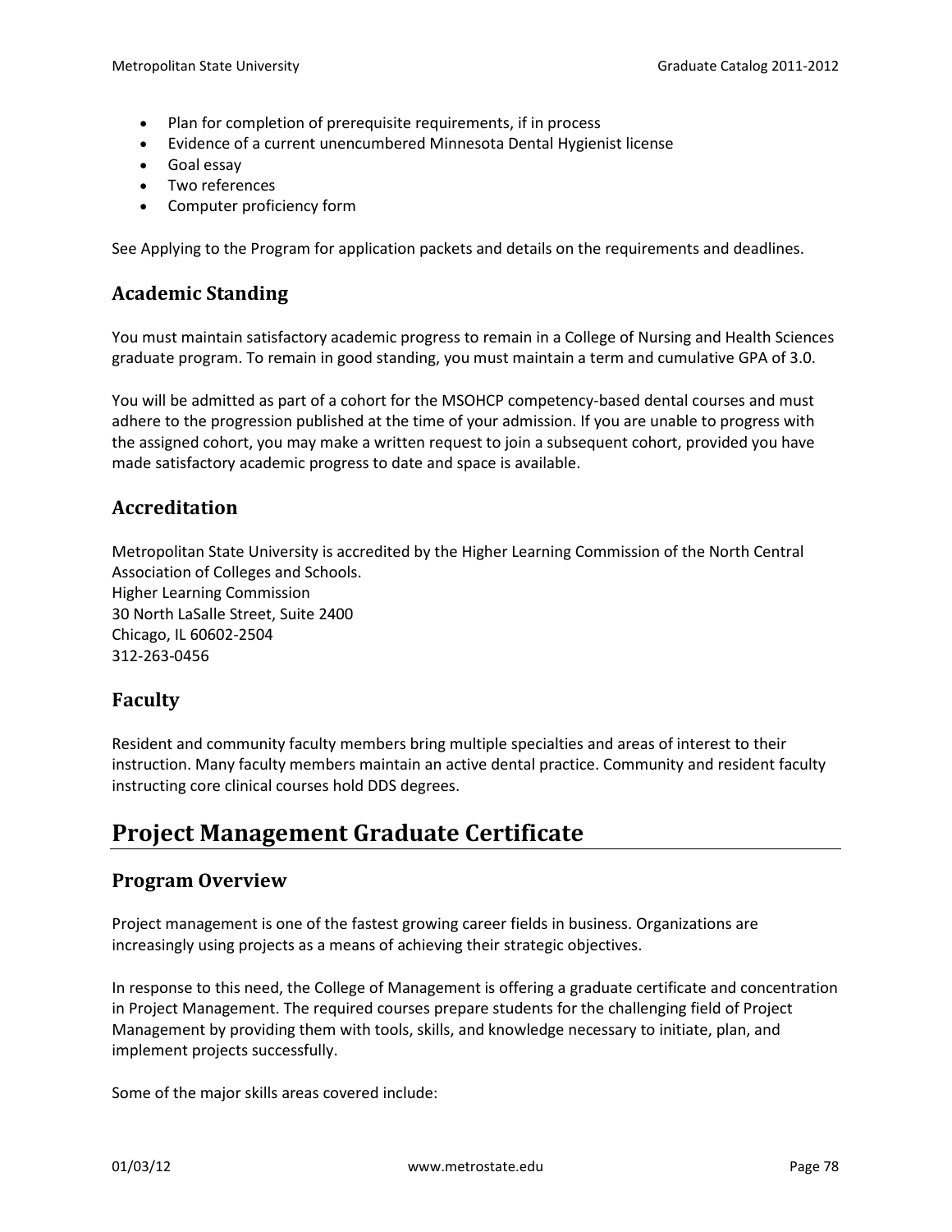- Plan for completion of prerequisite requirements, if in process
- Evidence of a current unencumbered Minnesota Dental Hygienist license
- Goal essay
- Two references
- Computer proficiency form

See Applying to the Program for application packets and details on the requirements and deadlines.

## Academic Standing

You must maintain satisfactory academic progress to remain in a College of Nursing and Health Sciences graduate program. To remain in good standing, you must maintain a term and cumulative GPA of 3.0.

You will be admitted as part of a cohort for the MSOHCP competency-based dental courses and must adhere to the progression published at the time of your admission. If you are unable to progress with the assigned cohort, you may make a written request to join a subsequent cohort, provided you have made satisfactory academic progress to date and space is available.

## Accreditation

Metropolitan State University is accredited by the Higher Learning Commission of the North Central Association of Colleges and Schools.
Higher Learning Commission
30 North LaSalle Street, Suite 2400
Chicago, IL 60602-2504
312-263-0456

## Faculty

Resident and community faculty members bring multiple specialties and areas of interest to their instruction. Many faculty members maintain an active dental practice. Community and resident faculty instructing core clinical courses hold DDS degrees.

# Project Management Graduate Certificate

## Program Overview

Project management is one of the fastest growing career fields in business. Organizations are increasingly using projects as a means of achieving their strategic objectives.

In response to this need, the College of Management is offering a graduate certificate and concentration in Project Management. The required courses prepare students for the challenging field of Project Management by providing them with tools, skills, and knowledge necessary to initiate, plan, and implement projects successfully.

Some of the major skills areas covered include: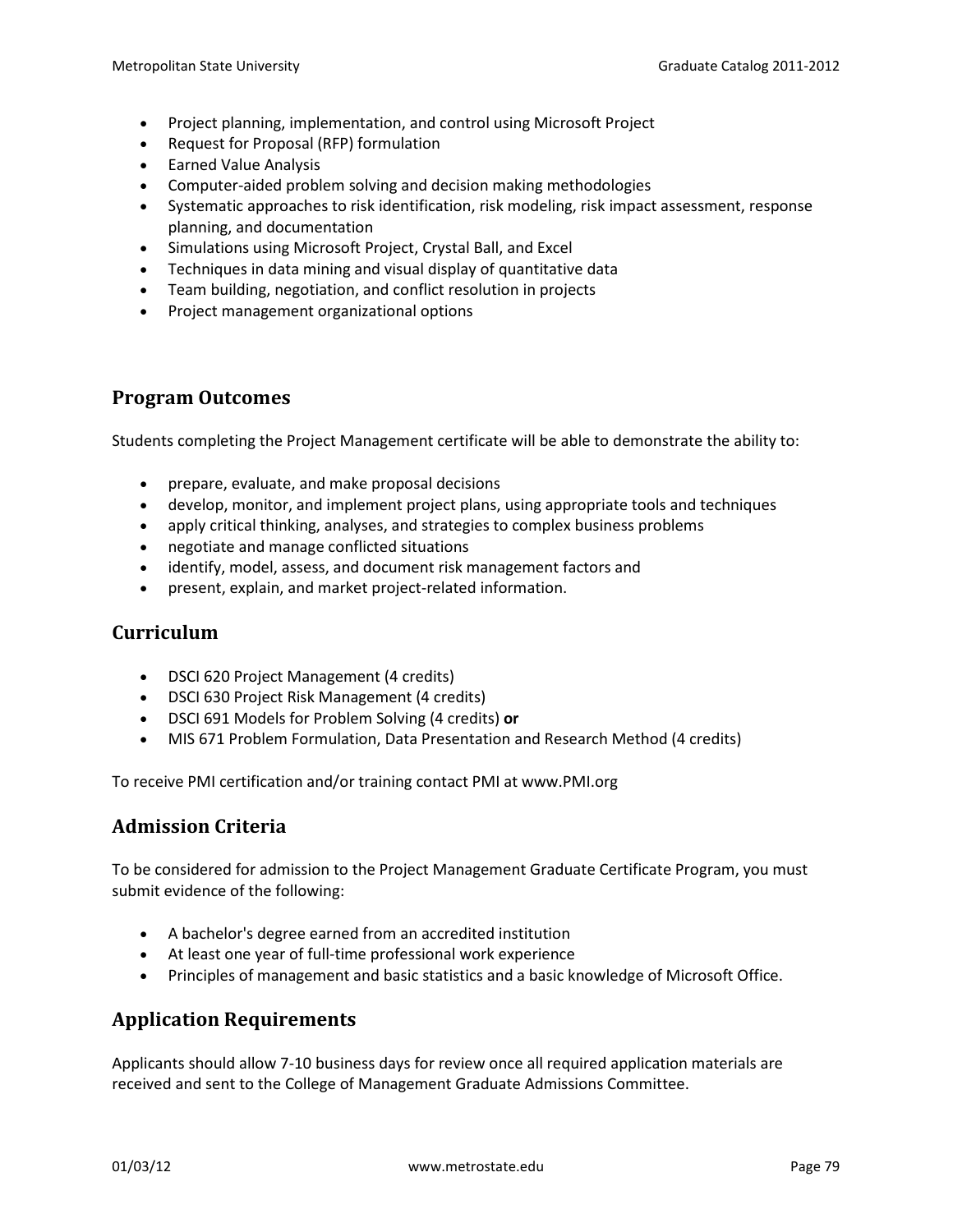- Project planning, implementation, and control using Microsoft Project
- Request for Proposal (RFP) formulation
- Earned Value Analysis
- Computer-aided problem solving and decision making methodologies
- Systematic approaches to risk identification, risk modeling, risk impact assessment, response planning, and documentation
- Simulations using Microsoft Project, Crystal Ball, and Excel
- Techniques in data mining and visual display of quantitative data
- Team building, negotiation, and conflict resolution in projects
- Project management organizational options

## Program Outcomes

Students completing the Project Management certificate will be able to demonstrate the ability to:

- prepare, evaluate, and make proposal decisions
- develop, monitor, and implement project plans, using appropriate tools and techniques
- apply critical thinking, analyses, and strategies to complex business problems
- negotiate and manage conflicted situations
- identify, model, assess, and document risk management factors and
- present, explain, and market project-related information.

## Curriculum

- DSCI 620 Project Management (4 credits)
- DSCI 630 Project Risk Management (4 credits)
- DSCI 691 Models for Problem Solving (4 credits) **or**
- MIS 671 Problem Formulation, Data Presentation and Research Method (4 credits)

To receive PMI certification and/or training contact PMI at www.PMI.org

## Admission Criteria

To be considered for admission to the Project Management Graduate Certificate Program, you must submit evidence of the following:

- A bachelor's degree earned from an accredited institution
- At least one year of full-time professional work experience
- Principles of management and basic statistics and a basic knowledge of Microsoft Office.

## Application Requirements

Applicants should allow 7-10 business days for review once all required application materials are received and sent to the College of Management Graduate Admissions Committee.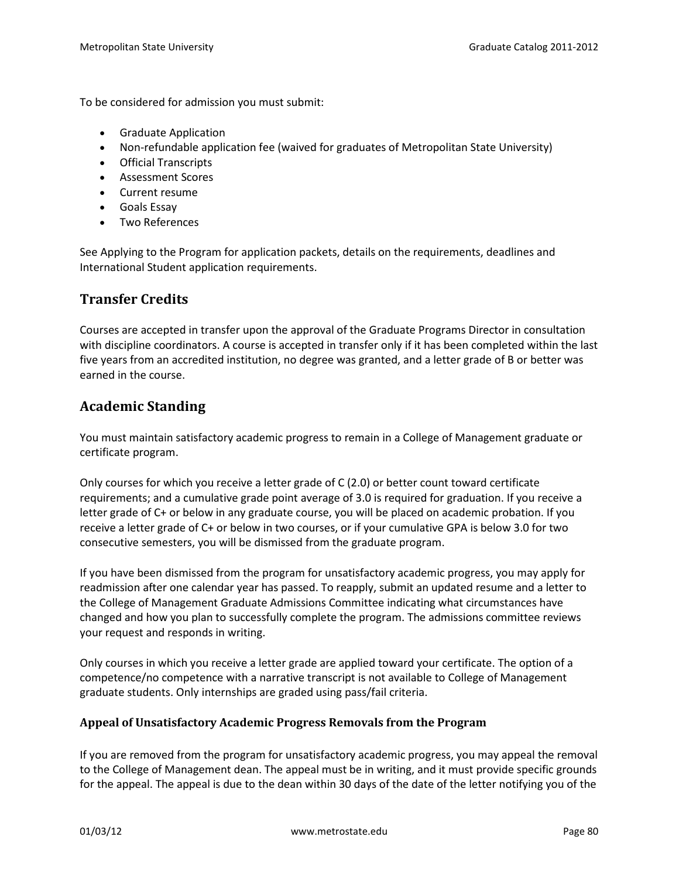To be considered for admission you must submit:

- Graduate Application
- Non-refundable application fee (waived for graduates of Metropolitan State University)
- Official Transcripts
- Assessment Scores
- Current resume
- Goals Essay
- Two References

See Applying to the Program for application packets, details on the requirements, deadlines and International Student application requirements.

## Transfer Credits

Courses are accepted in transfer upon the approval of the Graduate Programs Director in consultation with discipline coordinators. A course is accepted in transfer only if it has been completed within the last five years from an accredited institution, no degree was granted, and a letter grade of B or better was earned in the course.

## Academic Standing

You must maintain satisfactory academic progress to remain in a College of Management graduate or certificate program.

Only courses for which you receive a letter grade of C (2.0) or better count toward certificate requirements; and a cumulative grade point average of 3.0 is required for graduation. If you receive a letter grade of C+ or below in any graduate course, you will be placed on academic probation. If you receive a letter grade of C+ or below in two courses, or if your cumulative GPA is below 3.0 for two consecutive semesters, you will be dismissed from the graduate program.

If you have been dismissed from the program for unsatisfactory academic progress, you may apply for readmission after one calendar year has passed. To reapply, submit an updated resume and a letter to the College of Management Graduate Admissions Committee indicating what circumstances have changed and how you plan to successfully complete the program. The admissions committee reviews your request and responds in writing.

Only courses in which you receive a letter grade are applied toward your certificate. The option of a competence/no competence with a narrative transcript is not available to College of Management graduate students. Only internships are graded using pass/fail criteria.

### Appeal of Unsatisfactory Academic Progress Removals from the Program

If you are removed from the program for unsatisfactory academic progress, you may appeal the removal to the College of Management dean. The appeal must be in writing, and it must provide specific grounds for the appeal. The appeal is due to the dean within 30 days of the date of the letter notifying you of the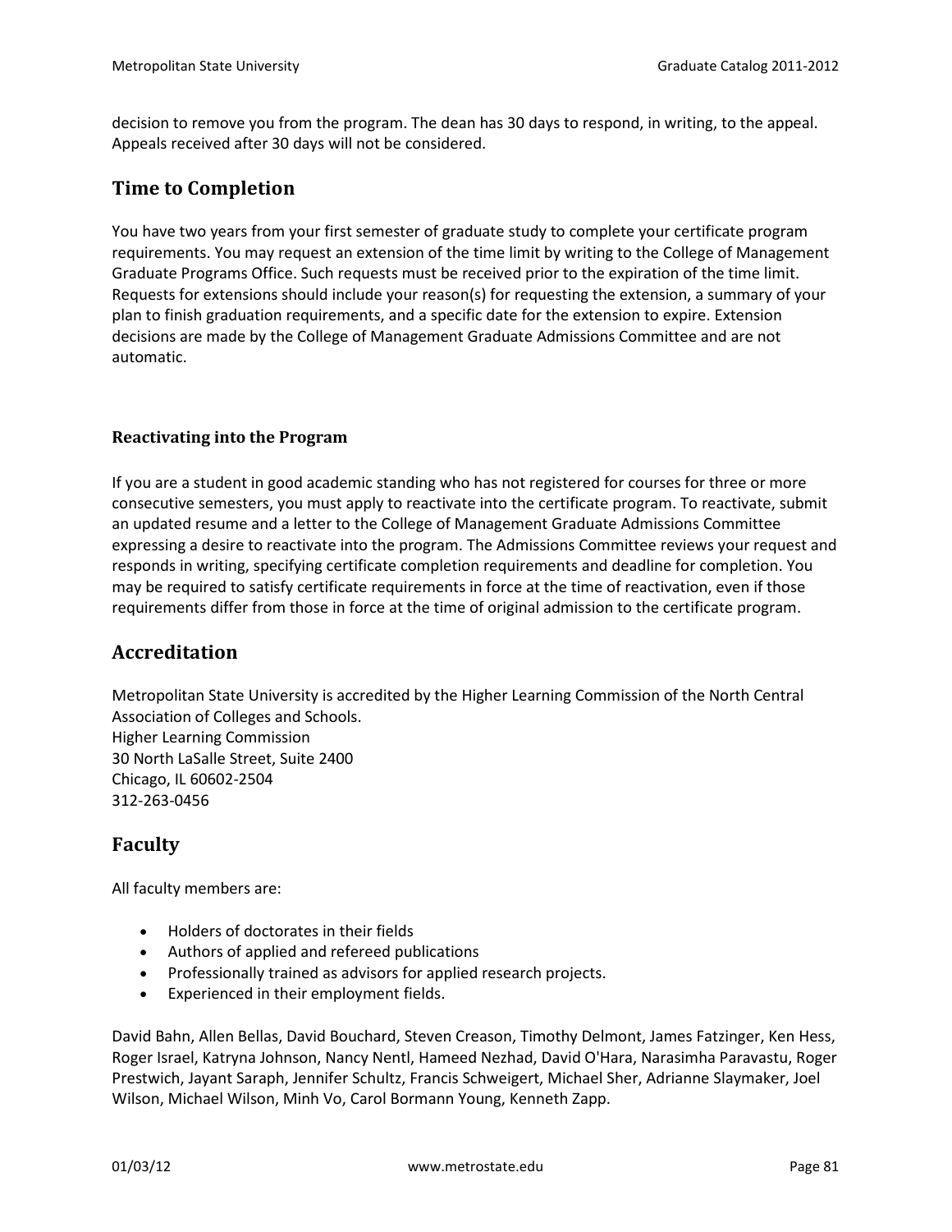decision to remove you from the program. The dean has 30 days to respond, in writing, to the appeal. Appeals received after 30 days will not be considered.

## Time to Completion

You have two years from your first semester of graduate study to complete your certificate program requirements. You may request an extension of the time limit by writing to the College of Management Graduate Programs Office. Such requests must be received prior to the expiration of the time limit. Requests for extensions should include your reason(s) for requesting the extension, a summary of your plan to finish graduation requirements, and a specific date for the extension to expire. Extension decisions are made by the College of Management Graduate Admissions Committee and are not automatic.

### Reactivating into the Program

If you are a student in good academic standing who has not registered for courses for three or more consecutive semesters, you must apply to reactivate into the certificate program. To reactivate, submit an updated resume and a letter to the College of Management Graduate Admissions Committee expressing a desire to reactivate into the program. The Admissions Committee reviews your request and responds in writing, specifying certificate completion requirements and deadline for completion. You may be required to satisfy certificate requirements in force at the time of reactivation, even if those requirements differ from those in force at the time of original admission to the certificate program.

## Accreditation

Metropolitan State University is accredited by the Higher Learning Commission of the North Central Association of Colleges and Schools.
Higher Learning Commission
30 North LaSalle Street, Suite 2400
Chicago, IL 60602-2504
312-263-0456

## Faculty

All faculty members are:

- Holders of doctorates in their fields
- Authors of applied and refereed publications
- Professionally trained as advisors for applied research projects.
- Experienced in their employment fields.

David Bahn, Allen Bellas, David Bouchard, Steven Creason, Timothy Delmont, James Fatzinger, Ken Hess, Roger Israel, Katryna Johnson, Nancy Nentl, Hameed Nezhad, David O'Hara, Narasimha Paravastu, Roger Prestwich, Jayant Saraph, Jennifer Schultz, Francis Schweigert, Michael Sher, Adrianne Slaymaker, Joel Wilson, Michael Wilson, Minh Vo, Carol Bormann Young, Kenneth Zapp.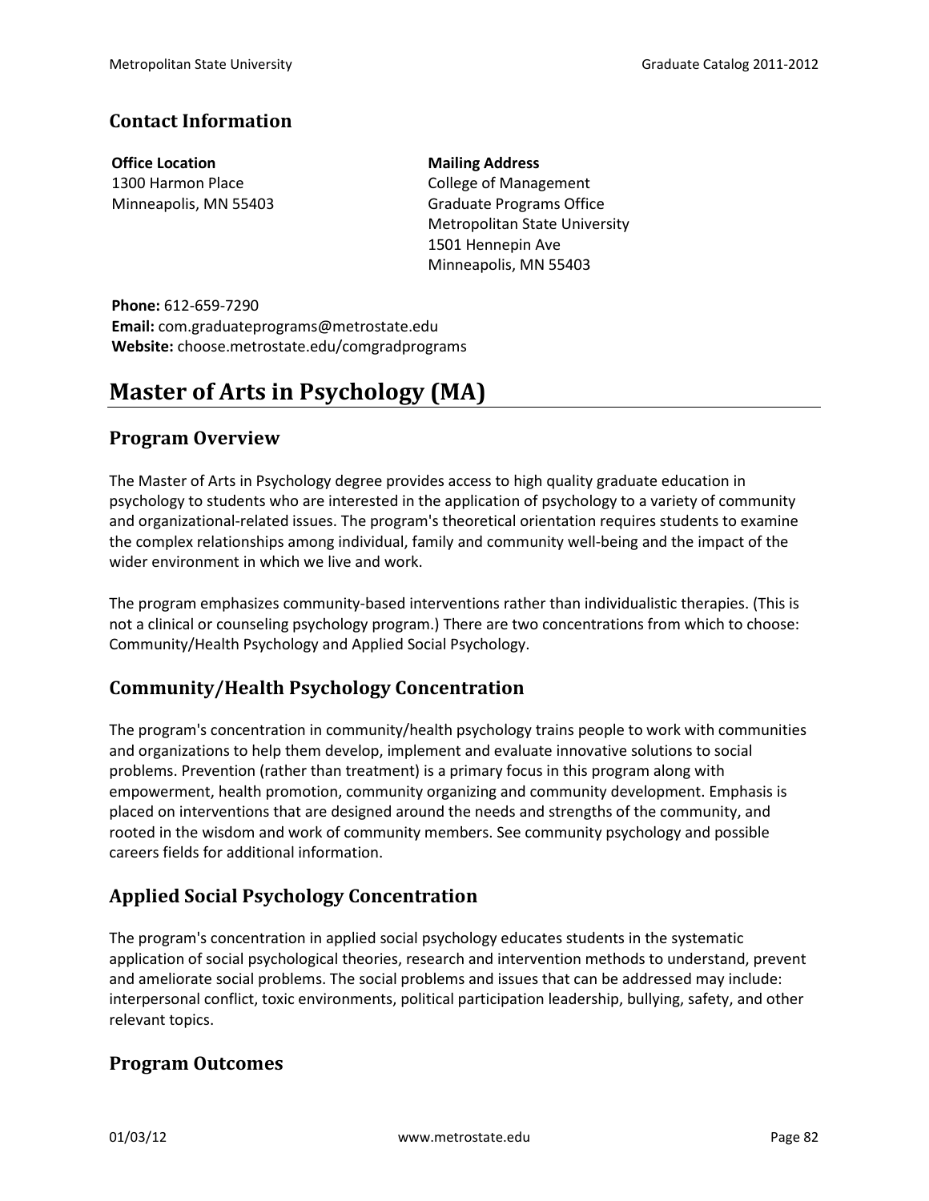### Contact Information

**Office Location**
1300 Harmon Place
Minneapolis, MN 55403

**Mailing Address**
College of Management
Graduate Programs Office
Metropolitan State University
1501 Hennepin Ave
Minneapolis, MN 55403

**Phone:** 612-659-7290
**Email:** com.graduateprograms@metrostate.edu
**Website:** choose.metrostate.edu/comgradprograms

# Master of Arts in Psychology (MA)

## Program Overview

The Master of Arts in Psychology degree provides access to high quality graduate education in psychology to students who are interested in the application of psychology to a variety of community and organizational-related issues. The program's theoretical orientation requires students to examine the complex relationships among individual, family and community well-being and the impact of the wider environment in which we live and work.

The program emphasizes community-based interventions rather than individualistic therapies. (This is not a clinical or counseling psychology program.) There are two concentrations from which to choose: Community/Health Psychology and Applied Social Psychology.

## Community/Health Psychology Concentration

The program's concentration in community/health psychology trains people to work with communities and organizations to help them develop, implement and evaluate innovative solutions to social problems. Prevention (rather than treatment) is a primary focus in this program along with empowerment, health promotion, community organizing and community development. Emphasis is placed on interventions that are designed around the needs and strengths of the community, and rooted in the wisdom and work of community members. See community psychology and possible careers fields for additional information.

## Applied Social Psychology Concentration

The program's concentration in applied social psychology educates students in the systematic application of social psychological theories, research and intervention methods to understand, prevent and ameliorate social problems. The social problems and issues that can be addressed may include: interpersonal conflict, toxic environments, political participation leadership, bullying, safety, and other relevant topics.

## Program Outcomes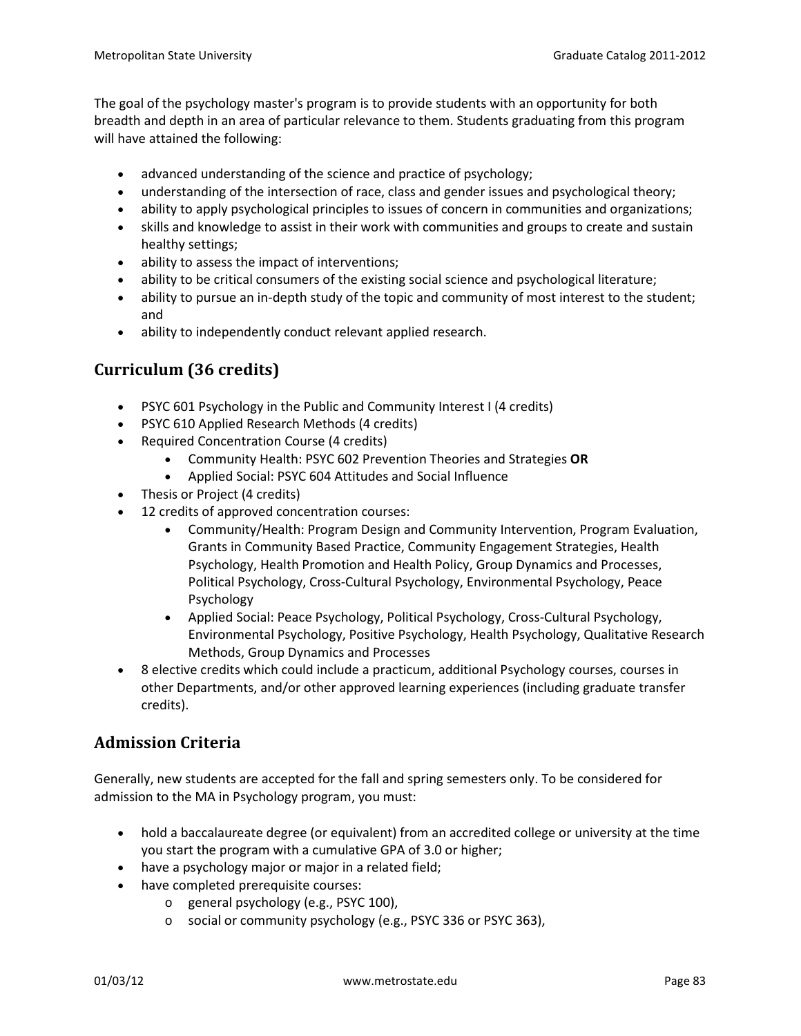The goal of the psychology master's program is to provide students with an opportunity for both breadth and depth in an area of particular relevance to them. Students graduating from this program will have attained the following:

- advanced understanding of the science and practice of psychology;
- understanding of the intersection of race, class and gender issues and psychological theory;
- ability to apply psychological principles to issues of concern in communities and organizations;
- skills and knowledge to assist in their work with communities and groups to create and sustain healthy settings;
- ability to assess the impact of interventions;
- ability to be critical consumers of the existing social science and psychological literature;
- ability to pursue an in-depth study of the topic and community of most interest to the student; and
- ability to independently conduct relevant applied research.

## Curriculum (36 credits)

- PSYC 601 Psychology in the Public and Community Interest I (4 credits)
- PSYC 610 Applied Research Methods (4 credits)
- Required Concentration Course (4 credits)
  - Community Health: PSYC 602 Prevention Theories and Strategies **OR**
  - Applied Social: PSYC 604 Attitudes and Social Influence
- Thesis or Project (4 credits)
- 12 credits of approved concentration courses:
  - Community/Health: Program Design and Community Intervention, Program Evaluation, Grants in Community Based Practice, Community Engagement Strategies, Health Psychology, Health Promotion and Health Policy, Group Dynamics and Processes, Political Psychology, Cross-Cultural Psychology, Environmental Psychology, Peace Psychology
  - Applied Social: Peace Psychology, Political Psychology, Cross-Cultural Psychology, Environmental Psychology, Positive Psychology, Health Psychology, Qualitative Research Methods, Group Dynamics and Processes
- 8 elective credits which could include a practicum, additional Psychology courses, courses in other Departments, and/or other approved learning experiences (including graduate transfer credits).

## Admission Criteria

Generally, new students are accepted for the fall and spring semesters only. To be considered for admission to the MA in Psychology program, you must:

- hold a baccalaureate degree (or equivalent) from an accredited college or university at the time you start the program with a cumulative GPA of 3.0 or higher;
- have a psychology major or major in a related field;
- have completed prerequisite courses:
  - general psychology (e.g., PSYC 100),
  - social or community psychology (e.g., PSYC 336 or PSYC 363),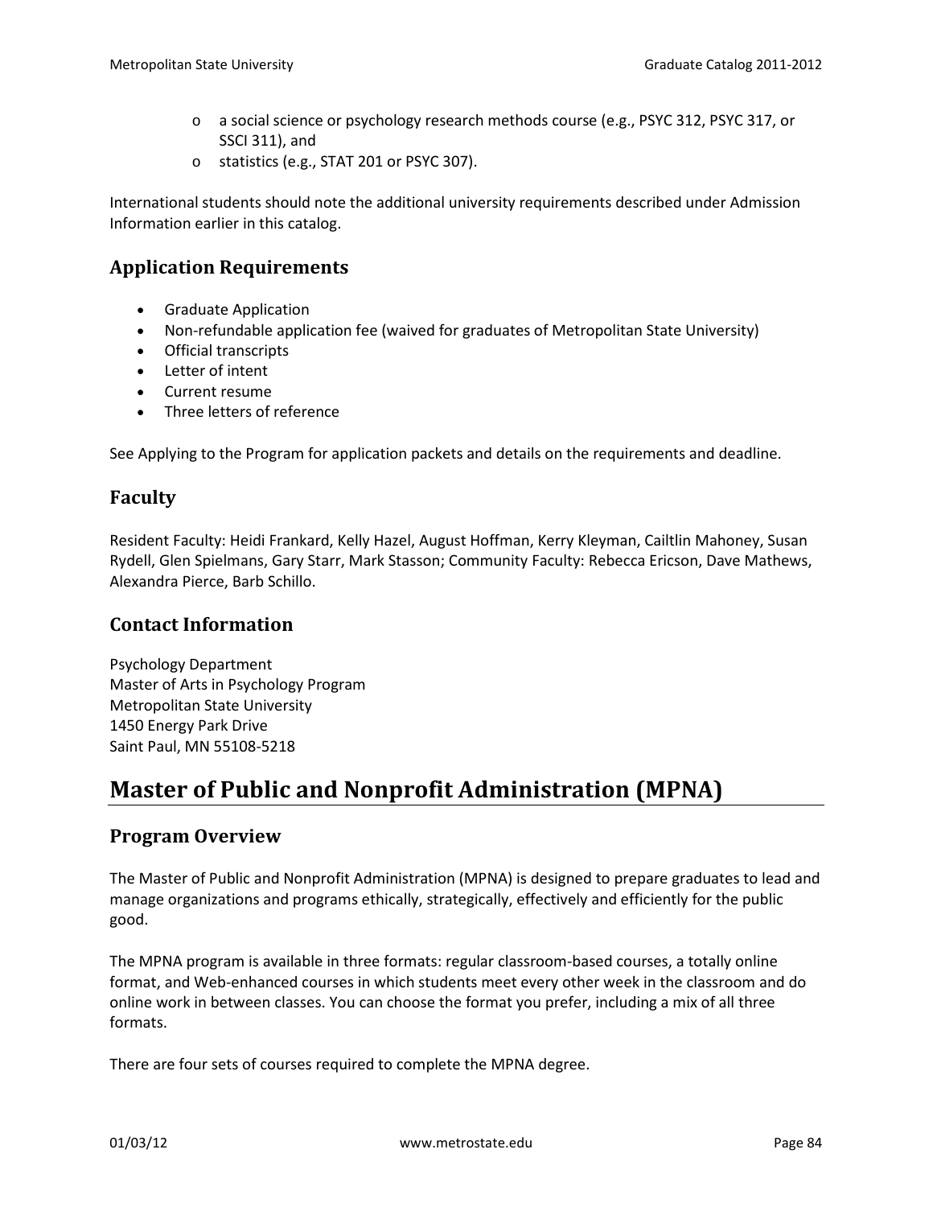- a social science or psychology research methods course (e.g., PSYC 312, PSYC 317, or SSCI 311), and
- statistics (e.g., STAT 201 or PSYC 307).

International students should note the additional university requirements described under Admission Information earlier in this catalog.

### Application Requirements

- Graduate Application
- Non-refundable application fee (waived for graduates of Metropolitan State University)
- Official transcripts
- Letter of intent
- Current resume
- Three letters of reference

See Applying to the Program for application packets and details on the requirements and deadline.

### Faculty

Resident Faculty: Heidi Frankard, Kelly Hazel, August Hoffman, Kerry Kleyman, Cailtlin Mahoney, Susan Rydell, Glen Spielmans, Gary Starr, Mark Stasson; Community Faculty: Rebecca Ericson, Dave Mathews, Alexandra Pierce, Barb Schillo.

### Contact Information

Psychology Department
Master of Arts in Psychology Program
Metropolitan State University
1450 Energy Park Drive
Saint Paul, MN 55108-5218

## Master of Public and Nonprofit Administration (MPNA)

### Program Overview

The Master of Public and Nonprofit Administration (MPNA) is designed to prepare graduates to lead and manage organizations and programs ethically, strategically, effectively and efficiently for the public good.

The MPNA program is available in three formats: regular classroom-based courses, a totally online format, and Web-enhanced courses in which students meet every other week in the classroom and do online work in between classes. You can choose the format you prefer, including a mix of all three formats.

There are four sets of courses required to complete the MPNA degree.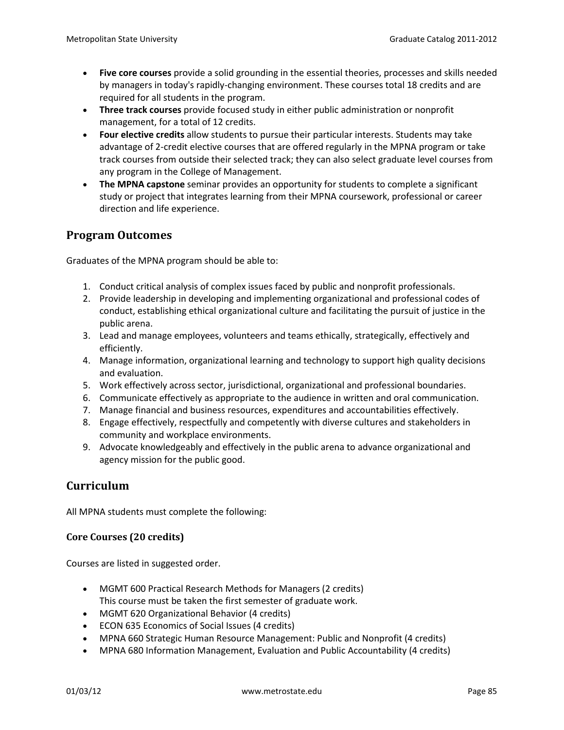- **Five core courses** provide a solid grounding in the essential theories, processes and skills needed by managers in today's rapidly-changing environment. These courses total 18 credits and are required for all students in the program.
- **Three track courses** provide focused study in either public administration or nonprofit management, for a total of 12 credits.
- **Four elective credits** allow students to pursue their particular interests. Students may take advantage of 2-credit elective courses that are offered regularly in the MPNA program or take track courses from outside their selected track; they can also select graduate level courses from any program in the College of Management.
- **The MPNA capstone** seminar provides an opportunity for students to complete a significant study or project that integrates learning from their MPNA coursework, professional or career direction and life experience.

## Program Outcomes

Graduates of the MPNA program should be able to:

1. Conduct critical analysis of complex issues faced by public and nonprofit professionals.
2. Provide leadership in developing and implementing organizational and professional codes of conduct, establishing ethical organizational culture and facilitating the pursuit of justice in the public arena.
3. Lead and manage employees, volunteers and teams ethically, strategically, effectively and efficiently.
4. Manage information, organizational learning and technology to support high quality decisions and evaluation.
5. Work effectively across sector, jurisdictional, organizational and professional boundaries.
6. Communicate effectively as appropriate to the audience in written and oral communication.
7. Manage financial and business resources, expenditures and accountabilities effectively.
8. Engage effectively, respectfully and competently with diverse cultures and stakeholders in community and workplace environments.
9. Advocate knowledgeably and effectively in the public arena to advance organizational and agency mission for the public good.

## Curriculum

All MPNA students must complete the following:

### Core Courses (20 credits)

Courses are listed in suggested order.

- MGMT 600 Practical Research Methods for Managers (2 credits)
  This course must be taken the first semester of graduate work.
- MGMT 620 Organizational Behavior (4 credits)
- ECON 635 Economics of Social Issues (4 credits)
- MPNA 660 Strategic Human Resource Management: Public and Nonprofit (4 credits)
- MPNA 680 Information Management, Evaluation and Public Accountability (4 credits)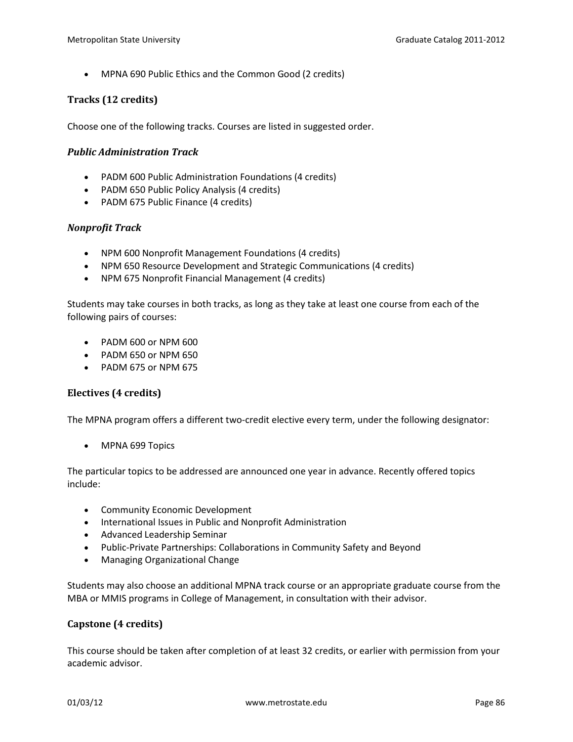- MPNA 690 Public Ethics and the Common Good (2 credits)

### Tracks (12 credits)

Choose one of the following tracks. Courses are listed in suggested order.

#### *Public Administration Track*

- PADM 600 Public Administration Foundations (4 credits)
- PADM 650 Public Policy Analysis (4 credits)
- PADM 675 Public Finance (4 credits)

#### *Nonprofit Track*

- NPM 600 Nonprofit Management Foundations (4 credits)
- NPM 650 Resource Development and Strategic Communications (4 credits)
- NPM 675 Nonprofit Financial Management (4 credits)

Students may take courses in both tracks, as long as they take at least one course from each of the following pairs of courses:

- PADM 600 or NPM 600
- PADM 650 or NPM 650
- PADM 675 or NPM 675

### Electives (4 credits)

The MPNA program offers a different two-credit elective every term, under the following designator:

- MPNA 699 Topics

The particular topics to be addressed are announced one year in advance. Recently offered topics include:

- Community Economic Development
- International Issues in Public and Nonprofit Administration
- Advanced Leadership Seminar
- Public-Private Partnerships: Collaborations in Community Safety and Beyond
- Managing Organizational Change

Students may also choose an additional MPNA track course or an appropriate graduate course from the MBA or MMIS programs in College of Management, in consultation with their advisor.

### Capstone (4 credits)

This course should be taken after completion of at least 32 credits, or earlier with permission from your academic advisor.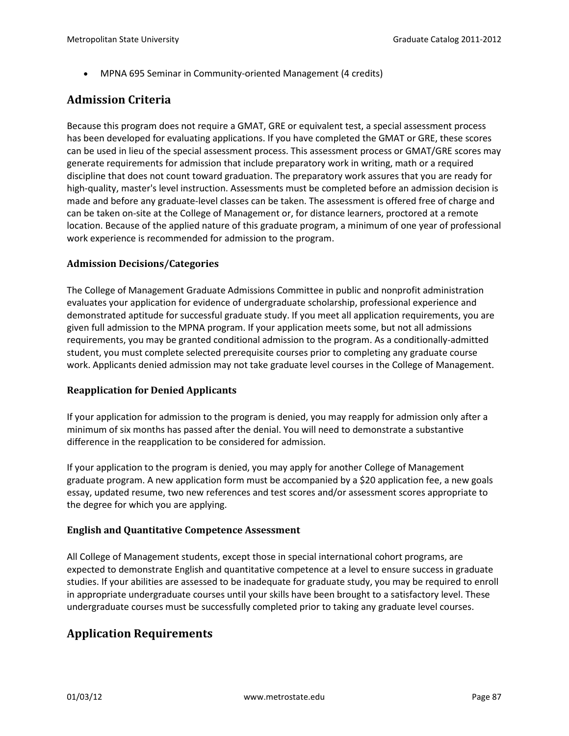- MPNA 695 Seminar in Community-oriented Management (4 credits)

## Admission Criteria

Because this program does not require a GMAT, GRE or equivalent test, a special assessment process has been developed for evaluating applications. If you have completed the GMAT or GRE, these scores can be used in lieu of the special assessment process. This assessment process or GMAT/GRE scores may generate requirements for admission that include preparatory work in writing, math or a required discipline that does not count toward graduation. The preparatory work assures that you are ready for high-quality, master's level instruction. Assessments must be completed before an admission decision is made and before any graduate-level classes can be taken. The assessment is offered free of charge and can be taken on-site at the College of Management or, for distance learners, proctored at a remote location. Because of the applied nature of this graduate program, a minimum of one year of professional work experience is recommended for admission to the program.

### Admission Decisions/Categories

The College of Management Graduate Admissions Committee in public and nonprofit administration evaluates your application for evidence of undergraduate scholarship, professional experience and demonstrated aptitude for successful graduate study. If you meet all application requirements, you are given full admission to the MPNA program. If your application meets some, but not all admissions requirements, you may be granted conditional admission to the program. As a conditionally-admitted student, you must complete selected prerequisite courses prior to completing any graduate course work. Applicants denied admission may not take graduate level courses in the College of Management.

### Reapplication for Denied Applicants

If your application for admission to the program is denied, you may reapply for admission only after a minimum of six months has passed after the denial. You will need to demonstrate a substantive difference in the reapplication to be considered for admission.

If your application to the program is denied, you may apply for another College of Management graduate program. A new application form must be accompanied by a $20 application fee, a new goals essay, updated resume, two new references and test scores and/or assessment scores appropriate to the degree for which you are applying.

### English and Quantitative Competence Assessment

All College of Management students, except those in special international cohort programs, are expected to demonstrate English and quantitative competence at a level to ensure success in graduate studies. If your abilities are assessed to be inadequate for graduate study, you may be required to enroll in appropriate undergraduate courses until your skills have been brought to a satisfactory level. These undergraduate courses must be successfully completed prior to taking any graduate level courses.

## Application Requirements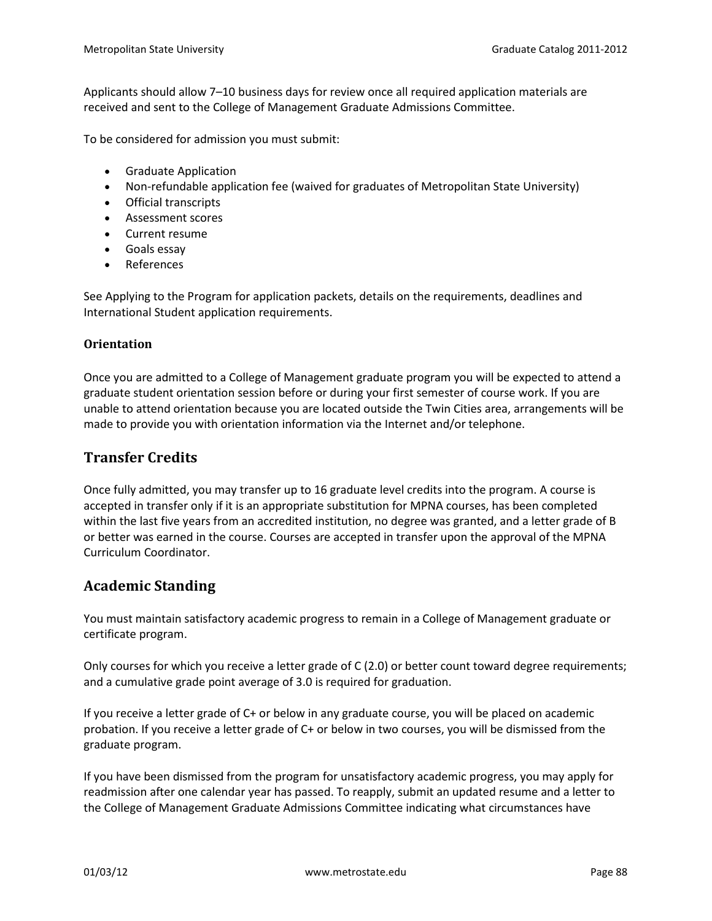Applicants should allow 7–10 business days for review once all required application materials are received and sent to the College of Management Graduate Admissions Committee.

To be considered for admission you must submit:

- Graduate Application
- Non-refundable application fee (waived for graduates of Metropolitan State University)
- Official transcripts
- Assessment scores
- Current resume
- Goals essay
- References

See Applying to the Program for application packets, details on the requirements, deadlines and International Student application requirements.

### Orientation

Once you are admitted to a College of Management graduate program you will be expected to attend a graduate student orientation session before or during your first semester of course work. If you are unable to attend orientation because you are located outside the Twin Cities area, arrangements will be made to provide you with orientation information via the Internet and/or telephone.

## Transfer Credits

Once fully admitted, you may transfer up to 16 graduate level credits into the program. A course is accepted in transfer only if it is an appropriate substitution for MPNA courses, has been completed within the last five years from an accredited institution, no degree was granted, and a letter grade of B or better was earned in the course. Courses are accepted in transfer upon the approval of the MPNA Curriculum Coordinator.

## Academic Standing

You must maintain satisfactory academic progress to remain in a College of Management graduate or certificate program.

Only courses for which you receive a letter grade of C (2.0) or better count toward degree requirements; and a cumulative grade point average of 3.0 is required for graduation.

If you receive a letter grade of C+ or below in any graduate course, you will be placed on academic probation. If you receive a letter grade of C+ or below in two courses, you will be dismissed from the graduate program.

If you have been dismissed from the program for unsatisfactory academic progress, you may apply for readmission after one calendar year has passed. To reapply, submit an updated resume and a letter to the College of Management Graduate Admissions Committee indicating what circumstances have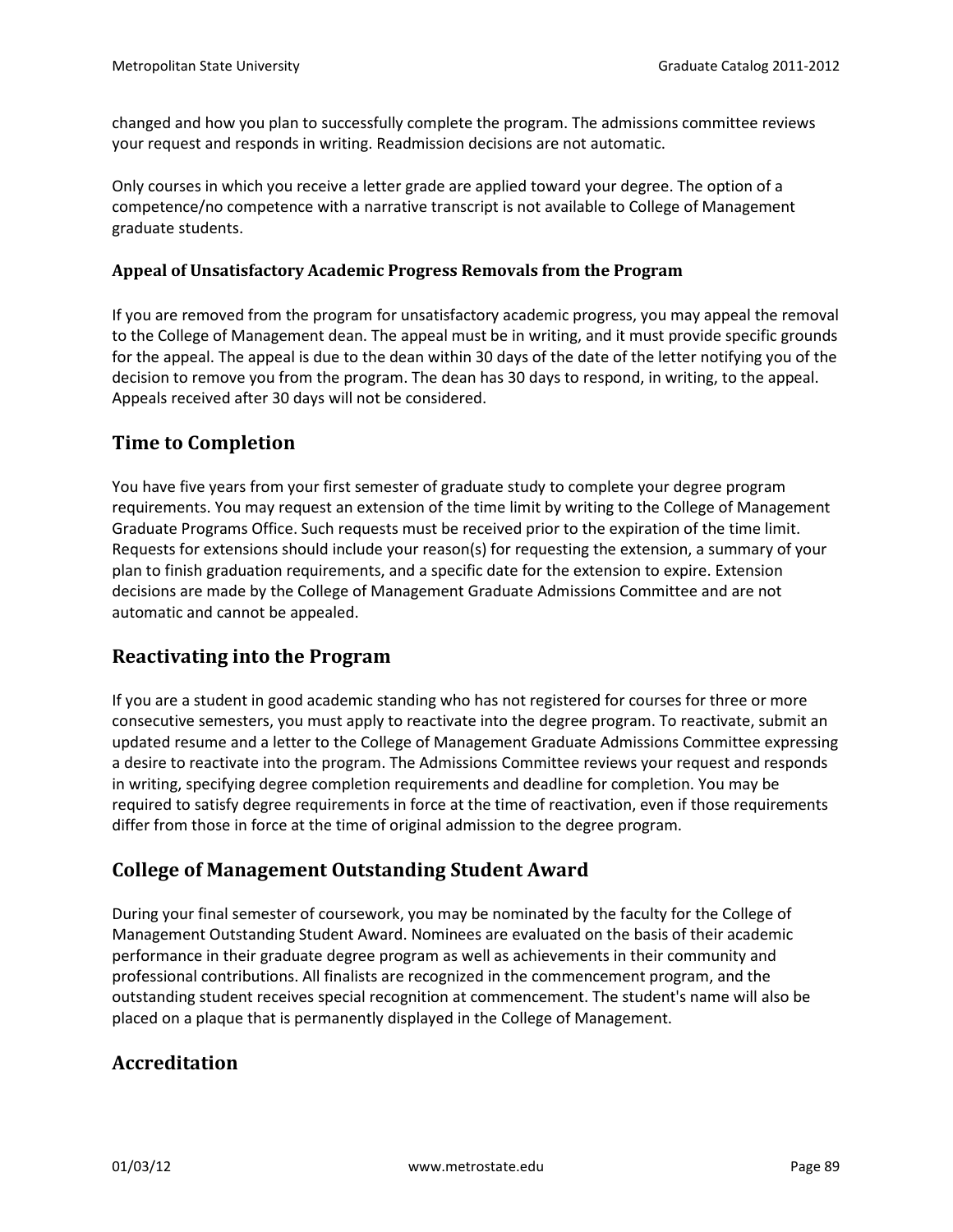changed and how you plan to successfully complete the program. The admissions committee reviews your request and responds in writing. Readmission decisions are not automatic.

Only courses in which you receive a letter grade are applied toward your degree. The option of a competence/no competence with a narrative transcript is not available to College of Management graduate students.

### Appeal of Unsatisfactory Academic Progress Removals from the Program

If you are removed from the program for unsatisfactory academic progress, you may appeal the removal to the College of Management dean. The appeal must be in writing, and it must provide specific grounds for the appeal. The appeal is due to the dean within 30 days of the date of the letter notifying you of the decision to remove you from the program. The dean has 30 days to respond, in writing, to the appeal. Appeals received after 30 days will not be considered.

## Time to Completion

You have five years from your first semester of graduate study to complete your degree program requirements. You may request an extension of the time limit by writing to the College of Management Graduate Programs Office. Such requests must be received prior to the expiration of the time limit. Requests for extensions should include your reason(s) for requesting the extension, a summary of your plan to finish graduation requirements, and a specific date for the extension to expire. Extension decisions are made by the College of Management Graduate Admissions Committee and are not automatic and cannot be appealed.

## Reactivating into the Program

If you are a student in good academic standing who has not registered for courses for three or more consecutive semesters, you must apply to reactivate into the degree program. To reactivate, submit an updated resume and a letter to the College of Management Graduate Admissions Committee expressing a desire to reactivate into the program. The Admissions Committee reviews your request and responds in writing, specifying degree completion requirements and deadline for completion. You may be required to satisfy degree requirements in force at the time of reactivation, even if those requirements differ from those in force at the time of original admission to the degree program.

## College of Management Outstanding Student Award

During your final semester of coursework, you may be nominated by the faculty for the College of Management Outstanding Student Award. Nominees are evaluated on the basis of their academic performance in their graduate degree program as well as achievements in their community and professional contributions. All finalists are recognized in the commencement program, and the outstanding student receives special recognition at commencement. The student's name will also be placed on a plaque that is permanently displayed in the College of Management.

## Accreditation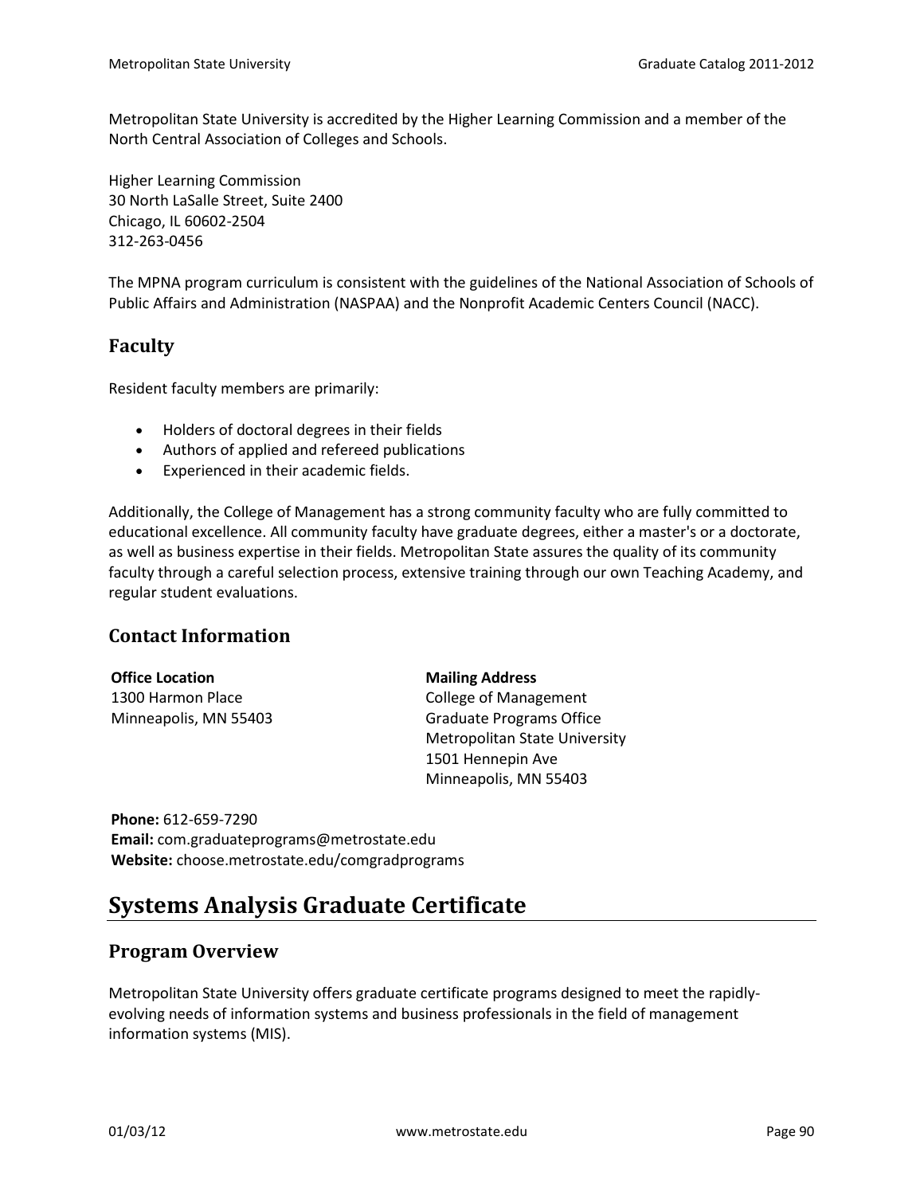Metropolitan State University is accredited by the Higher Learning Commission and a member of the North Central Association of Colleges and Schools.

Higher Learning Commission
30 North LaSalle Street, Suite 2400
Chicago, IL 60602-2504
312-263-0456

The MPNA program curriculum is consistent with the guidelines of the National Association of Schools of Public Affairs and Administration (NASPAA) and the Nonprofit Academic Centers Council (NACC).

## Faculty

Resident faculty members are primarily:

- Holders of doctoral degrees in their fields
- Authors of applied and refereed publications
- Experienced in their academic fields.

Additionally, the College of Management has a strong community faculty who are fully committed to educational excellence. All community faculty have graduate degrees, either a master's or a doctorate, as well as business expertise in their fields. Metropolitan State assures the quality of its community faculty through a careful selection process, extensive training through our own Teaching Academy, and regular student evaluations.

## Contact Information

**Office Location**
1300 Harmon Place
Minneapolis, MN 55403

**Mailing Address**
College of Management
Graduate Programs Office
Metropolitan State University
1501 Hennepin Ave
Minneapolis, MN 55403

**Phone:** 612-659-7290
**Email:** com.graduateprograms@metrostate.edu
**Website:** choose.metrostate.edu/comgradprograms

# Systems Analysis Graduate Certificate

## Program Overview

Metropolitan State University offers graduate certificate programs designed to meet the rapidly-evolving needs of information systems and business professionals in the field of management information systems (MIS).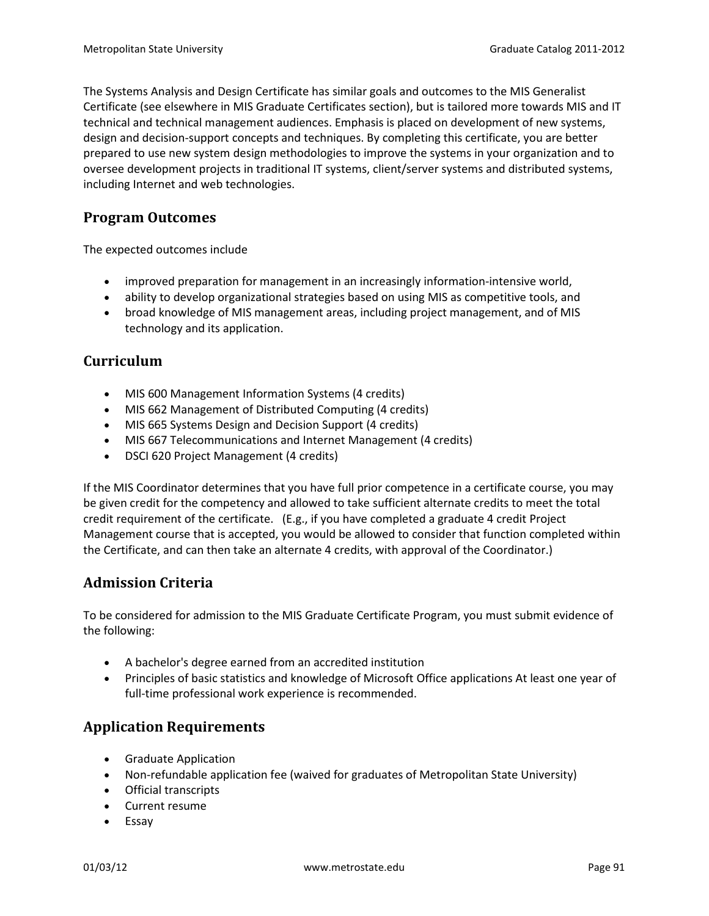The Systems Analysis and Design Certificate has similar goals and outcomes to the MIS Generalist Certificate (see elsewhere in MIS Graduate Certificates section), but is tailored more towards MIS and IT technical and technical management audiences. Emphasis is placed on development of new systems, design and decision-support concepts and techniques. By completing this certificate, you are better prepared to use new system design methodologies to improve the systems in your organization and to oversee development projects in traditional IT systems, client/server systems and distributed systems, including Internet and web technologies.

## Program Outcomes

The expected outcomes include

- improved preparation for management in an increasingly information-intensive world,
- ability to develop organizational strategies based on using MIS as competitive tools, and
- broad knowledge of MIS management areas, including project management, and of MIS technology and its application.

## Curriculum

- MIS 600 Management Information Systems (4 credits)
- MIS 662 Management of Distributed Computing (4 credits)
- MIS 665 Systems Design and Decision Support (4 credits)
- MIS 667 Telecommunications and Internet Management (4 credits)
- DSCI 620 Project Management (4 credits)

If the MIS Coordinator determines that you have full prior competence in a certificate course, you may be given credit for the competency and allowed to take sufficient alternate credits to meet the total credit requirement of the certificate. (E.g., if you have completed a graduate 4 credit Project Management course that is accepted, you would be allowed to consider that function completed within the Certificate, and can then take an alternate 4 credits, with approval of the Coordinator.)

## Admission Criteria

To be considered for admission to the MIS Graduate Certificate Program, you must submit evidence of the following:

- A bachelor's degree earned from an accredited institution
- Principles of basic statistics and knowledge of Microsoft Office applications At least one year of full-time professional work experience is recommended.

## Application Requirements

- Graduate Application
- Non-refundable application fee (waived for graduates of Metropolitan State University)
- Official transcripts
- Current resume
- Essay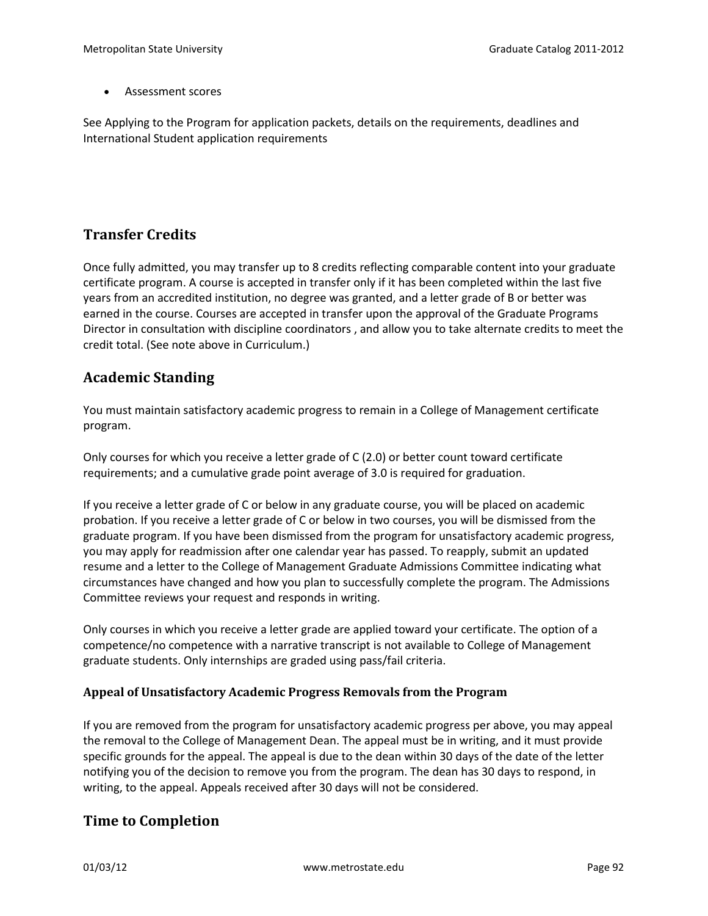- Assessment scores

See Applying to the Program for application packets, details on the requirements, deadlines and International Student application requirements

## Transfer Credits

Once fully admitted, you may transfer up to 8 credits reflecting comparable content into your graduate certificate program. A course is accepted in transfer only if it has been completed within the last five years from an accredited institution, no degree was granted, and a letter grade of B or better was earned in the course. Courses are accepted in transfer upon the approval of the Graduate Programs Director in consultation with discipline coordinators , and allow you to take alternate credits to meet the credit total. (See note above in Curriculum.)

## Academic Standing

You must maintain satisfactory academic progress to remain in a College of Management certificate program.

Only courses for which you receive a letter grade of C (2.0) or better count toward certificate requirements; and a cumulative grade point average of 3.0 is required for graduation.

If you receive a letter grade of C or below in any graduate course, you will be placed on academic probation. If you receive a letter grade of C or below in two courses, you will be dismissed from the graduate program. If you have been dismissed from the program for unsatisfactory academic progress, you may apply for readmission after one calendar year has passed. To reapply, submit an updated resume and a letter to the College of Management Graduate Admissions Committee indicating what circumstances have changed and how you plan to successfully complete the program. The Admissions Committee reviews your request and responds in writing.

Only courses in which you receive a letter grade are applied toward your certificate. The option of a competence/no competence with a narrative transcript is not available to College of Management graduate students. Only internships are graded using pass/fail criteria.

### Appeal of Unsatisfactory Academic Progress Removals from the Program

If you are removed from the program for unsatisfactory academic progress per above, you may appeal the removal to the College of Management Dean. The appeal must be in writing, and it must provide specific grounds for the appeal. The appeal is due to the dean within 30 days of the date of the letter notifying you of the decision to remove you from the program. The dean has 30 days to respond, in writing, to the appeal. Appeals received after 30 days will not be considered.

## Time to Completion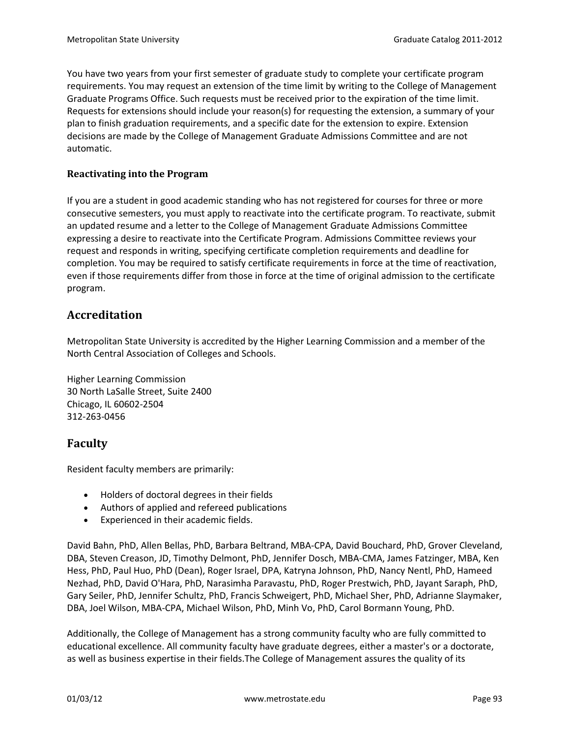You have two years from your first semester of graduate study to complete your certificate program requirements. You may request an extension of the time limit by writing to the College of Management Graduate Programs Office. Such requests must be received prior to the expiration of the time limit. Requests for extensions should include your reason(s) for requesting the extension, a summary of your plan to finish graduation requirements, and a specific date for the extension to expire. Extension decisions are made by the College of Management Graduate Admissions Committee and are not automatic.

### Reactivating into the Program

If you are a student in good academic standing who has not registered for courses for three or more consecutive semesters, you must apply to reactivate into the certificate program. To reactivate, submit an updated resume and a letter to the College of Management Graduate Admissions Committee expressing a desire to reactivate into the Certificate Program. Admissions Committee reviews your request and responds in writing, specifying certificate completion requirements and deadline for completion. You may be required to satisfy certificate requirements in force at the time of reactivation, even if those requirements differ from those in force at the time of original admission to the certificate program.

## Accreditation

Metropolitan State University is accredited by the Higher Learning Commission and a member of the North Central Association of Colleges and Schools.

Higher Learning Commission
30 North LaSalle Street, Suite 2400
Chicago, IL 60602-2504
312-263-0456

## Faculty

Resident faculty members are primarily:

- Holders of doctoral degrees in their fields
- Authors of applied and refereed publications
- Experienced in their academic fields.

David Bahn, PhD, Allen Bellas, PhD, Barbara Beltrand, MBA-CPA, David Bouchard, PhD, Grover Cleveland, DBA, Steven Creason, JD, Timothy Delmont, PhD, Jennifer Dosch, MBA-CMA, James Fatzinger, MBA, Ken Hess, PhD, Paul Huo, PhD (Dean), Roger Israel, DPA, Katryna Johnson, PhD, Nancy Nentl, PhD, Hameed Nezhad, PhD, David O'Hara, PhD, Narasimha Paravastu, PhD, Roger Prestwich, PhD, Jayant Saraph, PhD, Gary Seiler, PhD, Jennifer Schultz, PhD, Francis Schweigert, PhD, Michael Sher, PhD, Adrianne Slaymaker, DBA, Joel Wilson, MBA-CPA, Michael Wilson, PhD, Minh Vo, PhD, Carol Bormann Young, PhD.

Additionally, the College of Management has a strong community faculty who are fully committed to educational excellence. All community faculty have graduate degrees, either a master's or a doctorate, as well as business expertise in their fields.The College of Management assures the quality of its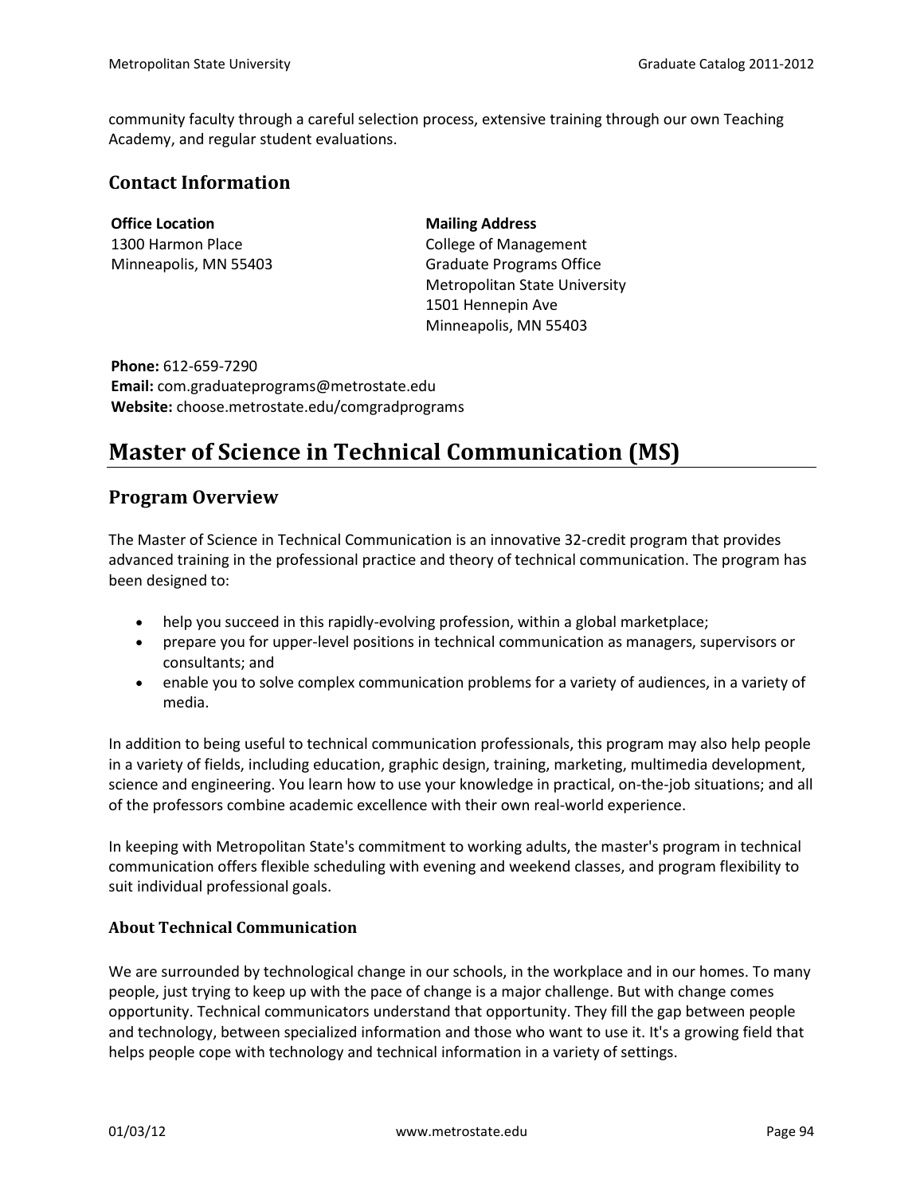community faculty through a careful selection process, extensive training through our own Teaching Academy, and regular student evaluations.

## Contact Information

**Office Location**
1300 Harmon Place
Minneapolis, MN 55403

**Mailing Address**
College of Management
Graduate Programs Office
Metropolitan State University
1501 Hennepin Ave
Minneapolis, MN 55403

**Phone:** 612-659-7290
**Email:** com.graduateprograms@metrostate.edu
**Website:** choose.metrostate.edu/comgradprograms

# Master of Science in Technical Communication (MS)

## Program Overview

The Master of Science in Technical Communication is an innovative 32-credit program that provides advanced training in the professional practice and theory of technical communication. The program has been designed to:

- help you succeed in this rapidly-evolving profession, within a global marketplace;
- prepare you for upper-level positions in technical communication as managers, supervisors or consultants; and
- enable you to solve complex communication problems for a variety of audiences, in a variety of media.

In addition to being useful to technical communication professionals, this program may also help people in a variety of fields, including education, graphic design, training, marketing, multimedia development, science and engineering. You learn how to use your knowledge in practical, on-the-job situations; and all of the professors combine academic excellence with their own real-world experience.

In keeping with Metropolitan State's commitment to working adults, the master's program in technical communication offers flexible scheduling with evening and weekend classes, and program flexibility to suit individual professional goals.

### About Technical Communication

We are surrounded by technological change in our schools, in the workplace and in our homes. To many people, just trying to keep up with the pace of change is a major challenge. But with change comes opportunity. Technical communicators understand that opportunity. They fill the gap between people and technology, between specialized information and those who want to use it. It's a growing field that helps people cope with technology and technical information in a variety of settings.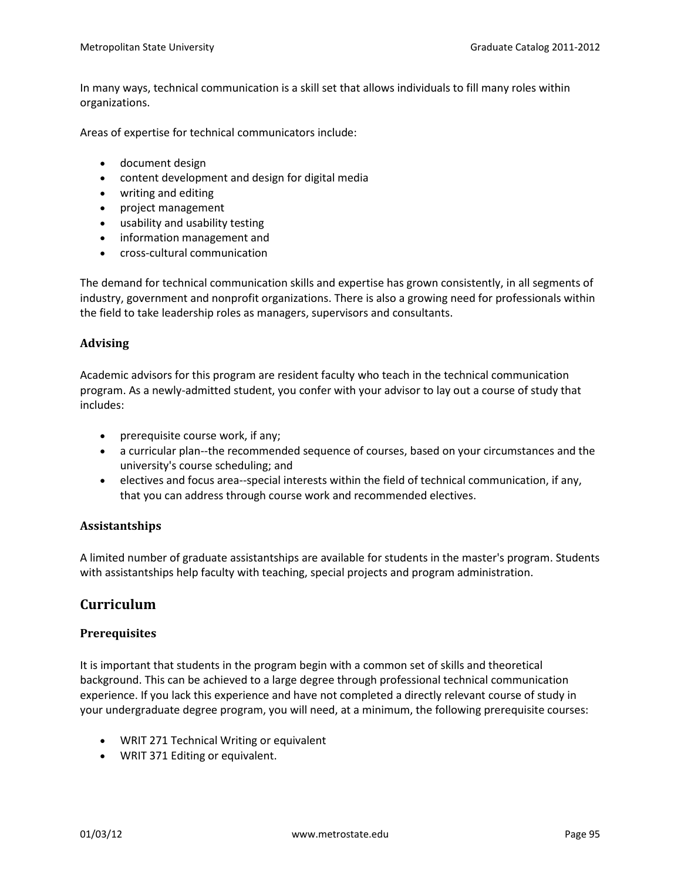In many ways, technical communication is a skill set that allows individuals to fill many roles within organizations.

Areas of expertise for technical communicators include:

- document design
- content development and design for digital media
- writing and editing
- project management
- usability and usability testing
- information management and
- cross-cultural communication

The demand for technical communication skills and expertise has grown consistently, in all segments of industry, government and nonprofit organizations. There is also a growing need for professionals within the field to take leadership roles as managers, supervisors and consultants.

### Advising

Academic advisors for this program are resident faculty who teach in the technical communication program. As a newly-admitted student, you confer with your advisor to lay out a course of study that includes:

- prerequisite course work, if any;
- a curricular plan--the recommended sequence of courses, based on your circumstances and the university's course scheduling; and
- electives and focus area--special interests within the field of technical communication, if any, that you can address through course work and recommended electives.

### Assistantships

A limited number of graduate assistantships are available for students in the master's program. Students with assistantships help faculty with teaching, special projects and program administration.

## Curriculum

### Prerequisites

It is important that students in the program begin with a common set of skills and theoretical background. This can be achieved to a large degree through professional technical communication experience. If you lack this experience and have not completed a directly relevant course of study in your undergraduate degree program, you will need, at a minimum, the following prerequisite courses:

- WRIT 271 Technical Writing or equivalent
- WRIT 371 Editing or equivalent.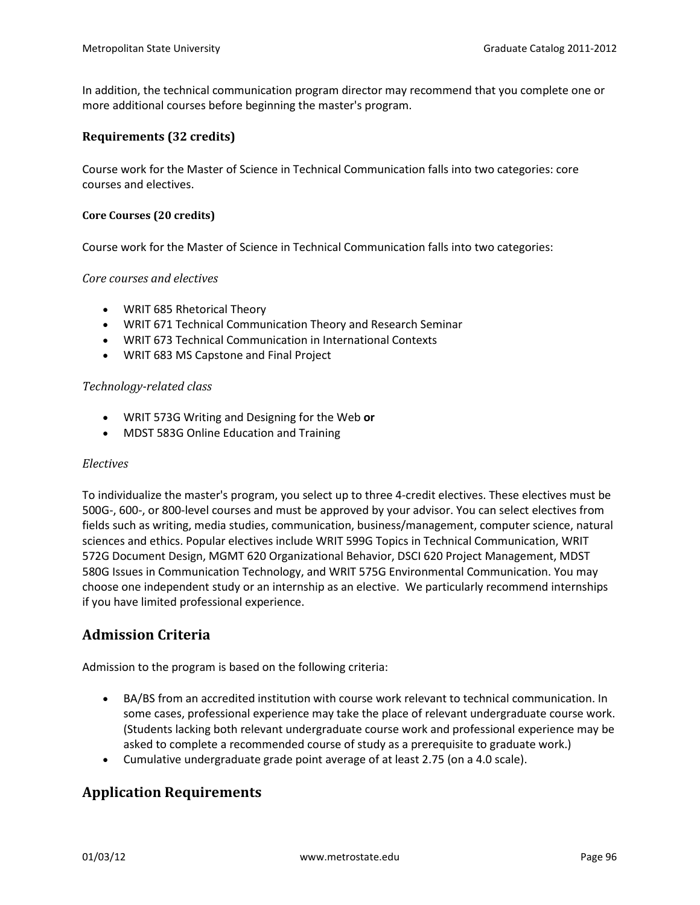In addition, the technical communication program director may recommend that you complete one or more additional courses before beginning the master's program.

### Requirements (32 credits)

Course work for the Master of Science in Technical Communication falls into two categories: core courses and electives.

#### Core Courses (20 credits)

Course work for the Master of Science in Technical Communication falls into two categories:

*Core courses and electives*

- WRIT 685 Rhetorical Theory
- WRIT 671 Technical Communication Theory and Research Seminar
- WRIT 673 Technical Communication in International Contexts
- WRIT 683 MS Capstone and Final Project

*Technology-related class*

- WRIT 573G Writing and Designing for the Web **or**
- MDST 583G Online Education and Training

*Electives*

To individualize the master's program, you select up to three 4-credit electives. These electives must be 500G-, 600-, or 800-level courses and must be approved by your advisor. You can select electives from fields such as writing, media studies, communication, business/management, computer science, natural sciences and ethics. Popular electives include WRIT 599G Topics in Technical Communication, WRIT 572G Document Design, MGMT 620 Organizational Behavior, DSCI 620 Project Management, MDST 580G Issues in Communication Technology, and WRIT 575G Environmental Communication. You may choose one independent study or an internship as an elective. We particularly recommend internships if you have limited professional experience.

## Admission Criteria

Admission to the program is based on the following criteria:

- BA/BS from an accredited institution with course work relevant to technical communication. In some cases, professional experience may take the place of relevant undergraduate course work. (Students lacking both relevant undergraduate course work and professional experience may be asked to complete a recommended course of study as a prerequisite to graduate work.)
- Cumulative undergraduate grade point average of at least 2.75 (on a 4.0 scale).

## Application Requirements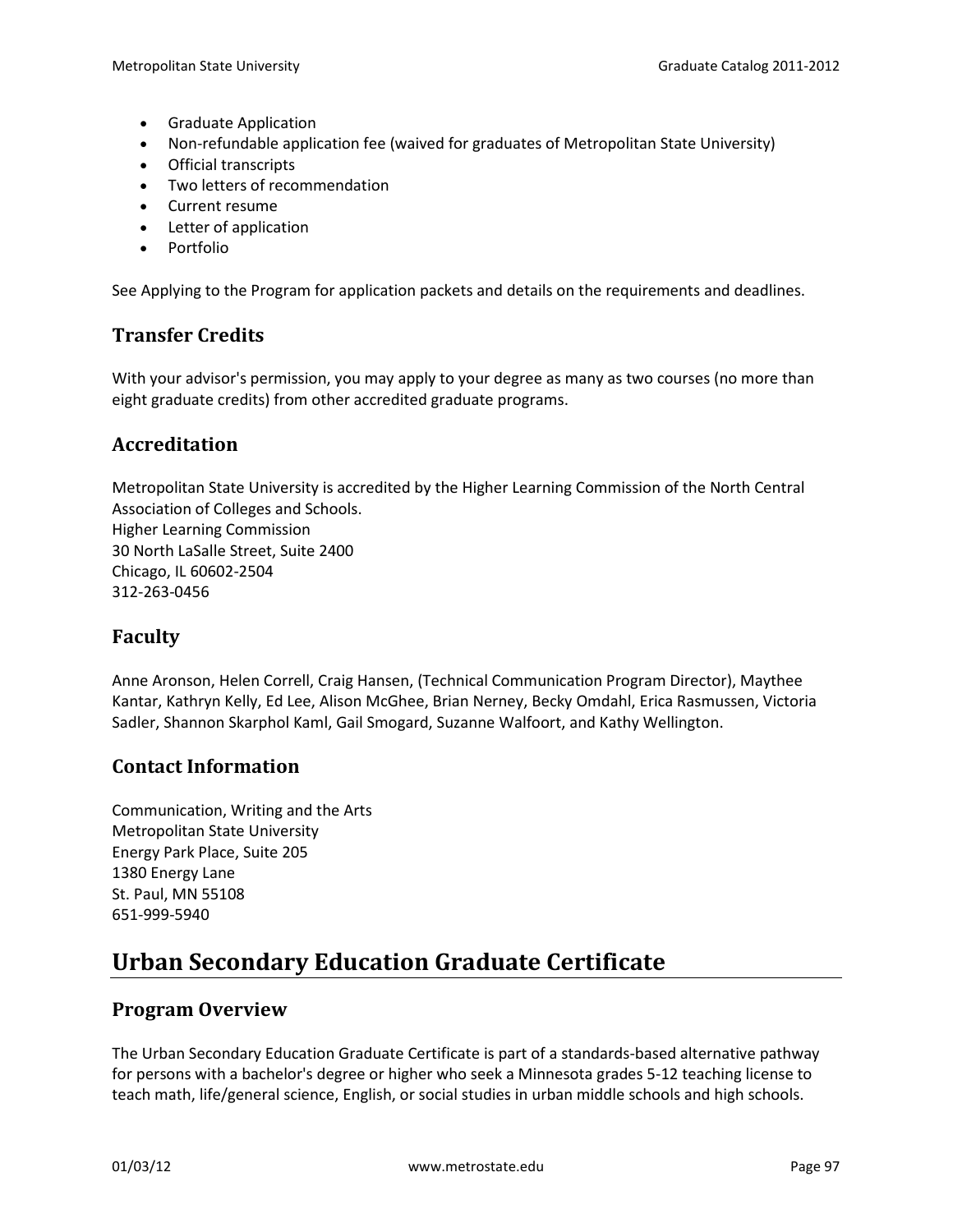- Graduate Application
- Non-refundable application fee (waived for graduates of Metropolitan State University)
- Official transcripts
- Two letters of recommendation
- Current resume
- Letter of application
- Portfolio

See Applying to the Program for application packets and details on the requirements and deadlines.

### Transfer Credits

With your advisor's permission, you may apply to your degree as many as two courses (no more than eight graduate credits) from other accredited graduate programs.

### Accreditation

Metropolitan State University is accredited by the Higher Learning Commission of the North Central Association of Colleges and Schools.
Higher Learning Commission
30 North LaSalle Street, Suite 2400
Chicago, IL 60602-2504
312-263-0456

### Faculty

Anne Aronson, Helen Correll, Craig Hansen, (Technical Communication Program Director), Maythee Kantar, Kathryn Kelly, Ed Lee, Alison McGhee, Brian Nerney, Becky Omdahl, Erica Rasmussen, Victoria Sadler, Shannon Skarphol Kaml, Gail Smogard, Suzanne Walfoort, and Kathy Wellington.

### Contact Information

Communication, Writing and the Arts
Metropolitan State University
Energy Park Place, Suite 205
1380 Energy Lane
St. Paul, MN 55108
651-999-5940

## Urban Secondary Education Graduate Certificate

### Program Overview

The Urban Secondary Education Graduate Certificate is part of a standards-based alternative pathway for persons with a bachelor's degree or higher who seek a Minnesota grades 5-12 teaching license to teach math, life/general science, English, or social studies in urban middle schools and high schools.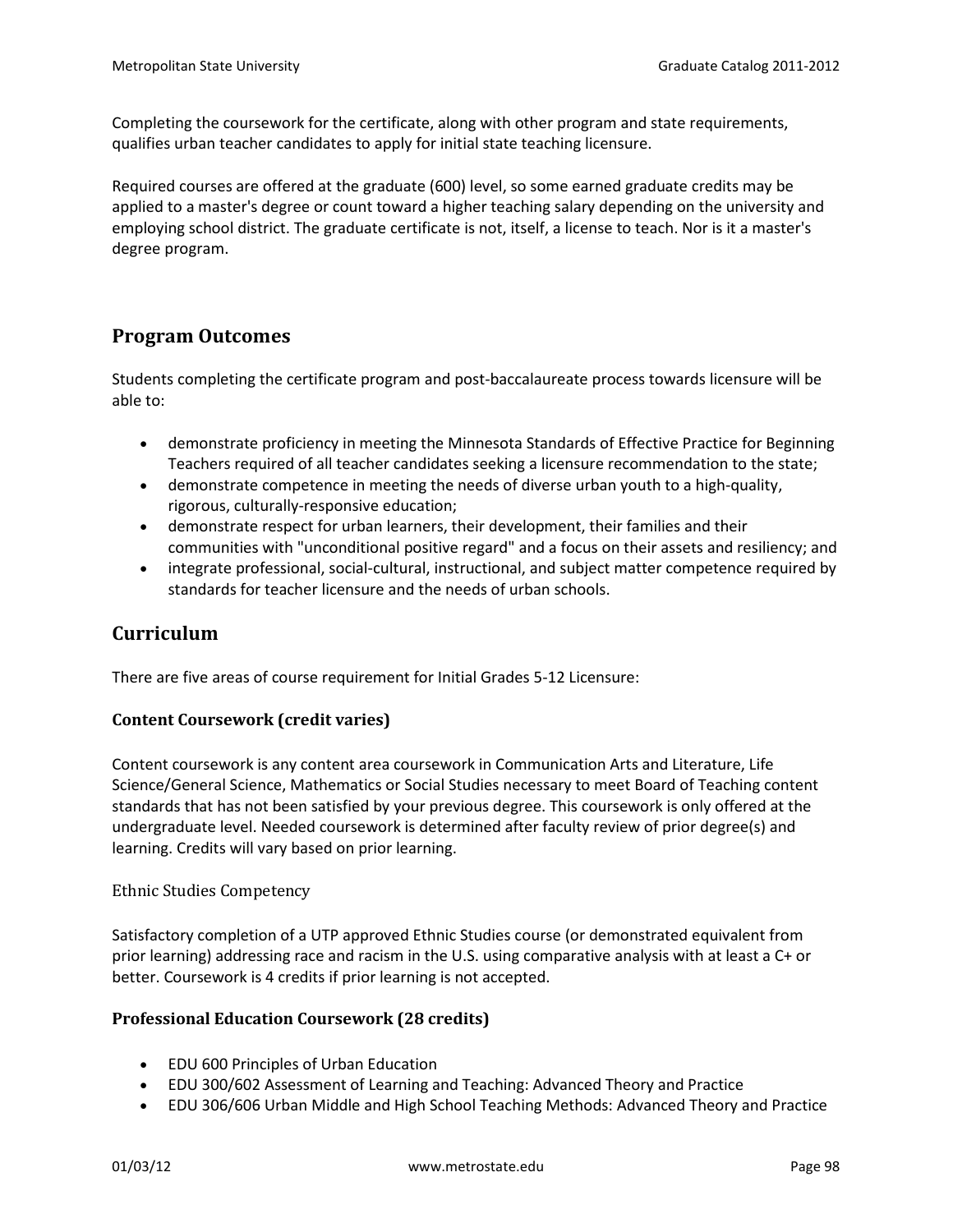Completing the coursework for the certificate, along with other program and state requirements, qualifies urban teacher candidates to apply for initial state teaching licensure.

Required courses are offered at the graduate (600) level, so some earned graduate credits may be applied to a master's degree or count toward a higher teaching salary depending on the university and employing school district. The graduate certificate is not, itself, a license to teach. Nor is it a master's degree program.

## Program Outcomes

Students completing the certificate program and post-baccalaureate process towards licensure will be able to:

- demonstrate proficiency in meeting the Minnesota Standards of Effective Practice for Beginning Teachers required of all teacher candidates seeking a licensure recommendation to the state;
- demonstrate competence in meeting the needs of diverse urban youth to a high-quality, rigorous, culturally-responsive education;
- demonstrate respect for urban learners, their development, their families and their communities with "unconditional positive regard" and a focus on their assets and resiliency; and
- integrate professional, social-cultural, instructional, and subject matter competence required by standards for teacher licensure and the needs of urban schools.

## Curriculum

There are five areas of course requirement for Initial Grades 5-12 Licensure:

### Content Coursework (credit varies)

Content coursework is any content area coursework in Communication Arts and Literature, Life Science/General Science, Mathematics or Social Studies necessary to meet Board of Teaching content standards that has not been satisfied by your previous degree. This coursework is only offered at the undergraduate level. Needed coursework is determined after faculty review of prior degree(s) and learning. Credits will vary based on prior learning.

#### Ethnic Studies Competency

Satisfactory completion of a UTP approved Ethnic Studies course (or demonstrated equivalent from prior learning) addressing race and racism in the U.S. using comparative analysis with at least a C+ or better. Coursework is 4 credits if prior learning is not accepted.

### Professional Education Coursework (28 credits)

- EDU 600 Principles of Urban Education
- EDU 300/602 Assessment of Learning and Teaching: Advanced Theory and Practice
- EDU 306/606 Urban Middle and High School Teaching Methods: Advanced Theory and Practice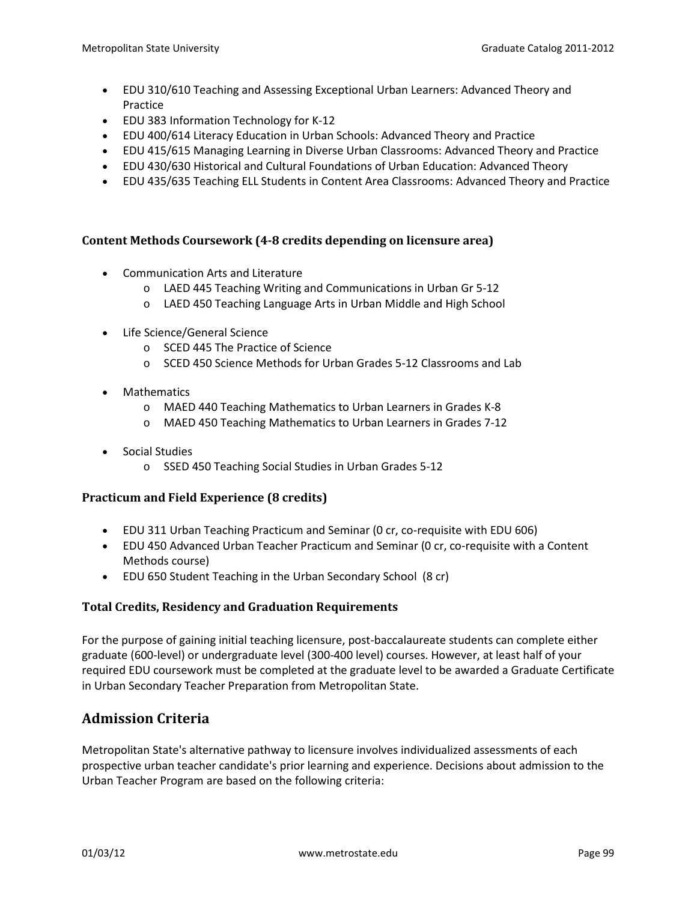- EDU 310/610 Teaching and Assessing Exceptional Urban Learners: Advanced Theory and Practice
- EDU 383 Information Technology for K-12
- EDU 400/614 Literacy Education in Urban Schools: Advanced Theory and Practice
- EDU 415/615 Managing Learning in Diverse Urban Classrooms: Advanced Theory and Practice
- EDU 430/630 Historical and Cultural Foundations of Urban Education: Advanced Theory
- EDU 435/635 Teaching ELL Students in Content Area Classrooms: Advanced Theory and Practice

### Content Methods Coursework (4-8 credits depending on licensure area)

- Communication Arts and Literature
  - LAED 445 Teaching Writing and Communications in Urban Gr 5-12
  - LAED 450 Teaching Language Arts in Urban Middle and High School
- Life Science/General Science
  - SCED 445 The Practice of Science
  - SCED 450 Science Methods for Urban Grades 5-12 Classrooms and Lab
- Mathematics
  - MAED 440 Teaching Mathematics to Urban Learners in Grades K-8
  - MAED 450 Teaching Mathematics to Urban Learners in Grades 7-12
- Social Studies
  - SSED 450 Teaching Social Studies in Urban Grades 5-12

### Practicum and Field Experience (8 credits)

- EDU 311 Urban Teaching Practicum and Seminar (0 cr, co-requisite with EDU 606)
- EDU 450 Advanced Urban Teacher Practicum and Seminar (0 cr, co-requisite with a Content Methods course)
- EDU 650 Student Teaching in the Urban Secondary School (8 cr)

### Total Credits, Residency and Graduation Requirements

For the purpose of gaining initial teaching licensure, post-baccalaureate students can complete either graduate (600-level) or undergraduate level (300-400 level) courses. However, at least half of your required EDU coursework must be completed at the graduate level to be awarded a Graduate Certificate in Urban Secondary Teacher Preparation from Metropolitan State.

## Admission Criteria

Metropolitan State's alternative pathway to licensure involves individualized assessments of each prospective urban teacher candidate's prior learning and experience. Decisions about admission to the Urban Teacher Program are based on the following criteria: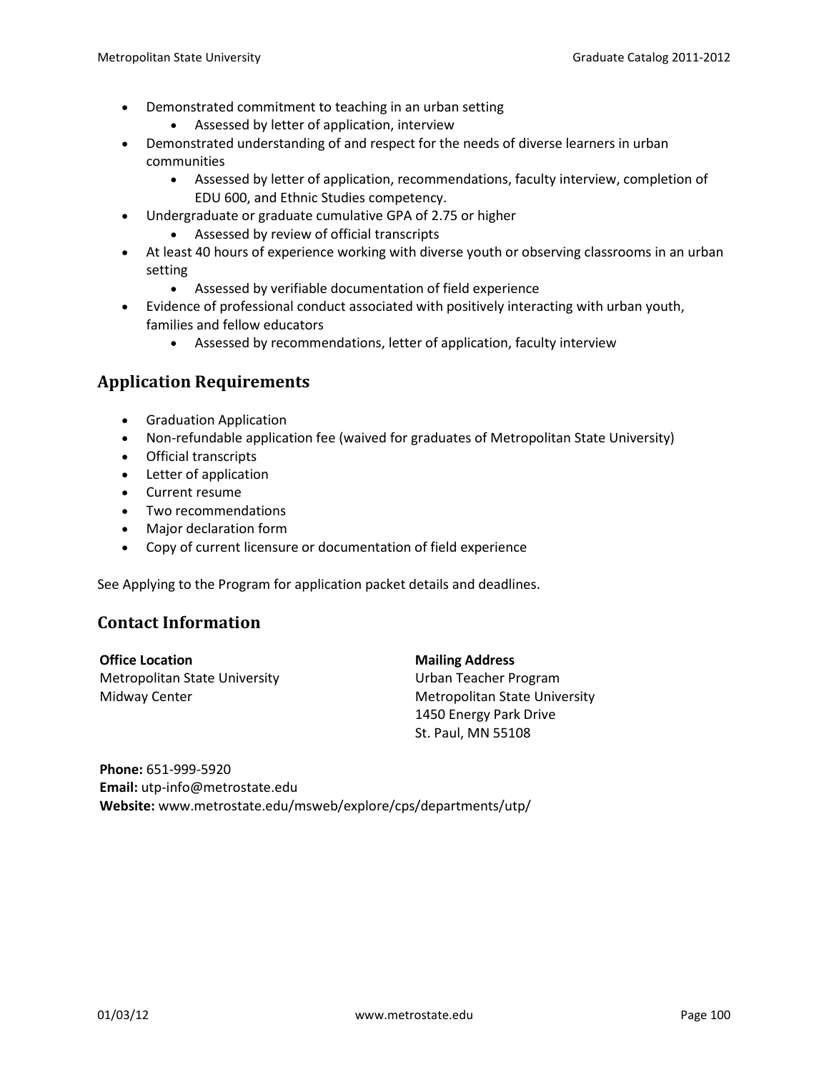- Demonstrated commitment to teaching in an urban setting
    - Assessed by letter of application, interview
- Demonstrated understanding of and respect for the needs of diverse learners in urban communities
    - Assessed by letter of application, recommendations, faculty interview, completion of EDU 600, and Ethnic Studies competency.
- Undergraduate or graduate cumulative GPA of 2.75 or higher
    - Assessed by review of official transcripts
- At least 40 hours of experience working with diverse youth or observing classrooms in an urban setting
    - Assessed by verifiable documentation of field experience
- Evidence of professional conduct associated with positively interacting with urban youth, families and fellow educators
    - Assessed by recommendations, letter of application, faculty interview

## Application Requirements

- Graduation Application
- Non-refundable application fee (waived for graduates of Metropolitan State University)
- Official transcripts
- Letter of application
- Current resume
- Two recommendations
- Major declaration form
- Copy of current licensure or documentation of field experience

See Applying to the Program for application packet details and deadlines.

## Contact Information

**Office Location**
Metropolitan State University
Midway Center

**Mailing Address**
Urban Teacher Program
Metropolitan State University
1450 Energy Park Drive
St. Paul, MN 55108

**Phone:** 651-999-5920
**Email:** utp-info@metrostate.edu
**Website:** www.metrostate.edu/msweb/explore/cps/departments/utp/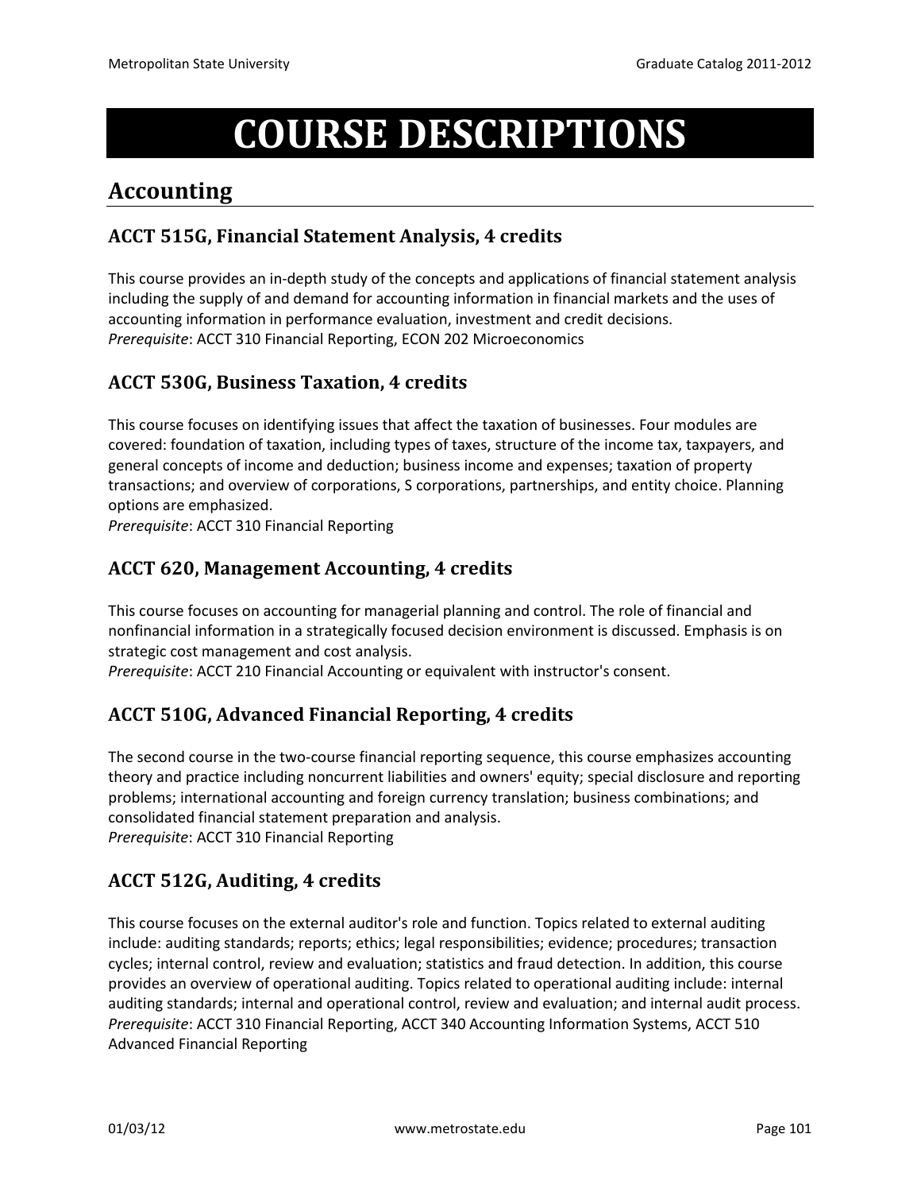# COURSE DESCRIPTIONS

## Accounting

### ACCT 515G, Financial Statement Analysis, 4 credits

This course provides an in-depth study of the concepts and applications of financial statement analysis including the supply of and demand for accounting information in financial markets and the uses of accounting information in performance evaluation, investment and credit decisions.
*Prerequisite*: ACCT 310 Financial Reporting, ECON 202 Microeconomics

### ACCT 530G, Business Taxation, 4 credits

This course focuses on identifying issues that affect the taxation of businesses. Four modules are covered: foundation of taxation, including types of taxes, structure of the income tax, taxpayers, and general concepts of income and deduction; business income and expenses; taxation of property transactions; and overview of corporations, S corporations, partnerships, and entity choice. Planning options are emphasized.
*Prerequisite*: ACCT 310 Financial Reporting

### ACCT 620, Management Accounting, 4 credits

This course focuses on accounting for managerial planning and control. The role of financial and nonfinancial information in a strategically focused decision environment is discussed. Emphasis is on strategic cost management and cost analysis.
*Prerequisite*: ACCT 210 Financial Accounting or equivalent with instructor's consent.

### ACCT 510G, Advanced Financial Reporting, 4 credits

The second course in the two-course financial reporting sequence, this course emphasizes accounting theory and practice including noncurrent liabilities and owners' equity; special disclosure and reporting problems; international accounting and foreign currency translation; business combinations; and consolidated financial statement preparation and analysis.
*Prerequisite*: ACCT 310 Financial Reporting

### ACCT 512G, Auditing, 4 credits

This course focuses on the external auditor's role and function. Topics related to external auditing include: auditing standards; reports; ethics; legal responsibilities; evidence; procedures; transaction cycles; internal control, review and evaluation; statistics and fraud detection. In addition, this course provides an overview of operational auditing. Topics related to operational auditing include: internal auditing standards; internal and operational control, review and evaluation; and internal audit process.
*Prerequisite*: ACCT 310 Financial Reporting, ACCT 340 Accounting Information Systems, ACCT 510 Advanced Financial Reporting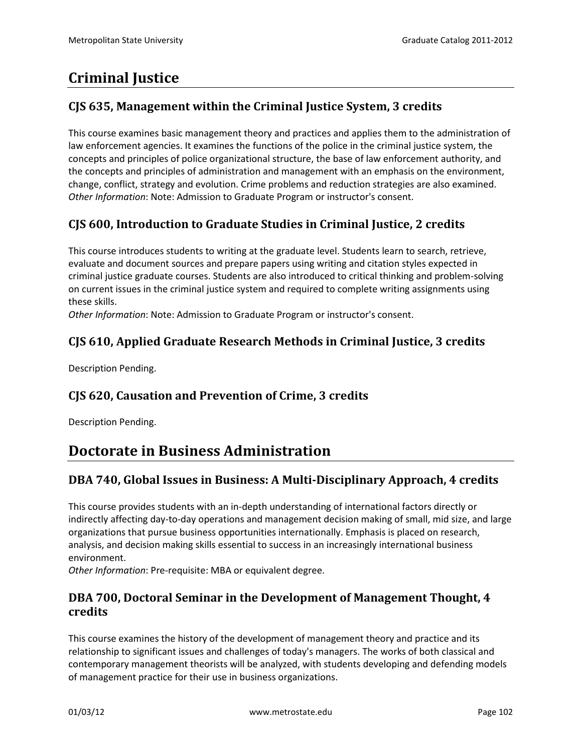# Criminal Justice

## CJS 635, Management within the Criminal Justice System, 3 credits

This course examines basic management theory and practices and applies them to the administration of law enforcement agencies. It examines the functions of the police in the criminal justice system, the concepts and principles of police organizational structure, the base of law enforcement authority, and the concepts and principles of administration and management with an emphasis on the environment, change, conflict, strategy and evolution. Crime problems and reduction strategies are also examined.
*Other Information*: Note: Admission to Graduate Program or instructor's consent.

## CJS 600, Introduction to Graduate Studies in Criminal Justice, 2 credits

This course introduces students to writing at the graduate level. Students learn to search, retrieve, evaluate and document sources and prepare papers using writing and citation styles expected in criminal justice graduate courses. Students are also introduced to critical thinking and problem-solving on current issues in the criminal justice system and required to complete writing assignments using these skills.
*Other Information*: Note: Admission to Graduate Program or instructor's consent.

## CJS 610, Applied Graduate Research Methods in Criminal Justice, 3 credits

Description Pending.

## CJS 620, Causation and Prevention of Crime, 3 credits

Description Pending.

# Doctorate in Business Administration

## DBA 740, Global Issues in Business: A Multi-Disciplinary Approach, 4 credits

This course provides students with an in-depth understanding of international factors directly or indirectly affecting day-to-day operations and management decision making of small, mid size, and large organizations that pursue business opportunities internationally. Emphasis is placed on research, analysis, and decision making skills essential to success in an increasingly international business environment.
*Other Information*: Pre-requisite: MBA or equivalent degree.

## DBA 700, Doctoral Seminar in the Development of Management Thought, 4 credits

This course examines the history of the development of management theory and practice and its relationship to significant issues and challenges of today's managers. The works of both classical and contemporary management theorists will be analyzed, with students developing and defending models of management practice for their use in business organizations.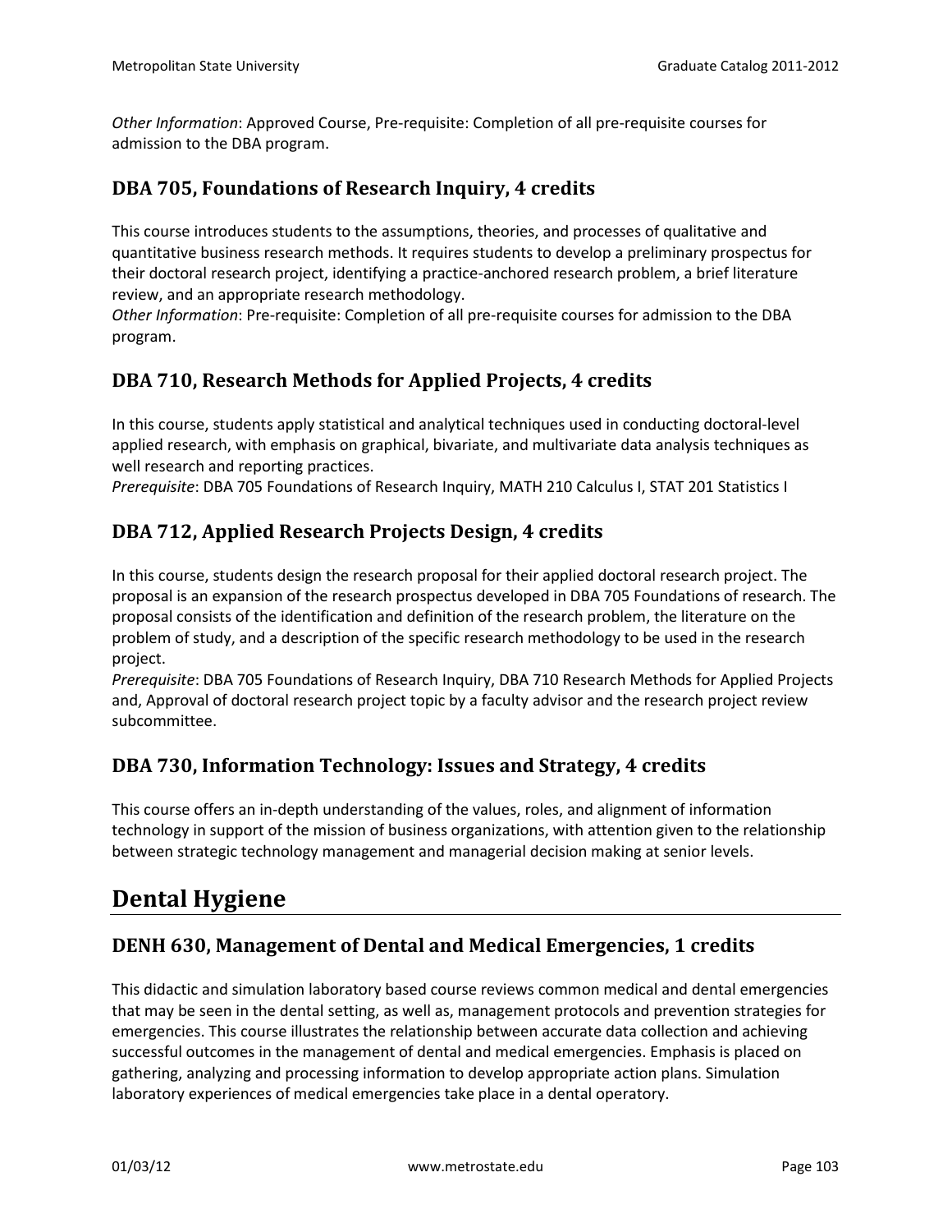*Other Information*: Approved Course, Pre-requisite: Completion of all pre-requisite courses for admission to the DBA program.

### DBA 705, Foundations of Research Inquiry, 4 credits

This course introduces students to the assumptions, theories, and processes of qualitative and quantitative business research methods. It requires students to develop a preliminary prospectus for their doctoral research project, identifying a practice-anchored research problem, a brief literature review, and an appropriate research methodology.
*Other Information*: Pre-requisite: Completion of all pre-requisite courses for admission to the DBA program.

### DBA 710, Research Methods for Applied Projects, 4 credits

In this course, students apply statistical and analytical techniques used in conducting doctoral-level applied research, with emphasis on graphical, bivariate, and multivariate data analysis techniques as well research and reporting practices.
*Prerequisite*: DBA 705 Foundations of Research Inquiry, MATH 210 Calculus I, STAT 201 Statistics I

### DBA 712, Applied Research Projects Design, 4 credits

In this course, students design the research proposal for their applied doctoral research project. The proposal is an expansion of the research prospectus developed in DBA 705 Foundations of research. The proposal consists of the identification and definition of the research problem, the literature on the problem of study, and a description of the specific research methodology to be used in the research project.
*Prerequisite*: DBA 705 Foundations of Research Inquiry, DBA 710 Research Methods for Applied Projects and, Approval of doctoral research project topic by a faculty advisor and the research project review subcommittee.

### DBA 730, Information Technology: Issues and Strategy, 4 credits

This course offers an in-depth understanding of the values, roles, and alignment of information technology in support of the mission of business organizations, with attention given to the relationship between strategic technology management and managerial decision making at senior levels.

## Dental Hygiene

### DENH 630, Management of Dental and Medical Emergencies, 1 credits

This didactic and simulation laboratory based course reviews common medical and dental emergencies that may be seen in the dental setting, as well as, management protocols and prevention strategies for emergencies. This course illustrates the relationship between accurate data collection and achieving successful outcomes in the management of dental and medical emergencies. Emphasis is placed on gathering, analyzing and processing information to develop appropriate action plans. Simulation laboratory experiences of medical emergencies take place in a dental operatory.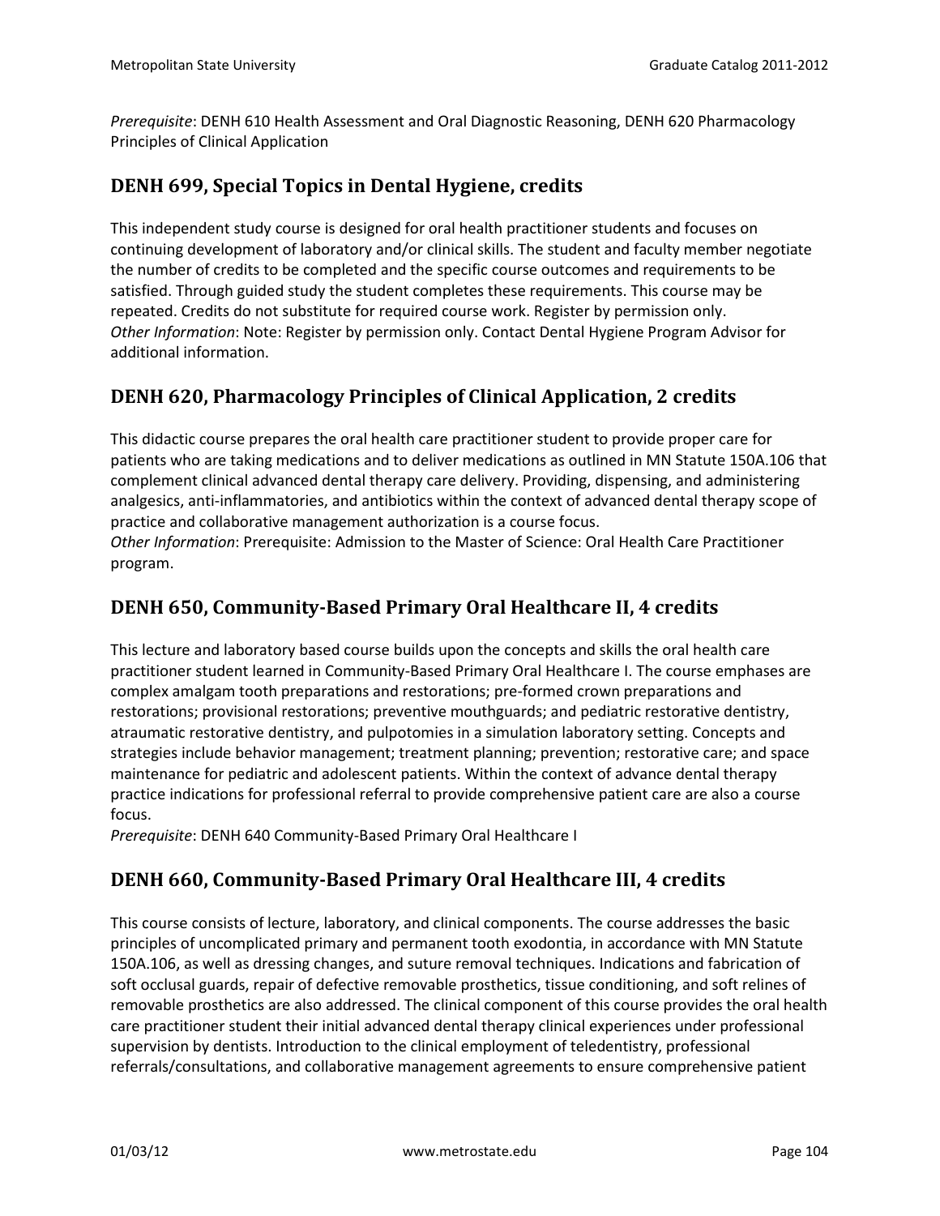*Prerequisite*: DENH 610 Health Assessment and Oral Diagnostic Reasoning, DENH 620 Pharmacology Principles of Clinical Application

## DENH 699, Special Topics in Dental Hygiene, credits

This independent study course is designed for oral health practitioner students and focuses on continuing development of laboratory and/or clinical skills. The student and faculty member negotiate the number of credits to be completed and the specific course outcomes and requirements to be satisfied. Through guided study the student completes these requirements. This course may be repeated. Credits do not substitute for required course work. Register by permission only.
*Other Information*: Note: Register by permission only. Contact Dental Hygiene Program Advisor for additional information.

## DENH 620, Pharmacology Principles of Clinical Application, 2 credits

This didactic course prepares the oral health care practitioner student to provide proper care for patients who are taking medications and to deliver medications as outlined in MN Statute 150A.106 that complement clinical advanced dental therapy care delivery. Providing, dispensing, and administering analgesics, anti-inflammatories, and antibiotics within the context of advanced dental therapy scope of practice and collaborative management authorization is a course focus.
*Other Information*: Prerequisite: Admission to the Master of Science: Oral Health Care Practitioner program.

## DENH 650, Community-Based Primary Oral Healthcare II, 4 credits

This lecture and laboratory based course builds upon the concepts and skills the oral health care practitioner student learned in Community-Based Primary Oral Healthcare I. The course emphases are complex amalgam tooth preparations and restorations; pre-formed crown preparations and restorations; provisional restorations; preventive mouthguards; and pediatric restorative dentistry, atraumatic restorative dentistry, and pulpotomies in a simulation laboratory setting. Concepts and strategies include behavior management; treatment planning; prevention; restorative care; and space maintenance for pediatric and adolescent patients. Within the context of advance dental therapy practice indications for professional referral to provide comprehensive patient care are also a course focus.
*Prerequisite*: DENH 640 Community-Based Primary Oral Healthcare I

## DENH 660, Community-Based Primary Oral Healthcare III, 4 credits

This course consists of lecture, laboratory, and clinical components. The course addresses the basic principles of uncomplicated primary and permanent tooth exodontia, in accordance with MN Statute 150A.106, as well as dressing changes, and suture removal techniques. Indications and fabrication of soft occlusal guards, repair of defective removable prosthetics, tissue conditioning, and soft relines of removable prosthetics are also addressed. The clinical component of this course provides the oral health care practitioner student their initial advanced dental therapy clinical experiences under professional supervision by dentists. Introduction to the clinical employment of teledentistry, professional referrals/consultations, and collaborative management agreements to ensure comprehensive patient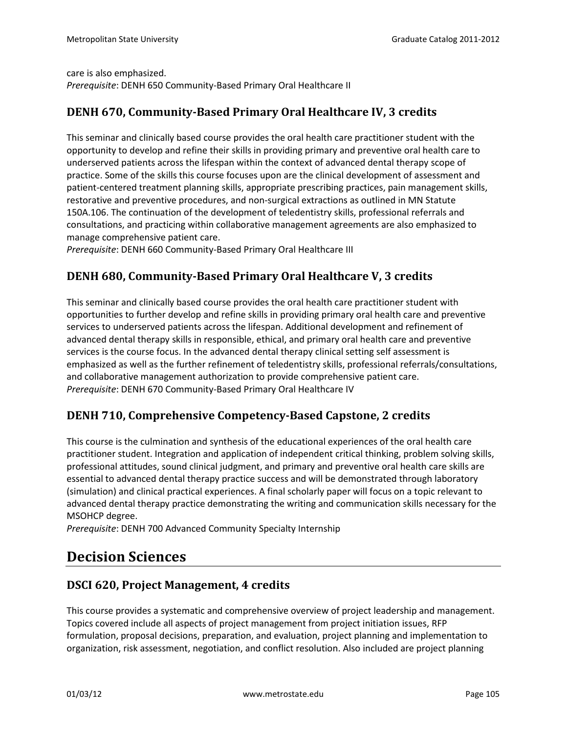care is also emphasized.
*Prerequisite*: DENH 650 Community-Based Primary Oral Healthcare II

### DENH 670, Community-Based Primary Oral Healthcare IV, 3 credits

This seminar and clinically based course provides the oral health care practitioner student with the opportunity to develop and refine their skills in providing primary and preventive oral health care to underserved patients across the lifespan within the context of advanced dental therapy scope of practice. Some of the skills this course focuses upon are the clinical development of assessment and patient-centered treatment planning skills, appropriate prescribing practices, pain management skills, restorative and preventive procedures, and non-surgical extractions as outlined in MN Statute 150A.106. The continuation of the development of teledentistry skills, professional referrals and consultations, and practicing within collaborative management agreements are also emphasized to manage comprehensive patient care.
*Prerequisite*: DENH 660 Community-Based Primary Oral Healthcare III

### DENH 680, Community-Based Primary Oral Healthcare V, 3 credits

This seminar and clinically based course provides the oral health care practitioner student with opportunities to further develop and refine skills in providing primary oral health care and preventive services to underserved patients across the lifespan. Additional development and refinement of advanced dental therapy skills in responsible, ethical, and primary oral health care and preventive services is the course focus. In the advanced dental therapy clinical setting self assessment is emphasized as well as the further refinement of teledentistry skills, professional referrals/consultations, and collaborative management authorization to provide comprehensive patient care.
*Prerequisite*: DENH 670 Community-Based Primary Oral Healthcare IV

### DENH 710, Comprehensive Competency-Based Capstone, 2 credits

This course is the culmination and synthesis of the educational experiences of the oral health care practitioner student. Integration and application of independent critical thinking, problem solving skills, professional attitudes, sound clinical judgment, and primary and preventive oral health care skills are essential to advanced dental therapy practice success and will be demonstrated through laboratory (simulation) and clinical practical experiences. A final scholarly paper will focus on a topic relevant to advanced dental therapy practice demonstrating the writing and communication skills necessary for the MSOHCP degree.
*Prerequisite*: DENH 700 Advanced Community Specialty Internship

## Decision Sciences

### DSCI 620, Project Management, 4 credits

This course provides a systematic and comprehensive overview of project leadership and management. Topics covered include all aspects of project management from project initiation issues, RFP formulation, proposal decisions, preparation, and evaluation, project planning and implementation to organization, risk assessment, negotiation, and conflict resolution. Also included are project planning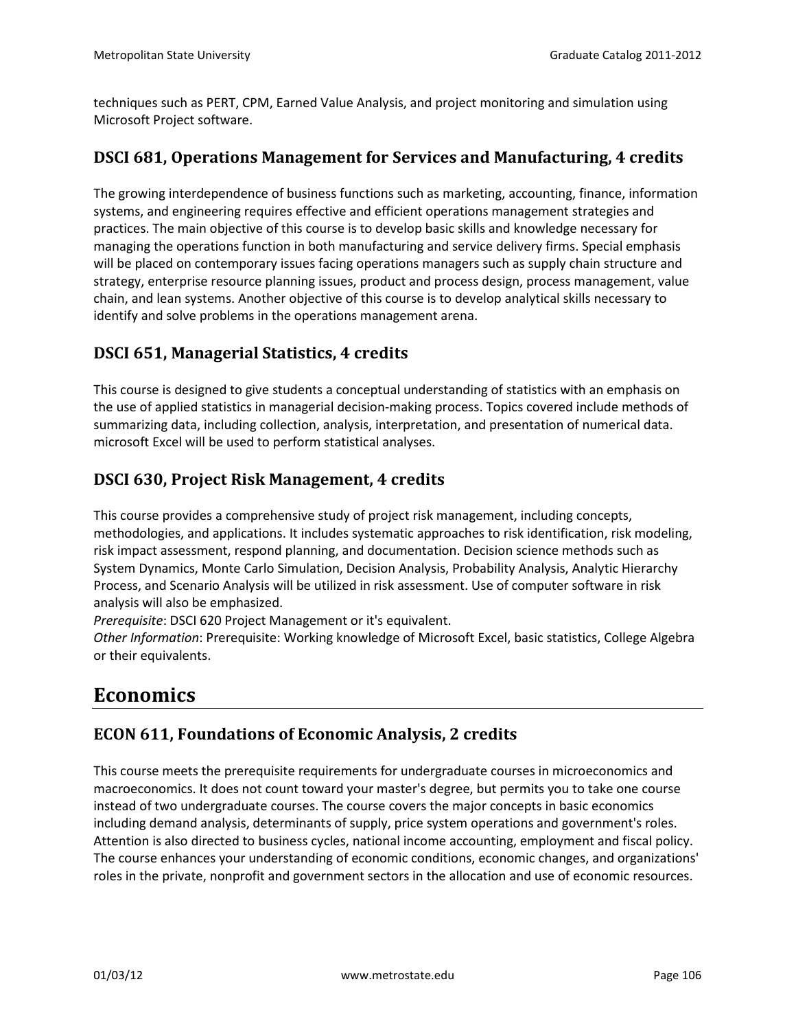techniques such as PERT, CPM, Earned Value Analysis, and project monitoring and simulation using Microsoft Project software.

### DSCI 681, Operations Management for Services and Manufacturing, 4 credits

The growing interdependence of business functions such as marketing, accounting, finance, information systems, and engineering requires effective and efficient operations management strategies and practices. The main objective of this course is to develop basic skills and knowledge necessary for managing the operations function in both manufacturing and service delivery firms. Special emphasis will be placed on contemporary issues facing operations managers such as supply chain structure and strategy, enterprise resource planning issues, product and process design, process management, value chain, and lean systems. Another objective of this course is to develop analytical skills necessary to identify and solve problems in the operations management arena.

### DSCI 651, Managerial Statistics, 4 credits

This course is designed to give students a conceptual understanding of statistics with an emphasis on the use of applied statistics in managerial decision-making process. Topics covered include methods of summarizing data, including collection, analysis, interpretation, and presentation of numerical data. microsoft Excel will be used to perform statistical analyses.

### DSCI 630, Project Risk Management, 4 credits

This course provides a comprehensive study of project risk management, including concepts, methodologies, and applications. It includes systematic approaches to risk identification, risk modeling, risk impact assessment, respond planning, and documentation. Decision science methods such as System Dynamics, Monte Carlo Simulation, Decision Analysis, Probability Analysis, Analytic Hierarchy Process, and Scenario Analysis will be utilized in risk assessment. Use of computer software in risk analysis will also be emphasized.
*Prerequisite*: DSCI 620 Project Management or it's equivalent.
*Other Information*: Prerequisite: Working knowledge of Microsoft Excel, basic statistics, College Algebra or their equivalents.

## Economics

### ECON 611, Foundations of Economic Analysis, 2 credits

This course meets the prerequisite requirements for undergraduate courses in microeconomics and macroeconomics. It does not count toward your master's degree, but permits you to take one course instead of two undergraduate courses. The course covers the major concepts in basic economics including demand analysis, determinants of supply, price system operations and government's roles. Attention is also directed to business cycles, national income accounting, employment and fiscal policy. The course enhances your understanding of economic conditions, economic changes, and organizations' roles in the private, nonprofit and government sectors in the allocation and use of economic resources.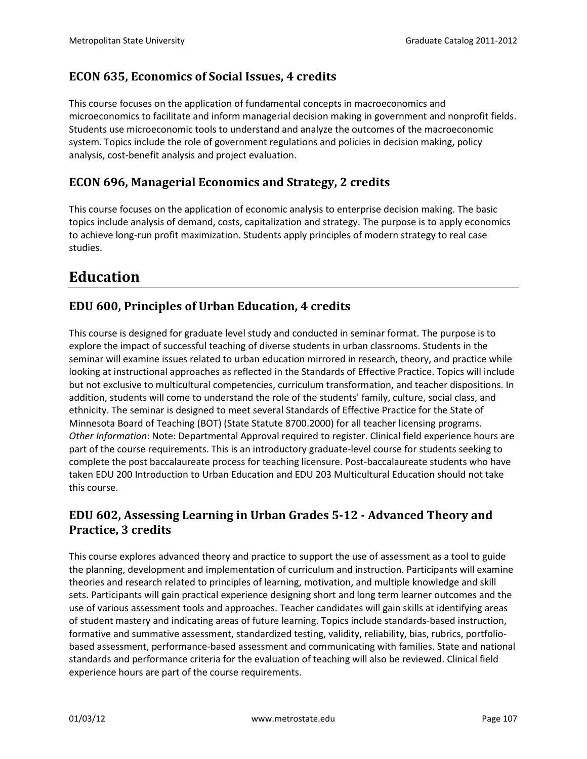### ECON 635, Economics of Social Issues, 4 credits

This course focuses on the application of fundamental concepts in macroeconomics and microeconomics to facilitate and inform managerial decision making in government and nonprofit fields. Students use microeconomic tools to understand and analyze the outcomes of the macroeconomic system. Topics include the role of government regulations and policies in decision making, policy analysis, cost-benefit analysis and project evaluation.

### ECON 696, Managerial Economics and Strategy, 2 credits

This course focuses on the application of economic analysis to enterprise decision making. The basic topics include analysis of demand, costs, capitalization and strategy. The purpose is to apply economics to achieve long-run profit maximization. Students apply principles of modern strategy to real case studies.

## Education

### EDU 600, Principles of Urban Education, 4 credits

This course is designed for graduate level study and conducted in seminar format. The purpose is to explore the impact of successful teaching of diverse students in urban classrooms. Students in the seminar will examine issues related to urban education mirrored in research, theory, and practice while looking at instructional approaches as reflected in the Standards of Effective Practice. Topics will include but not exclusive to multicultural competencies, curriculum transformation, and teacher dispositions. In addition, students will come to understand the role of the students' family, culture, social class, and ethnicity. The seminar is designed to meet several Standards of Effective Practice for the State of Minnesota Board of Teaching (BOT) (State Statute 8700.2000) for all teacher licensing programs. *Other Information*: Note: Departmental Approval required to register. Clinical field experience hours are part of the course requirements. This is an introductory graduate-level course for students seeking to complete the post baccalaureate process for teaching licensure. Post-baccalaureate students who have taken EDU 200 Introduction to Urban Education and EDU 203 Multicultural Education should not take this course.

### EDU 602, Assessing Learning in Urban Grades 5-12 - Advanced Theory and Practice, 3 credits

This course explores advanced theory and practice to support the use of assessment as a tool to guide the planning, development and implementation of curriculum and instruction. Participants will examine theories and research related to principles of learning, motivation, and multiple knowledge and skill sets. Participants will gain practical experience designing short and long term learner outcomes and the use of various assessment tools and approaches. Teacher candidates will gain skills at identifying areas of student mastery and indicating areas of future learning. Topics include standards-based instruction, formative and summative assessment, standardized testing, validity, reliability, bias, rubrics, portfolio-based assessment, performance-based assessment and communicating with families. State and national standards and performance criteria for the evaluation of teaching will also be reviewed. Clinical field experience hours are part of the course requirements.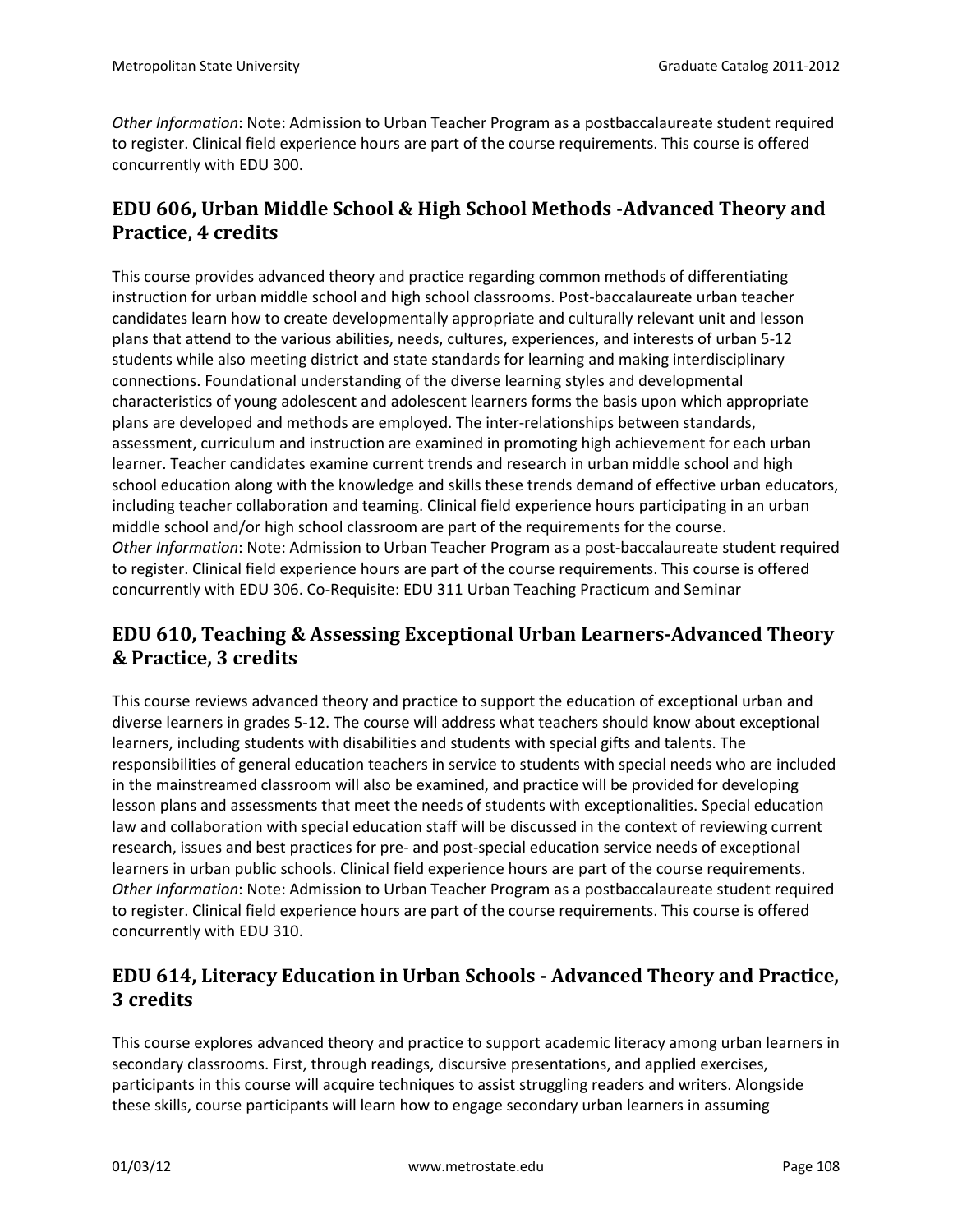*Other Information*: Note: Admission to Urban Teacher Program as a postbaccalaureate student required to register. Clinical field experience hours are part of the course requirements. This course is offered concurrently with EDU 300.

## EDU 606, Urban Middle School & High School Methods -Advanced Theory and Practice, 4 credits

This course provides advanced theory and practice regarding common methods of differentiating instruction for urban middle school and high school classrooms. Post-baccalaureate urban teacher candidates learn how to create developmentally appropriate and culturally relevant unit and lesson plans that attend to the various abilities, needs, cultures, experiences, and interests of urban 5-12 students while also meeting district and state standards for learning and making interdisciplinary connections. Foundational understanding of the diverse learning styles and developmental characteristics of young adolescent and adolescent learners forms the basis upon which appropriate plans are developed and methods are employed. The inter-relationships between standards, assessment, curriculum and instruction are examined in promoting high achievement for each urban learner. Teacher candidates examine current trends and research in urban middle school and high school education along with the knowledge and skills these trends demand of effective urban educators, including teacher collaboration and teaming. Clinical field experience hours participating in an urban middle school and/or high school classroom are part of the requirements for the course.
*Other Information*: Note: Admission to Urban Teacher Program as a post-baccalaureate student required to register. Clinical field experience hours are part of the course requirements. This course is offered concurrently with EDU 306. Co-Requisite: EDU 311 Urban Teaching Practicum and Seminar

## EDU 610, Teaching & Assessing Exceptional Urban Learners-Advanced Theory & Practice, 3 credits

This course reviews advanced theory and practice to support the education of exceptional urban and diverse learners in grades 5-12. The course will address what teachers should know about exceptional learners, including students with disabilities and students with special gifts and talents. The responsibilities of general education teachers in service to students with special needs who are included in the mainstreamed classroom will also be examined, and practice will be provided for developing lesson plans and assessments that meet the needs of students with exceptionalities. Special education law and collaboration with special education staff will be discussed in the context of reviewing current research, issues and best practices for pre- and post-special education service needs of exceptional learners in urban public schools. Clinical field experience hours are part of the course requirements.
*Other Information*: Note: Admission to Urban Teacher Program as a postbaccalaureate student required to register. Clinical field experience hours are part of the course requirements. This course is offered concurrently with EDU 310.

## EDU 614, Literacy Education in Urban Schools - Advanced Theory and Practice, 3 credits

This course explores advanced theory and practice to support academic literacy among urban learners in secondary classrooms. First, through readings, discursive presentations, and applied exercises, participants in this course will acquire techniques to assist struggling readers and writers. Alongside these skills, course participants will learn how to engage secondary urban learners in assuming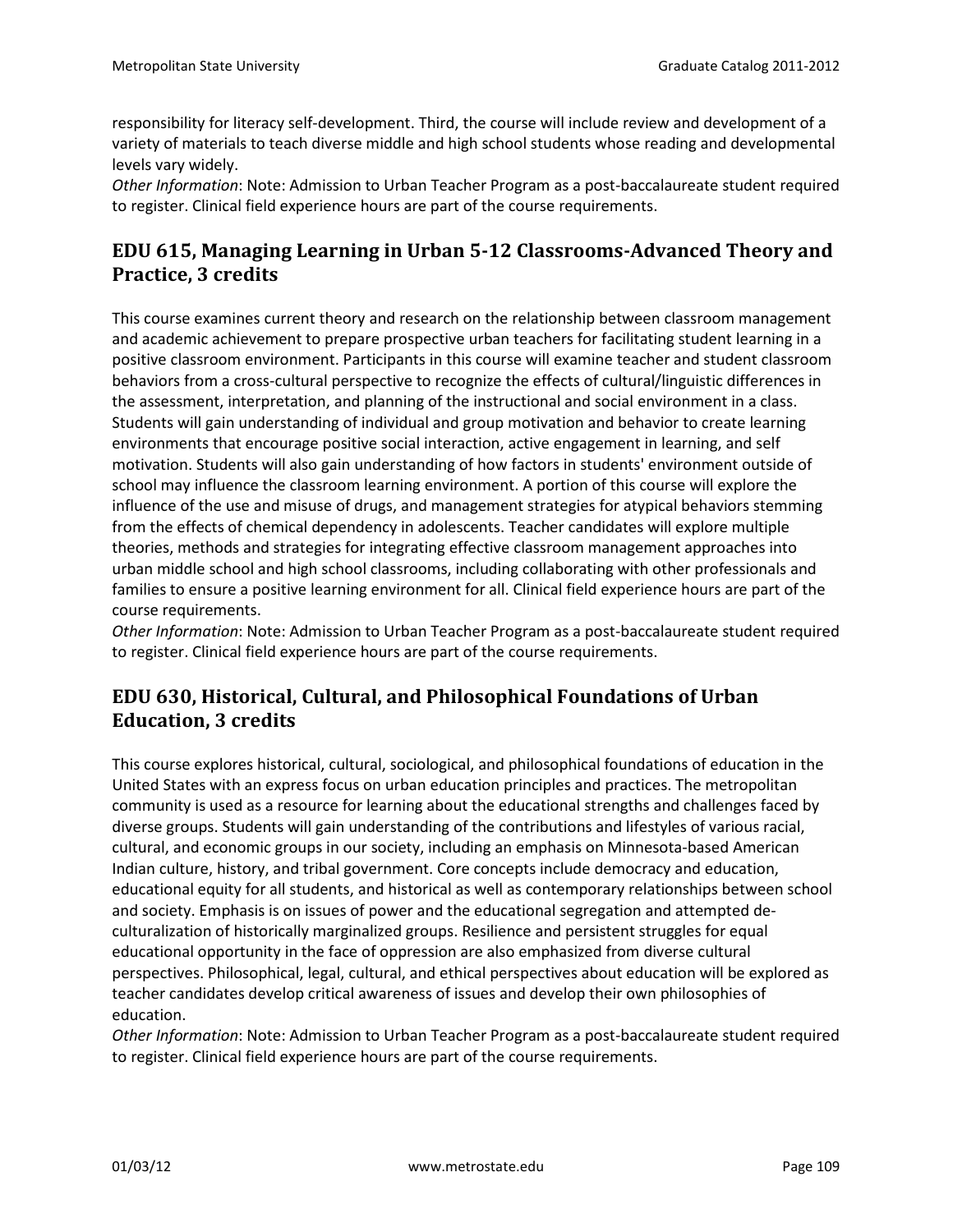responsibility for literacy self-development. Third, the course will include review and development of a variety of materials to teach diverse middle and high school students whose reading and developmental levels vary widely.

*Other Information*: Note: Admission to Urban Teacher Program as a post-baccalaureate student required to register. Clinical field experience hours are part of the course requirements.

## EDU 615, Managing Learning in Urban 5-12 Classrooms-Advanced Theory and Practice, 3 credits

This course examines current theory and research on the relationship between classroom management and academic achievement to prepare prospective urban teachers for facilitating student learning in a positive classroom environment. Participants in this course will examine teacher and student classroom behaviors from a cross-cultural perspective to recognize the effects of cultural/linguistic differences in the assessment, interpretation, and planning of the instructional and social environment in a class. Students will gain understanding of individual and group motivation and behavior to create learning environments that encourage positive social interaction, active engagement in learning, and self motivation. Students will also gain understanding of how factors in students' environment outside of school may influence the classroom learning environment. A portion of this course will explore the influence of the use and misuse of drugs, and management strategies for atypical behaviors stemming from the effects of chemical dependency in adolescents. Teacher candidates will explore multiple theories, methods and strategies for integrating effective classroom management approaches into urban middle school and high school classrooms, including collaborating with other professionals and families to ensure a positive learning environment for all. Clinical field experience hours are part of the course requirements.

*Other Information*: Note: Admission to Urban Teacher Program as a post-baccalaureate student required to register. Clinical field experience hours are part of the course requirements.

## EDU 630, Historical, Cultural, and Philosophical Foundations of Urban Education, 3 credits

This course explores historical, cultural, sociological, and philosophical foundations of education in the United States with an express focus on urban education principles and practices. The metropolitan community is used as a resource for learning about the educational strengths and challenges faced by diverse groups. Students will gain understanding of the contributions and lifestyles of various racial, cultural, and economic groups in our society, including an emphasis on Minnesota-based American Indian culture, history, and tribal government. Core concepts include democracy and education, educational equity for all students, and historical as well as contemporary relationships between school and society. Emphasis is on issues of power and the educational segregation and attempted de-culturalization of historically marginalized groups. Resilience and persistent struggles for equal educational opportunity in the face of oppression are also emphasized from diverse cultural perspectives. Philosophical, legal, cultural, and ethical perspectives about education will be explored as teacher candidates develop critical awareness of issues and develop their own philosophies of education.

*Other Information*: Note: Admission to Urban Teacher Program as a post-baccalaureate student required to register. Clinical field experience hours are part of the course requirements.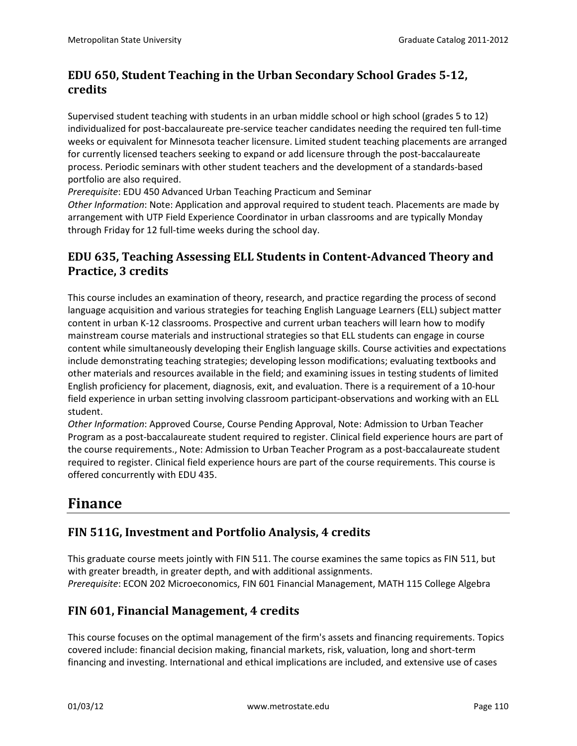### EDU 650, Student Teaching in the Urban Secondary School Grades 5-12, credits

Supervised student teaching with students in an urban middle school or high school (grades 5 to 12) individualized for post-baccalaureate pre-service teacher candidates needing the required ten full-time weeks or equivalent for Minnesota teacher licensure. Limited student teaching placements are arranged for currently licensed teachers seeking to expand or add licensure through the post-baccalaureate process. Periodic seminars with other student teachers and the development of a standards-based portfolio are also required.
*Prerequisite*: EDU 450 Advanced Urban Teaching Practicum and Seminar
*Other Information*: Note: Application and approval required to student teach. Placements are made by arrangement with UTP Field Experience Coordinator in urban classrooms and are typically Monday through Friday for 12 full-time weeks during the school day.

### EDU 635, Teaching Assessing ELL Students in Content-Advanced Theory and Practice, 3 credits

This course includes an examination of theory, research, and practice regarding the process of second language acquisition and various strategies for teaching English Language Learners (ELL) subject matter content in urban K-12 classrooms. Prospective and current urban teachers will learn how to modify mainstream course materials and instructional strategies so that ELL students can engage in course content while simultaneously developing their English language skills. Course activities and expectations include demonstrating teaching strategies; developing lesson modifications; evaluating textbooks and other materials and resources available in the field; and examining issues in testing students of limited English proficiency for placement, diagnosis, exit, and evaluation. There is a requirement of a 10-hour field experience in urban setting involving classroom participant-observations and working with an ELL student.
*Other Information*: Approved Course, Course Pending Approval, Note: Admission to Urban Teacher Program as a post-baccalaureate student required to register. Clinical field experience hours are part of the course requirements., Note: Admission to Urban Teacher Program as a post-baccalaureate student required to register. Clinical field experience hours are part of the course requirements. This course is offered concurrently with EDU 435.

## Finance

### FIN 511G, Investment and Portfolio Analysis, 4 credits

This graduate course meets jointly with FIN 511. The course examines the same topics as FIN 511, but with greater breadth, in greater depth, and with additional assignments.
*Prerequisite*: ECON 202 Microeconomics, FIN 601 Financial Management, MATH 115 College Algebra

### FIN 601, Financial Management, 4 credits

This course focuses on the optimal management of the firm's assets and financing requirements. Topics covered include: financial decision making, financial markets, risk, valuation, long and short-term financing and investing. International and ethical implications are included, and extensive use of cases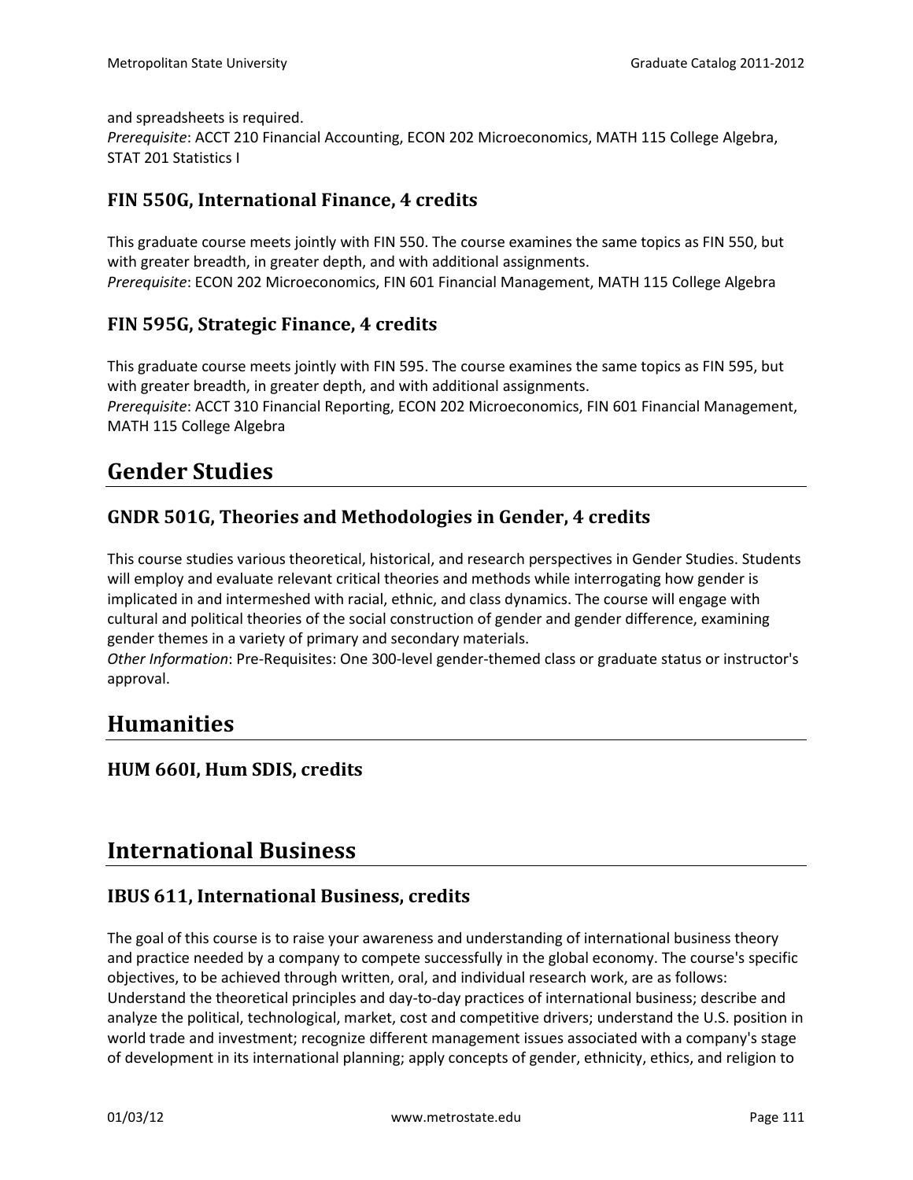and spreadsheets is required.
*Prerequisite*: ACCT 210 Financial Accounting, ECON 202 Microeconomics, MATH 115 College Algebra, STAT 201 Statistics I

### FIN 550G, International Finance, 4 credits

This graduate course meets jointly with FIN 550. The course examines the same topics as FIN 550, but with greater breadth, in greater depth, and with additional assignments.
*Prerequisite*: ECON 202 Microeconomics, FIN 601 Financial Management, MATH 115 College Algebra

### FIN 595G, Strategic Finance, 4 credits

This graduate course meets jointly with FIN 595. The course examines the same topics as FIN 595, but with greater breadth, in greater depth, and with additional assignments.
*Prerequisite*: ACCT 310 Financial Reporting, ECON 202 Microeconomics, FIN 601 Financial Management, MATH 115 College Algebra

## Gender Studies

### GNDR 501G, Theories and Methodologies in Gender, 4 credits

This course studies various theoretical, historical, and research perspectives in Gender Studies. Students will employ and evaluate relevant critical theories and methods while interrogating how gender is implicated in and intermeshed with racial, ethnic, and class dynamics. The course will engage with cultural and political theories of the social construction of gender and gender difference, examining gender themes in a variety of primary and secondary materials.
*Other Information*: Pre-Requisites: One 300-level gender-themed class or graduate status or instructor's approval.

## Humanities

### HUM 660I, Hum SDIS, credits

## International Business

### IBUS 611, International Business, credits

The goal of this course is to raise your awareness and understanding of international business theory and practice needed by a company to compete successfully in the global economy. The course's specific objectives, to be achieved through written, oral, and individual research work, are as follows: Understand the theoretical principles and day-to-day practices of international business; describe and analyze the political, technological, market, cost and competitive drivers; understand the U.S. position in world trade and investment; recognize different management issues associated with a company's stage of development in its international planning; apply concepts of gender, ethnicity, ethics, and religion to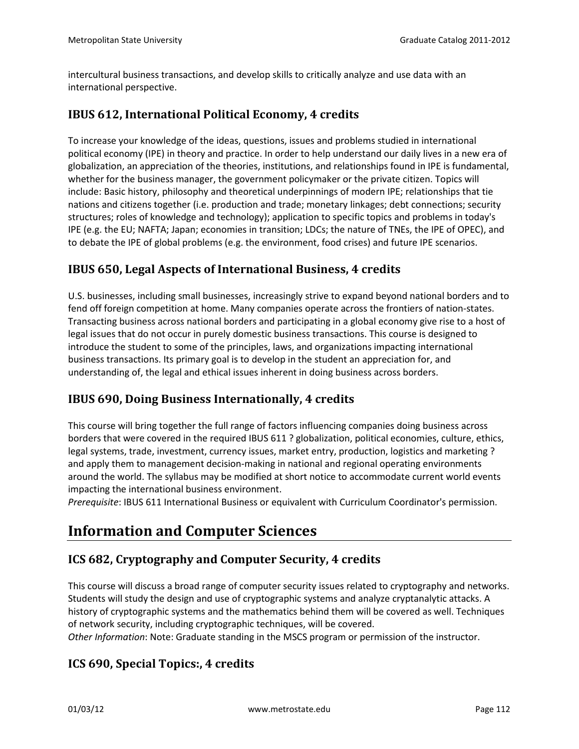intercultural business transactions, and develop skills to critically analyze and use data with an international perspective.

### IBUS 612, International Political Economy, 4 credits

To increase your knowledge of the ideas, questions, issues and problems studied in international political economy (IPE) in theory and practice. In order to help understand our daily lives in a new era of globalization, an appreciation of the theories, institutions, and relationships found in IPE is fundamental, whether for the business manager, the government policymaker or the private citizen. Topics will include: Basic history, philosophy and theoretical underpinnings of modern IPE; relationships that tie nations and citizens together (i.e. production and trade; monetary linkages; debt connections; security structures; roles of knowledge and technology); application to specific topics and problems in today's IPE (e.g. the EU; NAFTA; Japan; economies in transition; LDCs; the nature of TNEs, the IPE of OPEC), and to debate the IPE of global problems (e.g. the environment, food crises) and future IPE scenarios.

### IBUS 650, Legal Aspects of International Business, 4 credits

U.S. businesses, including small businesses, increasingly strive to expand beyond national borders and to fend off foreign competition at home. Many companies operate across the frontiers of nation-states. Transacting business across national borders and participating in a global economy give rise to a host of legal issues that do not occur in purely domestic business transactions. This course is designed to introduce the student to some of the principles, laws, and organizations impacting international business transactions. Its primary goal is to develop in the student an appreciation for, and understanding of, the legal and ethical issues inherent in doing business across borders.

### IBUS 690, Doing Business Internationally, 4 credits

This course will bring together the full range of factors influencing companies doing business across borders that were covered in the required IBUS 611 ? globalization, political economies, culture, ethics, legal systems, trade, investment, currency issues, market entry, production, logistics and marketing ? and apply them to management decision-making in national and regional operating environments around the world. The syllabus may be modified at short notice to accommodate current world events impacting the international business environment.
*Prerequisite*: IBUS 611 International Business or equivalent with Curriculum Coordinator's permission.

## Information and Computer Sciences

### ICS 682, Cryptography and Computer Security, 4 credits

This course will discuss a broad range of computer security issues related to cryptography and networks. Students will study the design and use of cryptographic systems and analyze cryptanalytic attacks. A history of cryptographic systems and the mathematics behind them will be covered as well. Techniques of network security, including cryptographic techniques, will be covered.
*Other Information*: Note: Graduate standing in the MSCS program or permission of the instructor.

### ICS 690, Special Topics:, 4 credits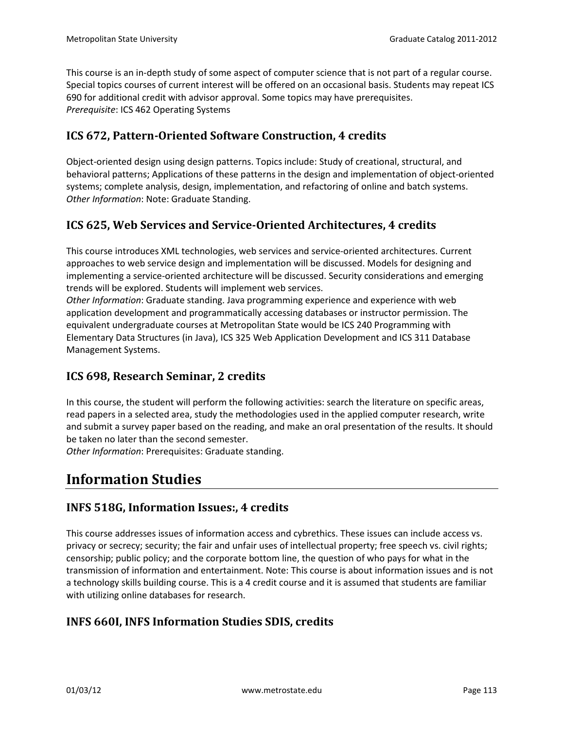This course is an in-depth study of some aspect of computer science that is not part of a regular course. Special topics courses of current interest will be offered on an occasional basis. Students may repeat ICS 690 for additional credit with advisor approval. Some topics may have prerequisites.
*Prerequisite*: ICS 462 Operating Systems

### ICS 672, Pattern-Oriented Software Construction, 4 credits

Object-oriented design using design patterns. Topics include: Study of creational, structural, and behavioral patterns; Applications of these patterns in the design and implementation of object-oriented systems; complete analysis, design, implementation, and refactoring of online and batch systems.
*Other Information*: Note: Graduate Standing.

### ICS 625, Web Services and Service-Oriented Architectures, 4 credits

This course introduces XML technologies, web services and service-oriented architectures. Current approaches to web service design and implementation will be discussed. Models for designing and implementing a service-oriented architecture will be discussed. Security considerations and emerging trends will be explored. Students will implement web services.
*Other Information*: Graduate standing. Java programming experience and experience with web application development and programmatically accessing databases or instructor permission. The equivalent undergraduate courses at Metropolitan State would be ICS 240 Programming with Elementary Data Structures (in Java), ICS 325 Web Application Development and ICS 311 Database Management Systems.

### ICS 698, Research Seminar, 2 credits

In this course, the student will perform the following activities: search the literature on specific areas, read papers in a selected area, study the methodologies used in the applied computer research, write and submit a survey paper based on the reading, and make an oral presentation of the results. It should be taken no later than the second semester.
*Other Information*: Prerequisites: Graduate standing.

## Information Studies

### INFS 518G, Information Issues:, 4 credits

This course addresses issues of information access and cybrethics. These issues can include access vs. privacy or secrecy; security; the fair and unfair uses of intellectual property; free speech vs. civil rights; censorship; public policy; and the corporate bottom line, the question of who pays for what in the transmission of information and entertainment. Note: This course is about information issues and is not a technology skills building course. This is a 4 credit course and it is assumed that students are familiar with utilizing online databases for research.

### INFS 660I, INFS Information Studies SDIS, credits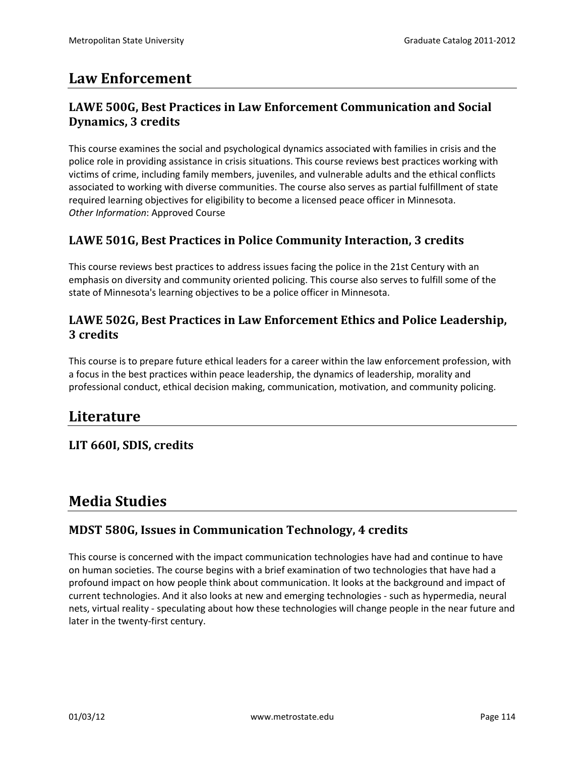# Law Enforcement

## LAWE 500G, Best Practices in Law Enforcement Communication and Social Dynamics, 3 credits

This course examines the social and psychological dynamics associated with families in crisis and the police role in providing assistance in crisis situations. This course reviews best practices working with victims of crime, including family members, juveniles, and vulnerable adults and the ethical conflicts associated to working with diverse communities. The course also serves as partial fulfillment of state required learning objectives for eligibility to become a licensed peace officer in Minnesota.
*Other Information*: Approved Course

## LAWE 501G, Best Practices in Police Community Interaction, 3 credits

This course reviews best practices to address issues facing the police in the 21st Century with an emphasis on diversity and community oriented policing. This course also serves to fulfill some of the state of Minnesota's learning objectives to be a police officer in Minnesota.

## LAWE 502G, Best Practices in Law Enforcement Ethics and Police Leadership, 3 credits

This course is to prepare future ethical leaders for a career within the law enforcement profession, with a focus in the best practices within peace leadership, the dynamics of leadership, morality and professional conduct, ethical decision making, communication, motivation, and community policing.

# Literature

## LIT 660I, SDIS, credits

# Media Studies

## MDST 580G, Issues in Communication Technology, 4 credits

This course is concerned with the impact communication technologies have had and continue to have on human societies. The course begins with a brief examination of two technologies that have had a profound impact on how people think about communication. It looks at the background and impact of current technologies. And it also looks at new and emerging technologies - such as hypermedia, neural nets, virtual reality - speculating about how these technologies will change people in the near future and later in the twenty-first century.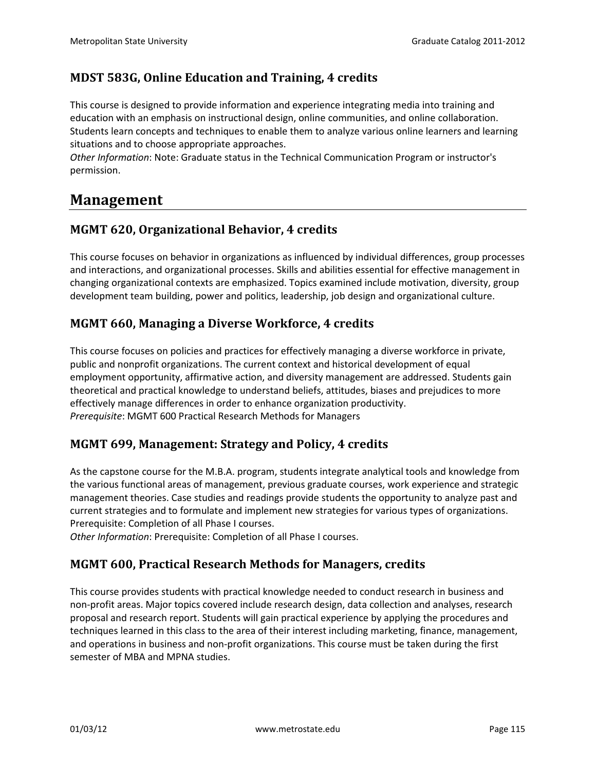### MDST 583G, Online Education and Training, 4 credits

This course is designed to provide information and experience integrating media into training and education with an emphasis on instructional design, online communities, and online collaboration. Students learn concepts and techniques to enable them to analyze various online learners and learning situations and to choose appropriate approaches.
*Other Information*: Note: Graduate status in the Technical Communication Program or instructor's permission.

## Management

### MGMT 620, Organizational Behavior, 4 credits

This course focuses on behavior in organizations as influenced by individual differences, group processes and interactions, and organizational processes. Skills and abilities essential for effective management in changing organizational contexts are emphasized. Topics examined include motivation, diversity, group development team building, power and politics, leadership, job design and organizational culture.

### MGMT 660, Managing a Diverse Workforce, 4 credits

This course focuses on policies and practices for effectively managing a diverse workforce in private, public and nonprofit organizations. The current context and historical development of equal employment opportunity, affirmative action, and diversity management are addressed. Students gain theoretical and practical knowledge to understand beliefs, attitudes, biases and prejudices to more effectively manage differences in order to enhance organization productivity.
*Prerequisite*: MGMT 600 Practical Research Methods for Managers

### MGMT 699, Management: Strategy and Policy, 4 credits

As the capstone course for the M.B.A. program, students integrate analytical tools and knowledge from the various functional areas of management, previous graduate courses, work experience and strategic management theories. Case studies and readings provide students the opportunity to analyze past and current strategies and to formulate and implement new strategies for various types of organizations. Prerequisite: Completion of all Phase I courses.
*Other Information*: Prerequisite: Completion of all Phase I courses.

### MGMT 600, Practical Research Methods for Managers, credits

This course provides students with practical knowledge needed to conduct research in business and non-profit areas. Major topics covered include research design, data collection and analyses, research proposal and research report. Students will gain practical experience by applying the procedures and techniques learned in this class to the area of their interest including marketing, finance, management, and operations in business and non-profit organizations. This course must be taken during the first semester of MBA and MPNA studies.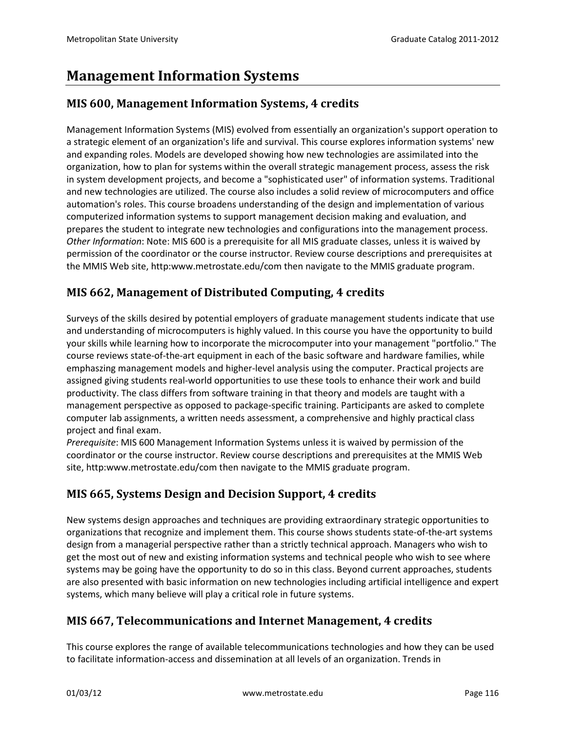# Management Information Systems

## MIS 600, Management Information Systems, 4 credits

Management Information Systems (MIS) evolved from essentially an organization's support operation to a strategic element of an organization's life and survival. This course explores information systems' new and expanding roles. Models are developed showing how new technologies are assimilated into the organization, how to plan for systems within the overall strategic management process, assess the risk in system development projects, and become a "sophisticated user" of information systems. Traditional and new technologies are utilized. The course also includes a solid review of microcomputers and office automation's roles. This course broadens understanding of the design and implementation of various computerized information systems to support management decision making and evaluation, and prepares the student to integrate new technologies and configurations into the management process.
*Other Information*: Note: MIS 600 is a prerequisite for all MIS graduate classes, unless it is waived by permission of the coordinator or the course instructor. Review course descriptions and prerequisites at the MMIS Web site, http:www.metrostate.edu/com then navigate to the MMIS graduate program.

## MIS 662, Management of Distributed Computing, 4 credits

Surveys of the skills desired by potential employers of graduate management students indicate that use and understanding of microcomputers is highly valued. In this course you have the opportunity to build your skills while learning how to incorporate the microcomputer into your management "portfolio." The course reviews state-of-the-art equipment in each of the basic software and hardware families, while emphaszing management models and higher-level analysis using the computer. Practical projects are assigned giving students real-world opportunities to use these tools to enhance their work and build productivity. The class differs from software training in that theory and models are taught with a management perspective as opposed to package-specific training. Participants are asked to complete computer lab assignments, a written needs assessment, a comprehensive and highly practical class project and final exam.
*Prerequisite*: MIS 600 Management Information Systems unless it is waived by permission of the coordinator or the course instructor. Review course descriptions and prerequisites at the MMIS Web site, http:www.metrostate.edu/com then navigate to the MMIS graduate program.

## MIS 665, Systems Design and Decision Support, 4 credits

New systems design approaches and techniques are providing extraordinary strategic opportunities to organizations that recognize and implement them. This course shows students state-of-the-art systems design from a managerial perspective rather than a strictly technical approach. Managers who wish to get the most out of new and existing information systems and technical people who wish to see where systems may be going have the opportunity to do so in this class. Beyond current approaches, students are also presented with basic information on new technologies including artificial intelligence and expert systems, which many believe will play a critical role in future systems.

## MIS 667, Telecommunications and Internet Management, 4 credits

This course explores the range of available telecommunications technologies and how they can be used to facilitate information-access and dissemination at all levels of an organization. Trends in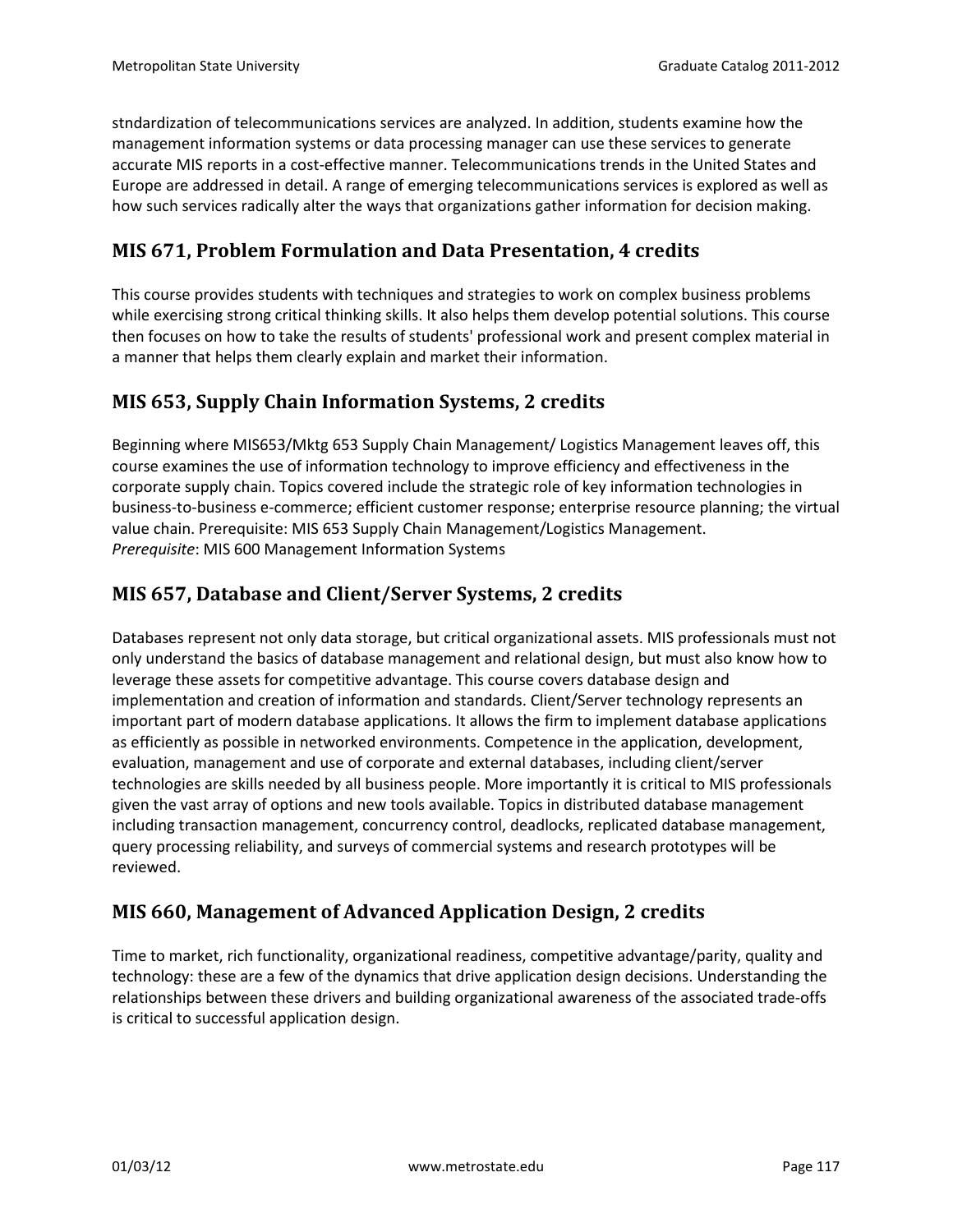stndardization of telecommunications services are analyzed. In addition, students examine how the management information systems or data processing manager can use these services to generate accurate MIS reports in a cost-effective manner. Telecommunications trends in the United States and Europe are addressed in detail. A range of emerging telecommunications services is explored as well as how such services radically alter the ways that organizations gather information for decision making.

## MIS 671, Problem Formulation and Data Presentation, 4 credits

This course provides students with techniques and strategies to work on complex business problems while exercising strong critical thinking skills. It also helps them develop potential solutions. This course then focuses on how to take the results of students' professional work and present complex material in a manner that helps them clearly explain and market their information.

## MIS 653, Supply Chain Information Systems, 2 credits

Beginning where MIS653/Mktg 653 Supply Chain Management/ Logistics Management leaves off, this course examines the use of information technology to improve efficiency and effectiveness in the corporate supply chain. Topics covered include the strategic role of key information technologies in business-to-business e-commerce; efficient customer response; enterprise resource planning; the virtual value chain. Prerequisite: MIS 653 Supply Chain Management/Logistics Management.
*Prerequisite*: MIS 600 Management Information Systems

## MIS 657, Database and Client/Server Systems, 2 credits

Databases represent not only data storage, but critical organizational assets. MIS professionals must not only understand the basics of database management and relational design, but must also know how to leverage these assets for competitive advantage. This course covers database design and implementation and creation of information and standards. Client/Server technology represents an important part of modern database applications. It allows the firm to implement database applications as efficiently as possible in networked environments. Competence in the application, development, evaluation, management and use of corporate and external databases, including client/server technologies are skills needed by all business people. More importantly it is critical to MIS professionals given the vast array of options and new tools available. Topics in distributed database management including transaction management, concurrency control, deadlocks, replicated database management, query processing reliability, and surveys of commercial systems and research prototypes will be reviewed.

## MIS 660, Management of Advanced Application Design, 2 credits

Time to market, rich functionality, organizational readiness, competitive advantage/parity, quality and technology: these are a few of the dynamics that drive application design decisions. Understanding the relationships between these drivers and building organizational awareness of the associated trade-offs is critical to successful application design.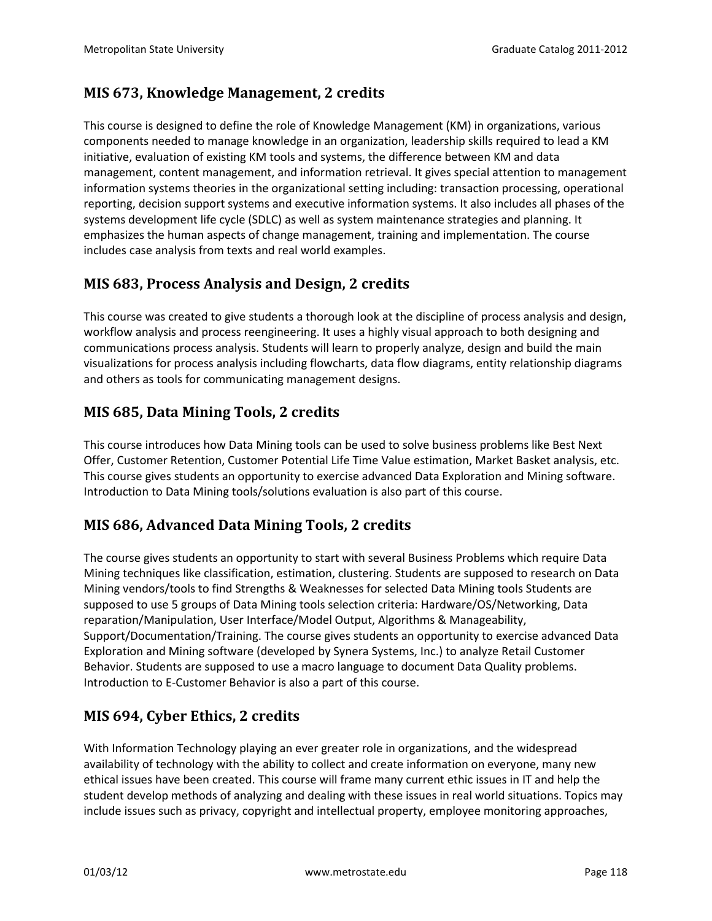## MIS 673, Knowledge Management, 2 credits

This course is designed to define the role of Knowledge Management (KM) in organizations, various components needed to manage knowledge in an organization, leadership skills required to lead a KM initiative, evaluation of existing KM tools and systems, the difference between KM and data management, content management, and information retrieval. It gives special attention to management information systems theories in the organizational setting including: transaction processing, operational reporting, decision support systems and executive information systems. It also includes all phases of the systems development life cycle (SDLC) as well as system maintenance strategies and planning. It emphasizes the human aspects of change management, training and implementation. The course includes case analysis from texts and real world examples.

## MIS 683, Process Analysis and Design, 2 credits

This course was created to give students a thorough look at the discipline of process analysis and design, workflow analysis and process reengineering. It uses a highly visual approach to both designing and communications process analysis. Students will learn to properly analyze, design and build the main visualizations for process analysis including flowcharts, data flow diagrams, entity relationship diagrams and others as tools for communicating management designs.

## MIS 685, Data Mining Tools, 2 credits

This course introduces how Data Mining tools can be used to solve business problems like Best Next Offer, Customer Retention, Customer Potential Life Time Value estimation, Market Basket analysis, etc. This course gives students an opportunity to exercise advanced Data Exploration and Mining software. Introduction to Data Mining tools/solutions evaluation is also part of this course.

## MIS 686, Advanced Data Mining Tools, 2 credits

The course gives students an opportunity to start with several Business Problems which require Data Mining techniques like classification, estimation, clustering. Students are supposed to research on Data Mining vendors/tools to find Strengths & Weaknesses for selected Data Mining tools Students are supposed to use 5 groups of Data Mining tools selection criteria: Hardware/OS/Networking, Data reparation/Manipulation, User Interface/Model Output, Algorithms & Manageability, Support/Documentation/Training. The course gives students an opportunity to exercise advanced Data Exploration and Mining software (developed by Synera Systems, Inc.) to analyze Retail Customer Behavior. Students are supposed to use a macro language to document Data Quality problems. Introduction to E-Customer Behavior is also a part of this course.

## MIS 694, Cyber Ethics, 2 credits

With Information Technology playing an ever greater role in organizations, and the widespread availability of technology with the ability to collect and create information on everyone, many new ethical issues have been created. This course will frame many current ethic issues in IT and help the student develop methods of analyzing and dealing with these issues in real world situations. Topics may include issues such as privacy, copyright and intellectual property, employee monitoring approaches,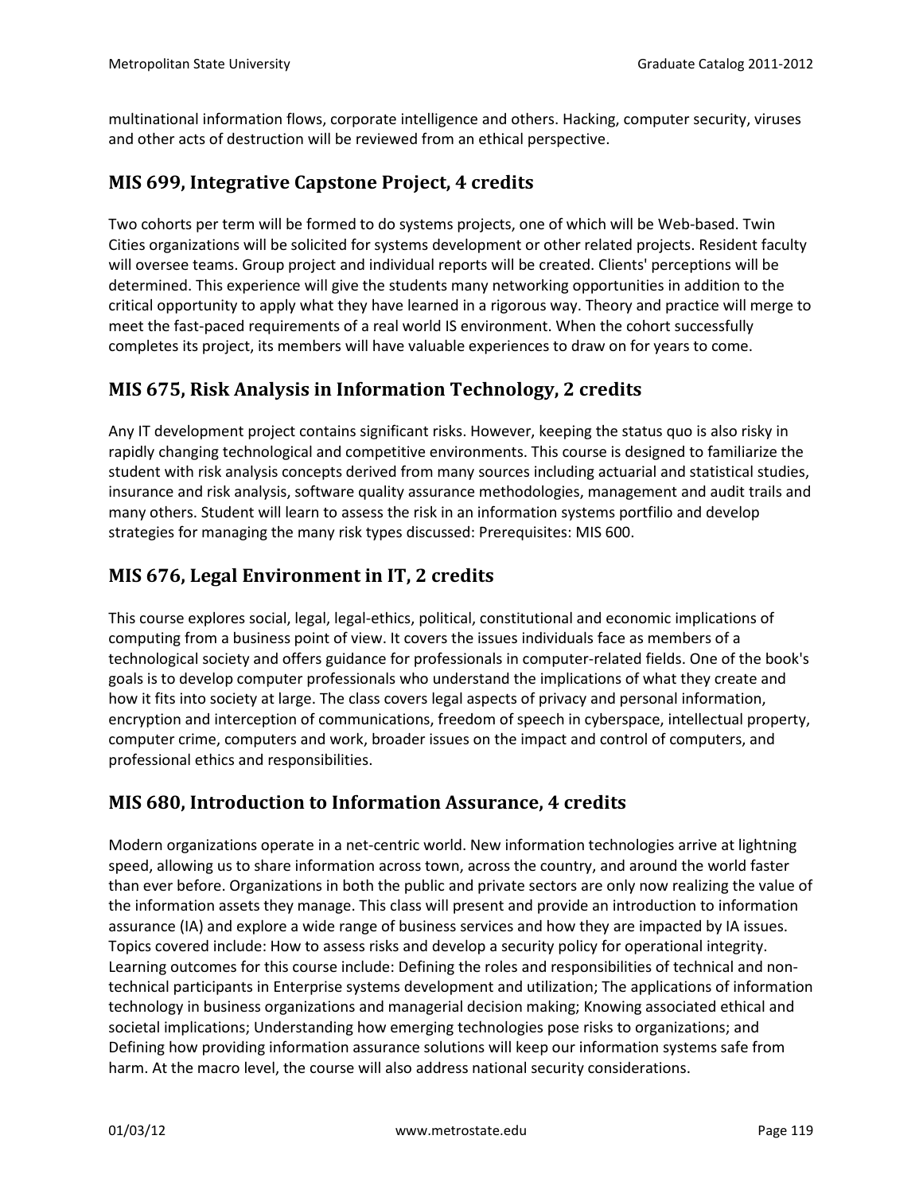multinational information flows, corporate intelligence and others. Hacking, computer security, viruses and other acts of destruction will be reviewed from an ethical perspective.

## MIS 699, Integrative Capstone Project, 4 credits

Two cohorts per term will be formed to do systems projects, one of which will be Web-based. Twin Cities organizations will be solicited for systems development or other related projects. Resident faculty will oversee teams. Group project and individual reports will be created. Clients' perceptions will be determined. This experience will give the students many networking opportunities in addition to the critical opportunity to apply what they have learned in a rigorous way. Theory and practice will merge to meet the fast-paced requirements of a real world IS environment. When the cohort successfully completes its project, its members will have valuable experiences to draw on for years to come.

## MIS 675, Risk Analysis in Information Technology, 2 credits

Any IT development project contains significant risks. However, keeping the status quo is also risky in rapidly changing technological and competitive environments. This course is designed to familiarize the student with risk analysis concepts derived from many sources including actuarial and statistical studies, insurance and risk analysis, software quality assurance methodologies, management and audit trails and many others. Student will learn to assess the risk in an information systems portfilio and develop strategies for managing the many risk types discussed: Prerequisites: MIS 600.

## MIS 676, Legal Environment in IT, 2 credits

This course explores social, legal, legal-ethics, political, constitutional and economic implications of computing from a business point of view. It covers the issues individuals face as members of a technological society and offers guidance for professionals in computer-related fields. One of the book's goals is to develop computer professionals who understand the implications of what they create and how it fits into society at large. The class covers legal aspects of privacy and personal information, encryption and interception of communications, freedom of speech in cyberspace, intellectual property, computer crime, computers and work, broader issues on the impact and control of computers, and professional ethics and responsibilities.

## MIS 680, Introduction to Information Assurance, 4 credits

Modern organizations operate in a net-centric world. New information technologies arrive at lightning speed, allowing us to share information across town, across the country, and around the world faster than ever before. Organizations in both the public and private sectors are only now realizing the value of the information assets they manage. This class will present and provide an introduction to information assurance (IA) and explore a wide range of business services and how they are impacted by IA issues. Topics covered include: How to assess risks and develop a security policy for operational integrity. Learning outcomes for this course include: Defining the roles and responsibilities of technical and non-technical participants in Enterprise systems development and utilization; The applications of information technology in business organizations and managerial decision making; Knowing associated ethical and societal implications; Understanding how emerging technologies pose risks to organizations; and Defining how providing information assurance solutions will keep our information systems safe from harm. At the macro level, the course will also address national security considerations.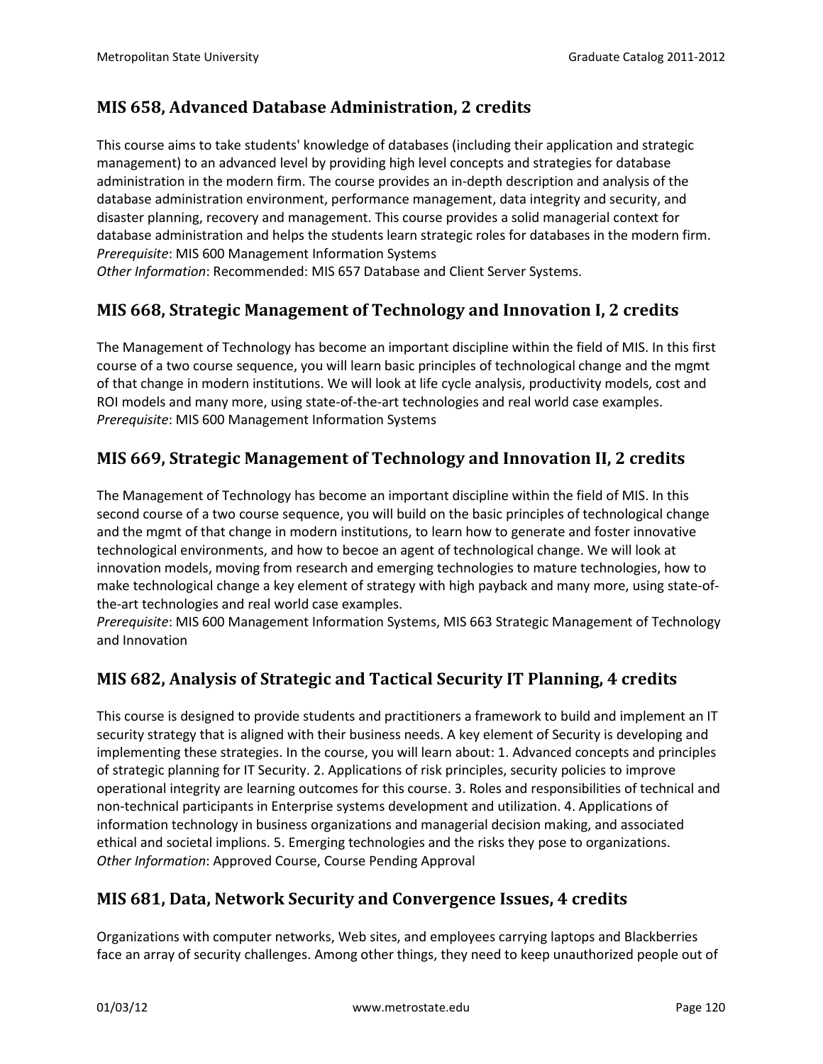## MIS 658, Advanced Database Administration, 2 credits

This course aims to take students' knowledge of databases (including their application and strategic management) to an advanced level by providing high level concepts and strategies for database administration in the modern firm. The course provides an in-depth description and analysis of the database administration environment, performance management, data integrity and security, and disaster planning, recovery and management. This course provides a solid managerial context for database administration and helps the students learn strategic roles for databases in the modern firm.
*Prerequisite*: MIS 600 Management Information Systems
*Other Information*: Recommended: MIS 657 Database and Client Server Systems.

## MIS 668, Strategic Management of Technology and Innovation I, 2 credits

The Management of Technology has become an important discipline within the field of MIS. In this first course of a two course sequence, you will learn basic principles of technological change and the mgmt of that change in modern institutions. We will look at life cycle analysis, productivity models, cost and ROI models and many more, using state-of-the-art technologies and real world case examples.
*Prerequisite*: MIS 600 Management Information Systems

## MIS 669, Strategic Management of Technology and Innovation II, 2 credits

The Management of Technology has become an important discipline within the field of MIS. In this second course of a two course sequence, you will build on the basic principles of technological change and the mgmt of that change in modern institutions, to learn how to generate and foster innovative technological environments, and how to becoe an agent of technological change. We will look at innovation models, moving from research and emerging technologies to mature technologies, how to make technological change a key element of strategy with high payback and many more, using state-of-the-art technologies and real world case examples.
*Prerequisite*: MIS 600 Management Information Systems, MIS 663 Strategic Management of Technology and Innovation

## MIS 682, Analysis of Strategic and Tactical Security IT Planning, 4 credits

This course is designed to provide students and practitioners a framework to build and implement an IT security strategy that is aligned with their business needs. A key element of Security is developing and implementing these strategies. In the course, you will learn about: 1. Advanced concepts and principles of strategic planning for IT Security. 2. Applications of risk principles, security policies to improve operational integrity are learning outcomes for this course. 3. Roles and responsibilities of technical and non-technical participants in Enterprise systems development and utilization. 4. Applications of information technology in business organizations and managerial decision making, and associated ethical and societal implions. 5. Emerging technologies and the risks they pose to organizations.
*Other Information*: Approved Course, Course Pending Approval

## MIS 681, Data, Network Security and Convergence Issues, 4 credits

Organizations with computer networks, Web sites, and employees carrying laptops and Blackberries face an array of security challenges. Among other things, they need to keep unauthorized people out of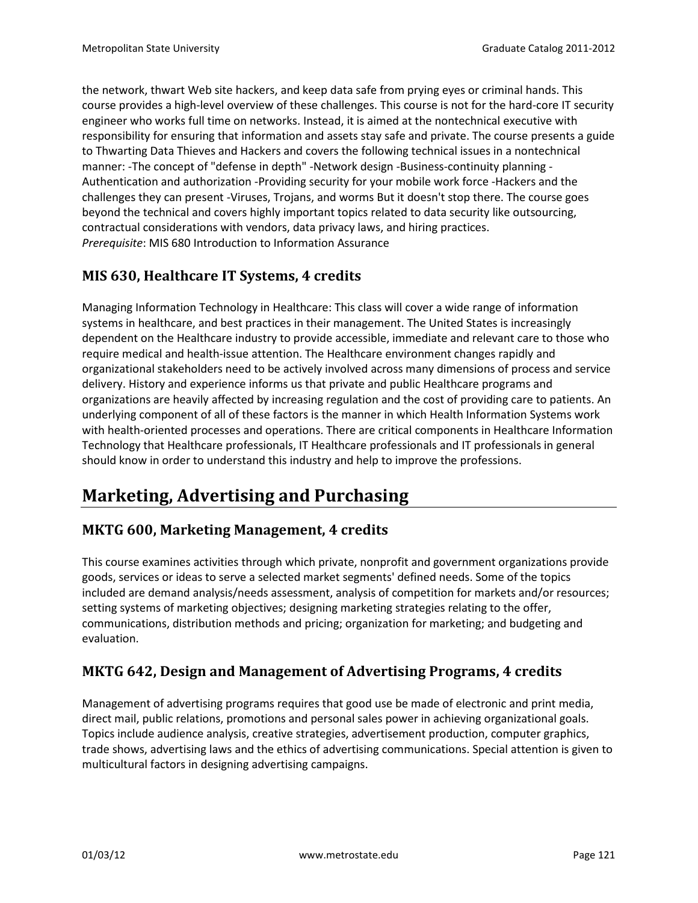the network, thwart Web site hackers, and keep data safe from prying eyes or criminal hands. This course provides a high-level overview of these challenges. This course is not for the hard-core IT security engineer who works full time on networks. Instead, it is aimed at the nontechnical executive with responsibility for ensuring that information and assets stay safe and private. The course presents a guide to Thwarting Data Thieves and Hackers and covers the following technical issues in a nontechnical manner: -The concept of "defense in depth" -Network design -Business-continuity planning -Authentication and authorization -Providing security for your mobile work force -Hackers and the challenges they can present -Viruses, Trojans, and worms But it doesn't stop there. The course goes beyond the technical and covers highly important topics related to data security like outsourcing, contractual considerations with vendors, data privacy laws, and hiring practices.
*Prerequisite*: MIS 680 Introduction to Information Assurance

### MIS 630, Healthcare IT Systems, 4 credits

Managing Information Technology in Healthcare: This class will cover a wide range of information systems in healthcare, and best practices in their management. The United States is increasingly dependent on the Healthcare industry to provide accessible, immediate and relevant care to those who require medical and health-issue attention. The Healthcare environment changes rapidly and organizational stakeholders need to be actively involved across many dimensions of process and service delivery. History and experience informs us that private and public Healthcare programs and organizations are heavily affected by increasing regulation and the cost of providing care to patients. An underlying component of all of these factors is the manner in which Health Information Systems work with health-oriented processes and operations. There are critical components in Healthcare Information Technology that Healthcare professionals, IT Healthcare professionals and IT professionals in general should know in order to understand this industry and help to improve the professions.

## Marketing, Advertising and Purchasing

### MKTG 600, Marketing Management, 4 credits

This course examines activities through which private, nonprofit and government organizations provide goods, services or ideas to serve a selected market segments' defined needs. Some of the topics included are demand analysis/needs assessment, analysis of competition for markets and/or resources; setting systems of marketing objectives; designing marketing strategies relating to the offer, communications, distribution methods and pricing; organization for marketing; and budgeting and evaluation.

### MKTG 642, Design and Management of Advertising Programs, 4 credits

Management of advertising programs requires that good use be made of electronic and print media, direct mail, public relations, promotions and personal sales power in achieving organizational goals. Topics include audience analysis, creative strategies, advertisement production, computer graphics, trade shows, advertising laws and the ethics of advertising communications. Special attention is given to multicultural factors in designing advertising campaigns.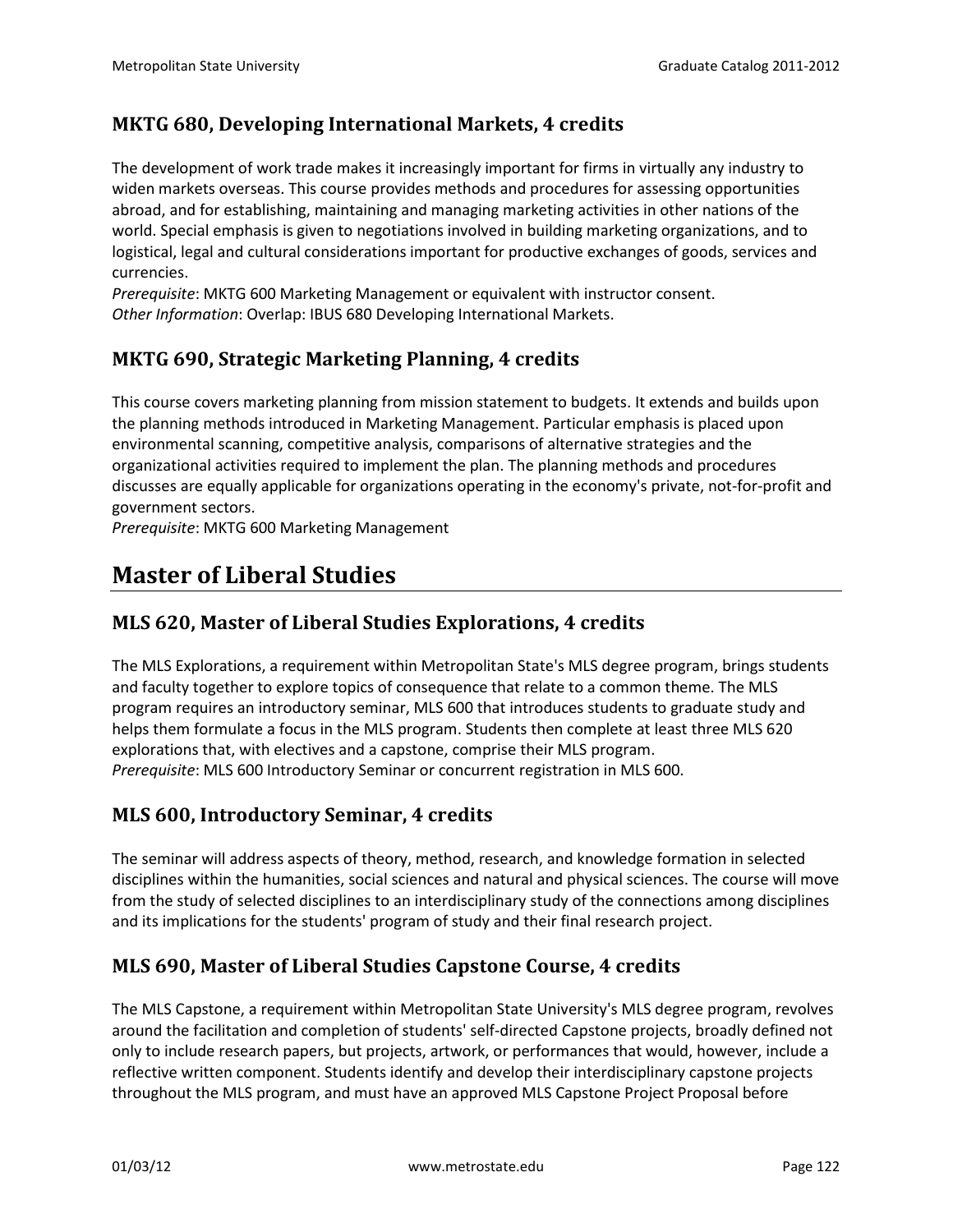### MKTG 680, Developing International Markets, 4 credits

The development of work trade makes it increasingly important for firms in virtually any industry to widen markets overseas. This course provides methods and procedures for assessing opportunities abroad, and for establishing, maintaining and managing marketing activities in other nations of the world. Special emphasis is given to negotiations involved in building marketing organizations, and to logistical, legal and cultural considerations important for productive exchanges of goods, services and currencies.
*Prerequisite*: MKTG 600 Marketing Management or equivalent with instructor consent.
*Other Information*: Overlap: IBUS 680 Developing International Markets.

### MKTG 690, Strategic Marketing Planning, 4 credits

This course covers marketing planning from mission statement to budgets. It extends and builds upon the planning methods introduced in Marketing Management. Particular emphasis is placed upon environmental scanning, competitive analysis, comparisons of alternative strategies and the organizational activities required to implement the plan. The planning methods and procedures discusses are equally applicable for organizations operating in the economy's private, not-for-profit and government sectors.
*Prerequisite*: MKTG 600 Marketing Management

## Master of Liberal Studies

### MLS 620, Master of Liberal Studies Explorations, 4 credits

The MLS Explorations, a requirement within Metropolitan State's MLS degree program, brings students and faculty together to explore topics of consequence that relate to a common theme. The MLS program requires an introductory seminar, MLS 600 that introduces students to graduate study and helps them formulate a focus in the MLS program. Students then complete at least three MLS 620 explorations that, with electives and a capstone, comprise their MLS program.
*Prerequisite*: MLS 600 Introductory Seminar or concurrent registration in MLS 600.

### MLS 600, Introductory Seminar, 4 credits

The seminar will address aspects of theory, method, research, and knowledge formation in selected disciplines within the humanities, social sciences and natural and physical sciences. The course will move from the study of selected disciplines to an interdisciplinary study of the connections among disciplines and its implications for the students' program of study and their final research project.

### MLS 690, Master of Liberal Studies Capstone Course, 4 credits

The MLS Capstone, a requirement within Metropolitan State University's MLS degree program, revolves around the facilitation and completion of students' self-directed Capstone projects, broadly defined not only to include research papers, but projects, artwork, or performances that would, however, include a reflective written component. Students identify and develop their interdisciplinary capstone projects throughout the MLS program, and must have an approved MLS Capstone Project Proposal before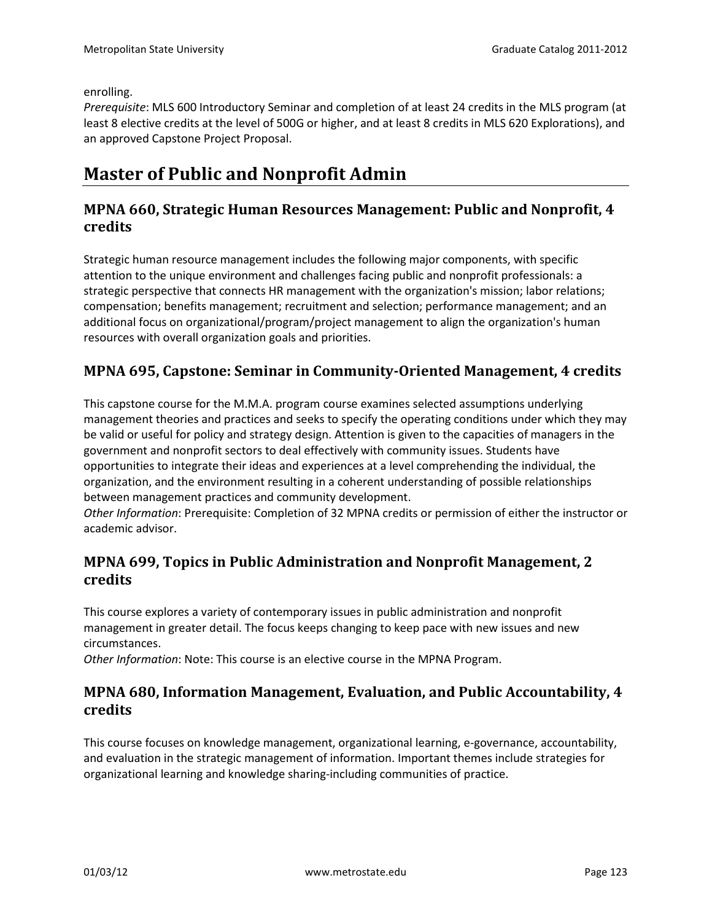enrolling.

*Prerequisite*: MLS 600 Introductory Seminar and completion of at least 24 credits in the MLS program (at least 8 elective credits at the level of 500G or higher, and at least 8 credits in MLS 620 Explorations), and an approved Capstone Project Proposal.

# Master of Public and Nonprofit Admin

## MPNA 660, Strategic Human Resources Management: Public and Nonprofit, 4 credits

Strategic human resource management includes the following major components, with specific attention to the unique environment and challenges facing public and nonprofit professionals: a strategic perspective that connects HR management with the organization's mission; labor relations; compensation; benefits management; recruitment and selection; performance management; and an additional focus on organizational/program/project management to align the organization's human resources with overall organization goals and priorities.

## MPNA 695, Capstone: Seminar in Community-Oriented Management, 4 credits

This capstone course for the M.M.A. program course examines selected assumptions underlying management theories and practices and seeks to specify the operating conditions under which they may be valid or useful for policy and strategy design. Attention is given to the capacities of managers in the government and nonprofit sectors to deal effectively with community issues. Students have opportunities to integrate their ideas and experiences at a level comprehending the individual, the organization, and the environment resulting in a coherent understanding of possible relationships between management practices and community development.

*Other Information*: Prerequisite: Completion of 32 MPNA credits or permission of either the instructor or academic advisor.

## MPNA 699, Topics in Public Administration and Nonprofit Management, 2 credits

This course explores a variety of contemporary issues in public administration and nonprofit management in greater detail. The focus keeps changing to keep pace with new issues and new circumstances.

*Other Information*: Note: This course is an elective course in the MPNA Program.

## MPNA 680, Information Management, Evaluation, and Public Accountability, 4 credits

This course focuses on knowledge management, organizational learning, e-governance, accountability, and evaluation in the strategic management of information. Important themes include strategies for organizational learning and knowledge sharing-including communities of practice.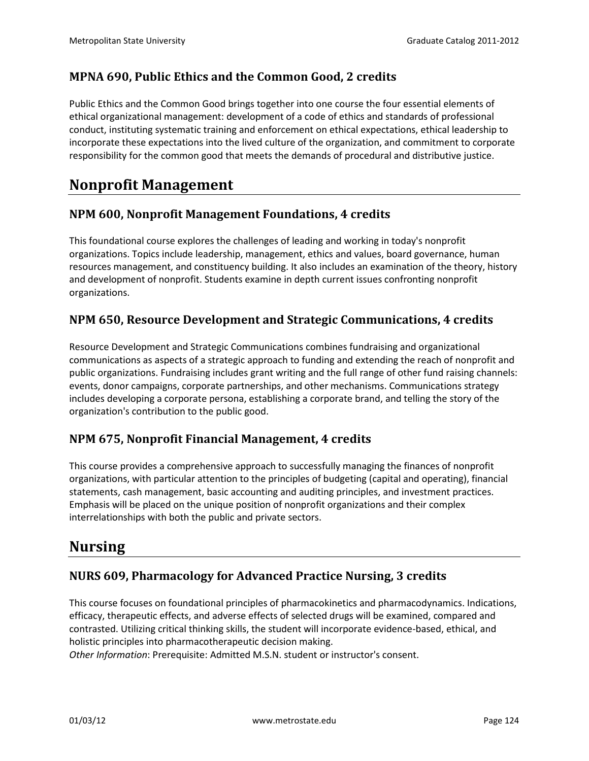### MPNA 690, Public Ethics and the Common Good, 2 credits

Public Ethics and the Common Good brings together into one course the four essential elements of ethical organizational management: development of a code of ethics and standards of professional conduct, instituting systematic training and enforcement on ethical expectations, ethical leadership to incorporate these expectations into the lived culture of the organization, and commitment to corporate responsibility for the common good that meets the demands of procedural and distributive justice.

## Nonprofit Management

### NPM 600, Nonprofit Management Foundations, 4 credits

This foundational course explores the challenges of leading and working in today's nonprofit organizations. Topics include leadership, management, ethics and values, board governance, human resources management, and constituency building. It also includes an examination of the theory, history and development of nonprofit. Students examine in depth current issues confronting nonprofit organizations.

### NPM 650, Resource Development and Strategic Communications, 4 credits

Resource Development and Strategic Communications combines fundraising and organizational communications as aspects of a strategic approach to funding and extending the reach of nonprofit and public organizations. Fundraising includes grant writing and the full range of other fund raising channels: events, donor campaigns, corporate partnerships, and other mechanisms. Communications strategy includes developing a corporate persona, establishing a corporate brand, and telling the story of the organization's contribution to the public good.

### NPM 675, Nonprofit Financial Management, 4 credits

This course provides a comprehensive approach to successfully managing the finances of nonprofit organizations, with particular attention to the principles of budgeting (capital and operating), financial statements, cash management, basic accounting and auditing principles, and investment practices. Emphasis will be placed on the unique position of nonprofit organizations and their complex interrelationships with both the public and private sectors.

## Nursing

### NURS 609, Pharmacology for Advanced Practice Nursing, 3 credits

This course focuses on foundational principles of pharmacokinetics and pharmacodynamics. Indications, efficacy, therapeutic effects, and adverse effects of selected drugs will be examined, compared and contrasted. Utilizing critical thinking skills, the student will incorporate evidence-based, ethical, and holistic principles into pharmacotherapeutic decision making.

*Other Information*: Prerequisite: Admitted M.S.N. student or instructor's consent.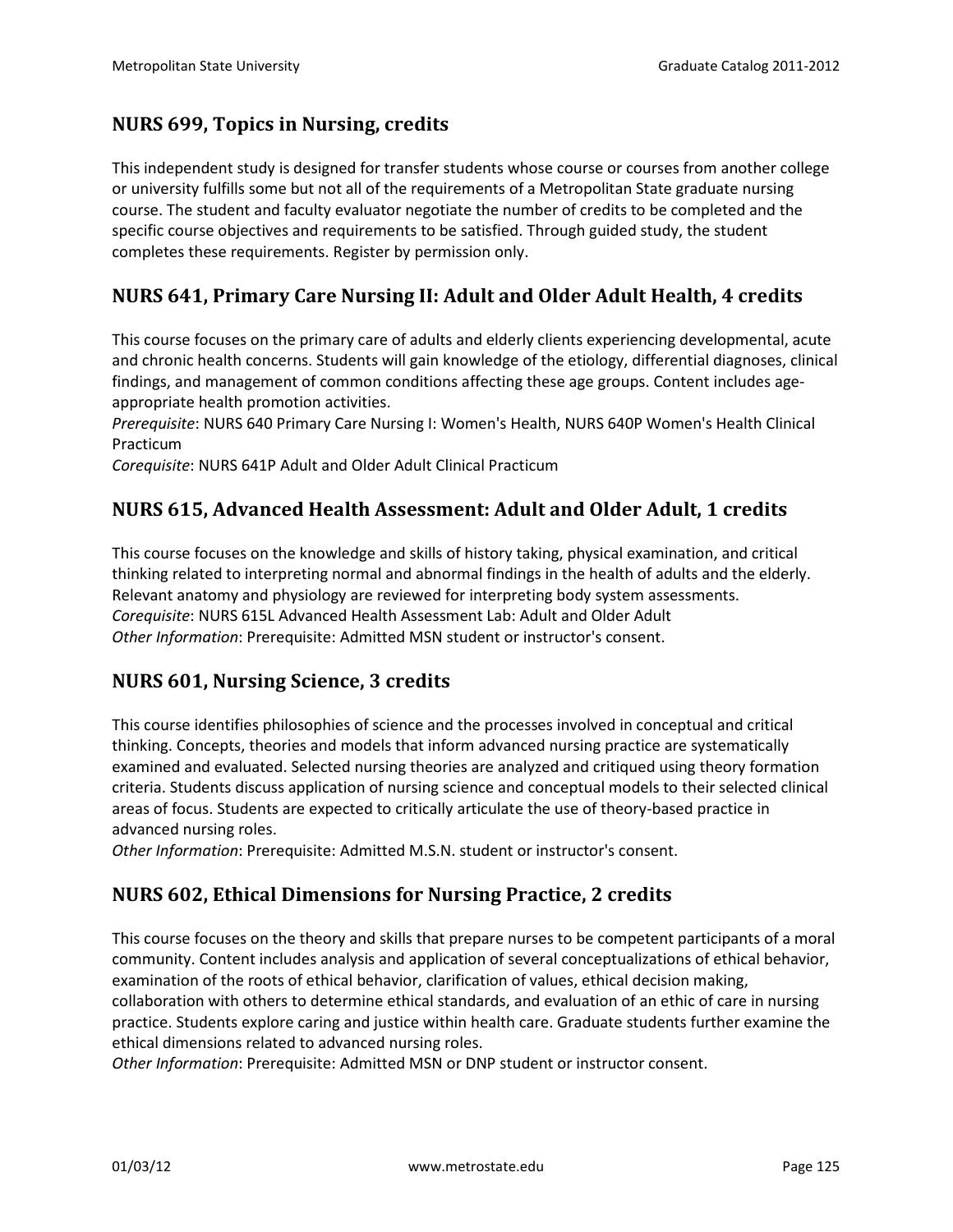## NURS 699, Topics in Nursing, credits

This independent study is designed for transfer students whose course or courses from another college or university fulfills some but not all of the requirements of a Metropolitan State graduate nursing course. The student and faculty evaluator negotiate the number of credits to be completed and the specific course objectives and requirements to be satisfied. Through guided study, the student completes these requirements. Register by permission only.

## NURS 641, Primary Care Nursing II: Adult and Older Adult Health, 4 credits

This course focuses on the primary care of adults and elderly clients experiencing developmental, acute and chronic health concerns. Students will gain knowledge of the etiology, differential diagnoses, clinical findings, and management of common conditions affecting these age groups. Content includes age-appropriate health promotion activities.
*Prerequisite*: NURS 640 Primary Care Nursing I: Women's Health, NURS 640P Women's Health Clinical Practicum
*Corequisite*: NURS 641P Adult and Older Adult Clinical Practicum

## NURS 615, Advanced Health Assessment: Adult and Older Adult, 1 credits

This course focuses on the knowledge and skills of history taking, physical examination, and critical thinking related to interpreting normal and abnormal findings in the health of adults and the elderly. Relevant anatomy and physiology are reviewed for interpreting body system assessments.
*Corequisite*: NURS 615L Advanced Health Assessment Lab: Adult and Older Adult
*Other Information*: Prerequisite: Admitted MSN student or instructor's consent.

## NURS 601, Nursing Science, 3 credits

This course identifies philosophies of science and the processes involved in conceptual and critical thinking. Concepts, theories and models that inform advanced nursing practice are systematically examined and evaluated. Selected nursing theories are analyzed and critiqued using theory formation criteria. Students discuss application of nursing science and conceptual models to their selected clinical areas of focus. Students are expected to critically articulate the use of theory-based practice in advanced nursing roles.
*Other Information*: Prerequisite: Admitted M.S.N. student or instructor's consent.

## NURS 602, Ethical Dimensions for Nursing Practice, 2 credits

This course focuses on the theory and skills that prepare nurses to be competent participants of a moral community. Content includes analysis and application of several conceptualizations of ethical behavior, examination of the roots of ethical behavior, clarification of values, ethical decision making, collaboration with others to determine ethical standards, and evaluation of an ethic of care in nursing practice. Students explore caring and justice within health care. Graduate students further examine the ethical dimensions related to advanced nursing roles.
*Other Information*: Prerequisite: Admitted MSN or DNP student or instructor consent.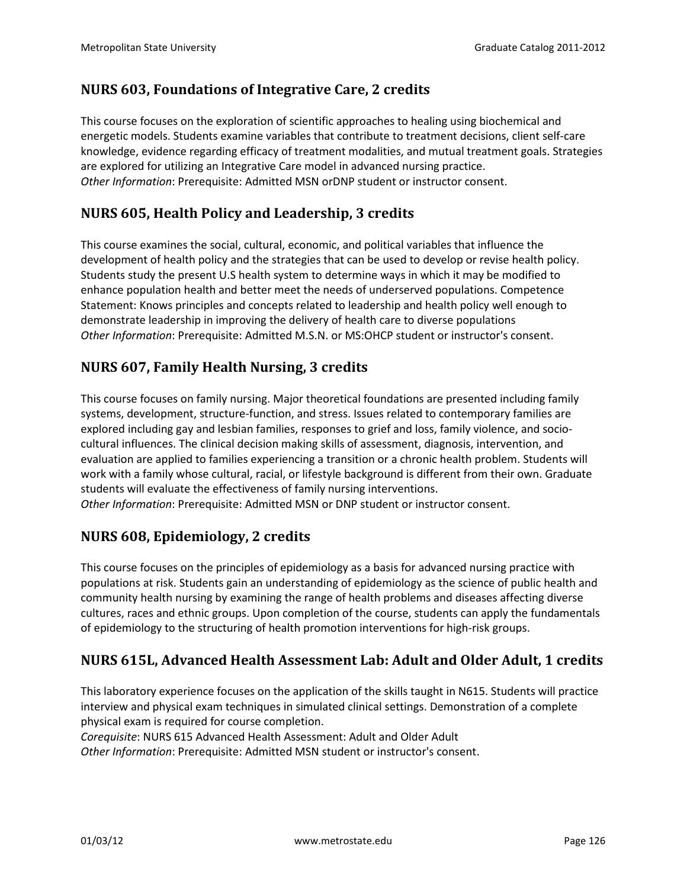## NURS 603, Foundations of Integrative Care, 2 credits

This course focuses on the exploration of scientific approaches to healing using biochemical and energetic models. Students examine variables that contribute to treatment decisions, client self-care knowledge, evidence regarding efficacy of treatment modalities, and mutual treatment goals. Strategies are explored for utilizing an Integrative Care model in advanced nursing practice.
*Other Information*: Prerequisite: Admitted MSN orDNP student or instructor consent.

## NURS 605, Health Policy and Leadership, 3 credits

This course examines the social, cultural, economic, and political variables that influence the development of health policy and the strategies that can be used to develop or revise health policy. Students study the present U.S health system to determine ways in which it may be modified to enhance population health and better meet the needs of underserved populations. Competence Statement: Knows principles and concepts related to leadership and health policy well enough to demonstrate leadership in improving the delivery of health care to diverse populations
*Other Information*: Prerequisite: Admitted M.S.N. or MS:OHCP student or instructor's consent.

## NURS 607, Family Health Nursing, 3 credits

This course focuses on family nursing. Major theoretical foundations are presented including family systems, development, structure-function, and stress. Issues related to contemporary families are explored including gay and lesbian families, responses to grief and loss, family violence, and socio-cultural influences. The clinical decision making skills of assessment, diagnosis, intervention, and evaluation are applied to families experiencing a transition or a chronic health problem. Students will work with a family whose cultural, racial, or lifestyle background is different from their own. Graduate students will evaluate the effectiveness of family nursing interventions.
*Other Information*: Prerequisite: Admitted MSN or DNP student or instructor consent.

## NURS 608, Epidemiology, 2 credits

This course focuses on the principles of epidemiology as a basis for advanced nursing practice with populations at risk. Students gain an understanding of epidemiology as the science of public health and community health nursing by examining the range of health problems and diseases affecting diverse cultures, races and ethnic groups. Upon completion of the course, students can apply the fundamentals of epidemiology to the structuring of health promotion interventions for high-risk groups.

## NURS 615L, Advanced Health Assessment Lab: Adult and Older Adult, 1 credits

This laboratory experience focuses on the application of the skills taught in N615. Students will practice interview and physical exam techniques in simulated clinical settings. Demonstration of a complete physical exam is required for course completion.
*Corequisite*: NURS 615 Advanced Health Assessment: Adult and Older Adult
*Other Information*: Prerequisite: Admitted MSN student or instructor's consent.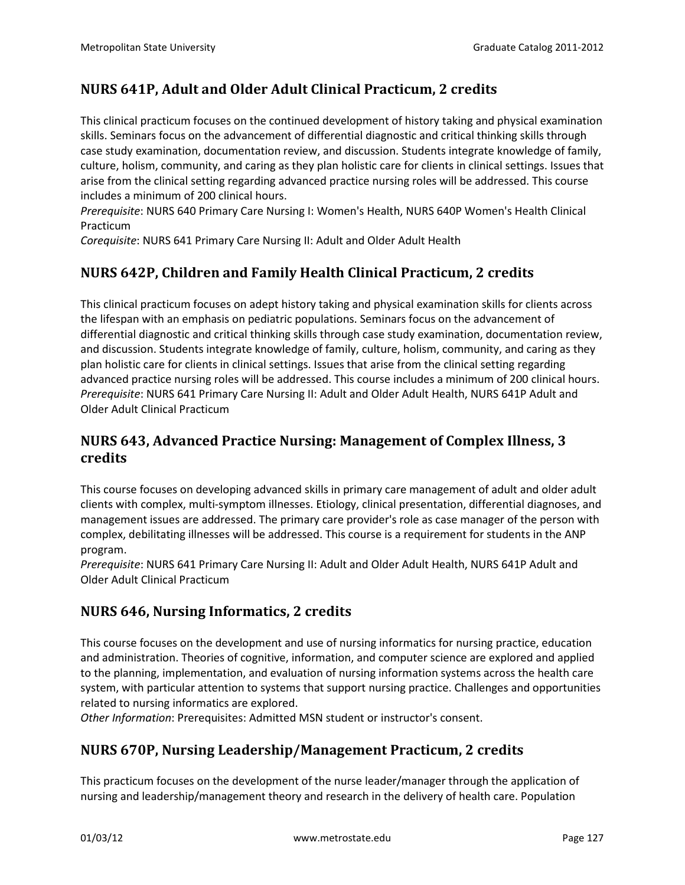## NURS 641P, Adult and Older Adult Clinical Practicum, 2 credits

This clinical practicum focuses on the continued development of history taking and physical examination skills. Seminars focus on the advancement of differential diagnostic and critical thinking skills through case study examination, documentation review, and discussion. Students integrate knowledge of family, culture, holism, community, and caring as they plan holistic care for clients in clinical settings. Issues that arise from the clinical setting regarding advanced practice nursing roles will be addressed. This course includes a minimum of 200 clinical hours.

*Prerequisite*: NURS 640 Primary Care Nursing I: Women's Health, NURS 640P Women's Health Clinical Practicum

*Corequisite*: NURS 641 Primary Care Nursing II: Adult and Older Adult Health

## NURS 642P, Children and Family Health Clinical Practicum, 2 credits

This clinical practicum focuses on adept history taking and physical examination skills for clients across the lifespan with an emphasis on pediatric populations. Seminars focus on the advancement of differential diagnostic and critical thinking skills through case study examination, documentation review, and discussion. Students integrate knowledge of family, culture, holism, community, and caring as they plan holistic care for clients in clinical settings. Issues that arise from the clinical setting regarding advanced practice nursing roles will be addressed. This course includes a minimum of 200 clinical hours.

*Prerequisite*: NURS 641 Primary Care Nursing II: Adult and Older Adult Health, NURS 641P Adult and Older Adult Clinical Practicum

## NURS 643, Advanced Practice Nursing: Management of Complex Illness, 3 credits

This course focuses on developing advanced skills in primary care management of adult and older adult clients with complex, multi-symptom illnesses. Etiology, clinical presentation, differential diagnoses, and management issues are addressed. The primary care provider's role as case manager of the person with complex, debilitating illnesses will be addressed. This course is a requirement for students in the ANP program.

*Prerequisite*: NURS 641 Primary Care Nursing II: Adult and Older Adult Health, NURS 641P Adult and Older Adult Clinical Practicum

## NURS 646, Nursing Informatics, 2 credits

This course focuses on the development and use of nursing informatics for nursing practice, education and administration. Theories of cognitive, information, and computer science are explored and applied to the planning, implementation, and evaluation of nursing information systems across the health care system, with particular attention to systems that support nursing practice. Challenges and opportunities related to nursing informatics are explored.

*Other Information*: Prerequisites: Admitted MSN student or instructor's consent.

## NURS 670P, Nursing Leadership/Management Practicum, 2 credits

This practicum focuses on the development of the nurse leader/manager through the application of nursing and leadership/management theory and research in the delivery of health care. Population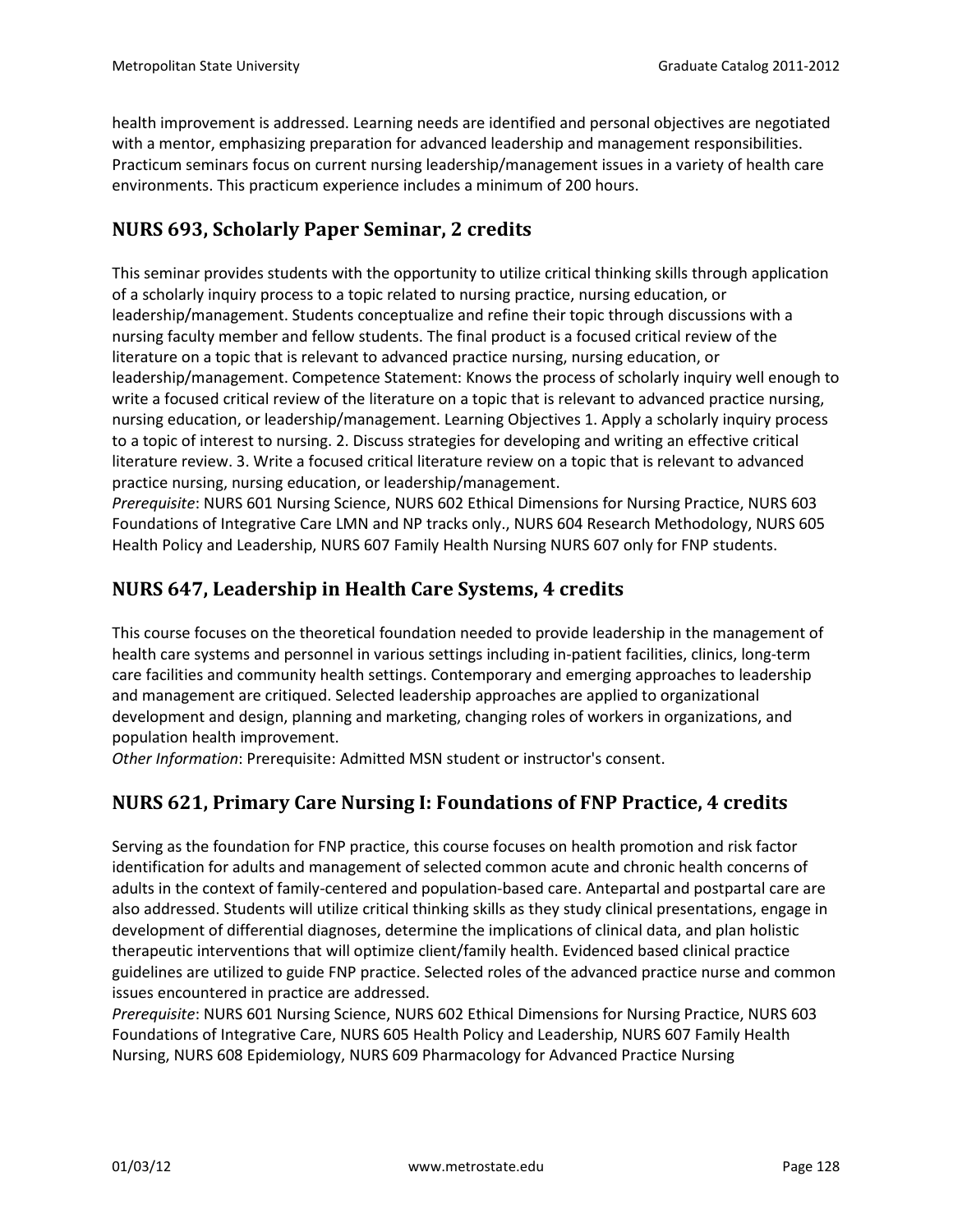health improvement is addressed. Learning needs are identified and personal objectives are negotiated with a mentor, emphasizing preparation for advanced leadership and management responsibilities. Practicum seminars focus on current nursing leadership/management issues in a variety of health care environments. This practicum experience includes a minimum of 200 hours.

## NURS 693, Scholarly Paper Seminar, 2 credits

This seminar provides students with the opportunity to utilize critical thinking skills through application of a scholarly inquiry process to a topic related to nursing practice, nursing education, or leadership/management. Students conceptualize and refine their topic through discussions with a nursing faculty member and fellow students. The final product is a focused critical review of the literature on a topic that is relevant to advanced practice nursing, nursing education, or leadership/management. Competence Statement: Knows the process of scholarly inquiry well enough to write a focused critical review of the literature on a topic that is relevant to advanced practice nursing, nursing education, or leadership/management. Learning Objectives 1. Apply a scholarly inquiry process to a topic of interest to nursing. 2. Discuss strategies for developing and writing an effective critical literature review. 3. Write a focused critical literature review on a topic that is relevant to advanced practice nursing, nursing education, or leadership/management.
*Prerequisite*: NURS 601 Nursing Science, NURS 602 Ethical Dimensions for Nursing Practice, NURS 603 Foundations of Integrative Care LMN and NP tracks only., NURS 604 Research Methodology, NURS 605 Health Policy and Leadership, NURS 607 Family Health Nursing NURS 607 only for FNP students.

## NURS 647, Leadership in Health Care Systems, 4 credits

This course focuses on the theoretical foundation needed to provide leadership in the management of health care systems and personnel in various settings including in-patient facilities, clinics, long-term care facilities and community health settings. Contemporary and emerging approaches to leadership and management are critiqued. Selected leadership approaches are applied to organizational development and design, planning and marketing, changing roles of workers in organizations, and population health improvement.
*Other Information*: Prerequisite: Admitted MSN student or instructor's consent.

## NURS 621, Primary Care Nursing I: Foundations of FNP Practice, 4 credits

Serving as the foundation for FNP practice, this course focuses on health promotion and risk factor identification for adults and management of selected common acute and chronic health concerns of adults in the context of family-centered and population-based care. Antepartal and postpartal care are also addressed. Students will utilize critical thinking skills as they study clinical presentations, engage in development of differential diagnoses, determine the implications of clinical data, and plan holistic therapeutic interventions that will optimize client/family health. Evidenced based clinical practice guidelines are utilized to guide FNP practice. Selected roles of the advanced practice nurse and common issues encountered in practice are addressed.
*Prerequisite*: NURS 601 Nursing Science, NURS 602 Ethical Dimensions for Nursing Practice, NURS 603 Foundations of Integrative Care, NURS 605 Health Policy and Leadership, NURS 607 Family Health Nursing, NURS 608 Epidemiology, NURS 609 Pharmacology for Advanced Practice Nursing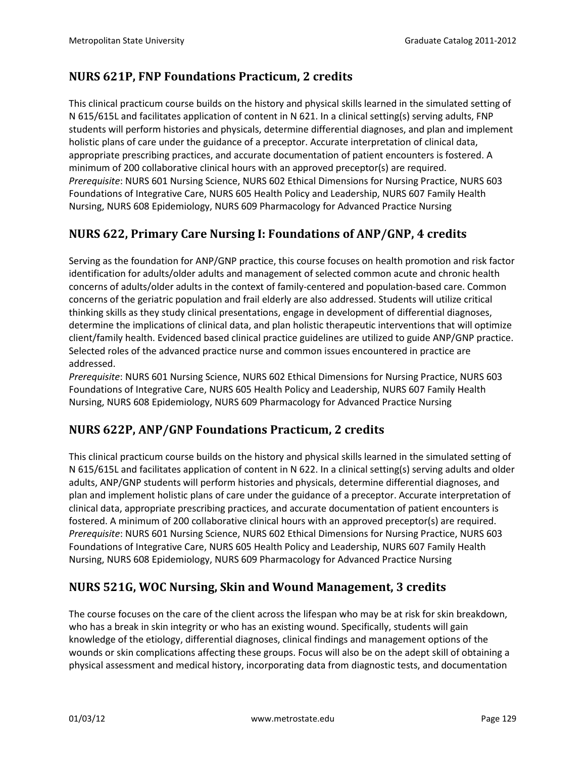## NURS 621P, FNP Foundations Practicum, 2 credits

This clinical practicum course builds on the history and physical skills learned in the simulated setting of N 615/615L and facilitates application of content in N 621. In a clinical setting(s) serving adults, FNP students will perform histories and physicals, determine differential diagnoses, and plan and implement holistic plans of care under the guidance of a preceptor. Accurate interpretation of clinical data, appropriate prescribing practices, and accurate documentation of patient encounters is fostered. A minimum of 200 collaborative clinical hours with an approved preceptor(s) are required.
*Prerequisite*: NURS 601 Nursing Science, NURS 602 Ethical Dimensions for Nursing Practice, NURS 603 Foundations of Integrative Care, NURS 605 Health Policy and Leadership, NURS 607 Family Health Nursing, NURS 608 Epidemiology, NURS 609 Pharmacology for Advanced Practice Nursing

## NURS 622, Primary Care Nursing I: Foundations of ANP/GNP, 4 credits

Serving as the foundation for ANP/GNP practice, this course focuses on health promotion and risk factor identification for adults/older adults and management of selected common acute and chronic health concerns of adults/older adults in the context of family-centered and population-based care. Common concerns of the geriatric population and frail elderly are also addressed. Students will utilize critical thinking skills as they study clinical presentations, engage in development of differential diagnoses, determine the implications of clinical data, and plan holistic therapeutic interventions that will optimize client/family health. Evidenced based clinical practice guidelines are utilized to guide ANP/GNP practice. Selected roles of the advanced practice nurse and common issues encountered in practice are addressed.
*Prerequisite*: NURS 601 Nursing Science, NURS 602 Ethical Dimensions for Nursing Practice, NURS 603 Foundations of Integrative Care, NURS 605 Health Policy and Leadership, NURS 607 Family Health Nursing, NURS 608 Epidemiology, NURS 609 Pharmacology for Advanced Practice Nursing

## NURS 622P, ANP/GNP Foundations Practicum, 2 credits

This clinical practicum course builds on the history and physical skills learned in the simulated setting of N 615/615L and facilitates application of content in N 622. In a clinical setting(s) serving adults and older adults, ANP/GNP students will perform histories and physicals, determine differential diagnoses, and plan and implement holistic plans of care under the guidance of a preceptor. Accurate interpretation of clinical data, appropriate prescribing practices, and accurate documentation of patient encounters is fostered. A minimum of 200 collaborative clinical hours with an approved preceptor(s) are required.
*Prerequisite*: NURS 601 Nursing Science, NURS 602 Ethical Dimensions for Nursing Practice, NURS 603 Foundations of Integrative Care, NURS 605 Health Policy and Leadership, NURS 607 Family Health Nursing, NURS 608 Epidemiology, NURS 609 Pharmacology for Advanced Practice Nursing

## NURS 521G, WOC Nursing, Skin and Wound Management, 3 credits

The course focuses on the care of the client across the lifespan who may be at risk for skin breakdown, who has a break in skin integrity or who has an existing wound. Specifically, students will gain knowledge of the etiology, differential diagnoses, clinical findings and management options of the wounds or skin complications affecting these groups. Focus will also be on the adept skill of obtaining a physical assessment and medical history, incorporating data from diagnostic tests, and documentation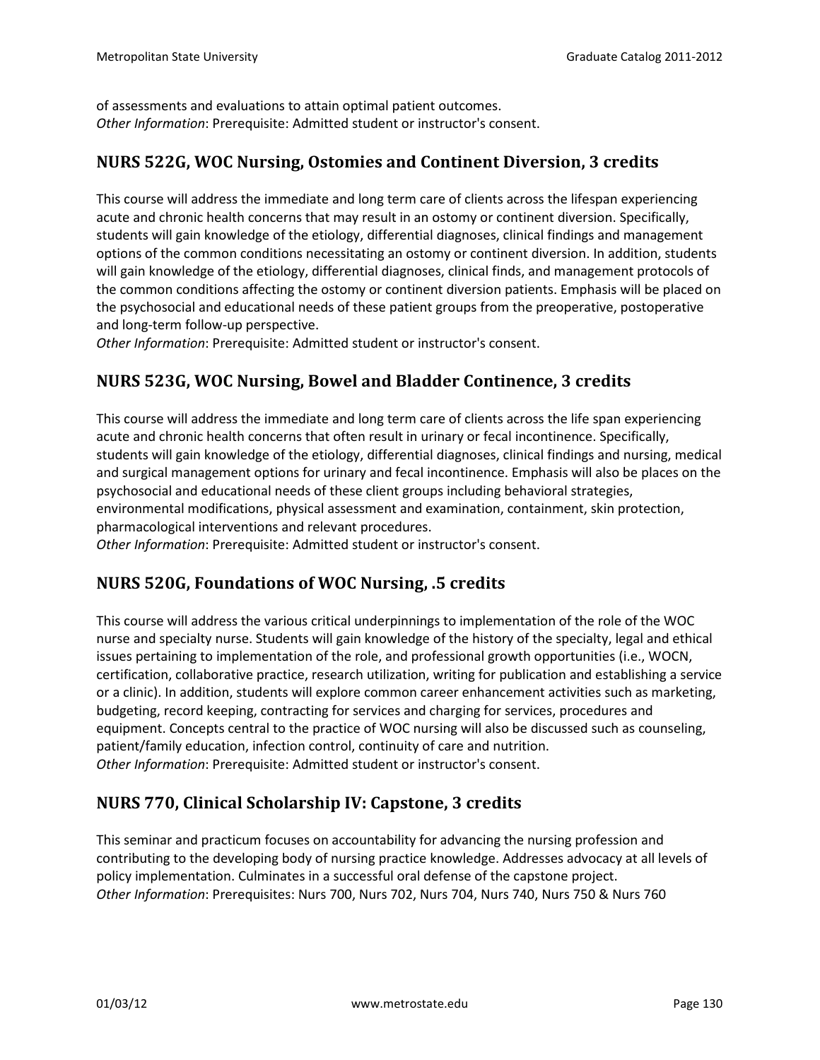of assessments and evaluations to attain optimal patient outcomes.
*Other Information*: Prerequisite: Admitted student or instructor's consent.

## NURS 522G, WOC Nursing, Ostomies and Continent Diversion, 3 credits

This course will address the immediate and long term care of clients across the lifespan experiencing acute and chronic health concerns that may result in an ostomy or continent diversion. Specifically, students will gain knowledge of the etiology, differential diagnoses, clinical findings and management options of the common conditions necessitating an ostomy or continent diversion. In addition, students will gain knowledge of the etiology, differential diagnoses, clinical finds, and management protocols of the common conditions affecting the ostomy or continent diversion patients. Emphasis will be placed on the psychosocial and educational needs of these patient groups from the preoperative, postoperative and long-term follow-up perspective.
*Other Information*: Prerequisite: Admitted student or instructor's consent.

## NURS 523G, WOC Nursing, Bowel and Bladder Continence, 3 credits

This course will address the immediate and long term care of clients across the life span experiencing acute and chronic health concerns that often result in urinary or fecal incontinence. Specifically, students will gain knowledge of the etiology, differential diagnoses, clinical findings and nursing, medical and surgical management options for urinary and fecal incontinence. Emphasis will also be places on the psychosocial and educational needs of these client groups including behavioral strategies, environmental modifications, physical assessment and examination, containment, skin protection, pharmacological interventions and relevant procedures.
*Other Information*: Prerequisite: Admitted student or instructor's consent.

## NURS 520G, Foundations of WOC Nursing, .5 credits

This course will address the various critical underpinnings to implementation of the role of the WOC nurse and specialty nurse. Students will gain knowledge of the history of the specialty, legal and ethical issues pertaining to implementation of the role, and professional growth opportunities (i.e., WOCN, certification, collaborative practice, research utilization, writing for publication and establishing a service or a clinic). In addition, students will explore common career enhancement activities such as marketing, budgeting, record keeping, contracting for services and charging for services, procedures and equipment. Concepts central to the practice of WOC nursing will also be discussed such as counseling, patient/family education, infection control, continuity of care and nutrition.
*Other Information*: Prerequisite: Admitted student or instructor's consent.

## NURS 770, Clinical Scholarship IV: Capstone, 3 credits

This seminar and practicum focuses on accountability for advancing the nursing profession and contributing to the developing body of nursing practice knowledge. Addresses advocacy at all levels of policy implementation. Culminates in a successful oral defense of the capstone project.
*Other Information*: Prerequisites: Nurs 700, Nurs 702, Nurs 704, Nurs 740, Nurs 750 & Nurs 760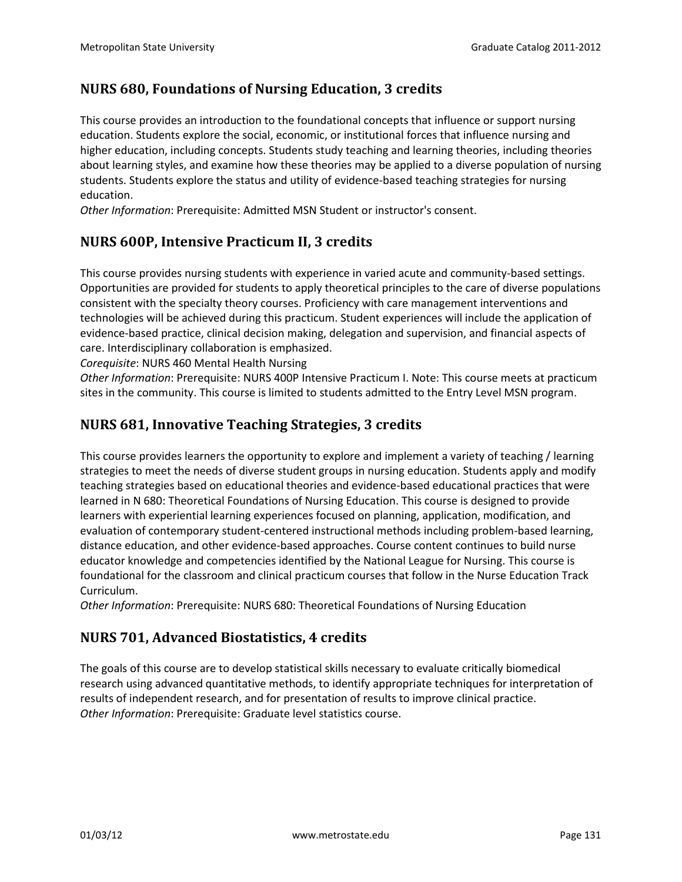## NURS 680, Foundations of Nursing Education, 3 credits

This course provides an introduction to the foundational concepts that influence or support nursing education. Students explore the social, economic, or institutional forces that influence nursing and higher education, including concepts. Students study teaching and learning theories, including theories about learning styles, and examine how these theories may be applied to a diverse population of nursing students. Students explore the status and utility of evidence-based teaching strategies for nursing education.

*Other Information*: Prerequisite: Admitted MSN Student or instructor's consent.

## NURS 600P, Intensive Practicum II, 3 credits

This course provides nursing students with experience in varied acute and community-based settings. Opportunities are provided for students to apply theoretical principles to the care of diverse populations consistent with the specialty theory courses. Proficiency with care management interventions and technologies will be achieved during this practicum. Student experiences will include the application of evidence-based practice, clinical decision making, delegation and supervision, and financial aspects of care. Interdisciplinary collaboration is emphasized.

*Corequisite*: NURS 460 Mental Health Nursing

*Other Information*: Prerequisite: NURS 400P Intensive Practicum I. Note: This course meets at practicum sites in the community. This course is limited to students admitted to the Entry Level MSN program.

## NURS 681, Innovative Teaching Strategies, 3 credits

This course provides learners the opportunity to explore and implement a variety of teaching / learning strategies to meet the needs of diverse student groups in nursing education. Students apply and modify teaching strategies based on educational theories and evidence-based educational practices that were learned in N 680: Theoretical Foundations of Nursing Education. This course is designed to provide learners with experiential learning experiences focused on planning, application, modification, and evaluation of contemporary student-centered instructional methods including problem-based learning, distance education, and other evidence-based approaches. Course content continues to build nurse educator knowledge and competencies identified by the National League for Nursing. This course is foundational for the classroom and clinical practicum courses that follow in the Nurse Education Track Curriculum.

*Other Information*: Prerequisite: NURS 680: Theoretical Foundations of Nursing Education

## NURS 701, Advanced Biostatistics, 4 credits

The goals of this course are to develop statistical skills necessary to evaluate critically biomedical research using advanced quantitative methods, to identify appropriate techniques for interpretation of results of independent research, and for presentation of results to improve clinical practice.

*Other Information*: Prerequisite: Graduate level statistics course.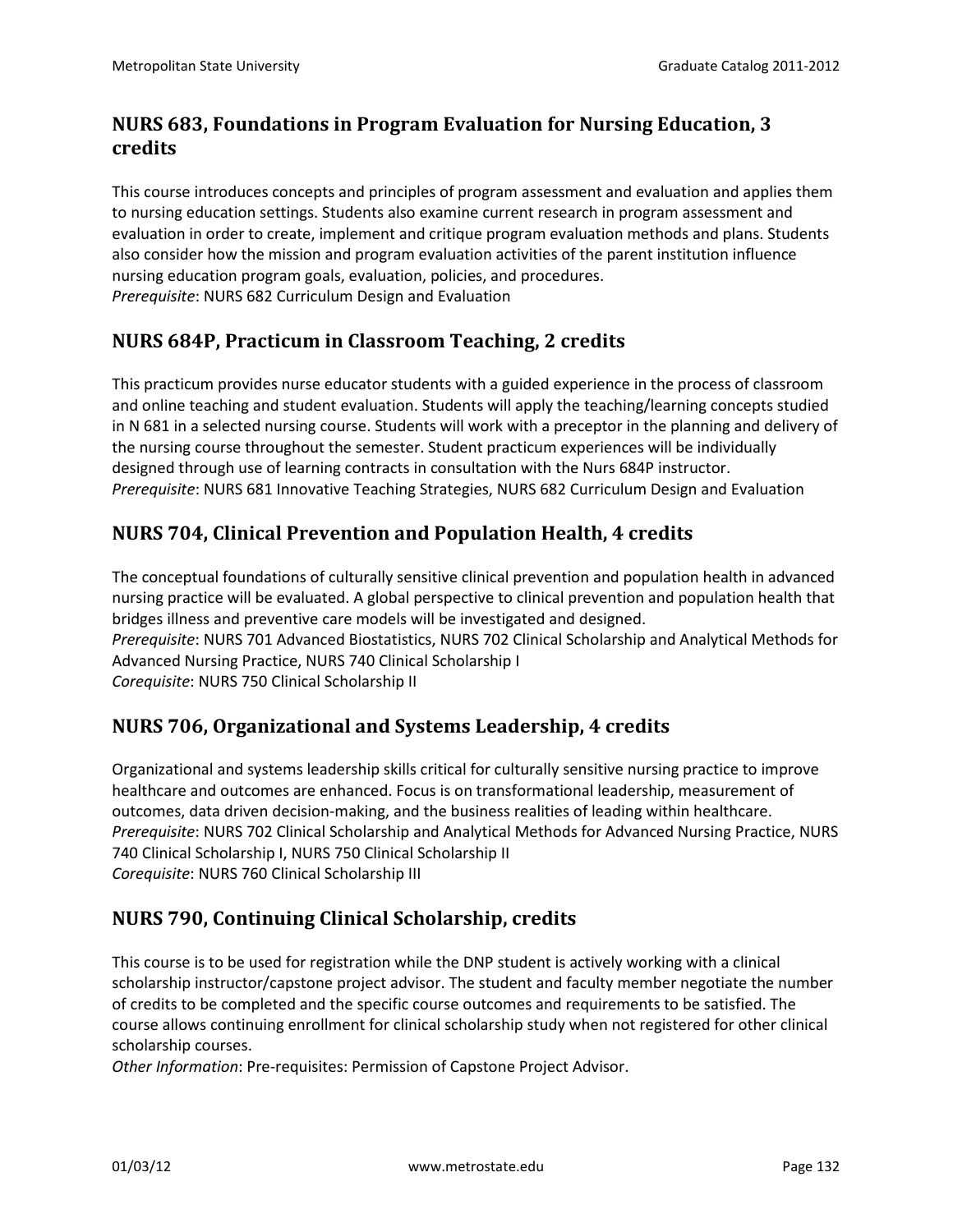## NURS 683, Foundations in Program Evaluation for Nursing Education, 3 credits

This course introduces concepts and principles of program assessment and evaluation and applies them to nursing education settings. Students also examine current research in program assessment and evaluation in order to create, implement and critique program evaluation methods and plans. Students also consider how the mission and program evaluation activities of the parent institution influence nursing education program goals, evaluation, policies, and procedures.
*Prerequisite*: NURS 682 Curriculum Design and Evaluation

## NURS 684P, Practicum in Classroom Teaching, 2 credits

This practicum provides nurse educator students with a guided experience in the process of classroom and online teaching and student evaluation. Students will apply the teaching/learning concepts studied in N 681 in a selected nursing course. Students will work with a preceptor in the planning and delivery of the nursing course throughout the semester. Student practicum experiences will be individually designed through use of learning contracts in consultation with the Nurs 684P instructor.
*Prerequisite*: NURS 681 Innovative Teaching Strategies, NURS 682 Curriculum Design and Evaluation

## NURS 704, Clinical Prevention and Population Health, 4 credits

The conceptual foundations of culturally sensitive clinical prevention and population health in advanced nursing practice will be evaluated. A global perspective to clinical prevention and population health that bridges illness and preventive care models will be investigated and designed.
*Prerequisite*: NURS 701 Advanced Biostatistics, NURS 702 Clinical Scholarship and Analytical Methods for Advanced Nursing Practice, NURS 740 Clinical Scholarship I
*Corequisite*: NURS 750 Clinical Scholarship II

## NURS 706, Organizational and Systems Leadership, 4 credits

Organizational and systems leadership skills critical for culturally sensitive nursing practice to improve healthcare and outcomes are enhanced. Focus is on transformational leadership, measurement of outcomes, data driven decision-making, and the business realities of leading within healthcare.
*Prerequisite*: NURS 702 Clinical Scholarship and Analytical Methods for Advanced Nursing Practice, NURS 740 Clinical Scholarship I, NURS 750 Clinical Scholarship II
*Corequisite*: NURS 760 Clinical Scholarship III

## NURS 790, Continuing Clinical Scholarship, credits

This course is to be used for registration while the DNP student is actively working with a clinical scholarship instructor/capstone project advisor. The student and faculty member negotiate the number of credits to be completed and the specific course outcomes and requirements to be satisfied. The course allows continuing enrollment for clinical scholarship study when not registered for other clinical scholarship courses.
*Other Information*: Pre-requisites: Permission of Capstone Project Advisor.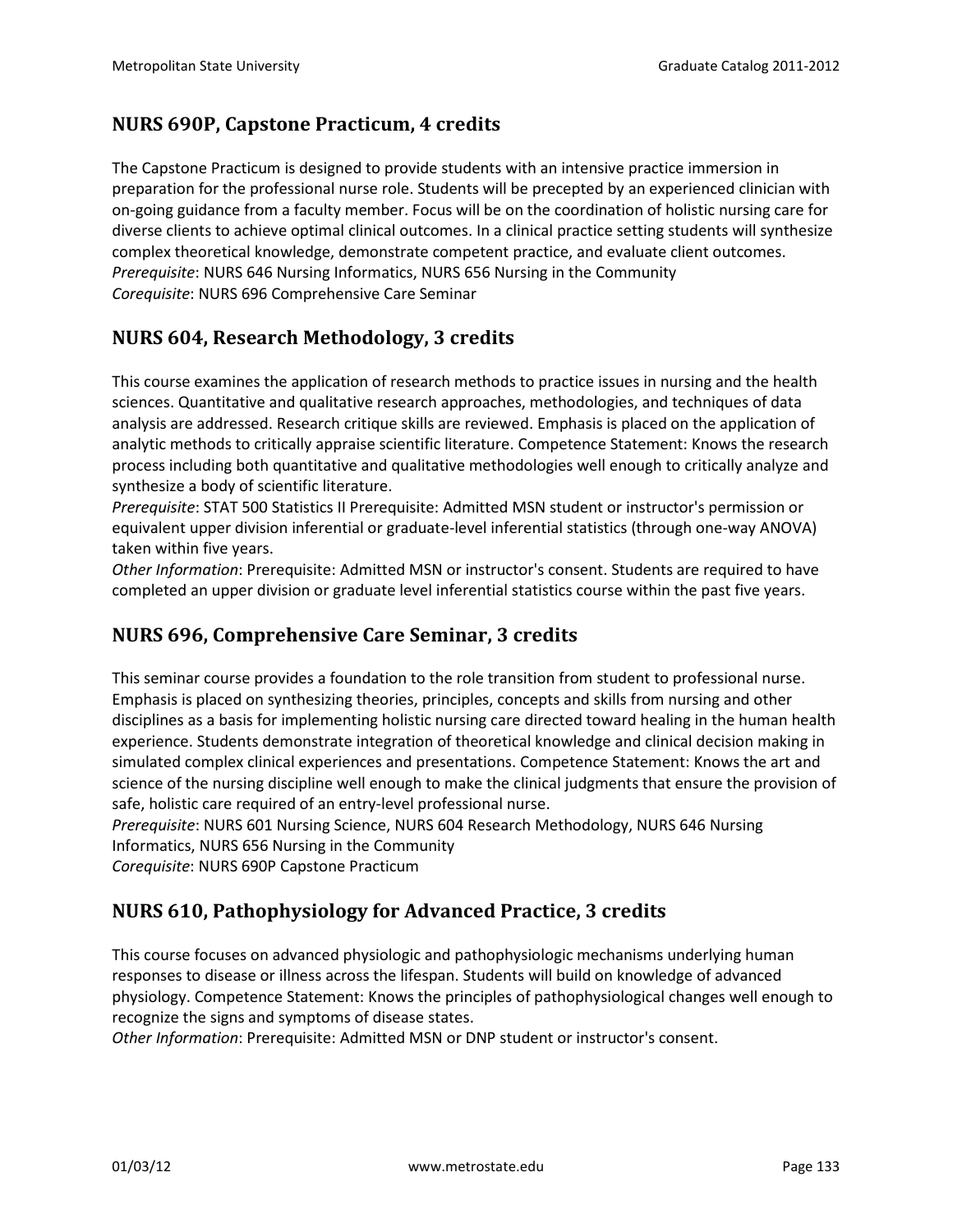## NURS 690P, Capstone Practicum, 4 credits

The Capstone Practicum is designed to provide students with an intensive practice immersion in preparation for the professional nurse role. Students will be precepted by an experienced clinician with on-going guidance from a faculty member. Focus will be on the coordination of holistic nursing care for diverse clients to achieve optimal clinical outcomes. In a clinical practice setting students will synthesize complex theoretical knowledge, demonstrate competent practice, and evaluate client outcomes.
*Prerequisite*: NURS 646 Nursing Informatics, NURS 656 Nursing in the Community
*Corequisite*: NURS 696 Comprehensive Care Seminar

## NURS 604, Research Methodology, 3 credits

This course examines the application of research methods to practice issues in nursing and the health sciences. Quantitative and qualitative research approaches, methodologies, and techniques of data analysis are addressed. Research critique skills are reviewed. Emphasis is placed on the application of analytic methods to critically appraise scientific literature. Competence Statement: Knows the research process including both quantitative and qualitative methodologies well enough to critically analyze and synthesize a body of scientific literature.
*Prerequisite*: STAT 500 Statistics II Prerequisite: Admitted MSN student or instructor's permission or equivalent upper division inferential or graduate-level inferential statistics (through one-way ANOVA) taken within five years.
*Other Information*: Prerequisite: Admitted MSN or instructor's consent. Students are required to have completed an upper division or graduate level inferential statistics course within the past five years.

## NURS 696, Comprehensive Care Seminar, 3 credits

This seminar course provides a foundation to the role transition from student to professional nurse. Emphasis is placed on synthesizing theories, principles, concepts and skills from nursing and other disciplines as a basis for implementing holistic nursing care directed toward healing in the human health experience. Students demonstrate integration of theoretical knowledge and clinical decision making in simulated complex clinical experiences and presentations. Competence Statement: Knows the art and science of the nursing discipline well enough to make the clinical judgments that ensure the provision of safe, holistic care required of an entry-level professional nurse.
*Prerequisite*: NURS 601 Nursing Science, NURS 604 Research Methodology, NURS 646 Nursing Informatics, NURS 656 Nursing in the Community
*Corequisite*: NURS 690P Capstone Practicum

## NURS 610, Pathophysiology for Advanced Practice, 3 credits

This course focuses on advanced physiologic and pathophysiologic mechanisms underlying human responses to disease or illness across the lifespan. Students will build on knowledge of advanced physiology. Competence Statement: Knows the principles of pathophysiological changes well enough to recognize the signs and symptoms of disease states.
*Other Information*: Prerequisite: Admitted MSN or DNP student or instructor's consent.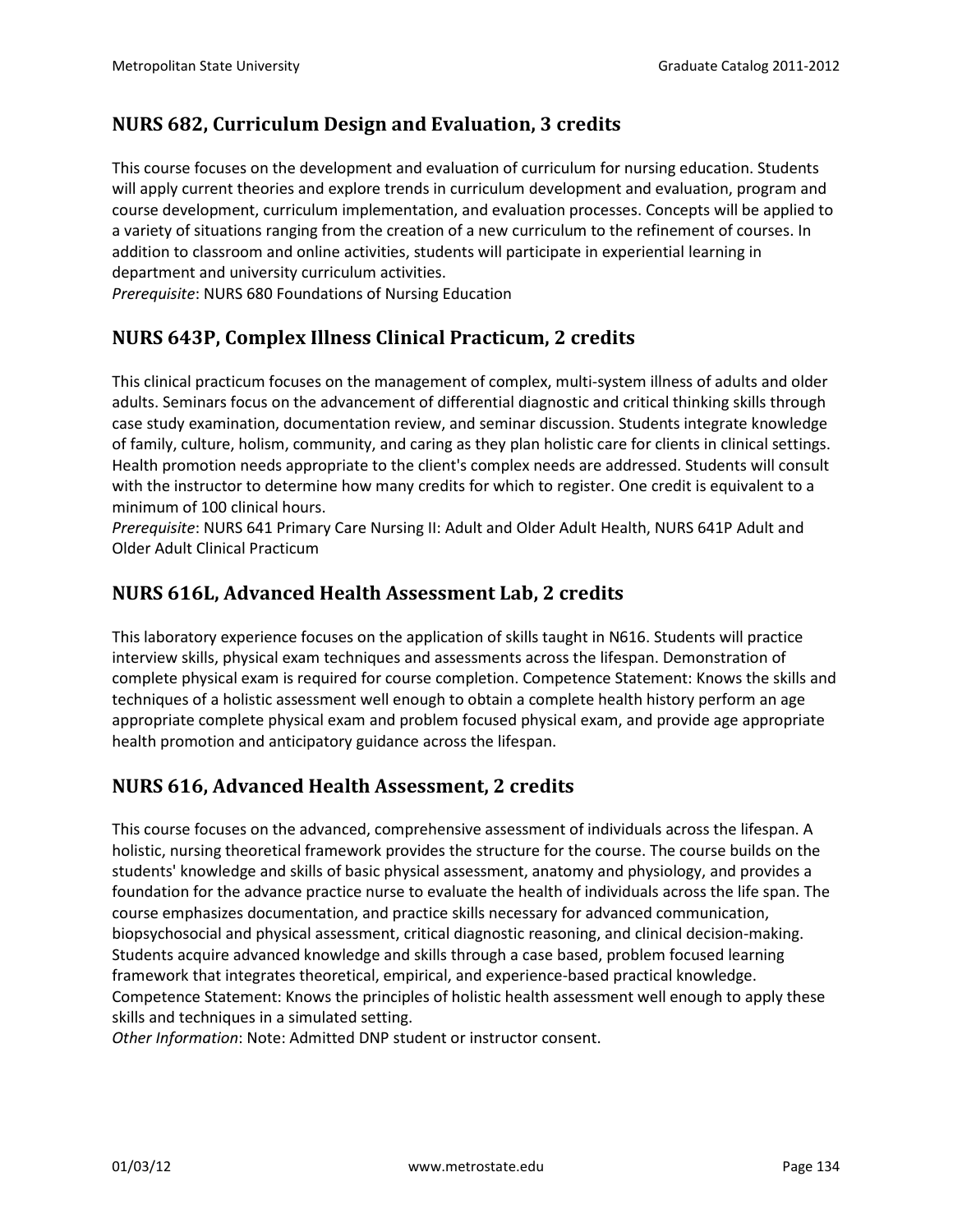## NURS 682, Curriculum Design and Evaluation, 3 credits

This course focuses on the development and evaluation of curriculum for nursing education. Students will apply current theories and explore trends in curriculum development and evaluation, program and course development, curriculum implementation, and evaluation processes. Concepts will be applied to a variety of situations ranging from the creation of a new curriculum to the refinement of courses. In addition to classroom and online activities, students will participate in experiential learning in department and university curriculum activities.
*Prerequisite*: NURS 680 Foundations of Nursing Education

## NURS 643P, Complex Illness Clinical Practicum, 2 credits

This clinical practicum focuses on the management of complex, multi-system illness of adults and older adults. Seminars focus on the advancement of differential diagnostic and critical thinking skills through case study examination, documentation review, and seminar discussion. Students integrate knowledge of family, culture, holism, community, and caring as they plan holistic care for clients in clinical settings. Health promotion needs appropriate to the client's complex needs are addressed. Students will consult with the instructor to determine how many credits for which to register. One credit is equivalent to a minimum of 100 clinical hours.
*Prerequisite*: NURS 641 Primary Care Nursing II: Adult and Older Adult Health, NURS 641P Adult and Older Adult Clinical Practicum

## NURS 616L, Advanced Health Assessment Lab, 2 credits

This laboratory experience focuses on the application of skills taught in N616. Students will practice interview skills, physical exam techniques and assessments across the lifespan. Demonstration of complete physical exam is required for course completion. Competence Statement: Knows the skills and techniques of a holistic assessment well enough to obtain a complete health history perform an age appropriate complete physical exam and problem focused physical exam, and provide age appropriate health promotion and anticipatory guidance across the lifespan.

## NURS 616, Advanced Health Assessment, 2 credits

This course focuses on the advanced, comprehensive assessment of individuals across the lifespan. A holistic, nursing theoretical framework provides the structure for the course. The course builds on the students' knowledge and skills of basic physical assessment, anatomy and physiology, and provides a foundation for the advance practice nurse to evaluate the health of individuals across the life span. The course emphasizes documentation, and practice skills necessary for advanced communication, biopsychosocial and physical assessment, critical diagnostic reasoning, and clinical decision-making. Students acquire advanced knowledge and skills through a case based, problem focused learning framework that integrates theoretical, empirical, and experience-based practical knowledge. Competence Statement: Knows the principles of holistic health assessment well enough to apply these skills and techniques in a simulated setting.
*Other Information*: Note: Admitted DNP student or instructor consent.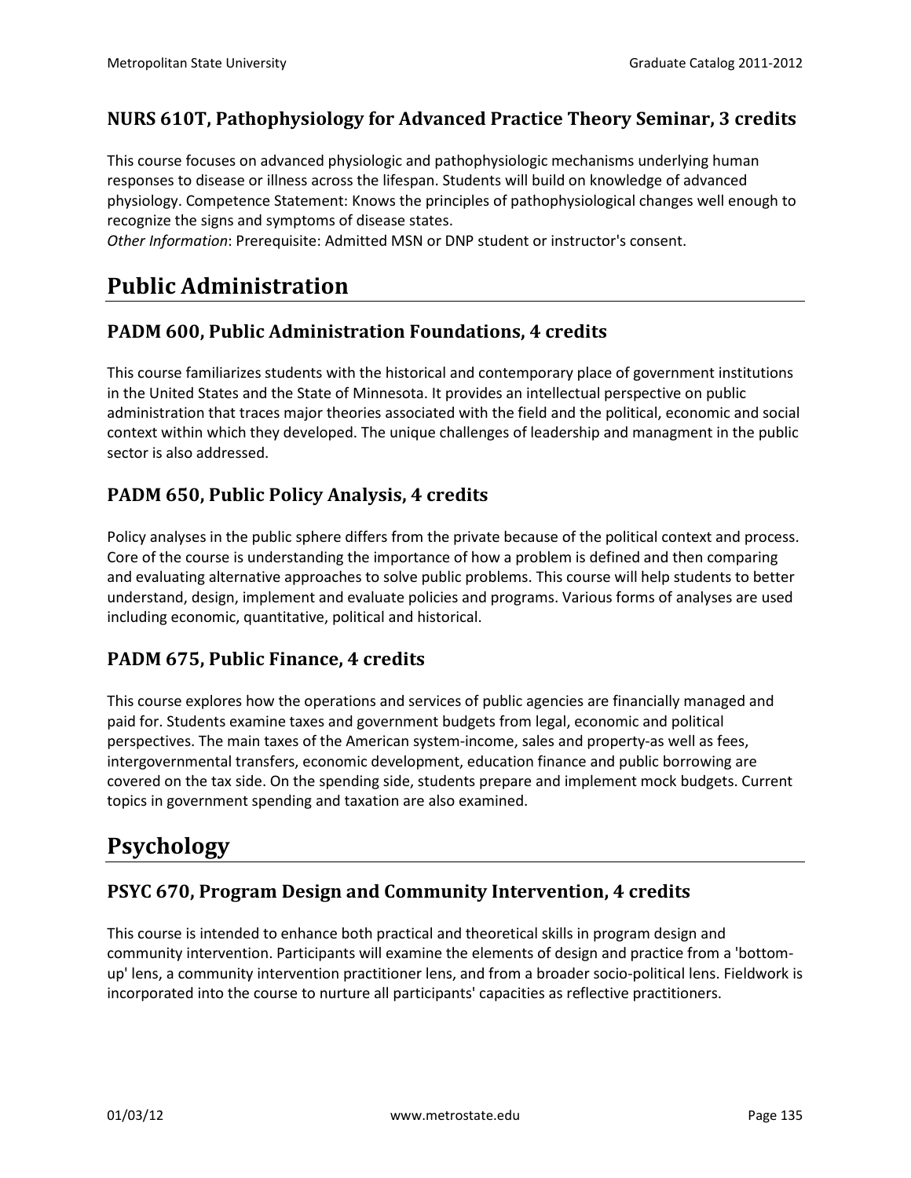### NURS 610T, Pathophysiology for Advanced Practice Theory Seminar, 3 credits

This course focuses on advanced physiologic and pathophysiologic mechanisms underlying human responses to disease or illness across the lifespan. Students will build on knowledge of advanced physiology. Competence Statement: Knows the principles of pathophysiological changes well enough to recognize the signs and symptoms of disease states.
*Other Information*: Prerequisite: Admitted MSN or DNP student or instructor's consent.

## Public Administration

### PADM 600, Public Administration Foundations, 4 credits

This course familiarizes students with the historical and contemporary place of government institutions in the United States and the State of Minnesota. It provides an intellectual perspective on public administration that traces major theories associated with the field and the political, economic and social context within which they developed. The unique challenges of leadership and managment in the public sector is also addressed.

### PADM 650, Public Policy Analysis, 4 credits

Policy analyses in the public sphere differs from the private because of the political context and process. Core of the course is understanding the importance of how a problem is defined and then comparing and evaluating alternative approaches to solve public problems. This course will help students to better understand, design, implement and evaluate policies and programs. Various forms of analyses are used including economic, quantitative, political and historical.

### PADM 675, Public Finance, 4 credits

This course explores how the operations and services of public agencies are financially managed and paid for. Students examine taxes and government budgets from legal, economic and political perspectives. The main taxes of the American system-income, sales and property-as well as fees, intergovernmental transfers, economic development, education finance and public borrowing are covered on the tax side. On the spending side, students prepare and implement mock budgets. Current topics in government spending and taxation are also examined.

## Psychology

### PSYC 670, Program Design and Community Intervention, 4 credits

This course is intended to enhance both practical and theoretical skills in program design and community intervention. Participants will examine the elements of design and practice from a 'bottom-up' lens, a community intervention practitioner lens, and from a broader socio-political lens. Fieldwork is incorporated into the course to nurture all participants' capacities as reflective practitioners.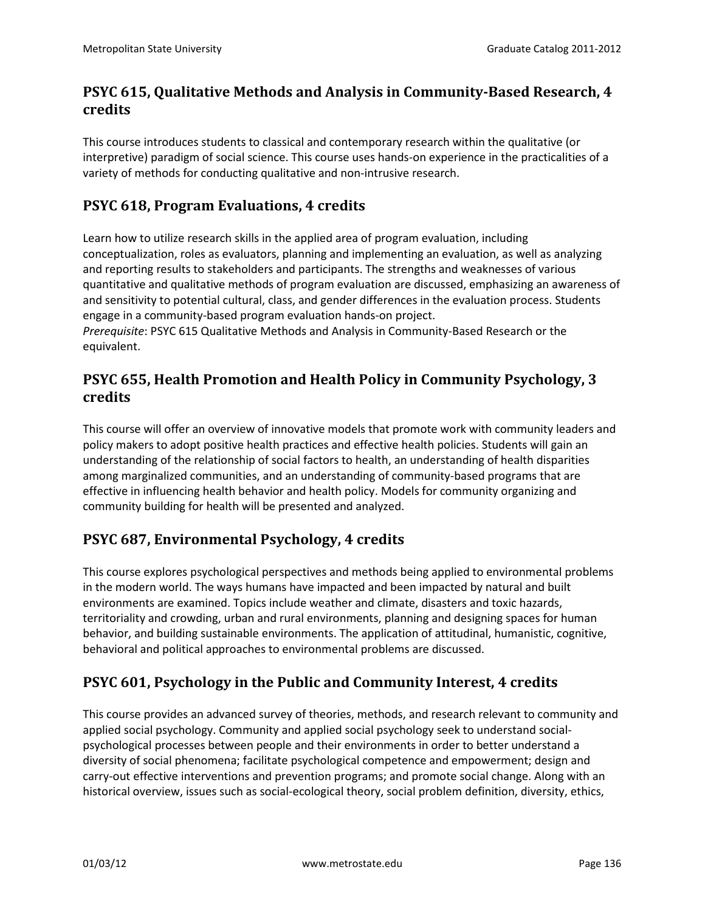## PSYC 615, Qualitative Methods and Analysis in Community-Based Research, 4 credits

This course introduces students to classical and contemporary research within the qualitative (or interpretive) paradigm of social science. This course uses hands-on experience in the practicalities of a variety of methods for conducting qualitative and non-intrusive research.

## PSYC 618, Program Evaluations, 4 credits

Learn how to utilize research skills in the applied area of program evaluation, including conceptualization, roles as evaluators, planning and implementing an evaluation, as well as analyzing and reporting results to stakeholders and participants. The strengths and weaknesses of various quantitative and qualitative methods of program evaluation are discussed, emphasizing an awareness of and sensitivity to potential cultural, class, and gender differences in the evaluation process. Students engage in a community-based program evaluation hands-on project.
*Prerequisite*: PSYC 615 Qualitative Methods and Analysis in Community-Based Research or the equivalent.

## PSYC 655, Health Promotion and Health Policy in Community Psychology, 3 credits

This course will offer an overview of innovative models that promote work with community leaders and policy makers to adopt positive health practices and effective health policies. Students will gain an understanding of the relationship of social factors to health, an understanding of health disparities among marginalized communities, and an understanding of community-based programs that are effective in influencing health behavior and health policy. Models for community organizing and community building for health will be presented and analyzed.

## PSYC 687, Environmental Psychology, 4 credits

This course explores psychological perspectives and methods being applied to environmental problems in the modern world. The ways humans have impacted and been impacted by natural and built environments are examined. Topics include weather and climate, disasters and toxic hazards, territoriality and crowding, urban and rural environments, planning and designing spaces for human behavior, and building sustainable environments. The application of attitudinal, humanistic, cognitive, behavioral and political approaches to environmental problems are discussed.

## PSYC 601, Psychology in the Public and Community Interest, 4 credits

This course provides an advanced survey of theories, methods, and research relevant to community and applied social psychology. Community and applied social psychology seek to understand social-psychological processes between people and their environments in order to better understand a diversity of social phenomena; facilitate psychological competence and empowerment; design and carry-out effective interventions and prevention programs; and promote social change. Along with an historical overview, issues such as social-ecological theory, social problem definition, diversity, ethics,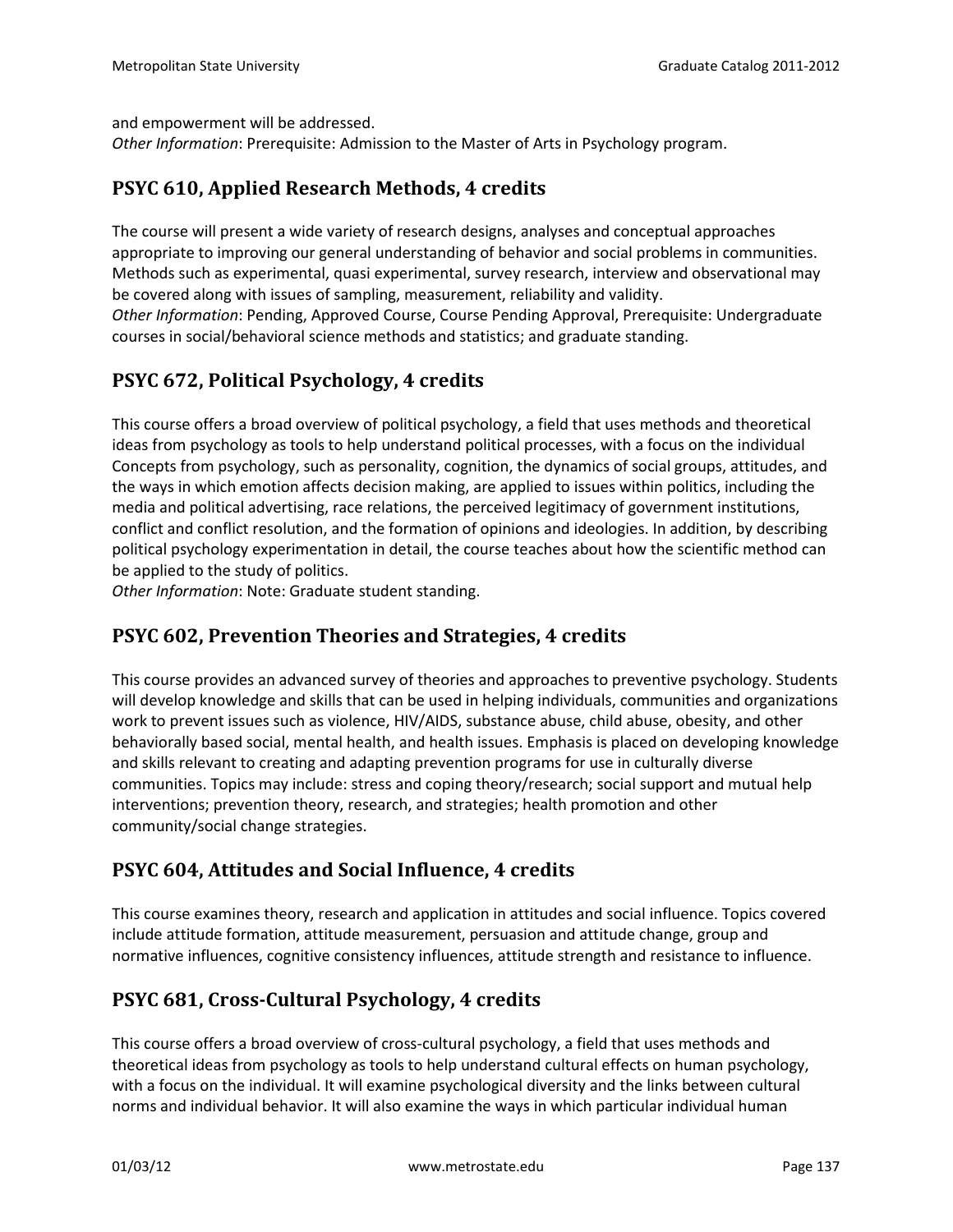and empowerment will be addressed.
*Other Information*: Prerequisite: Admission to the Master of Arts in Psychology program.

## PSYC 610, Applied Research Methods, 4 credits

The course will present a wide variety of research designs, analyses and conceptual approaches appropriate to improving our general understanding of behavior and social problems in communities. Methods such as experimental, quasi experimental, survey research, interview and observational may be covered along with issues of sampling, measurement, reliability and validity.
*Other Information*: Pending, Approved Course, Course Pending Approval, Prerequisite: Undergraduate courses in social/behavioral science methods and statistics; and graduate standing.

## PSYC 672, Political Psychology, 4 credits

This course offers a broad overview of political psychology, a field that uses methods and theoretical ideas from psychology as tools to help understand political processes, with a focus on the individual Concepts from psychology, such as personality, cognition, the dynamics of social groups, attitudes, and the ways in which emotion affects decision making, are applied to issues within politics, including the media and political advertising, race relations, the perceived legitimacy of government institutions, conflict and conflict resolution, and the formation of opinions and ideologies. In addition, by describing political psychology experimentation in detail, the course teaches about how the scientific method can be applied to the study of politics.
*Other Information*: Note: Graduate student standing.

## PSYC 602, Prevention Theories and Strategies, 4 credits

This course provides an advanced survey of theories and approaches to preventive psychology. Students will develop knowledge and skills that can be used in helping individuals, communities and organizations work to prevent issues such as violence, HIV/AIDS, substance abuse, child abuse, obesity, and other behaviorally based social, mental health, and health issues. Emphasis is placed on developing knowledge and skills relevant to creating and adapting prevention programs for use in culturally diverse communities. Topics may include: stress and coping theory/research; social support and mutual help interventions; prevention theory, research, and strategies; health promotion and other community/social change strategies.

## PSYC 604, Attitudes and Social Influence, 4 credits

This course examines theory, research and application in attitudes and social influence. Topics covered include attitude formation, attitude measurement, persuasion and attitude change, group and normative influences, cognitive consistency influences, attitude strength and resistance to influence.

## PSYC 681, Cross-Cultural Psychology, 4 credits

This course offers a broad overview of cross-cultural psychology, a field that uses methods and theoretical ideas from psychology as tools to help understand cultural effects on human psychology, with a focus on the individual. It will examine psychological diversity and the links between cultural norms and individual behavior. It will also examine the ways in which particular individual human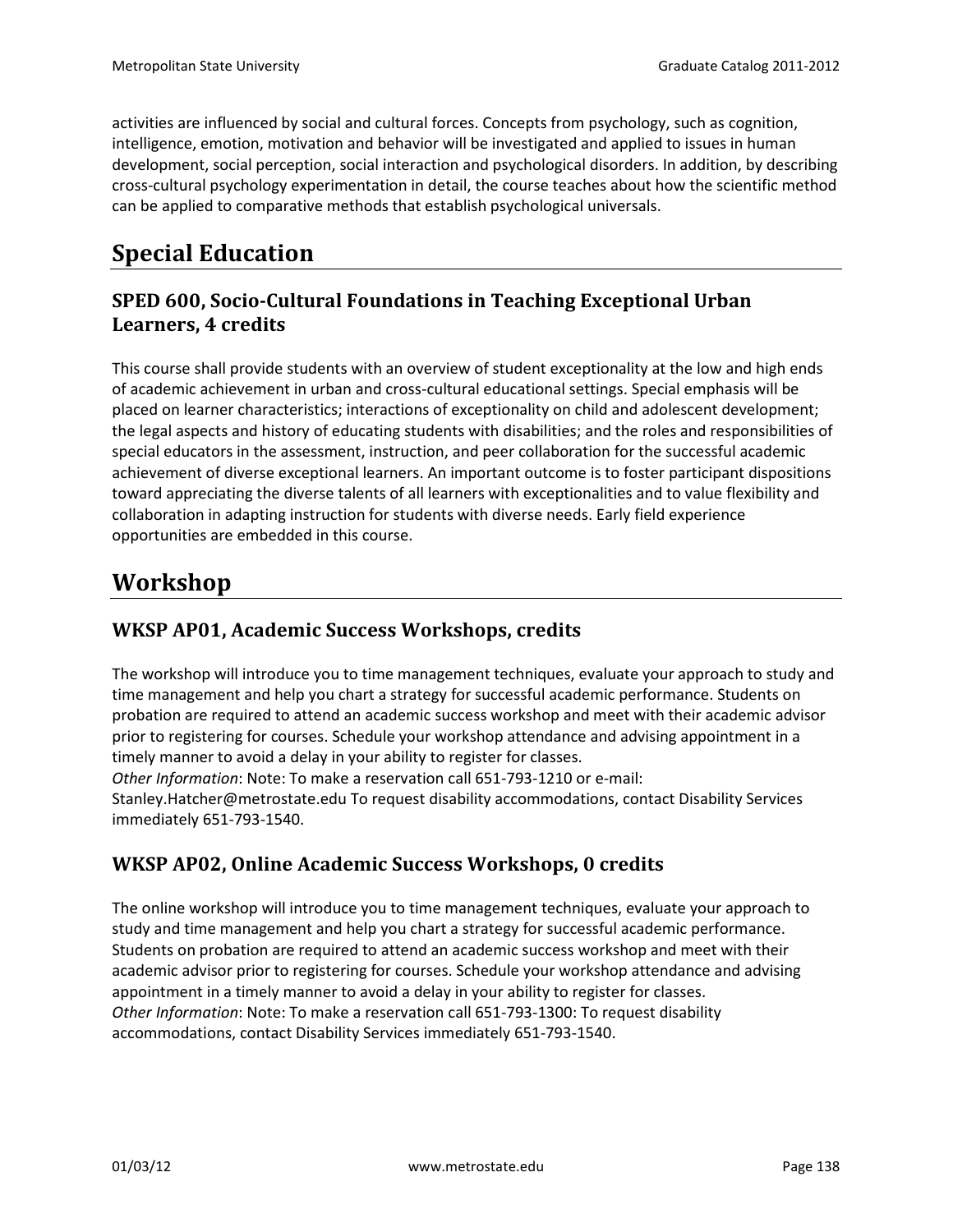activities are influenced by social and cultural forces. Concepts from psychology, such as cognition, intelligence, emotion, motivation and behavior will be investigated and applied to issues in human development, social perception, social interaction and psychological disorders. In addition, by describing cross-cultural psychology experimentation in detail, the course teaches about how the scientific method can be applied to comparative methods that establish psychological universals.

# Special Education

## SPED 600, Socio-Cultural Foundations in Teaching Exceptional Urban Learners, 4 credits

This course shall provide students with an overview of student exceptionality at the low and high ends of academic achievement in urban and cross-cultural educational settings. Special emphasis will be placed on learner characteristics; interactions of exceptionality on child and adolescent development; the legal aspects and history of educating students with disabilities; and the roles and responsibilities of special educators in the assessment, instruction, and peer collaboration for the successful academic achievement of diverse exceptional learners. An important outcome is to foster participant dispositions toward appreciating the diverse talents of all learners with exceptionalities and to value flexibility and collaboration in adapting instruction for students with diverse needs. Early field experience opportunities are embedded in this course.

# Workshop

## WKSP AP01, Academic Success Workshops, credits

The workshop will introduce you to time management techniques, evaluate your approach to study and time management and help you chart a strategy for successful academic performance. Students on probation are required to attend an academic success workshop and meet with their academic advisor prior to registering for courses. Schedule your workshop attendance and advising appointment in a timely manner to avoid a delay in your ability to register for classes.
*Other Information*: Note: To make a reservation call 651-793-1210 or e-mail: Stanley.Hatcher@metrostate.edu To request disability accommodations, contact Disability Services immediately 651-793-1540.

## WKSP AP02, Online Academic Success Workshops, 0 credits

The online workshop will introduce you to time management techniques, evaluate your approach to study and time management and help you chart a strategy for successful academic performance. Students on probation are required to attend an academic success workshop and meet with their academic advisor prior to registering for courses. Schedule your workshop attendance and advising appointment in a timely manner to avoid a delay in your ability to register for classes.
*Other Information*: Note: To make a reservation call 651-793-1300: To request disability accommodations, contact Disability Services immediately 651-793-1540.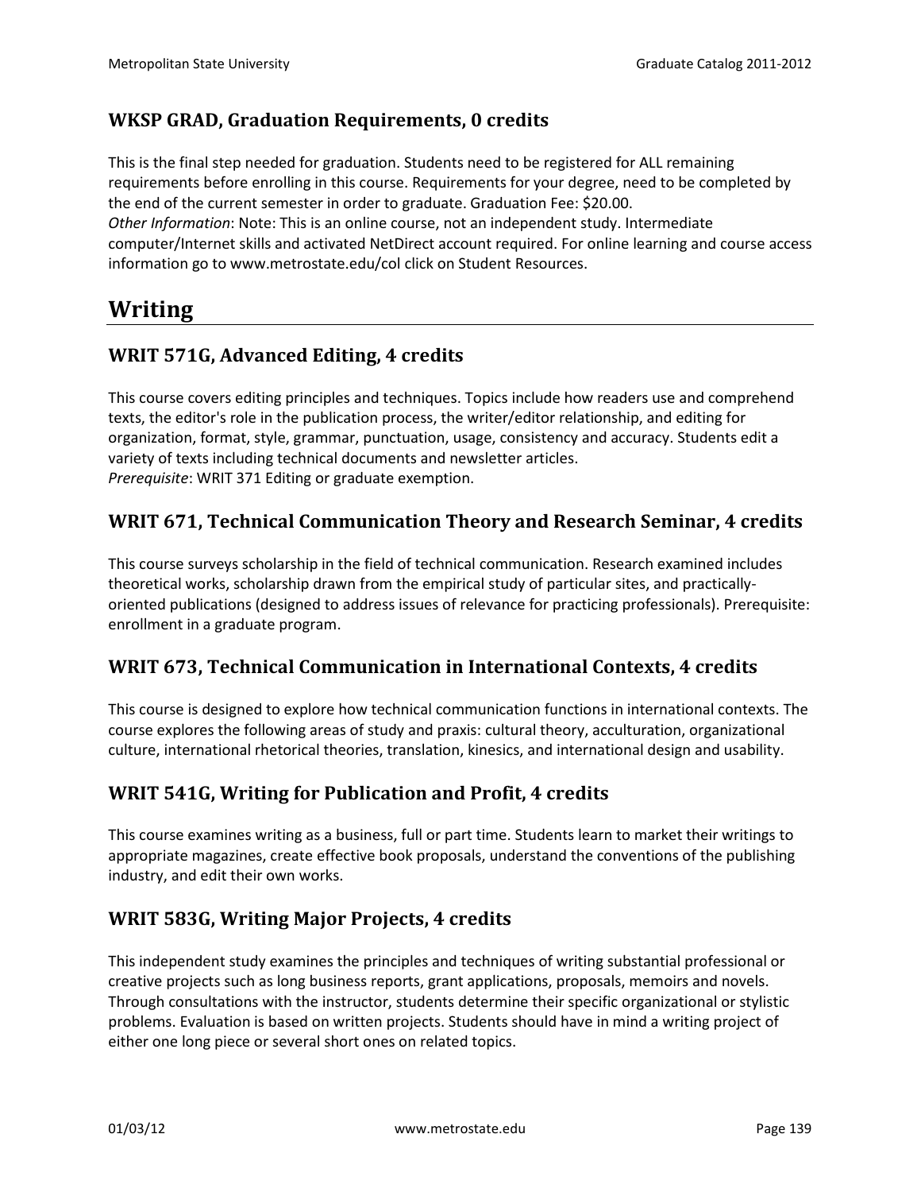### WKSP GRAD, Graduation Requirements, 0 credits

This is the final step needed for graduation. Students need to be registered for ALL remaining requirements before enrolling in this course. Requirements for your degree, need to be completed by the end of the current semester in order to graduate. Graduation Fee: $20.00.
*Other Information*: Note: This is an online course, not an independent study. Intermediate computer/Internet skills and activated NetDirect account required. For online learning and course access information go to www.metrostate.edu/col click on Student Resources.

## Writing

### WRIT 571G, Advanced Editing, 4 credits

This course covers editing principles and techniques. Topics include how readers use and comprehend texts, the editor's role in the publication process, the writer/editor relationship, and editing for organization, format, style, grammar, punctuation, usage, consistency and accuracy. Students edit a variety of texts including technical documents and newsletter articles.
*Prerequisite*: WRIT 371 Editing or graduate exemption.

### WRIT 671, Technical Communication Theory and Research Seminar, 4 credits

This course surveys scholarship in the field of technical communication. Research examined includes theoretical works, scholarship drawn from the empirical study of particular sites, and practically-oriented publications (designed to address issues of relevance for practicing professionals). Prerequisite: enrollment in a graduate program.

### WRIT 673, Technical Communication in International Contexts, 4 credits

This course is designed to explore how technical communication functions in international contexts. The course explores the following areas of study and praxis: cultural theory, acculturation, organizational culture, international rhetorical theories, translation, kinesics, and international design and usability.

### WRIT 541G, Writing for Publication and Profit, 4 credits

This course examines writing as a business, full or part time. Students learn to market their writings to appropriate magazines, create effective book proposals, understand the conventions of the publishing industry, and edit their own works.

### WRIT 583G, Writing Major Projects, 4 credits

This independent study examines the principles and techniques of writing substantial professional or creative projects such as long business reports, grant applications, proposals, memoirs and novels. Through consultations with the instructor, students determine their specific organizational or stylistic problems. Evaluation is based on written projects. Students should have in mind a writing project of either one long piece or several short ones on related topics.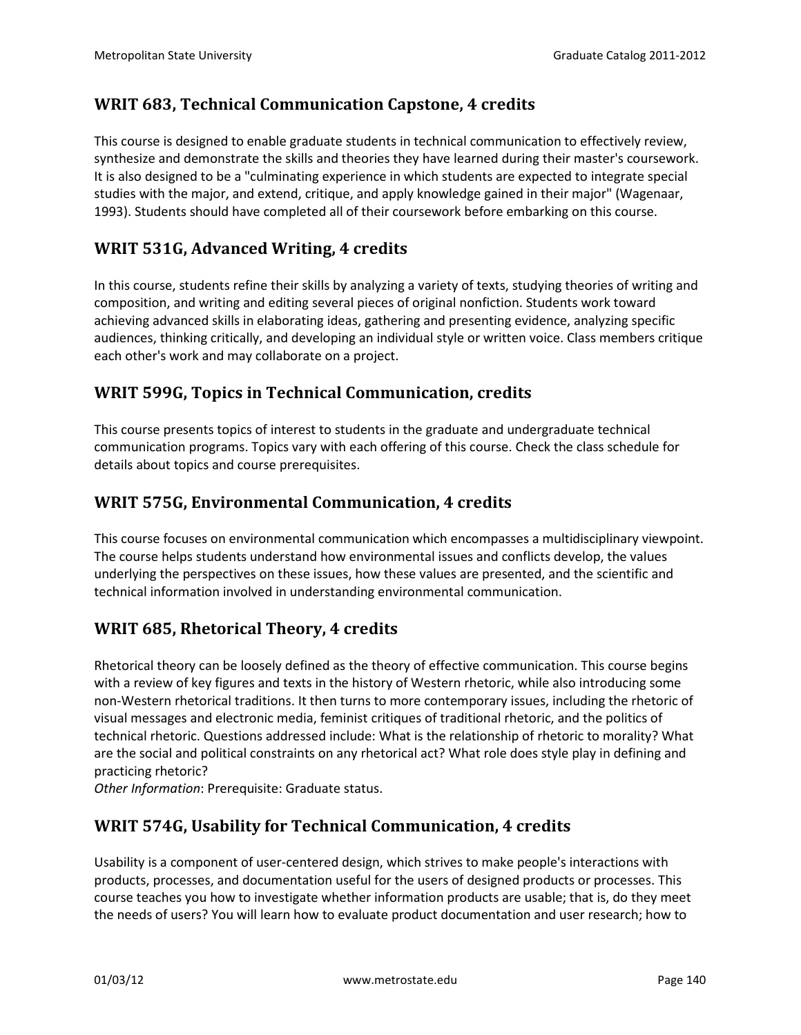## WRIT 683, Technical Communication Capstone, 4 credits

This course is designed to enable graduate students in technical communication to effectively review, synthesize and demonstrate the skills and theories they have learned during their master's coursework. It is also designed to be a "culminating experience in which students are expected to integrate special studies with the major, and extend, critique, and apply knowledge gained in their major" (Wagenaar, 1993). Students should have completed all of their coursework before embarking on this course.

## WRIT 531G, Advanced Writing, 4 credits

In this course, students refine their skills by analyzing a variety of texts, studying theories of writing and composition, and writing and editing several pieces of original nonfiction. Students work toward achieving advanced skills in elaborating ideas, gathering and presenting evidence, analyzing specific audiences, thinking critically, and developing an individual style or written voice. Class members critique each other's work and may collaborate on a project.

## WRIT 599G, Topics in Technical Communication, credits

This course presents topics of interest to students in the graduate and undergraduate technical communication programs. Topics vary with each offering of this course. Check the class schedule for details about topics and course prerequisites.

## WRIT 575G, Environmental Communication, 4 credits

This course focuses on environmental communication which encompasses a multidisciplinary viewpoint. The course helps students understand how environmental issues and conflicts develop, the values underlying the perspectives on these issues, how these values are presented, and the scientific and technical information involved in understanding environmental communication.

## WRIT 685, Rhetorical Theory, 4 credits

Rhetorical theory can be loosely defined as the theory of effective communication. This course begins with a review of key figures and texts in the history of Western rhetoric, while also introducing some non-Western rhetorical traditions. It then turns to more contemporary issues, including the rhetoric of visual messages and electronic media, feminist critiques of traditional rhetoric, and the politics of technical rhetoric. Questions addressed include: What is the relationship of rhetoric to morality? What are the social and political constraints on any rhetorical act? What role does style play in defining and practicing rhetoric?
*Other Information*: Prerequisite: Graduate status.

## WRIT 574G, Usability for Technical Communication, 4 credits

Usability is a component of user-centered design, which strives to make people's interactions with products, processes, and documentation useful for the users of designed products or processes. This course teaches you how to investigate whether information products are usable; that is, do they meet the needs of users? You will learn how to evaluate product documentation and user research; how to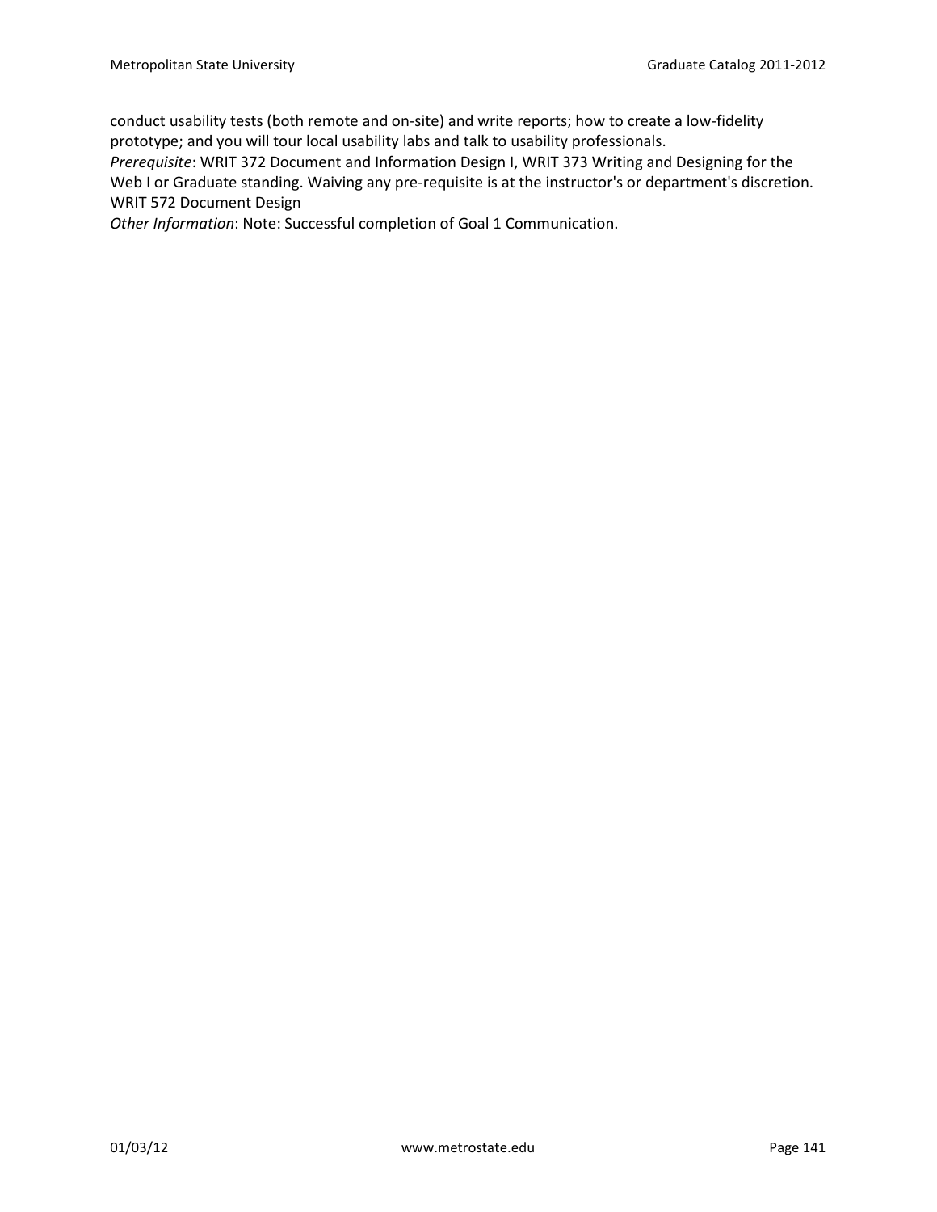conduct usability tests (both remote and on-site) and write reports; how to create a low-fidelity prototype; and you will tour local usability labs and talk to usability professionals.
*Prerequisite*: WRIT 372 Document and Information Design I, WRIT 373 Writing and Designing for the Web I or Graduate standing. Waiving any pre-requisite is at the instructor's or department's discretion. WRIT 572 Document Design
*Other Information*: Note: Successful completion of Goal 1 Communication.